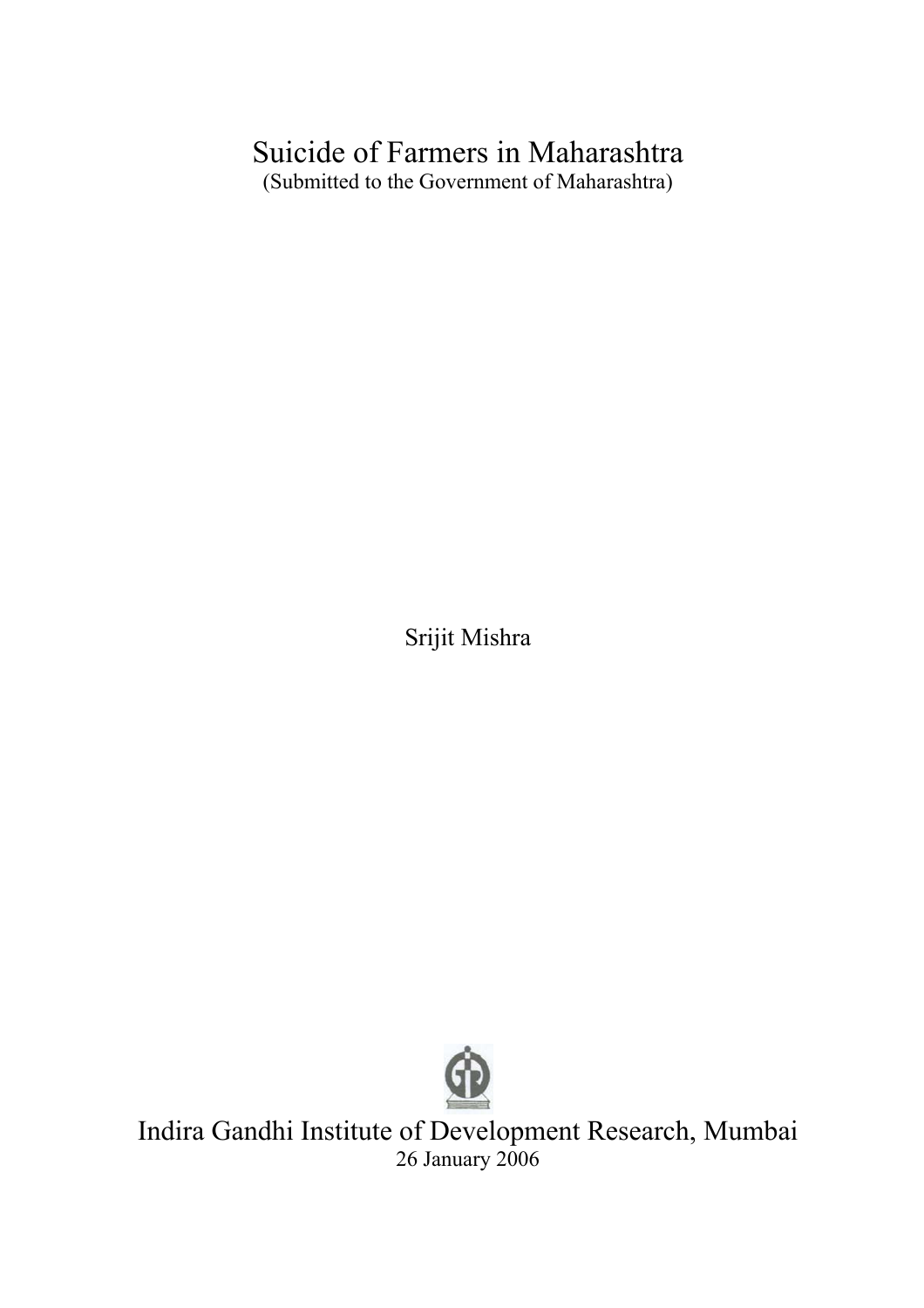# Suicide of Farmers in Maharashtra

(Submitted to the Government of Maharashtra)

Srijit Mishra

Indira Gandhi Institute of Development Research, Mumbai

26 January 2006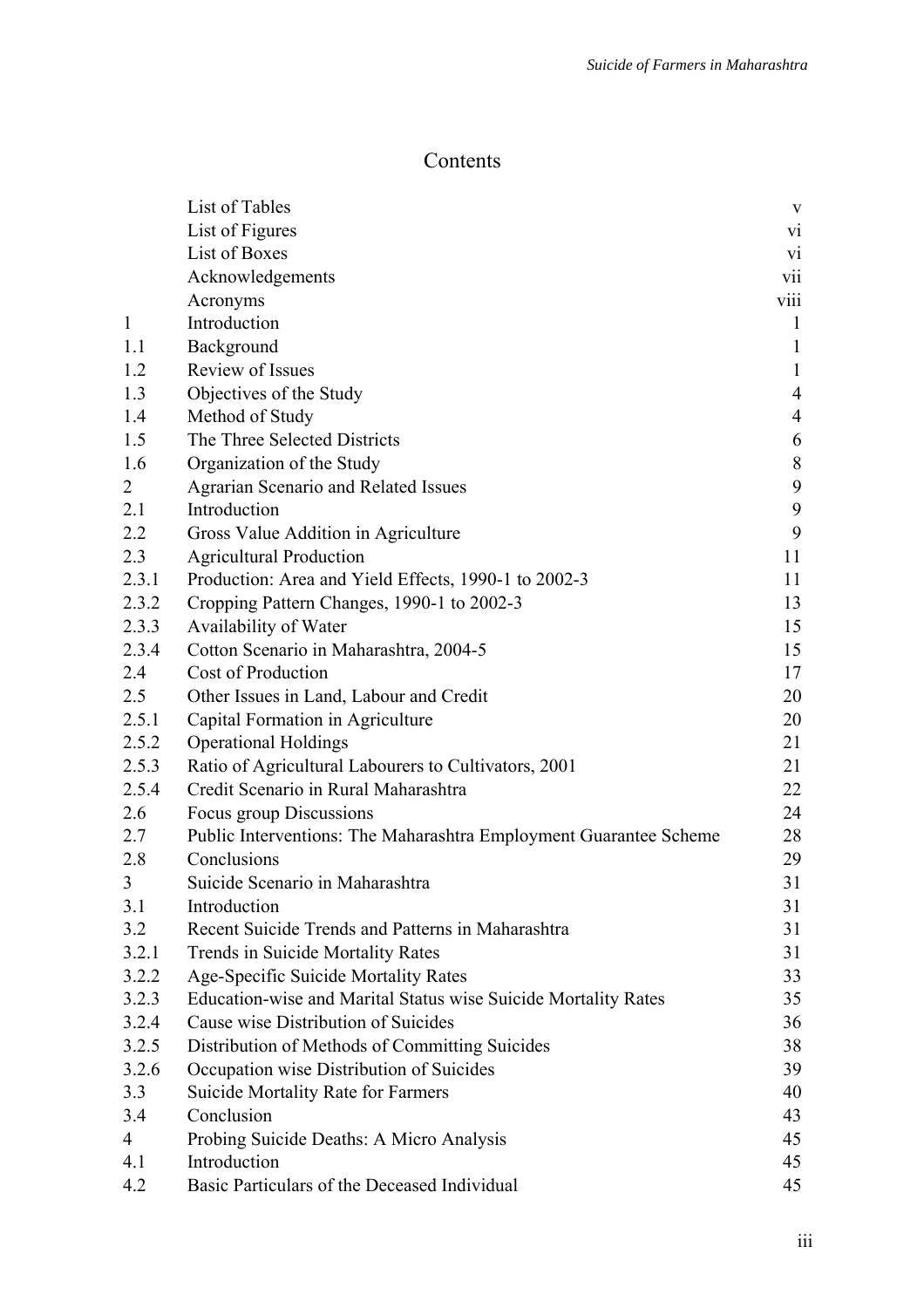# Contents

| | | |
|---|---|---|
| | List of Tables | v |
| | List of Figures | vi |
| | List of Boxes | vi |
| | Acknowledgements | vii |
| | Acronyms | viii |
| 1 | Introduction | 1 |
| 1.1 | Background | 1 |
| 1.2 | Review of Issues | 1 |
| 1.3 | Objectives of the Study | 4 |
| 1.4 | Method of Study | 4 |
| 1.5 | The Three Selected Districts | 6 |
| 1.6 | Organization of the Study | 8 |
| 2 | Agrarian Scenario and Related Issues | 9 |
| 2.1 | Introduction | 9 |
| 2.2 | Gross Value Addition in Agriculture | 9 |
| 2.3 | Agricultural Production | 11 |
| 2.3.1 | Production: Area and Yield Effects, 1990-1 to 2002-3 | 11 |
| 2.3.2 | Cropping Pattern Changes, 1990-1 to 2002-3 | 13 |
| 2.3.3 | Availability of Water | 15 |
| 2.3.4 | Cotton Scenario in Maharashtra, 2004-5 | 15 |
| 2.4 | Cost of Production | 17 |
| 2.5 | Other Issues in Land, Labour and Credit | 20 |
| 2.5.1 | Capital Formation in Agriculture | 20 |
| 2.5.2 | Operational Holdings | 21 |
| 2.5.3 | Ratio of Agricultural Labourers to Cultivators, 2001 | 21 |
| 2.5.4 | Credit Scenario in Rural Maharashtra | 22 |
| 2.6 | Focus group Discussions | 24 |
| 2.7 | Public Interventions: The Maharashtra Employment Guarantee Scheme | 28 |
| 2.8 | Conclusions | 29 |
| 3 | Suicide Scenario in Maharashtra | 31 |
| 3.1 | Introduction | 31 |
| 3.2 | Recent Suicide Trends and Patterns in Maharashtra | 31 |
| 3.2.1 | Trends in Suicide Mortality Rates | 31 |
| 3.2.2 | Age-Specific Suicide Mortality Rates | 33 |
| 3.2.3 | Education-wise and Marital Status wise Suicide Mortality Rates | 35 |
| 3.2.4 | Cause wise Distribution of Suicides | 36 |
| 3.2.5 | Distribution of Methods of Committing Suicides | 38 |
| 3.2.6 | Occupation wise Distribution of Suicides | 39 |
| 3.3 | Suicide Mortality Rate for Farmers | 40 |
| 3.4 | Conclusion | 43 |
| 4 | Probing Suicide Deaths: A Micro Analysis | 45 |
| 4.1 | Introduction | 45 |
| 4.2 | Basic Particulars of the Deceased Individual | 45 |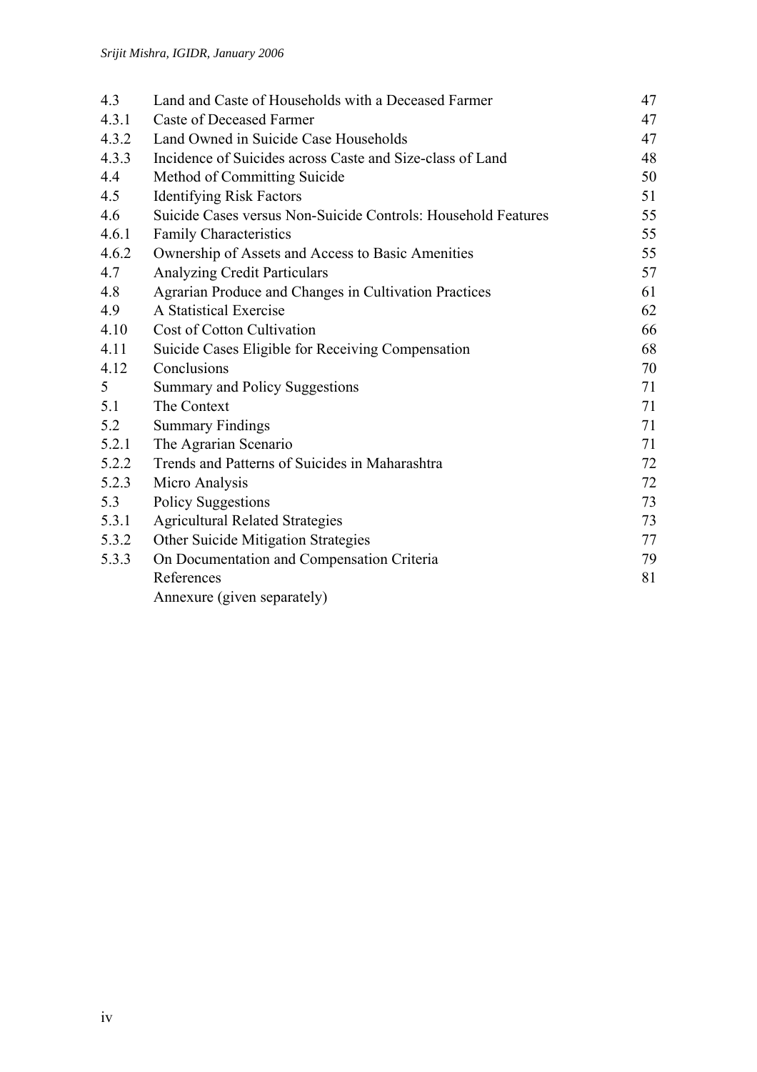| | | |
|---|---|---|
| 4.3 | Land and Caste of Households with a Deceased Farmer | 47 |
| 4.3.1 | Caste of Deceased Farmer | 47 |
| 4.3.2 | Land Owned in Suicide Case Households | 47 |
| 4.3.3 | Incidence of Suicides across Caste and Size-class of Land | 48 |
| 4.4 | Method of Committing Suicide | 50 |
| 4.5 | Identifying Risk Factors | 51 |
| 4.6 | Suicide Cases versus Non-Suicide Controls: Household Features | 55 |
| 4.6.1 | Family Characteristics | 55 |
| 4.6.2 | Ownership of Assets and Access to Basic Amenities | 55 |
| 4.7 | Analyzing Credit Particulars | 57 |
| 4.8 | Agrarian Produce and Changes in Cultivation Practices | 61 |
| 4.9 | A Statistical Exercise | 62 |
| 4.10 | Cost of Cotton Cultivation | 66 |
| 4.11 | Suicide Cases Eligible for Receiving Compensation | 68 |
| 4.12 | Conclusions | 70 |
| 5 | Summary and Policy Suggestions | 71 |
| 5.1 | The Context | 71 |
| 5.2 | Summary Findings | 71 |
| 5.2.1 | The Agrarian Scenario | 71 |
| 5.2.2 | Trends and Patterns of Suicides in Maharashtra | 72 |
| 5.2.3 | Micro Analysis | 72 |
| 5.3 | Policy Suggestions | 73 |
| 5.3.1 | Agricultural Related Strategies | 73 |
| 5.3.2 | Other Suicide Mitigation Strategies | 77 |
| 5.3.3 | On Documentation and Compensation Criteria | 79 |
| | References | 81 |
| | Annexure (given separately) | |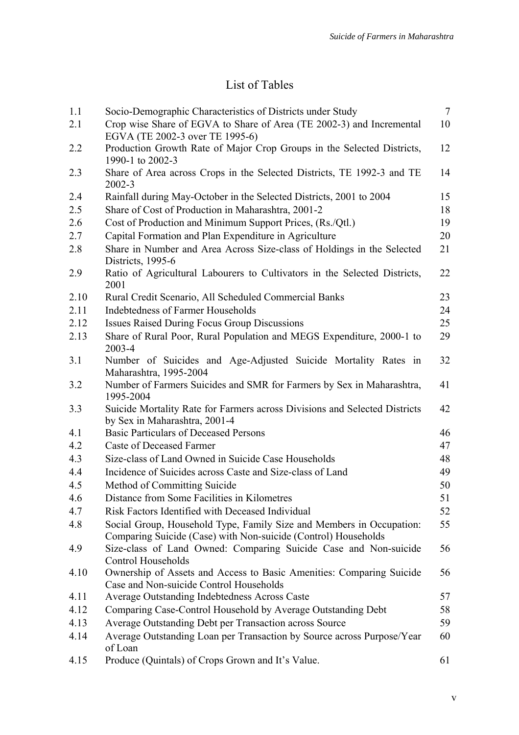# List of Tables

| | | |
|---|---|---|
| 1.1 | Socio-Demographic Characteristics of Districts under Study | 7 |
| 2.1 | Crop wise Share of EGVA to Share of Area (TE 2002-3) and Incremental EGVA (TE 2002-3 over TE 1995-6) | 10 |
| 2.2 | Production Growth Rate of Major Crop Groups in the Selected Districts, 1990-1 to 2002-3 | 12 |
| 2.3 | Share of Area across Crops in the Selected Districts, TE 1992-3 and TE 2002-3 | 14 |
| 2.4 | Rainfall during May-October in the Selected Districts, 2001 to 2004 | 15 |
| 2.5 | Share of Cost of Production in Maharashtra, 2001-2 | 18 |
| 2.6 | Cost of Production and Minimum Support Prices, (Rs./Qtl.) | 19 |
| 2.7 | Capital Formation and Plan Expenditure in Agriculture | 20 |
| 2.8 | Share in Number and Area Across Size-class of Holdings in the Selected Districts, 1995-6 | 21 |
| 2.9 | Ratio of Agricultural Labourers to Cultivators in the Selected Districts, 2001 | 22 |
| 2.10 | Rural Credit Scenario, All Scheduled Commercial Banks | 23 |
| 2.11 | Indebtedness of Farmer Households | 24 |
| 2.12 | Issues Raised During Focus Group Discussions | 25 |
| 2.13 | Share of Rural Poor, Rural Population and MEGS Expenditure, 2000-1 to 2003-4 | 29 |
| 3.1 | Number of Suicides and Age-Adjusted Suicide Mortality Rates in Maharashtra, 1995-2004 | 32 |
| 3.2 | Number of Farmers Suicides and SMR for Farmers by Sex in Maharashtra, 1995-2004 | 41 |
| 3.3 | Suicide Mortality Rate for Farmers across Divisions and Selected Districts by Sex in Maharashtra, 2001-4 | 42 |
| 4.1 | Basic Particulars of Deceased Persons | 46 |
| 4.2 | Caste of Deceased Farmer | 47 |
| 4.3 | Size-class of Land Owned in Suicide Case Households | 48 |
| 4.4 | Incidence of Suicides across Caste and Size-class of Land | 49 |
| 4.5 | Method of Committing Suicide | 50 |
| 4.6 | Distance from Some Facilities in Kilometres | 51 |
| 4.7 | Risk Factors Identified with Deceased Individual | 52 |
| 4.8 | Social Group, Household Type, Family Size and Members in Occupation: Comparing Suicide (Case) with Non-suicide (Control) Households | 55 |
| 4.9 | Size-class of Land Owned: Comparing Suicide Case and Non-suicide Control Households | 56 |
| 4.10 | Ownership of Assets and Access to Basic Amenities: Comparing Suicide Case and Non-suicide Control Households | 56 |
| 4.11 | Average Outstanding Indebtedness Across Caste | 57 |
| 4.12 | Comparing Case-Control Household by Average Outstanding Debt | 58 |
| 4.13 | Average Outstanding Debt per Transaction across Source | 59 |
| 4.14 | Average Outstanding Loan per Transaction by Source across Purpose/Year of Loan | 60 |
| 4.15 | Produce (Quintals) of Crops Grown and It's Value. | 61 |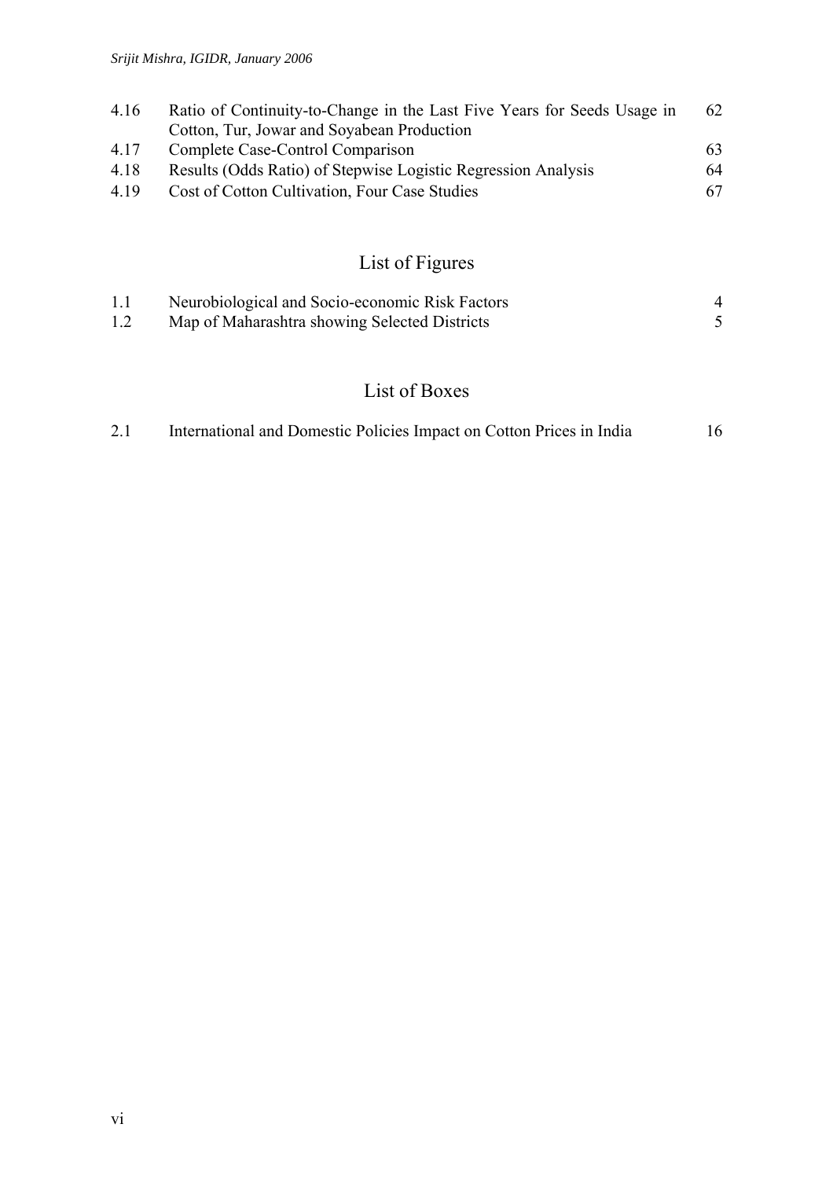| | | |
|---|---|---|
| 4.16 | Ratio of Continuity-to-Change in the Last Five Years for Seeds Usage in Cotton, Tur, Jowar and Soyabean Production | 62 |
| 4.17 | Complete Case-Control Comparison | 63 |
| 4.18 | Results (Odds Ratio) of Stepwise Logistic Regression Analysis | 64 |
| 4.19 | Cost of Cotton Cultivation, Four Case Studies | 67 |

## List of Figures

| | | |
|---|---|---|
| 1.1 | Neurobiological and Socio-economic Risk Factors | 4 |
| 1.2 | Map of Maharashtra showing Selected Districts | 5 |

## List of Boxes

| | | |
|---|---|---|
| 2.1 | International and Domestic Policies Impact on Cotton Prices in India | 16 |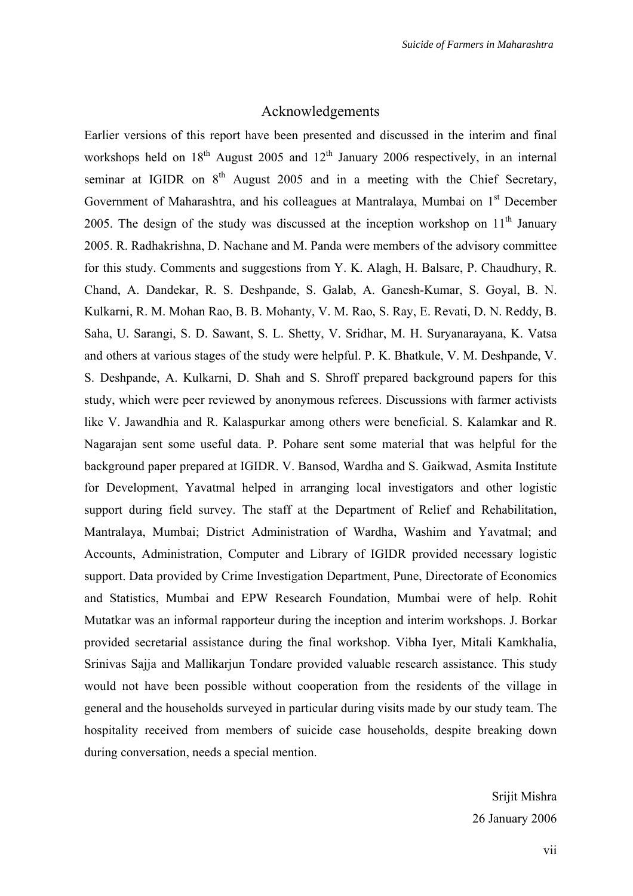# Acknowledgements

Earlier versions of this report have been presented and discussed in the interim and final workshops held on 18th August 2005 and 12th January 2006 respectively, in an internal seminar at IGIDR on 8th August 2005 and in a meeting with the Chief Secretary, Government of Maharashtra, and his colleagues at Mantralaya, Mumbai on 1st December 2005. The design of the study was discussed at the inception workshop on 11th January 2005. R. Radhakrishna, D. Nachane and M. Panda were members of the advisory committee for this study. Comments and suggestions from Y. K. Alagh, H. Balsare, P. Chaudhury, R. Chand, A. Dandekar, R. S. Deshpande, S. Galab, A. Ganesh-Kumar, S. Goyal, B. N. Kulkarni, R. M. Mohan Rao, B. B. Mohanty, V. M. Rao, S. Ray, E. Revati, D. N. Reddy, B. Saha, U. Sarangi, S. D. Sawant, S. L. Shetty, V. Sridhar, M. H. Suryanarayana, K. Vatsa and others at various stages of the study were helpful. P. K. Bhatkule, V. M. Deshpande, V. S. Deshpande, A. Kulkarni, D. Shah and S. Shroff prepared background papers for this study, which were peer reviewed by anonymous referees. Discussions with farmer activists like V. Jawandhia and R. Kalaspurkar among others were beneficial. S. Kalamkar and R. Nagarajan sent some useful data. P. Pohare sent some material that was helpful for the background paper prepared at IGIDR. V. Bansod, Wardha and S. Gaikwad, Asmita Institute for Development, Yavatmal helped in arranging local investigators and other logistic support during field survey. The staff at the Department of Relief and Rehabilitation, Mantralaya, Mumbai; District Administration of Wardha, Washim and Yavatmal; and Accounts, Administration, Computer and Library of IGIDR provided necessary logistic support. Data provided by Crime Investigation Department, Pune, Directorate of Economics and Statistics, Mumbai and EPW Research Foundation, Mumbai were of help. Rohit Mutatkar was an informal rapporteur during the inception and interim workshops. J. Borkar provided secretarial assistance during the final workshop. Vibha Iyer, Mitali Kamkhalia, Srinivas Sajja and Mallikarjun Tondare provided valuable research assistance. This study would not have been possible without cooperation from the residents of the village in general and the households surveyed in particular during visits made by our study team. The hospitality received from members of suicide case households, despite breaking down during conversation, needs a special mention.

Srijit Mishra

26 January 2006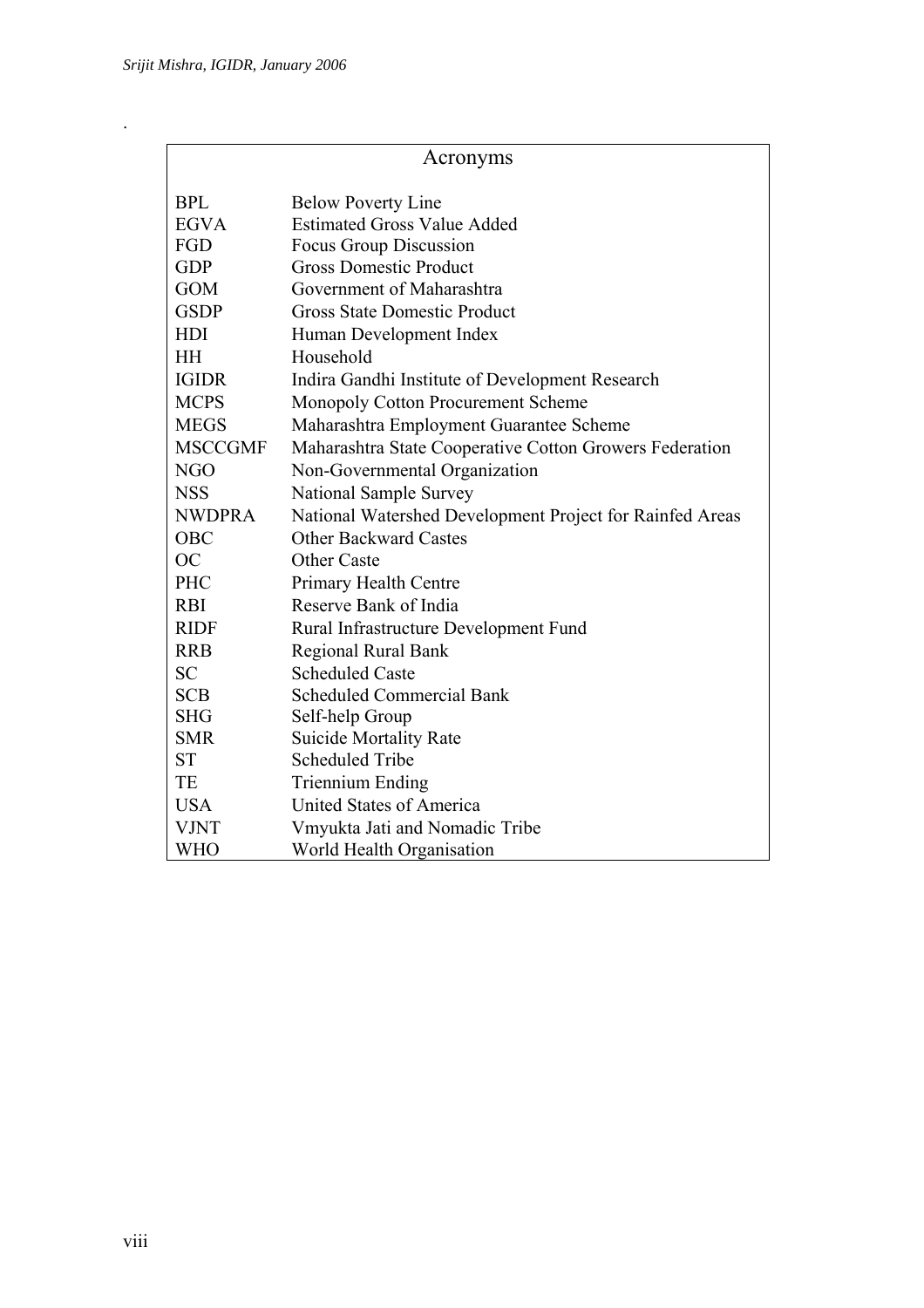# Acronyms

| | |
|---|---|
| BPL | Below Poverty Line |
| EGVA | Estimated Gross Value Added |
| FGD | Focus Group Discussion |
| GDP | Gross Domestic Product |
| GOM | Government of Maharashtra |
| GSDP | Gross State Domestic Product |
| HDI | Human Development Index |
| HH | Household |
| IGIDR | Indira Gandhi Institute of Development Research |
| MCPS | Monopoly Cotton Procurement Scheme |
| MEGS | Maharashtra Employment Guarantee Scheme |
| MSCCGMF | Maharashtra State Cooperative Cotton Growers Federation |
| NGO | Non-Governmental Organization |
| NSS | National Sample Survey |
| NWDPRA | National Watershed Development Project for Rainfed Areas |
| OBC | Other Backward Castes |
| OC | Other Caste |
| PHC | Primary Health Centre |
| RBI | Reserve Bank of India |
| RIDF | Rural Infrastructure Development Fund |
| RRB | Regional Rural Bank |
| SC | Scheduled Caste |
| SCB | Scheduled Commercial Bank |
| SHG | Self-help Group |
| SMR | Suicide Mortality Rate |
| ST | Scheduled Tribe |
| TE | Triennium Ending |
| USA | United States of America |
| VJNT | Vmyukta Jati and Nomadic Tribe |
| WHO | World Health Organisation |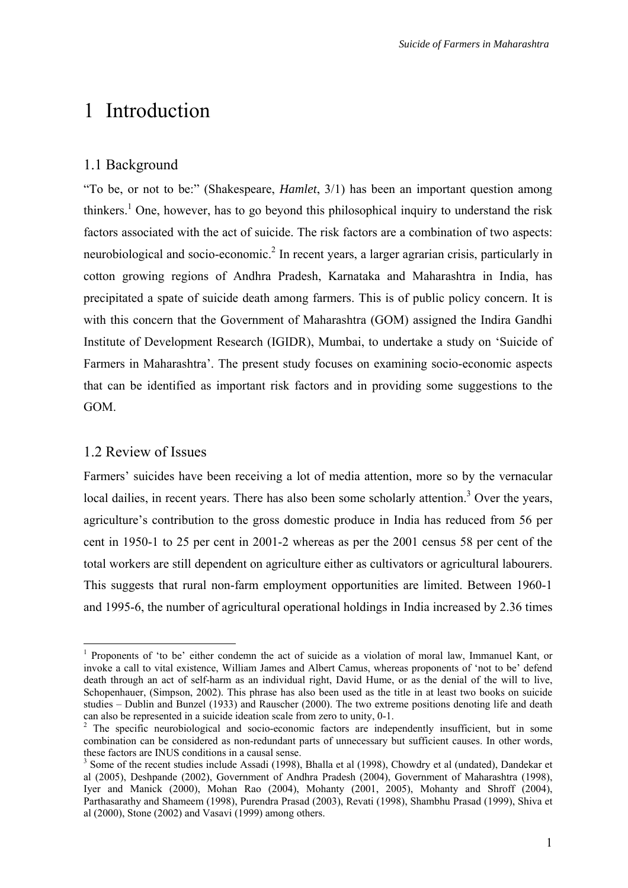# 1 Introduction

## 1.1 Background

"To be, or not to be:" (Shakespeare, *Hamlet*, 3/1) has been an important question among thinkers.[1] One, however, has to go beyond this philosophical inquiry to understand the risk factors associated with the act of suicide. The risk factors are a combination of two aspects: neurobiological and socio-economic.[2] In recent years, a larger agrarian crisis, particularly in cotton growing regions of Andhra Pradesh, Karnataka and Maharashtra in India, has precipitated a spate of suicide death among farmers. This is of public policy concern. It is with this concern that the Government of Maharashtra (GOM) assigned the Indira Gandhi Institute of Development Research (IGIDR), Mumbai, to undertake a study on 'Suicide of Farmers in Maharashtra'. The present study focuses on examining socio-economic aspects that can be identified as important risk factors and in providing some suggestions to the GOM.

## 1.2 Review of Issues

Farmers' suicides have been receiving a lot of media attention, more so by the vernacular local dailies, in recent years. There has also been some scholarly attention.[3] Over the years, agriculture's contribution to the gross domestic produce in India has reduced from 56 per cent in 1950-1 to 25 per cent in 2001-2 whereas as per the 2001 census 58 per cent of the total workers are still dependent on agriculture either as cultivators or agricultural labourers. This suggests that rural non-farm employment opportunities are limited. Between 1960-1 and 1995-6, the number of agricultural operational holdings in India increased by 2.36 times

---

[1] Proponents of 'to be' either condemn the act of suicide as a violation of moral law, Immanuel Kant, or invoke a call to vital existence, William James and Albert Camus, whereas proponents of 'not to be' defend death through an act of self-harm as an individual right, David Hume, or as the denial of the will to live, Schopenhauer, (Simpson, 2002). This phrase has also been used as the title in at least two books on suicide studies – Dublin and Bunzel (1933) and Rauscher (2000). The two extreme positions denoting life and death can also be represented in a suicide ideation scale from zero to unity, 0-1.

[2] The specific neurobiological and socio-economic factors are independently insufficient, but in some combination can be considered as non-redundant parts of unnecessary but sufficient causes. In other words, these factors are INUS conditions in a causal sense.

[3] Some of the recent studies include Assadi (1998), Bhalla et al (1998), Chowdry et al (undated), Dandekar et al (2005), Deshpande (2002), Government of Andhra Pradesh (2004), Government of Maharashtra (1998), Iyer and Manick (2000), Mohan Rao (2004), Mohanty (2001, 2005), Mohanty and Shroff (2004), Parthasarathy and Shameem (1998), Purendra Prasad (2003), Revati (1998), Shambhu Prasad (1999), Shiva et al (2000), Stone (2002) and Vasavi (1999) among others.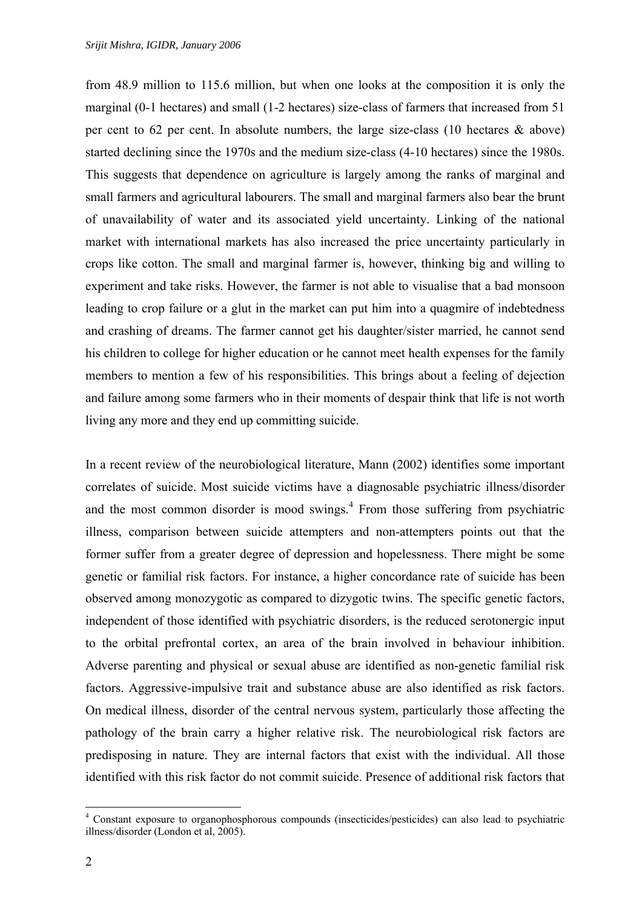from 48.9 million to 115.6 million, but when one looks at the composition it is only the marginal (0-1 hectares) and small (1-2 hectares) size-class of farmers that increased from 51 per cent to 62 per cent. In absolute numbers, the large size-class (10 hectares & above) started declining since the 1970s and the medium size-class (4-10 hectares) since the 1980s. This suggests that dependence on agriculture is largely among the ranks of marginal and small farmers and agricultural labourers. The small and marginal farmers also bear the brunt of unavailability of water and its associated yield uncertainty. Linking of the national market with international markets has also increased the price uncertainty particularly in crops like cotton. The small and marginal farmer is, however, thinking big and willing to experiment and take risks. However, the farmer is not able to visualise that a bad monsoon leading to crop failure or a glut in the market can put him into a quagmire of indebtedness and crashing of dreams. The farmer cannot get his daughter/sister married, he cannot send his children to college for higher education or he cannot meet health expenses for the family members to mention a few of his responsibilities. This brings about a feeling of dejection and failure among some farmers who in their moments of despair think that life is not worth living any more and they end up committing suicide.

In a recent review of the neurobiological literature, Mann (2002) identifies some important correlates of suicide. Most suicide victims have a diagnosable psychiatric illness/disorder and the most common disorder is mood swings.[4] From those suffering from psychiatric illness, comparison between suicide attempters and non-attempters points out that the former suffer from a greater degree of depression and hopelessness. There might be some genetic or familial risk factors. For instance, a higher concordance rate of suicide has been observed among monozygotic as compared to dizygotic twins. The specific genetic factors, independent of those identified with psychiatric disorders, is the reduced serotonergic input to the orbital prefrontal cortex, an area of the brain involved in behaviour inhibition. Adverse parenting and physical or sexual abuse are identified as non-genetic familial risk factors. Aggressive-impulsive trait and substance abuse are also identified as risk factors. On medical illness, disorder of the central nervous system, particularly those affecting the pathology of the brain carry a higher relative risk. The neurobiological risk factors are predisposing in nature. They are internal factors that exist with the individual. All those identified with this risk factor do not commit suicide. Presence of additional risk factors that

---

[4] Constant exposure to organophosphorous compounds (insecticides/pesticides) can also lead to psychiatric illness/disorder (London et al, 2005).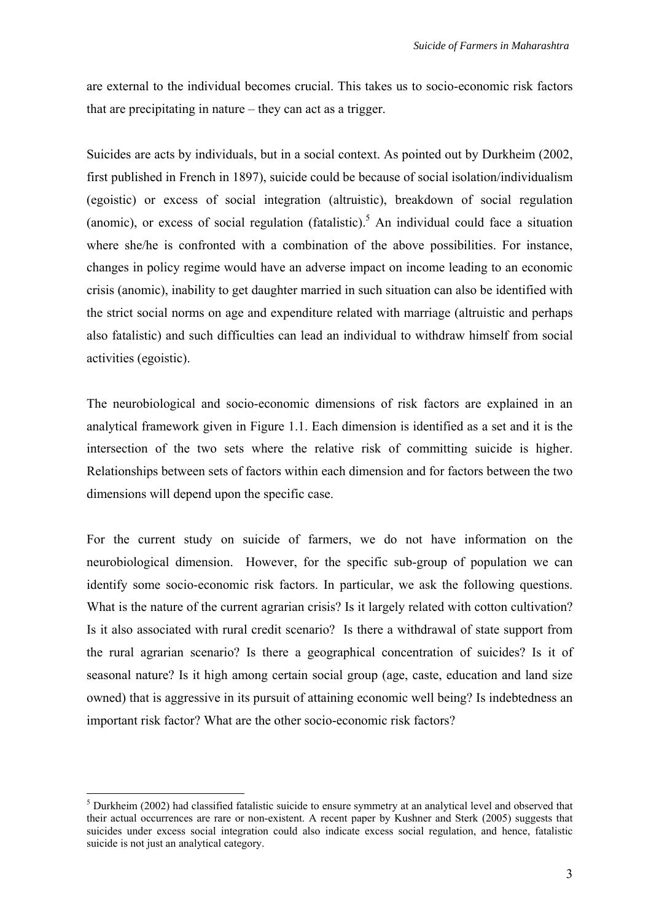are external to the individual becomes crucial. This takes us to socio-economic risk factors that are precipitating in nature – they can act as a trigger.

Suicides are acts by individuals, but in a social context. As pointed out by Durkheim (2002, first published in French in 1897), suicide could be because of social isolation/individualism (egoistic) or excess of social integration (altruistic), breakdown of social regulation (anomic), or excess of social regulation (fatalistic).[5] An individual could face a situation where she/he is confronted with a combination of the above possibilities. For instance, changes in policy regime would have an adverse impact on income leading to an economic crisis (anomic), inability to get daughter married in such situation can also be identified with the strict social norms on age and expenditure related with marriage (altruistic and perhaps also fatalistic) and such difficulties can lead an individual to withdraw himself from social activities (egoistic).

The neurobiological and socio-economic dimensions of risk factors are explained in an analytical framework given in Figure 1.1. Each dimension is identified as a set and it is the intersection of the two sets where the relative risk of committing suicide is higher. Relationships between sets of factors within each dimension and for factors between the two dimensions will depend upon the specific case.

For the current study on suicide of farmers, we do not have information on the neurobiological dimension. However, for the specific sub-group of population we can identify some socio-economic risk factors. In particular, we ask the following questions. What is the nature of the current agrarian crisis? Is it largely related with cotton cultivation? Is it also associated with rural credit scenario? Is there a withdrawal of state support from the rural agrarian scenario? Is there a geographical concentration of suicides? Is it of seasonal nature? Is it high among certain social group (age, caste, education and land size owned) that is aggressive in its pursuit of attaining economic well being? Is indebtedness an important risk factor? What are the other socio-economic risk factors?

[5] Durkheim (2002) had classified fatalistic suicide to ensure symmetry at an analytical level and observed that their actual occurrences are rare or non-existent. A recent paper by Kushner and Sterk (2005) suggests that suicides under excess social integration could also indicate excess social regulation, and hence, fatalistic suicide is not just an analytical category.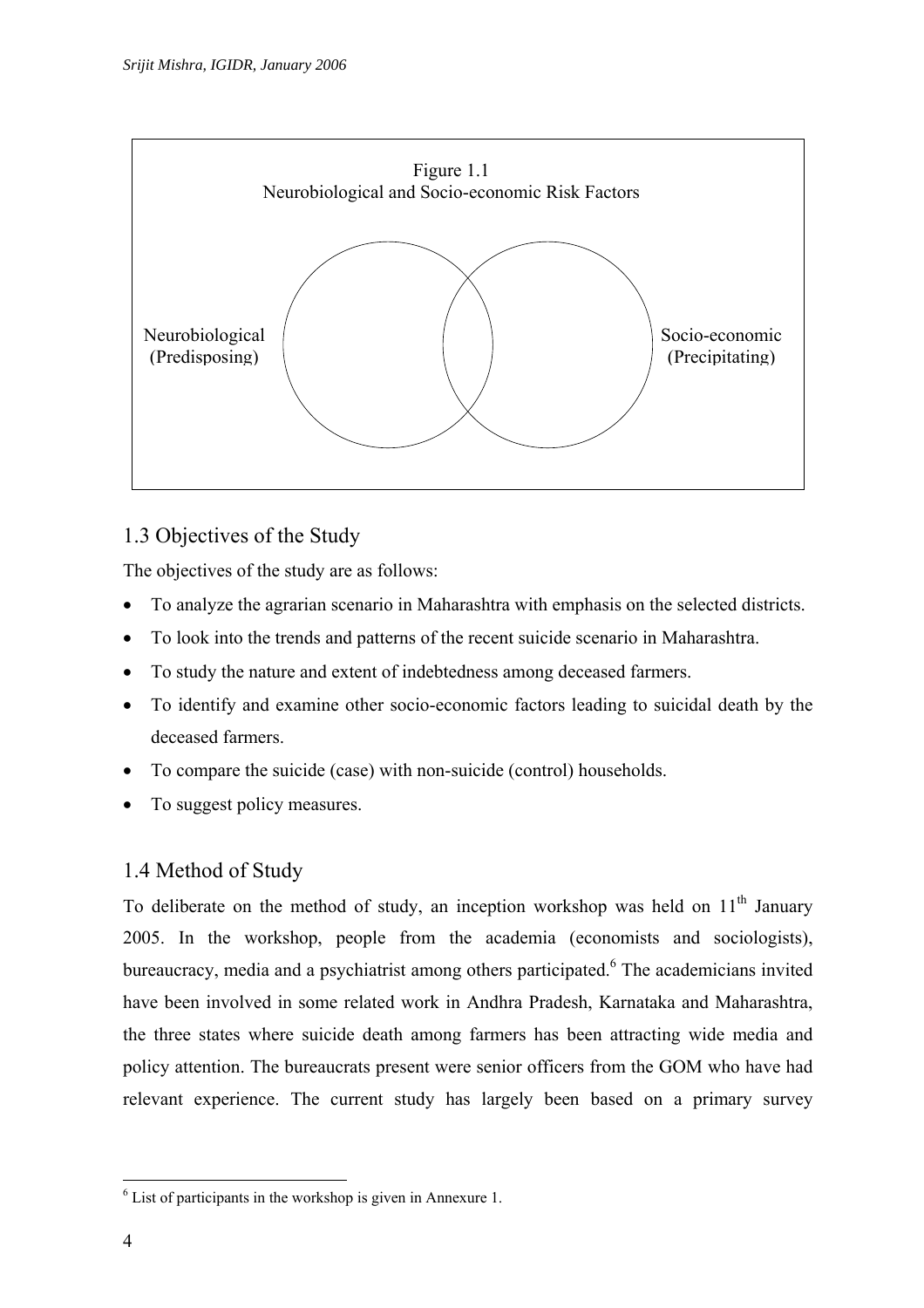Figure 1.1
Neurobiological and Socio-economic Risk Factors

Neurobiological (Predisposing)

Socio-economic (Precipitating)

## 1.3 Objectives of the Study

The objectives of the study are as follows:

- To analyze the agrarian scenario in Maharashtra with emphasis on the selected districts.
- To look into the trends and patterns of the recent suicide scenario in Maharashtra.
- To study the nature and extent of indebtedness among deceased farmers.
- To identify and examine other socio-economic factors leading to suicidal death by the deceased farmers.
- To compare the suicide (case) with non-suicide (control) households.
- To suggest policy measures.

## 1.4 Method of Study

To deliberate on the method of study, an inception workshop was held on 11th January 2005. In the workshop, people from the academia (economists and sociologists), bureaucracy, media and a psychiatrist among others participated.[6] The academicians invited have been involved in some related work in Andhra Pradesh, Karnataka and Maharashtra, the three states where suicide death among farmers has been attracting wide media and policy attention. The bureaucrats present were senior officers from the GOM who have had relevant experience. The current study has largely been based on a primary survey

[6] List of participants in the workshop is given in Annexure 1.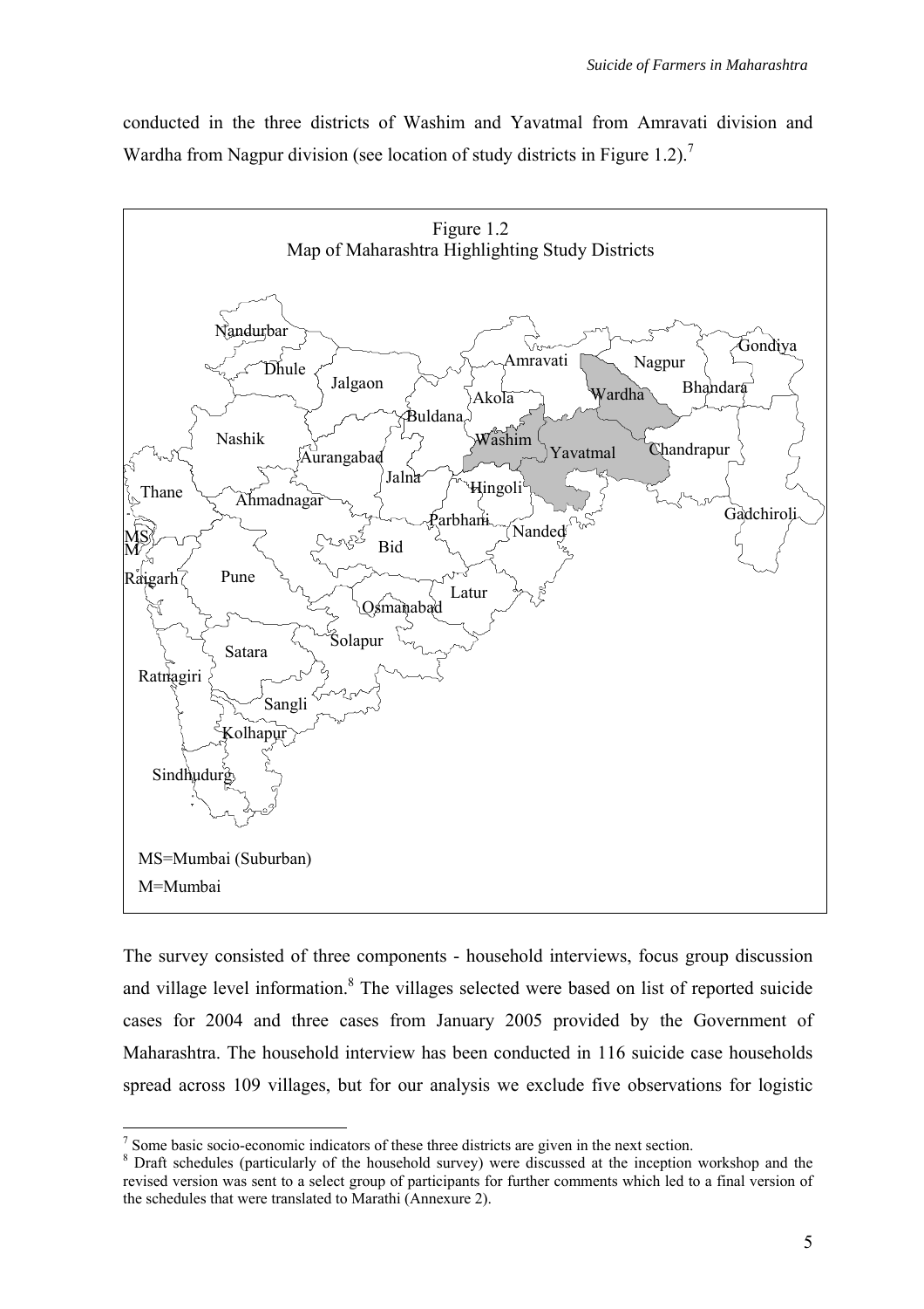conducted in the three districts of Washim and Yavatmal from Amravati division and Wardha from Nagpur division (see location of study districts in Figure 1.2).[7]

Figure 1.2
Map of Maharashtra Highlighting Study Districts

MS=Mumbai (Suburban)
M=Mumbai

The survey consisted of three components - household interviews, focus group discussion and village level information.[8] The villages selected were based on list of reported suicide cases for 2004 and three cases from January 2005 provided by the Government of Maharashtra. The household interview has been conducted in 116 suicide case households spread across 109 villages, but for our analysis we exclude five observations for logistic

[7] Some basic socio-economic indicators of these three districts are given in the next section.

[8] Draft schedules (particularly of the household survey) were discussed at the inception workshop and the revised version was sent to a select group of participants for further comments which led to a final version of the schedules that were translated to Marathi (Annexure 2).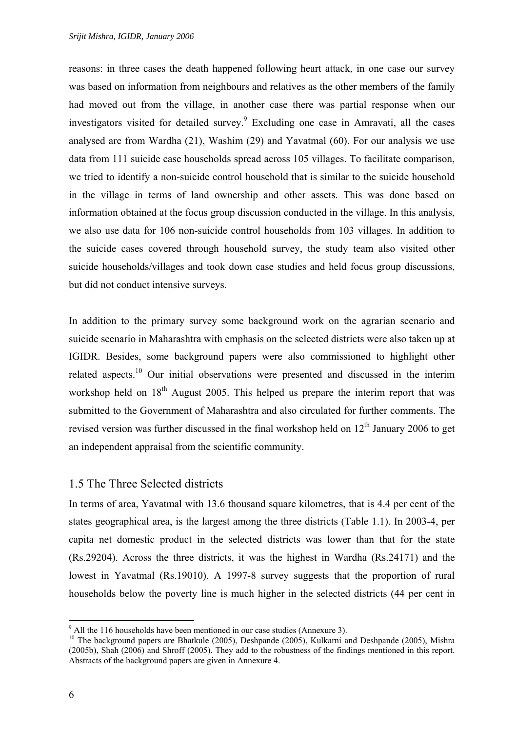reasons: in three cases the death happened following heart attack, in one case our survey was based on information from neighbours and relatives as the other members of the family had moved out from the village, in another case there was partial response when our investigators visited for detailed survey.[9] Excluding one case in Amravati, all the cases analysed are from Wardha (21), Washim (29) and Yavatmal (60). For our analysis we use data from 111 suicide case households spread across 105 villages. To facilitate comparison, we tried to identify a non-suicide control household that is similar to the suicide household in the village in terms of land ownership and other assets. This was done based on information obtained at the focus group discussion conducted in the village. In this analysis, we also use data for 106 non-suicide control households from 103 villages. In addition to the suicide cases covered through household survey, the study team also visited other suicide households/villages and took down case studies and held focus group discussions, but did not conduct intensive surveys.

In addition to the primary survey some background work on the agrarian scenario and suicide scenario in Maharashtra with emphasis on the selected districts were also taken up at IGIDR. Besides, some background papers were also commissioned to highlight other related aspects.[10] Our initial observations were presented and discussed in the interim workshop held on 18th August 2005. This helped us prepare the interim report that was submitted to the Government of Maharashtra and also circulated for further comments. The revised version was further discussed in the final workshop held on 12th January 2006 to get an independent appraisal from the scientific community.

## 1.5 The Three Selected districts

In terms of area, Yavatmal with 13.6 thousand square kilometres, that is 4.4 per cent of the states geographical area, is the largest among the three districts (Table 1.1). In 2003-4, per capita net domestic product in the selected districts was lower than that for the state (Rs.29204). Across the three districts, it was the highest in Wardha (Rs.24171) and the lowest in Yavatmal (Rs.19010). A 1997-8 survey suggests that the proportion of rural households below the poverty line is much higher in the selected districts (44 per cent in

---

[9] All the 116 households have been mentioned in our case studies (Annexure 3).

[10] The background papers are Bhatkule (2005), Deshpande (2005), Kulkarni and Deshpande (2005), Mishra (2005b), Shah (2006) and Shroff (2005). They add to the robustness of the findings mentioned in this report. Abstracts of the background papers are given in Annexure 4.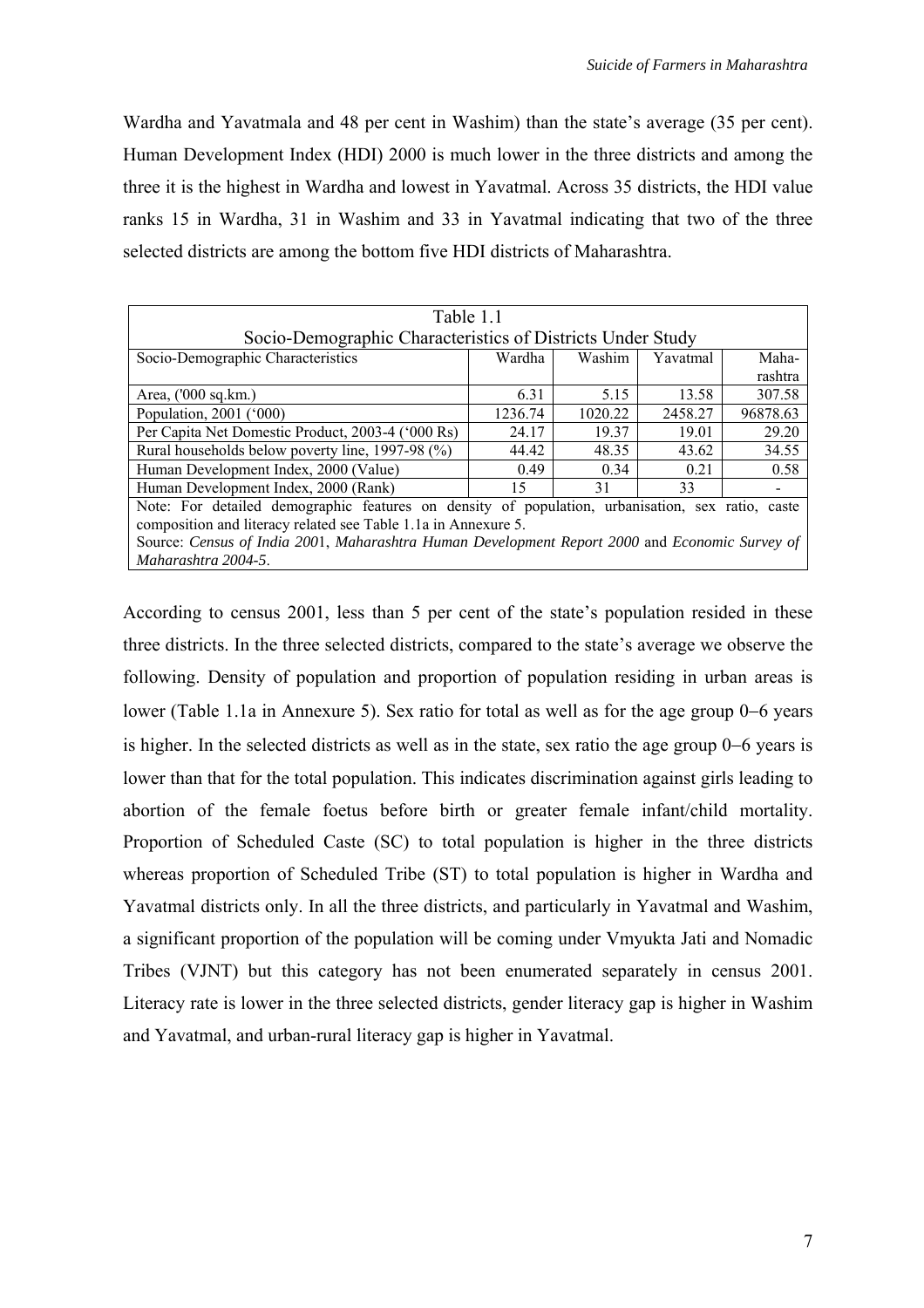Wardha and Yavatmala and 48 per cent in Washim) than the state's average (35 per cent). Human Development Index (HDI) 2000 is much lower in the three districts and among the three it is the highest in Wardha and lowest in Yavatmal. Across 35 districts, the HDI value ranks 15 in Wardha, 31 in Washim and 33 in Yavatmal indicating that two of the three selected districts are among the bottom five HDI districts of Maharashtra.

Table 1.1
Socio-Demographic Characteristics of Districts Under Study

| Socio-Demographic Characteristics | Wardha | Washim | Yavatmal | Maharashtra |
|---|---|---|---|---|
| Area, ('000 sq.km.) | 6.31 | 5.15 | 13.58 | 307.58 |
| Population, 2001 ('000) | 1236.74 | 1020.22 | 2458.27 | 96878.63 |
| Per Capita Net Domestic Product, 2003-4 ('000 Rs) | 24.17 | 19.37 | 19.01 | 29.20 |
| Rural households below poverty line, 1997-98 (%) | 44.42 | 48.35 | 43.62 | 34.55 |
| Human Development Index, 2000 (Value) | 0.49 | 0.34 | 0.21 | 0.58 |
| Human Development Index, 2000 (Rank) | 15 | 31 | 33 | - |

Note: For detailed demographic features on density of population, urbanisation, sex ratio, caste composition and literacy related see Table 1.1a in Annexure 5.
Source: *Census of India 2001*, *Maharashtra Human Development Report 2000* and *Economic Survey of Maharashtra 2004-5*.

According to census 2001, less than 5 per cent of the state's population resided in these three districts. In the three selected districts, compared to the state's average we observe the following. Density of population and proportion of population residing in urban areas is lower (Table 1.1a in Annexure 5). Sex ratio for total as well as for the age group 0–6 years is higher. In the selected districts as well as in the state, sex ratio the age group 0–6 years is lower than that for the total population. This indicates discrimination against girls leading to abortion of the female foetus before birth or greater female infant/child mortality. Proportion of Scheduled Caste (SC) to total population is higher in the three districts whereas proportion of Scheduled Tribe (ST) to total population is higher in Wardha and Yavatmal districts only. In all the three districts, and particularly in Yavatmal and Washim, a significant proportion of the population will be coming under Vmyukta Jati and Nomadic Tribes (VJNT) but this category has not been enumerated separately in census 2001. Literacy rate is lower in the three selected districts, gender literacy gap is higher in Washim and Yavatmal, and urban-rural literacy gap is higher in Yavatmal.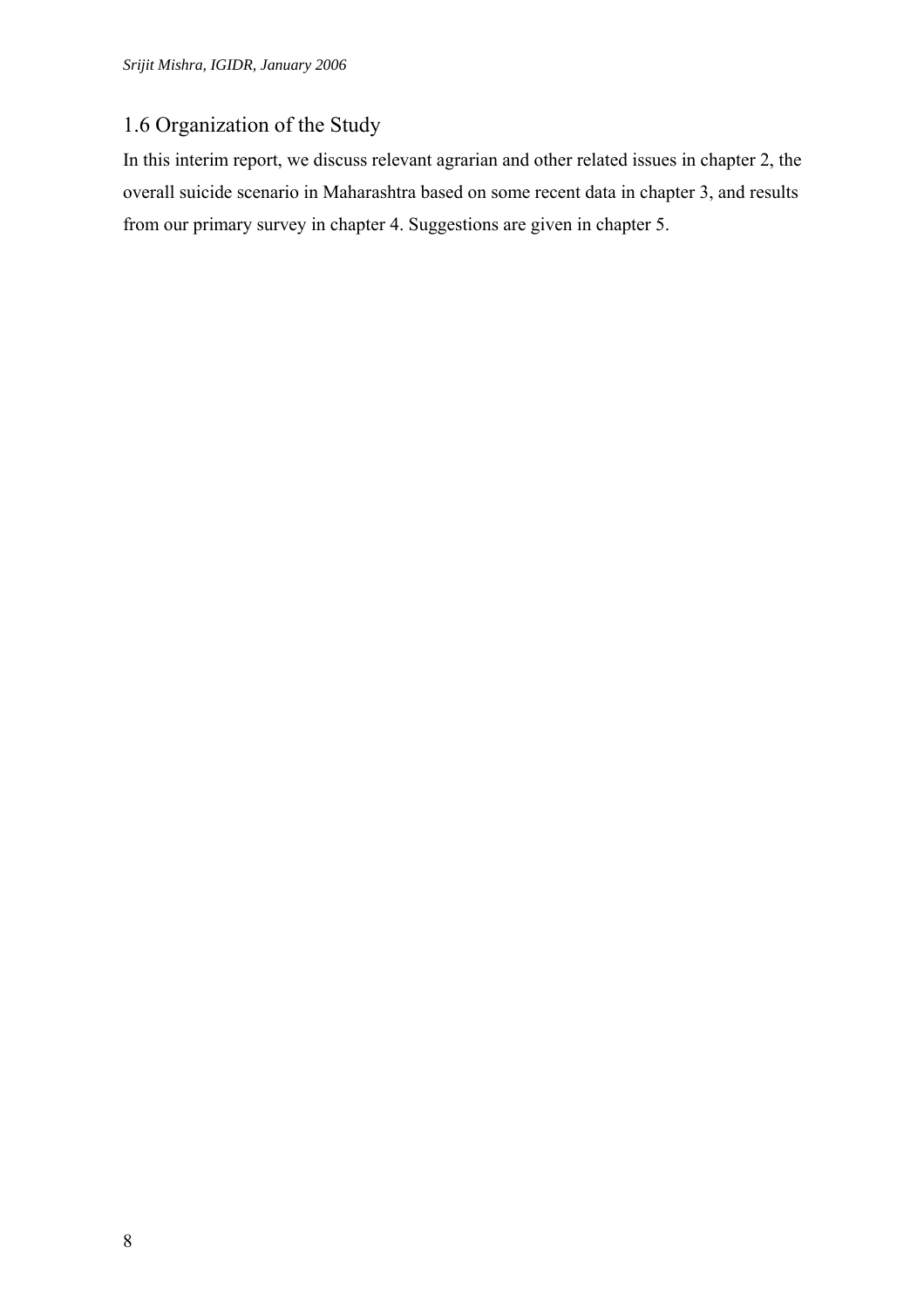## 1.6 Organization of the Study

In this interim report, we discuss relevant agrarian and other related issues in chapter 2, the overall suicide scenario in Maharashtra based on some recent data in chapter 3, and results from our primary survey in chapter 4. Suggestions are given in chapter 5.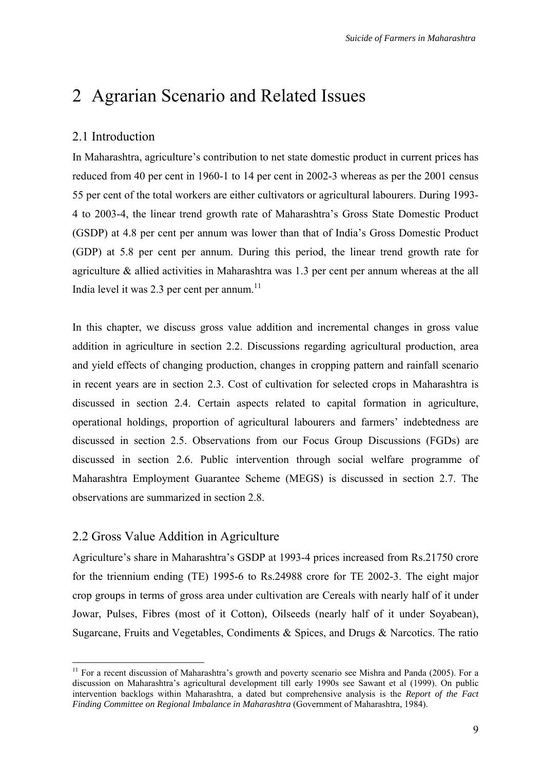# 2 Agrarian Scenario and Related Issues

## 2.1 Introduction

In Maharashtra, agriculture's contribution to net state domestic product in current prices has reduced from 40 per cent in 1960-1 to 14 per cent in 2002-3 whereas as per the 2001 census 55 per cent of the total workers are either cultivators or agricultural labourers. During 1993-4 to 2003-4, the linear trend growth rate of Maharashtra's Gross State Domestic Product (GSDP) at 4.8 per cent per annum was lower than that of India's Gross Domestic Product (GDP) at 5.8 per cent per annum. During this period, the linear trend growth rate for agriculture & allied activities in Maharashtra was 1.3 per cent per annum whereas at the all India level it was 2.3 per cent per annum.[11]

In this chapter, we discuss gross value addition and incremental changes in gross value addition in agriculture in section 2.2. Discussions regarding agricultural production, area and yield effects of changing production, changes in cropping pattern and rainfall scenario in recent years are in section 2.3. Cost of cultivation for selected crops in Maharashtra is discussed in section 2.4. Certain aspects related to capital formation in agriculture, operational holdings, proportion of agricultural labourers and farmers' indebtedness are discussed in section 2.5. Observations from our Focus Group Discussions (FGDs) are discussed in section 2.6. Public intervention through social welfare programme of Maharashtra Employment Guarantee Scheme (MEGS) is discussed in section 2.7. The observations are summarized in section 2.8.

## 2.2 Gross Value Addition in Agriculture

Agriculture's share in Maharashtra's GSDP at 1993-4 prices increased from Rs.21750 crore for the triennium ending (TE) 1995-6 to Rs.24988 crore for TE 2002-3. The eight major crop groups in terms of gross area under cultivation are Cereals with nearly half of it under Jowar, Pulses, Fibres (most of it Cotton), Oilseeds (nearly half of it under Soyabean), Sugarcane, Fruits and Vegetables, Condiments & Spices, and Drugs & Narcotics. The ratio

[11] For a recent discussion of Maharashtra's growth and poverty scenario see Mishra and Panda (2005). For a discussion on Maharashtra's agricultural development till early 1990s see Sawant et al (1999). On public intervention backlogs within Maharashtra, a dated but comprehensive analysis is the *Report of the Fact Finding Committee on Regional Imbalance in Maharashtra* (Government of Maharashtra, 1984).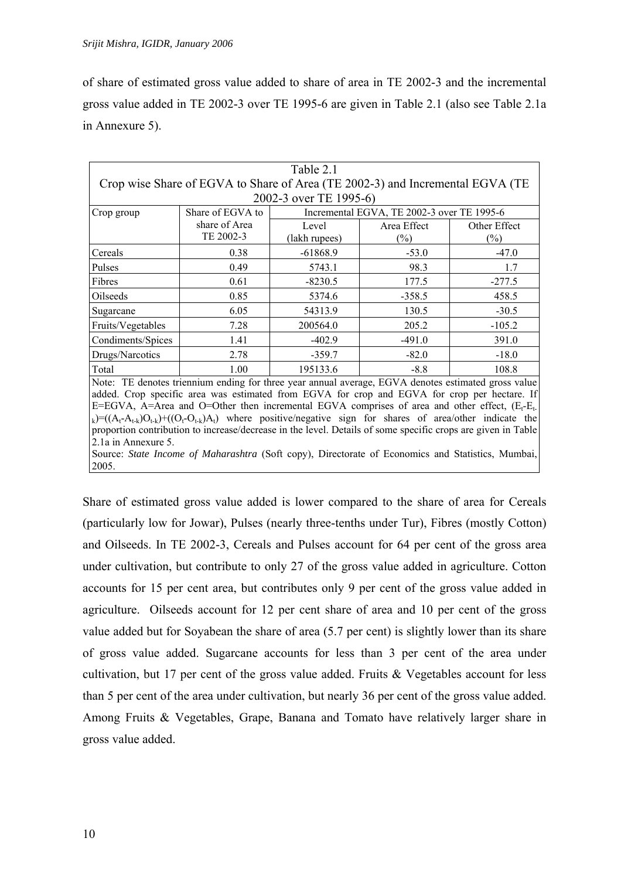of share of estimated gross value added to share of area in TE 2002-3 and the incremental gross value added in TE 2002-3 over TE 1995-6 are given in Table 2.1 (also see Table 2.1a in Annexure 5).

Table 2.1
Crop wise Share of EGVA to Share of Area (TE 2002-3) and Incremental EGVA (TE 2002-3 over TE 1995-6)

| Crop group | Share of EGVA to share of Area TE 2002-3 | Incremental EGVA, TE 2002-3 over TE 1995-6 | | |
|---|---|---|---|---|
| | | Level (lakh rupees) | Area Effect (%) | Other Effect (%) |
| Cereals | 0.38 | -61868.9 | -53.0 | -47.0 |
| Pulses | 0.49 | 5743.1 | 98.3 | 1.7 |
| Fibres | 0.61 | -8230.5 | 177.5 | -277.5 |
| Oilseeds | 0.85 | 5374.6 | -358.5 | 458.5 |
| Sugarcane | 6.05 | 54313.9 | 130.5 | -30.5 |
| Fruits/Vegetables | 7.28 | 200564.0 | 205.2 | -105.2 |
| Condiments/Spices | 1.41 | -402.9 | -491.0 | 391.0 |
| Drugs/Narcotics | 2.78 | -359.7 | -82.0 | -18.0 |
| Total | 1.00 | 195133.6 | -8.8 | 108.8 |

Note: TE denotes triennium ending for three year annual average, EGVA denotes estimated gross value added. Crop specific area was estimated from EGVA for crop and EGVA for crop per hectare. If E=EGVA, A=Area and O=Other then incremental EGVA comprises of area and other effect, $(E_t-E_{t-k})=((A_t-A_{t-k})O_{t-k})+((O_t-O_{t-k})A_t)$ where positive/negative sign for shares of area/other indicate the proportion contribution to increase/decrease in the level. Details of some specific crops are given in Table 2.1a in Annexure 5.

Source: *State Income of Maharashtra* (Soft copy), Directorate of Economics and Statistics, Mumbai, 2005.

Share of estimated gross value added is lower compared to the share of area for Cereals (particularly low for Jowar), Pulses (nearly three-tenths under Tur), Fibres (mostly Cotton) and Oilseeds. In TE 2002-3, Cereals and Pulses account for 64 per cent of the gross area under cultivation, but contribute to only 27 of the gross value added in agriculture. Cotton accounts for 15 per cent area, but contributes only 9 per cent of the gross value added in agriculture. Oilseeds account for 12 per cent share of area and 10 per cent of the gross value added but for Soyabean the share of area (5.7 per cent) is slightly lower than its share of gross value added. Sugarcane accounts for less than 3 per cent of the area under cultivation, but 17 per cent of the gross value added. Fruits & Vegetables account for less than 5 per cent of the area under cultivation, but nearly 36 per cent of the gross value added. Among Fruits & Vegetables, Grape, Banana and Tomato have relatively larger share in gross value added.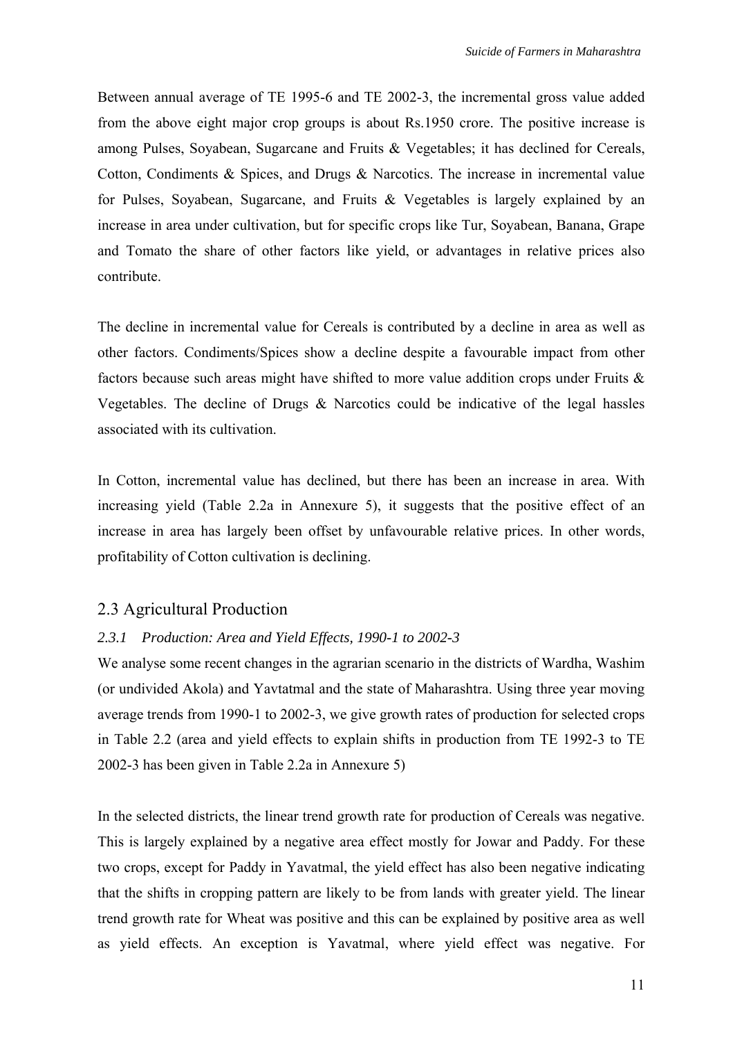Between annual average of TE 1995-6 and TE 2002-3, the incremental gross value added from the above eight major crop groups is about Rs.1950 crore. The positive increase is among Pulses, Soyabean, Sugarcane and Fruits & Vegetables; it has declined for Cereals, Cotton, Condiments & Spices, and Drugs & Narcotics. The increase in incremental value for Pulses, Soyabean, Sugarcane, and Fruits & Vegetables is largely explained by an increase in area under cultivation, but for specific crops like Tur, Soyabean, Banana, Grape and Tomato the share of other factors like yield, or advantages in relative prices also contribute.

The decline in incremental value for Cereals is contributed by a decline in area as well as other factors. Condiments/Spices show a decline despite a favourable impact from other factors because such areas might have shifted to more value addition crops under Fruits & Vegetables. The decline of Drugs & Narcotics could be indicative of the legal hassles associated with its cultivation.

In Cotton, incremental value has declined, but there has been an increase in area. With increasing yield (Table 2.2a in Annexure 5), it suggests that the positive effect of an increase in area has largely been offset by unfavourable relative prices. In other words, profitability of Cotton cultivation is declining.

## 2.3 Agricultural Production

### *2.3.1 Production: Area and Yield Effects, 1990-1 to 2002-3*

We analyse some recent changes in the agrarian scenario in the districts of Wardha, Washim (or undivided Akola) and Yavtatmal and the state of Maharashtra. Using three year moving average trends from 1990-1 to 2002-3, we give growth rates of production for selected crops in Table 2.2 (area and yield effects to explain shifts in production from TE 1992-3 to TE 2002-3 has been given in Table 2.2a in Annexure 5)

In the selected districts, the linear trend growth rate for production of Cereals was negative. This is largely explained by a negative area effect mostly for Jowar and Paddy. For these two crops, except for Paddy in Yavatmal, the yield effect has also been negative indicating that the shifts in cropping pattern are likely to be from lands with greater yield. The linear trend growth rate for Wheat was positive and this can be explained by positive area as well as yield effects. An exception is Yavatmal, where yield effect was negative. For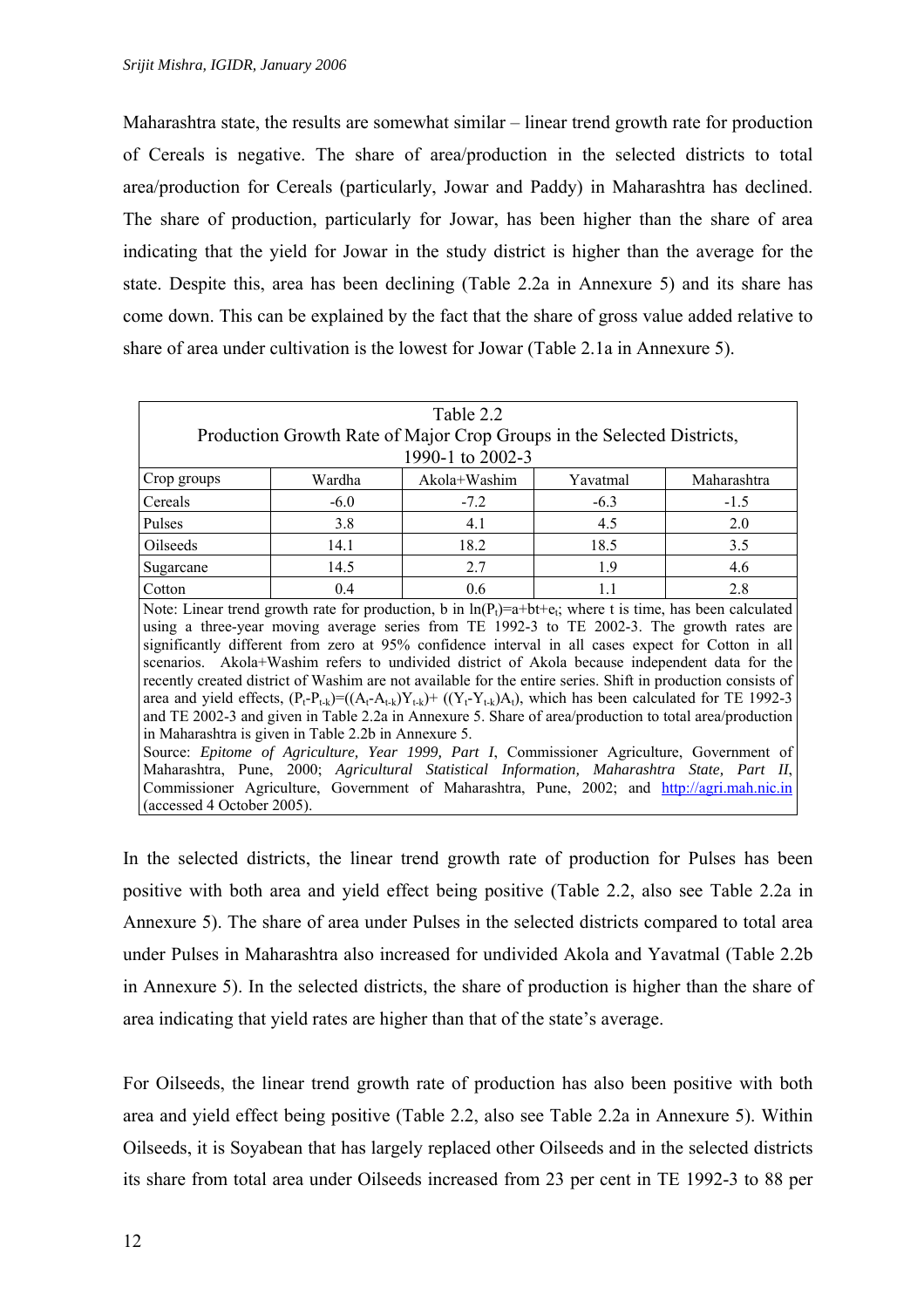Maharashtra state, the results are somewhat similar – linear trend growth rate for production of Cereals is negative. The share of area/production in the selected districts to total area/production for Cereals (particularly, Jowar and Paddy) in Maharashtra has declined. The share of production, particularly for Jowar, has been higher than the share of area indicating that the yield for Jowar in the study district is higher than the average for the state. Despite this, area has been declining (Table 2.2a in Annexure 5) and its share has come down. This can be explained by the fact that the share of gross value added relative to share of area under cultivation is the lowest for Jowar (Table 2.1a in Annexure 5).

Table 2.2
Production Growth Rate of Major Crop Groups in the Selected Districts, 1990-1 to 2002-3

| Crop groups | Wardha | Akola+Washim | Yavatmal | Maharashtra |
|---|---|---|---|---|
| Cereals | -6.0 | -7.2 | -6.3 | -1.5 |
| Pulses | 3.8 | 4.1 | 4.5 | 2.0 |
| Oilseeds | 14.1 | 18.2 | 18.5 | 3.5 |
| Sugarcane | 14.5 | 2.7 | 1.9 | 4.6 |
| Cotton | 0.4 | 0.6 | 1.1 | 2.8 |

Note: Linear trend growth rate for production, b in $\ln(P_t)=a+bt+e_t$; where t is time, has been calculated using a three-year moving average series from TE 1992-3 to TE 2002-3. The growth rates are significantly different from zero at 95% confidence interval in all cases expect for Cotton in all scenarios. Akola+Washim refers to undivided district of Akola because independent data for the recently created district of Washim are not available for the entire series. Shift in production consists of area and yield effects, $(P_t-P_{t-k})=((A_t-A_{t-k})Y_{t-k})+((Y_t-Y_{t-k})A_t)$, which has been calculated for TE 1992-3 and TE 2002-3 and given in Table 2.2a in Annexure 5. Share of area/production to total area/production in Maharashtra is given in Table 2.2b in Annexure 5.

Source: *Epitome of Agriculture, Year 1999, Part I*, Commissioner Agriculture, Government of Maharashtra, Pune, 2000; *Agricultural Statistical Information, Maharashtra State, Part II*, Commissioner Agriculture, Government of Maharashtra, Pune, 2002; and http://agri.mah.nic.in (accessed 4 October 2005).

In the selected districts, the linear trend growth rate of production for Pulses has been positive with both area and yield effect being positive (Table 2.2, also see Table 2.2a in Annexure 5). The share of area under Pulses in the selected districts compared to total area under Pulses in Maharashtra also increased for undivided Akola and Yavatmal (Table 2.2b in Annexure 5). In the selected districts, the share of production is higher than the share of area indicating that yield rates are higher than that of the state's average.

For Oilseeds, the linear trend growth rate of production has also been positive with both area and yield effect being positive (Table 2.2, also see Table 2.2a in Annexure 5). Within Oilseeds, it is Soyabean that has largely replaced other Oilseeds and in the selected districts its share from total area under Oilseeds increased from 23 per cent in TE 1992-3 to 88 per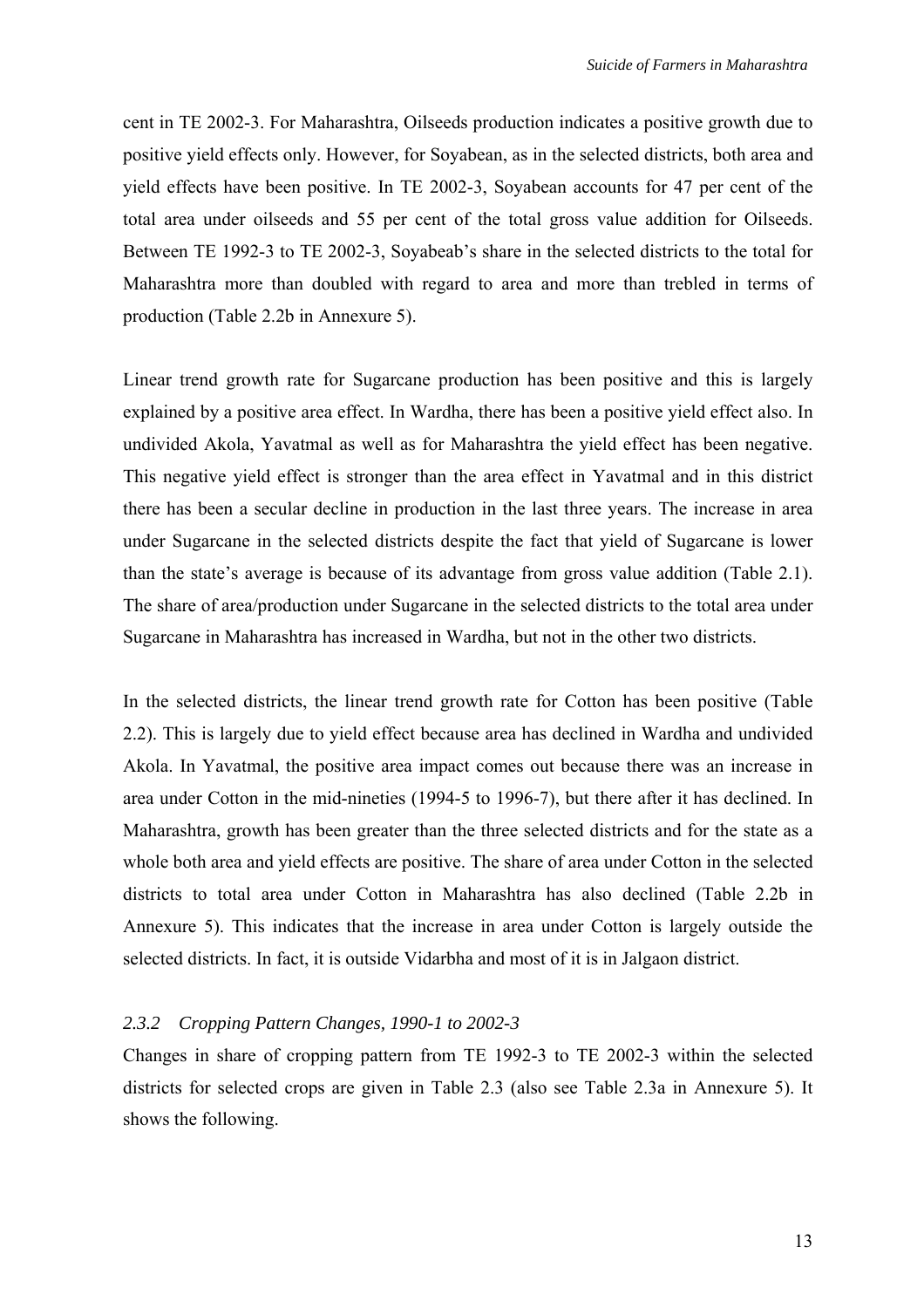cent in TE 2002-3. For Maharashtra, Oilseeds production indicates a positive growth due to positive yield effects only. However, for Soyabean, as in the selected districts, both area and yield effects have been positive. In TE 2002-3, Soyabean accounts for 47 per cent of the total area under oilseeds and 55 per cent of the total gross value addition for Oilseeds. Between TE 1992-3 to TE 2002-3, Soyabeab's share in the selected districts to the total for Maharashtra more than doubled with regard to area and more than trebled in terms of production (Table 2.2b in Annexure 5).

Linear trend growth rate for Sugarcane production has been positive and this is largely explained by a positive area effect. In Wardha, there has been a positive yield effect also. In undivided Akola, Yavatmal as well as for Maharashtra the yield effect has been negative. This negative yield effect is stronger than the area effect in Yavatmal and in this district there has been a secular decline in production in the last three years. The increase in area under Sugarcane in the selected districts despite the fact that yield of Sugarcane is lower than the state's average is because of its advantage from gross value addition (Table 2.1). The share of area/production under Sugarcane in the selected districts to the total area under Sugarcane in Maharashtra has increased in Wardha, but not in the other two districts.

In the selected districts, the linear trend growth rate for Cotton has been positive (Table 2.2). This is largely due to yield effect because area has declined in Wardha and undivided Akola. In Yavatmal, the positive area impact comes out because there was an increase in area under Cotton in the mid-nineties (1994-5 to 1996-7), but there after it has declined. In Maharashtra, growth has been greater than the three selected districts and for the state as a whole both area and yield effects are positive. The share of area under Cotton in the selected districts to total area under Cotton in Maharashtra has also declined (Table 2.2b in Annexure 5). This indicates that the increase in area under Cotton is largely outside the selected districts. In fact, it is outside Vidarbha and most of it is in Jalgaon district.

### *2.3.2 Cropping Pattern Changes, 1990-1 to 2002-3*

Changes in share of cropping pattern from TE 1992-3 to TE 2002-3 within the selected districts for selected crops are given in Table 2.3 (also see Table 2.3a in Annexure 5). It shows the following.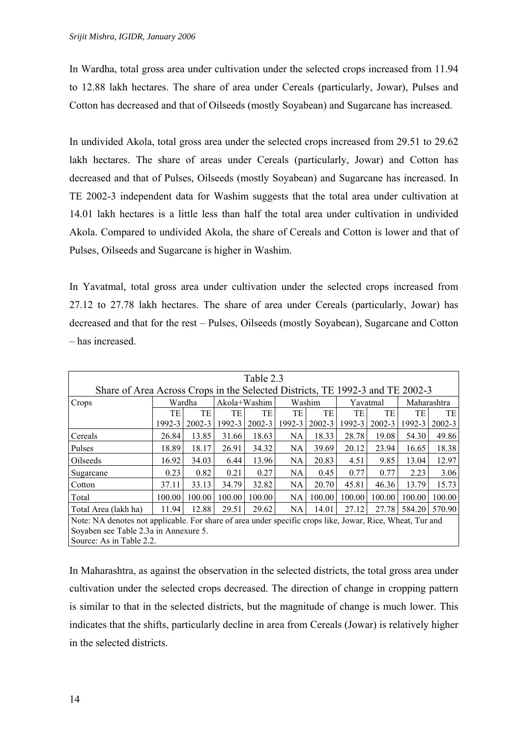In Wardha, total gross area under cultivation under the selected crops increased from 11.94 to 12.88 lakh hectares. The share of area under Cereals (particularly, Jowar), Pulses and Cotton has decreased and that of Oilseeds (mostly Soyabean) and Sugarcane has increased.

In undivided Akola, total gross area under the selected crops increased from 29.51 to 29.62 lakh hectares. The share of areas under Cereals (particularly, Jowar) and Cotton has decreased and that of Pulses, Oilseeds (mostly Soyabean) and Sugarcane has increased. In TE 2002-3 independent data for Washim suggests that the total area under cultivation at 14.01 lakh hectares is a little less than half the total area under cultivation in undivided Akola. Compared to undivided Akola, the share of Cereals and Cotton is lower and that of Pulses, Oilseeds and Sugarcane is higher in Washim.

In Yavatmal, total gross area under cultivation under the selected crops increased from 27.12 to 27.78 lakh hectares. The share of area under Cereals (particularly, Jowar) has decreased and that for the rest – Pulses, Oilseeds (mostly Soyabean), Sugarcane and Cotton – has increased.

Table 2.3

Share of Area Across Crops in the Selected Districts, TE 1992-3 and TE 2002-3

| Crops | Wardha | | Akola+Washim | | Washim | | Yavatmal | | Maharashtra | |
|---|---|---|---|---|---|---|---|---|---|---|
| | TE 1992-3 | TE 2002-3 | TE 1992-3 | TE 2002-3 | TE 1992-3 | TE 2002-3 | TE 1992-3 | TE 2002-3 | TE 1992-3 | TE 2002-3 |
| Cereals | 26.84 | 13.85 | 31.66 | 18.63 | NA | 18.33 | 28.78 | 19.08 | 54.30 | 49.86 |
| Pulses | 18.89 | 18.17 | 26.91 | 34.32 | NA | 39.69 | 20.12 | 23.94 | 16.65 | 18.38 |
| Oilseeds | 16.92 | 34.03 | 6.44 | 13.96 | NA | 20.83 | 4.51 | 9.85 | 13.04 | 12.97 |
| Sugarcane | 0.23 | 0.82 | 0.21 | 0.27 | NA | 0.45 | 0.77 | 0.77 | 2.23 | 3.06 |
| Cotton | 37.11 | 33.13 | 34.79 | 32.82 | NA | 20.70 | 45.81 | 46.36 | 13.79 | 15.73 |
| Total | 100.00 | 100.00 | 100.00 | 100.00 | NA | 100.00 | 100.00 | 100.00 | 100.00 | 100.00 |
| Total Area (lakh ha) | 11.94 | 12.88 | 29.51 | 29.62 | NA | 14.01 | 27.12 | 27.78 | 584.20 | 570.90 |

Note: NA denotes not applicable. For share of area under specific crops like, Jowar, Rice, Wheat, Tur and Soyaben see Table 2.3a in Annexure 5.
Source: As in Table 2.2.

In Maharashtra, as against the observation in the selected districts, the total gross area under cultivation under the selected crops decreased. The direction of change in cropping pattern is similar to that in the selected districts, but the magnitude of change is much lower. This indicates that the shifts, particularly decline in area from Cereals (Jowar) is relatively higher in the selected districts.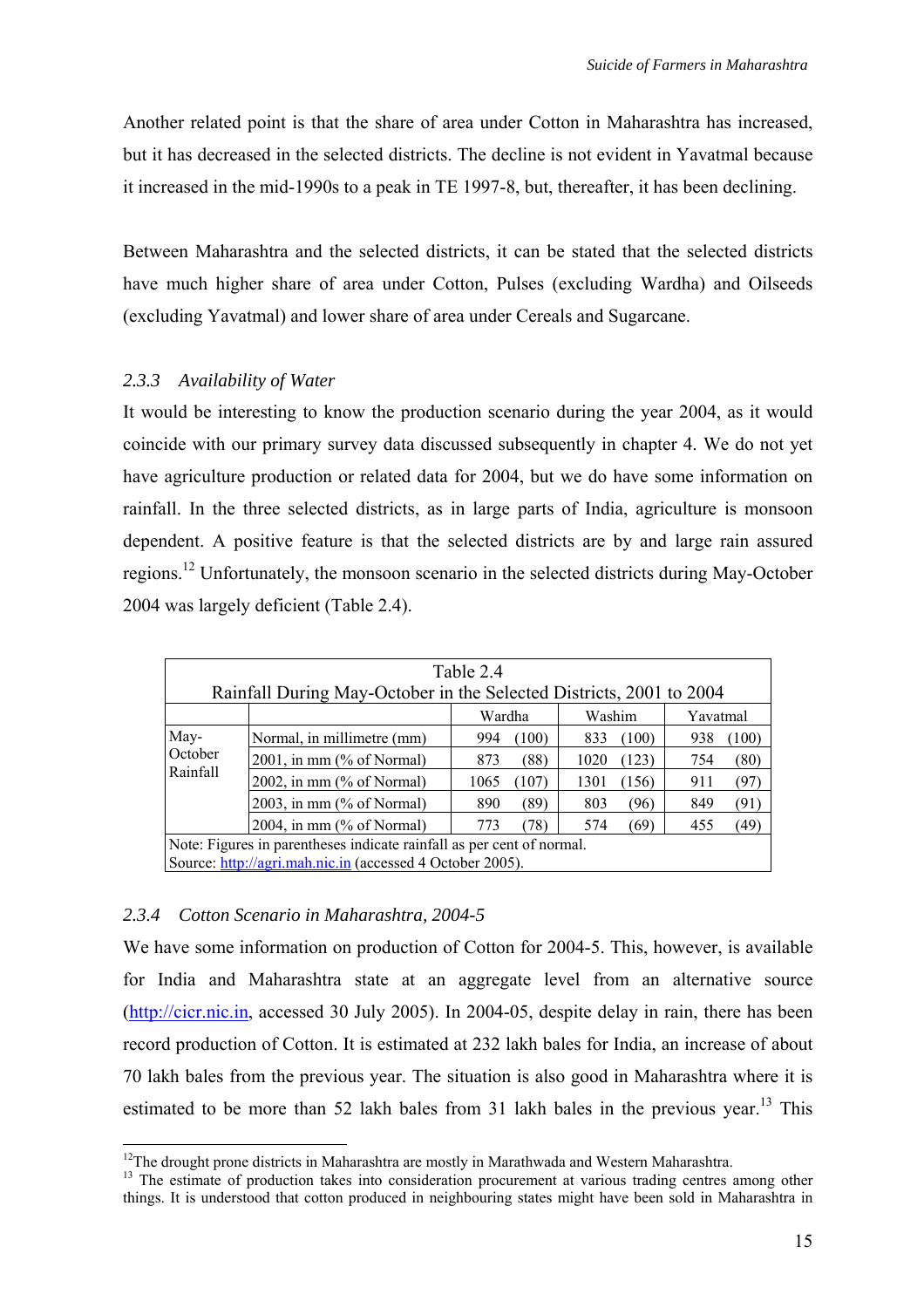Another related point is that the share of area under Cotton in Maharashtra has increased, but it has decreased in the selected districts. The decline is not evident in Yavatmal because it increased in the mid-1990s to a peak in TE 1997-8, but, thereafter, it has been declining.

Between Maharashtra and the selected districts, it can be stated that the selected districts have much higher share of area under Cotton, Pulses (excluding Wardha) and Oilseeds (excluding Yavatmal) and lower share of area under Cereals and Sugarcane.

### 2.3.3 *Availability of Water*

It would be interesting to know the production scenario during the year 2004, as it would coincide with our primary survey data discussed subsequently in chapter 4. We do not yet have agriculture production or related data for 2004, but we do have some information on rainfall. In the three selected districts, as in large parts of India, agriculture is monsoon dependent. A positive feature is that the selected districts are by and large rain assured regions.[12] Unfortunately, the monsoon scenario in the selected districts during May-October 2004 was largely deficient (Table 2.4).

Table 2.4
Rainfall During May-October in the Selected Districts, 2001 to 2004

| | | Wardha | | Washim | | Yavatmal | |
|---|---|---|---|---|---|---|---|
| May-October Rainfall | Normal, in millimetre (mm) | 994 | (100) | 833 | (100) | 938 | (100) |
| | 2001, in mm (% of Normal) | 873 | (88) | 1020 | (123) | 754 | (80) |
| | 2002, in mm (% of Normal) | 1065 | (107) | 1301 | (156) | 911 | (97) |
| | 2003, in mm (% of Normal) | 890 | (89) | 803 | (96) | 849 | (91) |
| | 2004, in mm (% of Normal) | 773 | (78) | 574 | (69) | 455 | (49) |

Note: Figures in parentheses indicate rainfall as per cent of normal.
Source: http://agri.mah.nic.in (accessed 4 October 2005).

### 2.3.4 *Cotton Scenario in Maharashtra, 2004-5*

We have some information on production of Cotton for 2004-5. This, however, is available for India and Maharashtra state at an aggregate level from an alternative source (http://cicr.nic.in, accessed 30 July 2005). In 2004-05, despite delay in rain, there has been record production of Cotton. It is estimated at 232 lakh bales for India, an increase of about 70 lakh bales from the previous year. The situation is also good in Maharashtra where it is estimated to be more than 52 lakh bales from 31 lakh bales in the previous year.[13] This

---

[12] The drought prone districts in Maharashtra are mostly in Marathwada and Western Maharashtra.

[13] The estimate of production takes into consideration procurement at various trading centres among other things. It is understood that cotton produced in neighbouring states might have been sold in Maharashtra in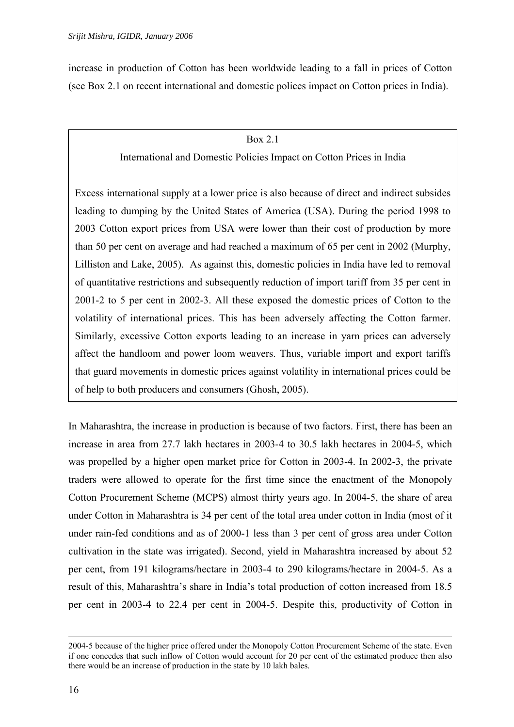increase in production of Cotton has been worldwide leading to a fall in prices of Cotton (see Box 2.1 on recent international and domestic polices impact on Cotton prices in India).

> Box 2.1
>
> International and Domestic Policies Impact on Cotton Prices in India
>
> Excess international supply at a lower price is also because of direct and indirect subsides leading to dumping by the United States of America (USA). During the period 1998 to 2003 Cotton export prices from USA were lower than their cost of production by more than 50 per cent on average and had reached a maximum of 65 per cent in 2002 (Murphy, Lilliston and Lake, 2005). As against this, domestic policies in India have led to removal of quantitative restrictions and subsequently reduction of import tariff from 35 per cent in 2001-2 to 5 per cent in 2002-3. All these exposed the domestic prices of Cotton to the volatility of international prices. This has been adversely affecting the Cotton farmer. Similarly, excessive Cotton exports leading to an increase in yarn prices can adversely affect the handloom and power loom weavers. Thus, variable import and export tariffs that guard movements in domestic prices against volatility in international prices could be of help to both producers and consumers (Ghosh, 2005).

In Maharashtra, the increase in production is because of two factors. First, there has been an increase in area from 27.7 lakh hectares in 2003-4 to 30.5 lakh hectares in 2004-5, which was propelled by a higher open market price for Cotton in 2003-4. In 2002-3, the private traders were allowed to operate for the first time since the enactment of the Monopoly Cotton Procurement Scheme (MCPS) almost thirty years ago. In 2004-5, the share of area under Cotton in Maharashtra is 34 per cent of the total area under cotton in India (most of it under rain-fed conditions and as of 2000-1 less than 3 per cent of gross area under Cotton cultivation in the state was irrigated). Second, yield in Maharashtra increased by about 52 per cent, from 191 kilograms/hectare in 2003-4 to 290 kilograms/hectare in 2004-5. As a result of this, Maharashtra's share in India's total production of cotton increased from 18.5 per cent in 2003-4 to 22.4 per cent in 2004-5. Despite this, productivity of Cotton in

---

2004-5 because of the higher price offered under the Monopoly Cotton Procurement Scheme of the state. Even if one concedes that such inflow of Cotton would account for 20 per cent of the estimated produce then also there would be an increase of production in the state by 10 lakh bales.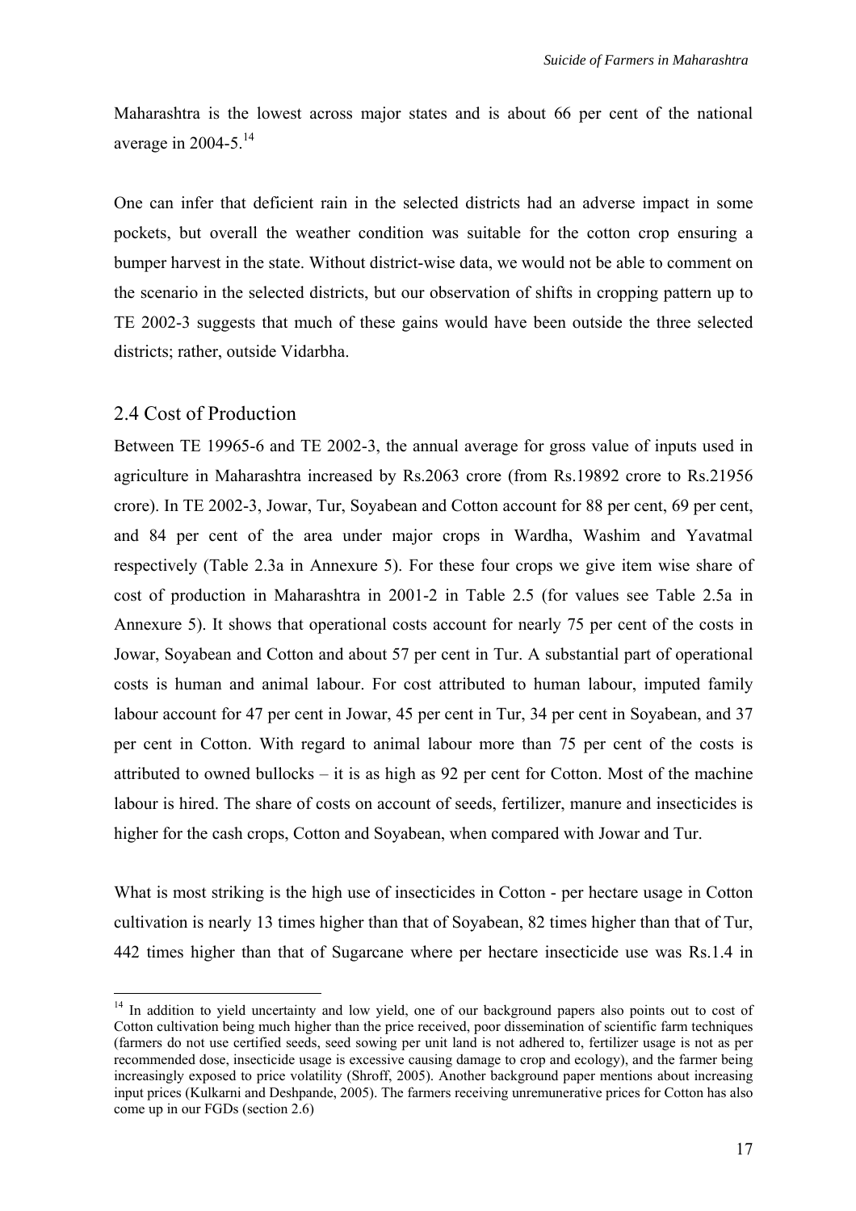Maharashtra is the lowest across major states and is about 66 per cent of the national average in 2004-5.[14]

One can infer that deficient rain in the selected districts had an adverse impact in some pockets, but overall the weather condition was suitable for the cotton crop ensuring a bumper harvest in the state. Without district-wise data, we would not be able to comment on the scenario in the selected districts, but our observation of shifts in cropping pattern up to TE 2002-3 suggests that much of these gains would have been outside the three selected districts; rather, outside Vidarbha.

## 2.4 Cost of Production

Between TE 19965-6 and TE 2002-3, the annual average for gross value of inputs used in agriculture in Maharashtra increased by Rs.2063 crore (from Rs.19892 crore to Rs.21956 crore). In TE 2002-3, Jowar, Tur, Soyabean and Cotton account for 88 per cent, 69 per cent, and 84 per cent of the area under major crops in Wardha, Washim and Yavatmal respectively (Table 2.3a in Annexure 5). For these four crops we give item wise share of cost of production in Maharashtra in 2001-2 in Table 2.5 (for values see Table 2.5a in Annexure 5). It shows that operational costs account for nearly 75 per cent of the costs in Jowar, Soyabean and Cotton and about 57 per cent in Tur. A substantial part of operational costs is human and animal labour. For cost attributed to human labour, imputed family labour account for 47 per cent in Jowar, 45 per cent in Tur, 34 per cent in Soyabean, and 37 per cent in Cotton. With regard to animal labour more than 75 per cent of the costs is attributed to owned bullocks – it is as high as 92 per cent for Cotton. Most of the machine labour is hired. The share of costs on account of seeds, fertilizer, manure and insecticides is higher for the cash crops, Cotton and Soyabean, when compared with Jowar and Tur.

What is most striking is the high use of insecticides in Cotton - per hectare usage in Cotton cultivation is nearly 13 times higher than that of Soyabean, 82 times higher than that of Tur, 442 times higher than that of Sugarcane where per hectare insecticide use was Rs.1.4 in

---

[14] In addition to yield uncertainty and low yield, one of our background papers also points out to cost of Cotton cultivation being much higher than the price received, poor dissemination of scientific farm techniques (farmers do not use certified seeds, seed sowing per unit land is not adhered to, fertilizer usage is not as per recommended dose, insecticide usage is excessive causing damage to crop and ecology), and the farmer being increasingly exposed to price volatility (Shroff, 2005). Another background paper mentions about increasing input prices (Kulkarni and Deshpande, 2005). The farmers receiving unremunerative prices for Cotton has also come up in our FGDs (section 2.6)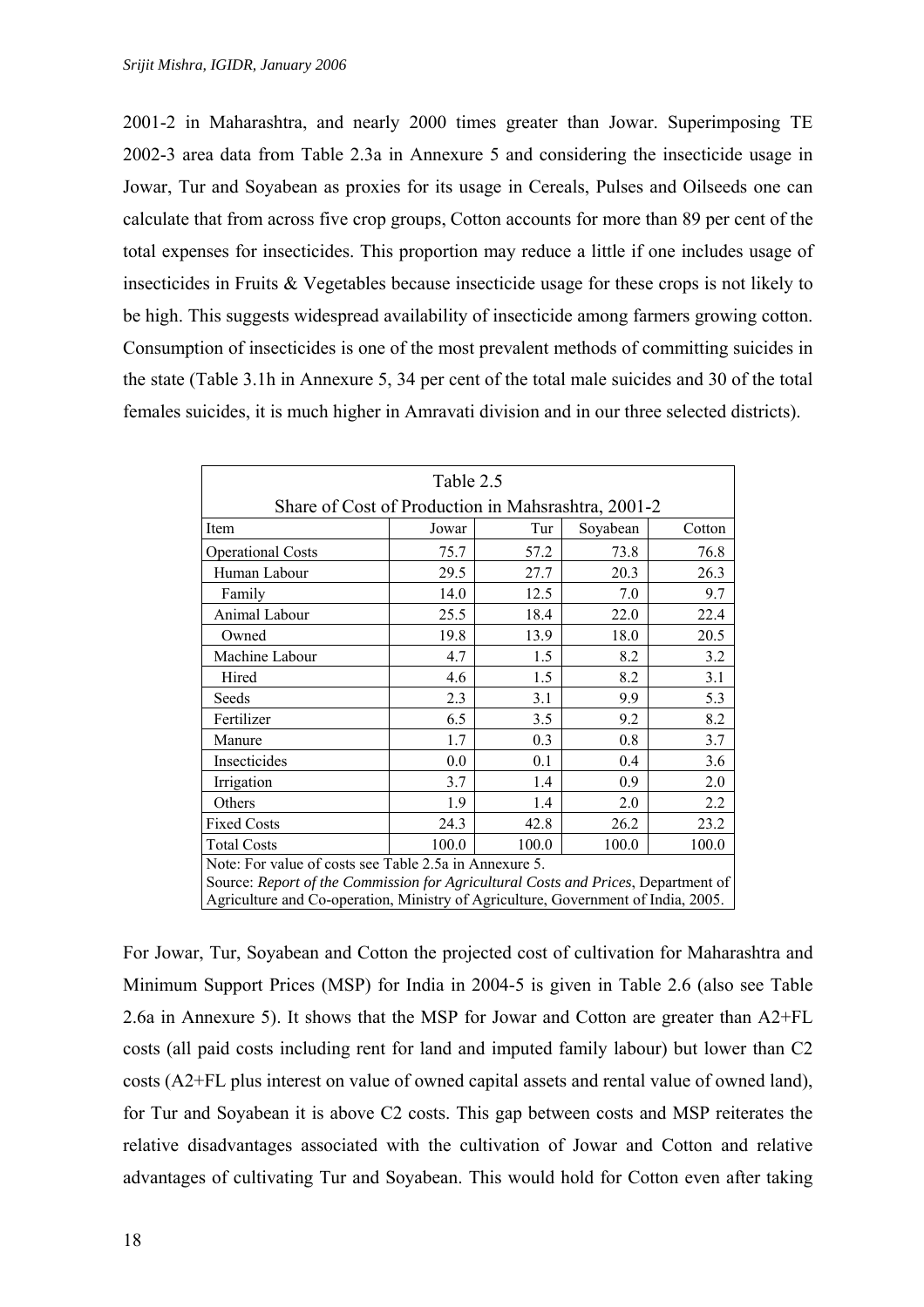2001-2 in Maharashtra, and nearly 2000 times greater than Jowar. Superimposing TE 2002-3 area data from Table 2.3a in Annexure 5 and considering the insecticide usage in Jowar, Tur and Soyabean as proxies for its usage in Cereals, Pulses and Oilseeds one can calculate that from across five crop groups, Cotton accounts for more than 89 per cent of the total expenses for insecticides. This proportion may reduce a little if one includes usage of insecticides in Fruits & Vegetables because insecticide usage for these crops is not likely to be high. This suggests widespread availability of insecticide among farmers growing cotton. Consumption of insecticides is one of the most prevalent methods of committing suicides in the state (Table 3.1h in Annexure 5, 34 per cent of the total male suicides and 30 of the total females suicides, it is much higher in Amravati division and in our three selected districts).

Table 2.5

Share of Cost of Production in Mahsrashtra, 2001-2

| Item | Jowar | Tur | Soyabean | Cotton |
|---|---|---|---|---|
| Operational Costs | 75.7 | 57.2 | 73.8 | 76.8 |
| Human Labour | 29.5 | 27.7 | 20.3 | 26.3 |
| Family | 14.0 | 12.5 | 7.0 | 9.7 |
| Animal Labour | 25.5 | 18.4 | 22.0 | 22.4 |
| Owned | 19.8 | 13.9 | 18.0 | 20.5 |
| Machine Labour | 4.7 | 1.5 | 8.2 | 3.2 |
| Hired | 4.6 | 1.5 | 8.2 | 3.1 |
| Seeds | 2.3 | 3.1 | 9.9 | 5.3 |
| Fertilizer | 6.5 | 3.5 | 9.2 | 8.2 |
| Manure | 1.7 | 0.3 | 0.8 | 3.7 |
| Insecticides | 0.0 | 0.1 | 0.4 | 3.6 |
| Irrigation | 3.7 | 1.4 | 0.9 | 2.0 |
| Others | 1.9 | 1.4 | 2.0 | 2.2 |
| Fixed Costs | 24.3 | 42.8 | 26.2 | 23.2 |
| Total Costs | 100.0 | 100.0 | 100.0 | 100.0 |

Note: For value of costs see Table 2.5a in Annexure 5.
Source: *Report of the Commission for Agricultural Costs and Prices*, Department of Agriculture and Co-operation, Ministry of Agriculture, Government of India, 2005.

For Jowar, Tur, Soyabean and Cotton the projected cost of cultivation for Maharashtra and Minimum Support Prices (MSP) for India in 2004-5 is given in Table 2.6 (also see Table 2.6a in Annexure 5). It shows that the MSP for Jowar and Cotton are greater than A2+FL costs (all paid costs including rent for land and imputed family labour) but lower than C2 costs (A2+FL plus interest on value of owned capital assets and rental value of owned land), for Tur and Soyabean it is above C2 costs. This gap between costs and MSP reiterates the relative disadvantages associated with the cultivation of Jowar and Cotton and relative advantages of cultivating Tur and Soyabean. This would hold for Cotton even after taking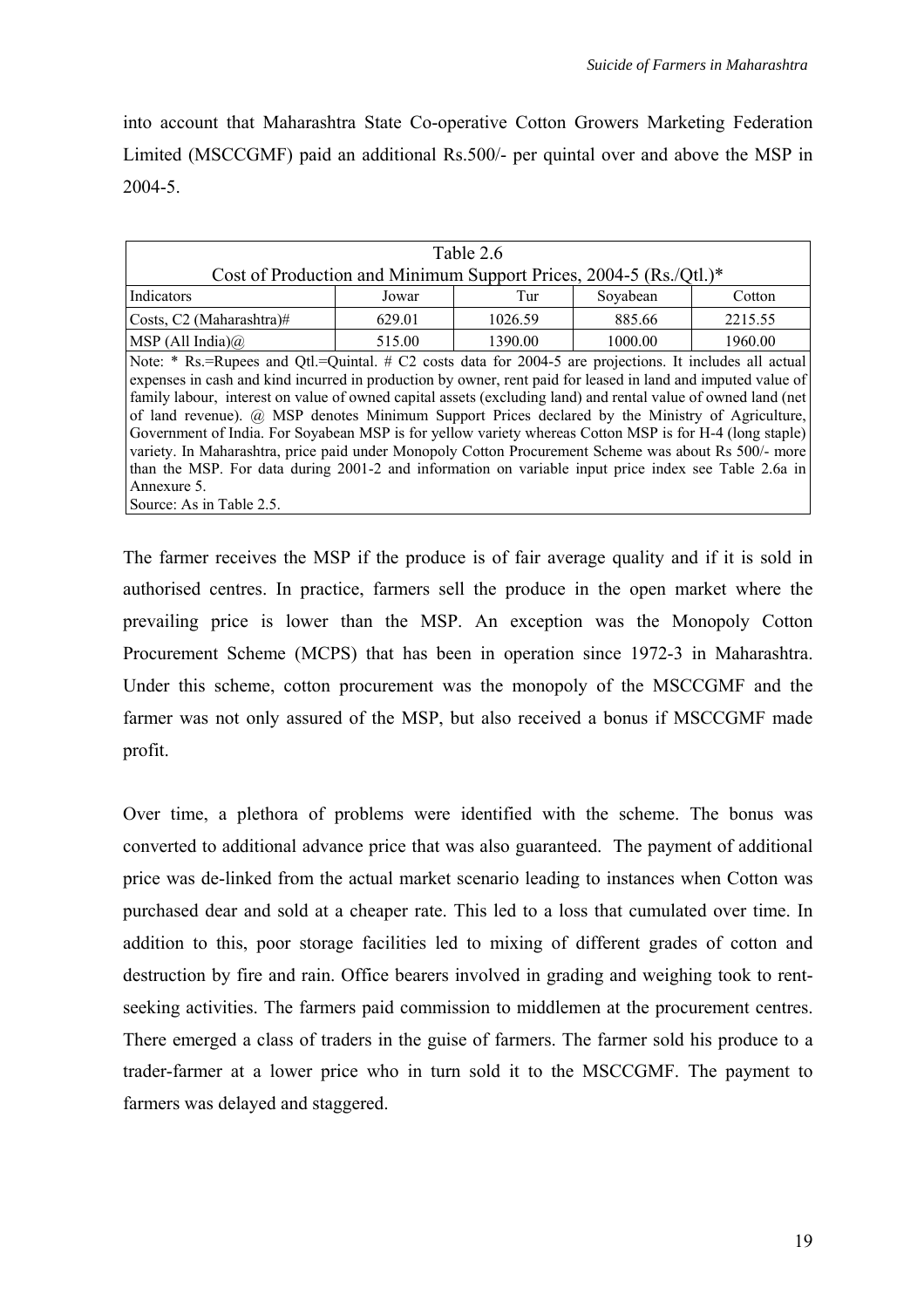into account that Maharashtra State Co-operative Cotton Growers Marketing Federation Limited (MSCCGMF) paid an additional Rs.500/- per quintal over and above the MSP in 2004-5.

Table 2.6
Cost of Production and Minimum Support Prices, 2004-5 (Rs./Qtl.)*

| Indicators | Jowar | Tur | Soyabean | Cotton |
|---|---|---|---|---|
| Costs, C2 (Maharashtra)# | 629.01 | 1026.59 | 885.66 | 2215.55 |
| MSP (All India)@ | 515.00 | 1390.00 | 1000.00 | 1960.00 |

Note: * Rs.=Rupees and Qtl.=Quintal. # C2 costs data for 2004-5 are projections. It includes all actual expenses in cash and kind incurred in production by owner, rent paid for leased in land and imputed value of family labour, interest on value of owned capital assets (excluding land) and rental value of owned land (net of land revenue). @ MSP denotes Minimum Support Prices declared by the Ministry of Agriculture, Government of India. For Soyabean MSP is for yellow variety whereas Cotton MSP is for H-4 (long staple) variety. In Maharashtra, price paid under Monopoly Cotton Procurement Scheme was about Rs 500/- more than the MSP. For data during 2001-2 and information on variable input price index see Table 2.6a in Annexure 5.
Source: As in Table 2.5.

The farmer receives the MSP if the produce is of fair average quality and if it is sold in authorised centres. In practice, farmers sell the produce in the open market where the prevailing price is lower than the MSP. An exception was the Monopoly Cotton Procurement Scheme (MCPS) that has been in operation since 1972-3 in Maharashtra. Under this scheme, cotton procurement was the monopoly of the MSCCGMF and the farmer was not only assured of the MSP, but also received a bonus if MSCCGMF made profit.

Over time, a plethora of problems were identified with the scheme. The bonus was converted to additional advance price that was also guaranteed. The payment of additional price was de-linked from the actual market scenario leading to instances when Cotton was purchased dear and sold at a cheaper rate. This led to a loss that cumulated over time. In addition to this, poor storage facilities led to mixing of different grades of cotton and destruction by fire and rain. Office bearers involved in grading and weighing took to rent-seeking activities. The farmers paid commission to middlemen at the procurement centres. There emerged a class of traders in the guise of farmers. The farmer sold his produce to a trader-farmer at a lower price who in turn sold it to the MSCCGMF. The payment to farmers was delayed and staggered.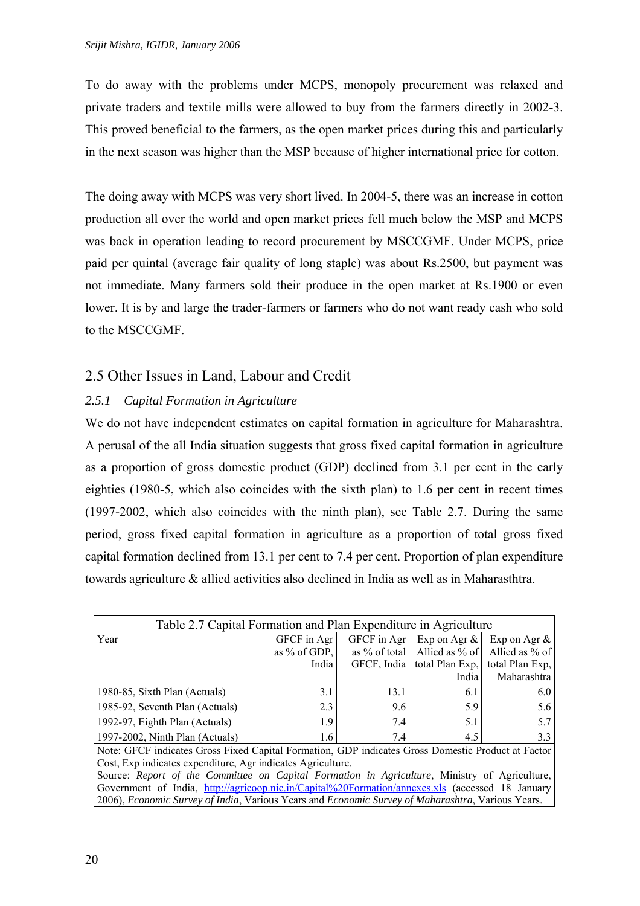To do away with the problems under MCPS, monopoly procurement was relaxed and private traders and textile mills were allowed to buy from the farmers directly in 2002-3. This proved beneficial to the farmers, as the open market prices during this and particularly in the next season was higher than the MSP because of higher international price for cotton.

The doing away with MCPS was very short lived. In 2004-5, there was an increase in cotton production all over the world and open market prices fell much below the MSP and MCPS was back in operation leading to record procurement by MSCCGMF. Under MCPS, price paid per quintal (average fair quality of long staple) was about Rs.2500, but payment was not immediate. Many farmers sold their produce in the open market at Rs.1900 or even lower. It is by and large the trader-farmers or farmers who do not want ready cash who sold to the MSCCGMF.

## 2.5 Other Issues in Land, Labour and Credit

### *2.5.1 Capital Formation in Agriculture*

We do not have independent estimates on capital formation in agriculture for Maharashtra. A perusal of the all India situation suggests that gross fixed capital formation in agriculture as a proportion of gross domestic product (GDP) declined from 3.1 per cent in the early eighties (1980-5, which also coincides with the sixth plan) to 1.6 per cent in recent times (1997-2002, which also coincides with the ninth plan), see Table 2.7. During the same period, gross fixed capital formation in agriculture as a proportion of total gross fixed capital formation declined from 13.1 per cent to 7.4 per cent. Proportion of plan expenditure towards agriculture & allied activities also declined in India as well as in Maharasthtra.

Table 2.7 Capital Formation and Plan Expenditure in Agriculture

| Year | GFCF in Agr as % of GDP, India | GFCF in Agr as % of total GFCF, India | Exp on Agr & Allied as % of total Plan Exp, India | Exp on Agr & Allied as % of total Plan Exp, Maharashtra |
|---|---|---|---|---|
| 1980-85, Sixth Plan (Actuals) | 3.1 | 13.1 | 6.1 | 6.0 |
| 1985-92, Seventh Plan (Actuals) | 2.3 | 9.6 | 5.9 | 5.6 |
| 1992-97, Eighth Plan (Actuals) | 1.9 | 7.4 | 5.1 | 5.7 |
| 1997-2002, Ninth Plan (Actuals) | 1.6 | 7.4 | 4.5 | 3.3 |

Note: GFCF indicates Gross Fixed Capital Formation, GDP indicates Gross Domestic Product at Factor Cost, Exp indicates expenditure, Agr indicates Agriculture.
Source: *Report of the Committee on Capital Formation in Agriculture*, Ministry of Agriculture, Government of India, http://agricoop.nic.in/Capital%20Formation/annexes.xls (accessed 18 January 2006), *Economic Survey of India*, Various Years and *Economic Survey of Maharashtra*, Various Years.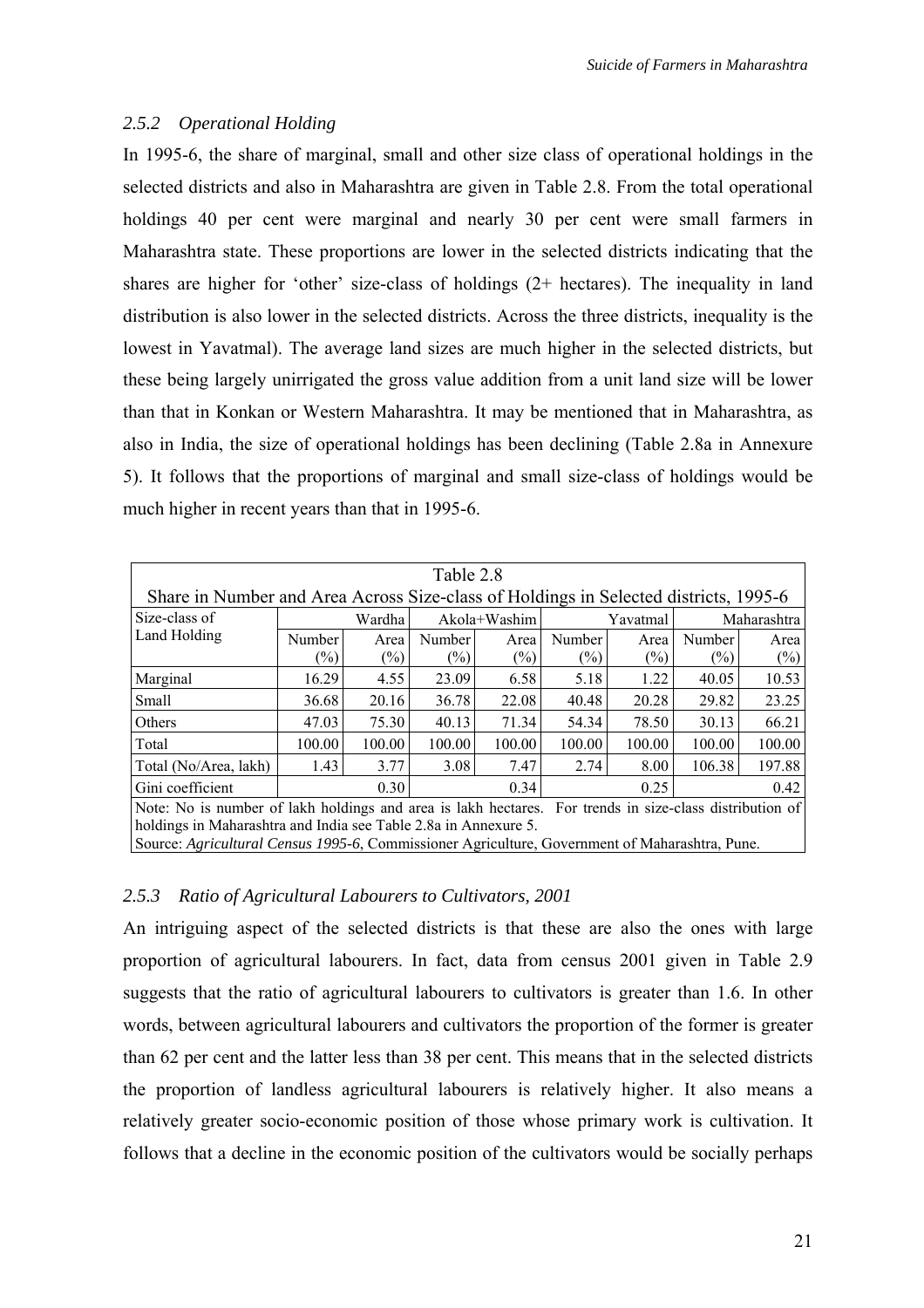### *2.5.2 Operational Holding*

In 1995-6, the share of marginal, small and other size class of operational holdings in the selected districts and also in Maharashtra are given in Table 2.8. From the total operational holdings 40 per cent were marginal and nearly 30 per cent were small farmers in Maharashtra state. These proportions are lower in the selected districts indicating that the shares are higher for 'other' size-class of holdings (2+ hectares). The inequality in land distribution is also lower in the selected districts. Across the three districts, inequality is the lowest in Yavatmal). The average land sizes are much higher in the selected districts, but these being largely unirrigated the gross value addition from a unit land size will be lower than that in Konkan or Western Maharashtra. It may be mentioned that in Maharashtra, as also in India, the size of operational holdings has been declining (Table 2.8a in Annexure 5). It follows that the proportions of marginal and small size-class of holdings would be much higher in recent years than that in 1995-6.

Table 2.8
Share in Number and Area Across Size-class of Holdings in Selected districts, 1995-6

| Size-class of Land Holding | Wardha | | Akola+Washim | | Yavatmal | | Maharashtra | |
|---|---|---|---|---|---|---|---|---|
| | Number (%) | Area (%) | Number (%) | Area (%) | Number (%) | Area (%) | Number (%) | Area (%) |
| Marginal | 16.29 | 4.55 | 23.09 | 6.58 | 5.18 | 1.22 | 40.05 | 10.53 |
| Small | 36.68 | 20.16 | 36.78 | 22.08 | 40.48 | 20.28 | 29.82 | 23.25 |
| Others | 47.03 | 75.30 | 40.13 | 71.34 | 54.34 | 78.50 | 30.13 | 66.21 |
| Total | 100.00 | 100.00 | 100.00 | 100.00 | 100.00 | 100.00 | 100.00 | 100.00 |
| Total (No/Area, lakh) | 1.43 | 3.77 | 3.08 | 7.47 | 2.74 | 8.00 | 106.38 | 197.88 |
| Gini coefficient | | 0.30 | | 0.34 | | 0.25 | | 0.42 |

Note: No is number of lakh holdings and area is lakh hectares. For trends in size-class distribution of holdings in Maharashtra and India see Table 2.8a in Annexure 5.
Source: *Agricultural Census 1995-6*, Commissioner Agriculture, Government of Maharashtra, Pune.

### *2.5.3 Ratio of Agricultural Labourers to Cultivators, 2001*

An intriguing aspect of the selected districts is that these are also the ones with large proportion of agricultural labourers. In fact, data from census 2001 given in Table 2.9 suggests that the ratio of agricultural labourers to cultivators is greater than 1.6. In other words, between agricultural labourers and cultivators the proportion of the former is greater than 62 per cent and the latter less than 38 per cent. This means that in the selected districts the proportion of landless agricultural labourers is relatively higher. It also means a relatively greater socio-economic position of those whose primary work is cultivation. It follows that a decline in the economic position of the cultivators would be socially perhaps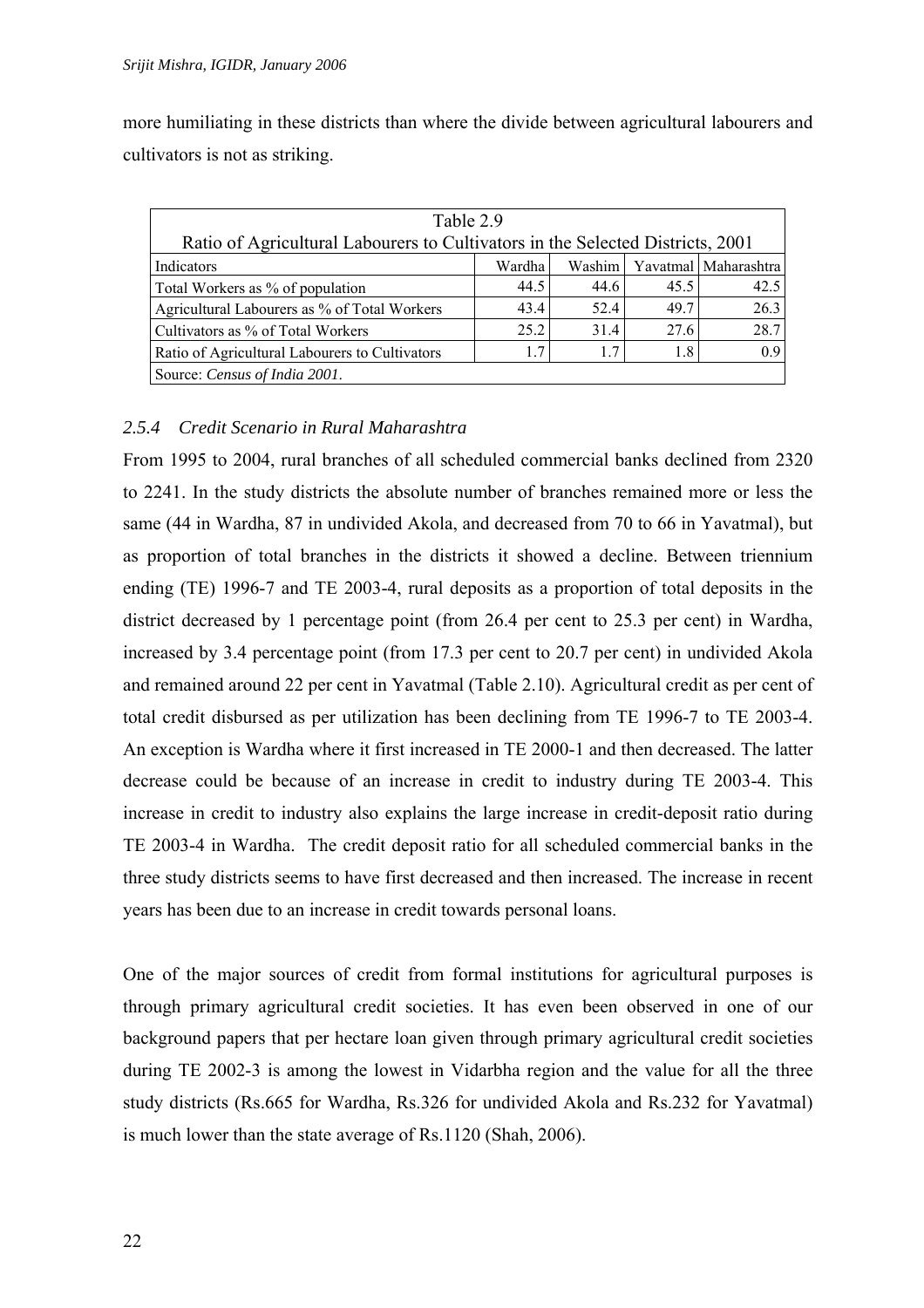more humiliating in these districts than where the divide between agricultural labourers and cultivators is not as striking.

Table 2.9
Ratio of Agricultural Labourers to Cultivators in the Selected Districts, 2001

| Indicators | Wardha | Washim | Yavatmal | Maharashtra |
|---|---|---|---|---|
| Total Workers as % of population | 44.5 | 44.6 | 45.5 | 42.5 |
| Agricultural Labourers as % of Total Workers | 43.4 | 52.4 | 49.7 | 26.3 |
| Cultivators as % of Total Workers | 25.2 | 31.4 | 27.6 | 28.7 |
| Ratio of Agricultural Labourers to Cultivators | 1.7 | 1.7 | 1.8 | 0.9 |

Source: *Census of India 2001*.

### *2.5.4 Credit Scenario in Rural Maharashtra*

From 1995 to 2004, rural branches of all scheduled commercial banks declined from 2320 to 2241. In the study districts the absolute number of branches remained more or less the same (44 in Wardha, 87 in undivided Akola, and decreased from 70 to 66 in Yavatmal), but as proportion of total branches in the districts it showed a decline. Between triennium ending (TE) 1996-7 and TE 2003-4, rural deposits as a proportion of total deposits in the district decreased by 1 percentage point (from 26.4 per cent to 25.3 per cent) in Wardha, increased by 3.4 percentage point (from 17.3 per cent to 20.7 per cent) in undivided Akola and remained around 22 per cent in Yavatmal (Table 2.10). Agricultural credit as per cent of total credit disbursed as per utilization has been declining from TE 1996-7 to TE 2003-4. An exception is Wardha where it first increased in TE 2000-1 and then decreased. The latter decrease could be because of an increase in credit to industry during TE 2003-4. This increase in credit to industry also explains the large increase in credit-deposit ratio during TE 2003-4 in Wardha. The credit deposit ratio for all scheduled commercial banks in the three study districts seems to have first decreased and then increased. The increase in recent years has been due to an increase in credit towards personal loans.

One of the major sources of credit from formal institutions for agricultural purposes is through primary agricultural credit societies. It has even been observed in one of our background papers that per hectare loan given through primary agricultural credit societies during TE 2002-3 is among the lowest in Vidarbha region and the value for all the three study districts (Rs.665 for Wardha, Rs.326 for undivided Akola and Rs.232 for Yavatmal) is much lower than the state average of Rs.1120 (Shah, 2006).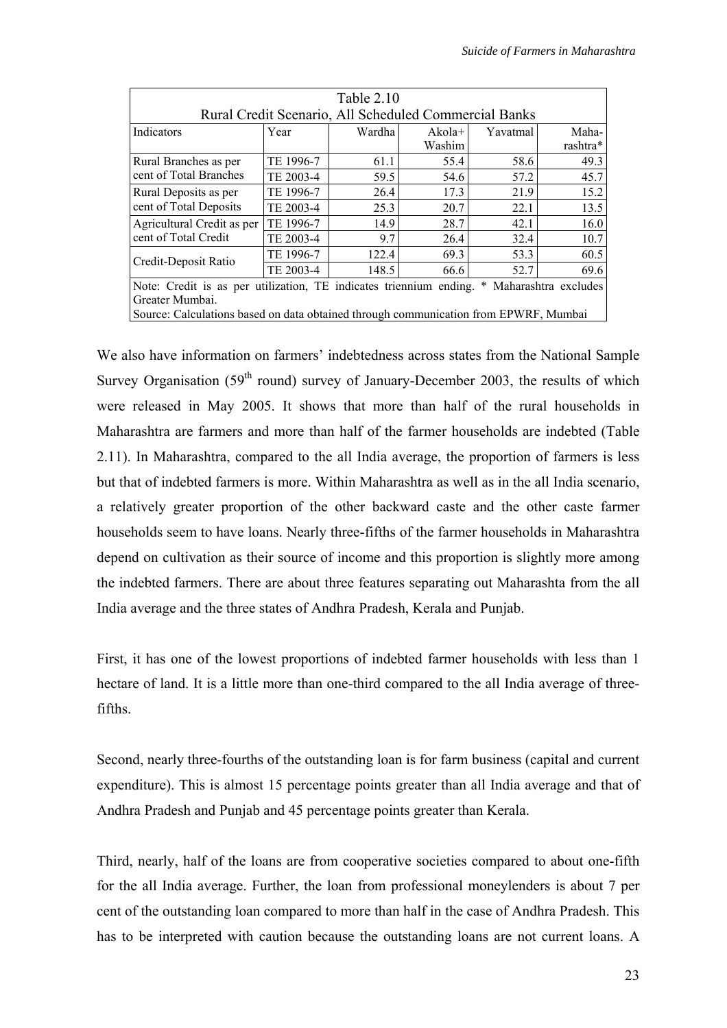Table 2.10
Rural Credit Scenario, All Scheduled Commercial Banks

| Indicators | Year | Wardha | Akola+ Washim | Yavatmal | Maha- rashtra* |
|---|---|---|---|---|---|
| Rural Branches as per cent of Total Branches | TE 1996-7 | 61.1 | 55.4 | 58.6 | 49.3 |
| | TE 2003-4 | 59.5 | 54.6 | 57.2 | 45.7 |
| Rural Deposits as per cent of Total Deposits | TE 1996-7 | 26.4 | 17.3 | 21.9 | 15.2 |
| | TE 2003-4 | 25.3 | 20.7 | 22.1 | 13.5 |
| Agricultural Credit as per cent of Total Credit | TE 1996-7 | 14.9 | 28.7 | 42.1 | 16.0 |
| | TE 2003-4 | 9.7 | 26.4 | 32.4 | 10.7 |
| Credit-Deposit Ratio | TE 1996-7 | 122.4 | 69.3 | 53.3 | 60.5 |
| | TE 2003-4 | 148.5 | 66.6 | 52.7 | 69.6 |

Note: Credit is as per utilization, TE indicates triennium ending. * Maharashtra excludes Greater Mumbai.
Source: Calculations based on data obtained through communication from EPWRF, Mumbai

We also have information on farmers' indebtedness across states from the National Sample Survey Organisation (59th round) survey of January-December 2003, the results of which were released in May 2005. It shows that more than half of the rural households in Maharashtra are farmers and more than half of the farmer households are indebted (Table 2.11). In Maharashtra, compared to the all India average, the proportion of farmers is less but that of indebted farmers is more. Within Maharashtra as well as in the all India scenario, a relatively greater proportion of the other backward caste and the other caste farmer households seem to have loans. Nearly three-fifths of the farmer households in Maharashtra depend on cultivation as their source of income and this proportion is slightly more among the indebted farmers. There are about three features separating out Maharashta from the all India average and the three states of Andhra Pradesh, Kerala and Punjab.

First, it has one of the lowest proportions of indebted farmer households with less than 1 hectare of land. It is a little more than one-third compared to the all India average of three-fifths.

Second, nearly three-fourths of the outstanding loan is for farm business (capital and current expenditure). This is almost 15 percentage points greater than all India average and that of Andhra Pradesh and Punjab and 45 percentage points greater than Kerala.

Third, nearly, half of the loans are from cooperative societies compared to about one-fifth for the all India average. Further, the loan from professional moneylenders is about 7 per cent of the outstanding loan compared to more than half in the case of Andhra Pradesh. This has to be interpreted with caution because the outstanding loans are not current loans. A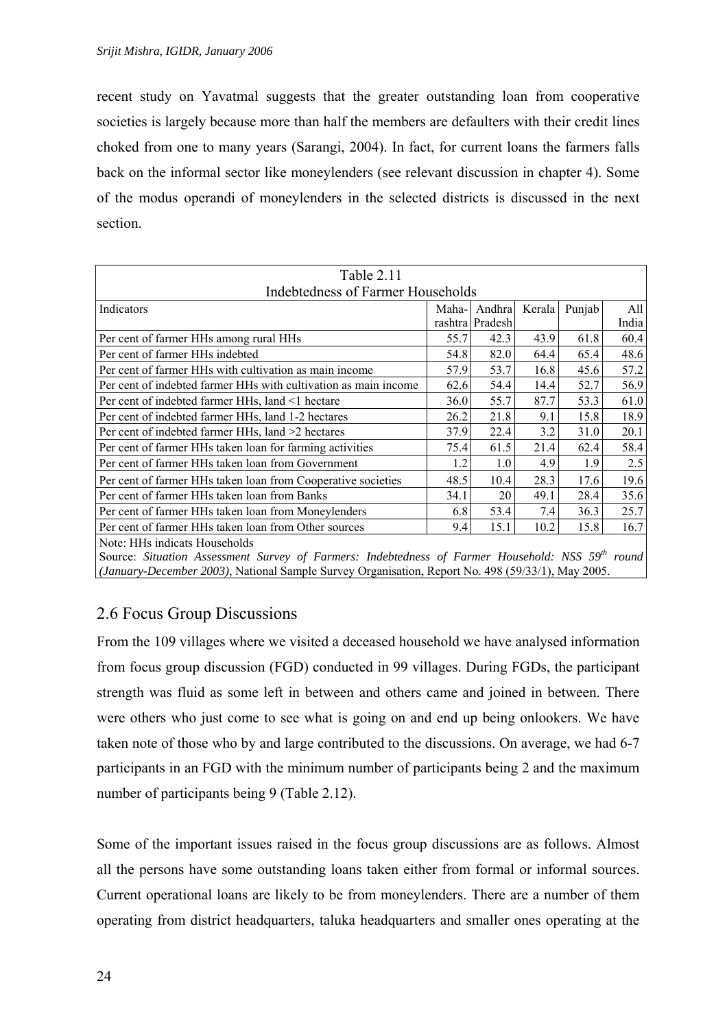recent study on Yavatmal suggests that the greater outstanding loan from cooperative societies is largely because more than half the members are defaulters with their credit lines choked from one to many years (Sarangi, 2004). In fact, for current loans the farmers falls back on the informal sector like moneylenders (see relevant discussion in chapter 4). Some of the modus operandi of moneylenders in the selected districts is discussed in the next section.

Table 2.11
Indebtedness of Farmer Households

| Indicators | Maharashtra | Andhra Pradesh | Kerala | Punjab | All India |
|---|---|---|---|---|---|
| Per cent of farmer HHs among rural HHs | 55.7 | 42.3 | 43.9 | 61.8 | 60.4 |
| Per cent of farmer HHs indebted | 54.8 | 82.0 | 64.4 | 65.4 | 48.6 |
| Per cent of farmer HHs with cultivation as main income | 57.9 | 53.7 | 16.8 | 45.6 | 57.2 |
| Per cent of indebted farmer HHs with cultivation as main income | 62.6 | 54.4 | 14.4 | 52.7 | 56.9 |
| Per cent of indebted farmer HHs, land <1 hectare | 36.0 | 55.7 | 87.7 | 53.3 | 61.0 |
| Per cent of indebted farmer HHs, land 1-2 hectares | 26.2 | 21.8 | 9.1 | 15.8 | 18.9 |
| Per cent of indebted farmer HHs, land >2 hectares | 37.9 | 22.4 | 3.2 | 31.0 | 20.1 |
| Per cent of farmer HHs taken loan for farming activities | 75.4 | 61.5 | 21.4 | 62.4 | 58.4 |
| Per cent of farmer HHs taken loan from Government | 1.2 | 1.0 | 4.9 | 1.9 | 2.5 |
| Per cent of farmer HHs taken loan from Cooperative societies | 48.5 | 10.4 | 28.3 | 17.6 | 19.6 |
| Per cent of farmer HHs taken loan from Banks | 34.1 | 20 | 49.1 | 28.4 | 35.6 |
| Per cent of farmer HHs taken loan from Moneylenders | 6.8 | 53.4 | 7.4 | 36.3 | 25.7 |
| Per cent of farmer HHs taken loan from Other sources | 9.4 | 15.1 | 10.2 | 15.8 | 16.7 |

Note: HHs indicats Households

Source: *Situation Assessment Survey of Farmers: Indebtedness of Farmer Household: NSS 59th round (January-December 2003)*, National Sample Survey Organisation, Report No. 498 (59/33/1), May 2005.

## 2.6 Focus Group Discussions

From the 109 villages where we visited a deceased household we have analysed information from focus group discussion (FGD) conducted in 99 villages. During FGDs, the participant strength was fluid as some left in between and others came and joined in between. There were others who just come to see what is going on and end up being onlookers. We have taken note of those who by and large contributed to the discussions. On average, we had 6-7 participants in an FGD with the minimum number of participants being 2 and the maximum number of participants being 9 (Table 2.12).

Some of the important issues raised in the focus group discussions are as follows. Almost all the persons have some outstanding loans taken either from formal or informal sources. Current operational loans are likely to be from moneylenders. There are a number of them operating from district headquarters, taluka headquarters and smaller ones operating at the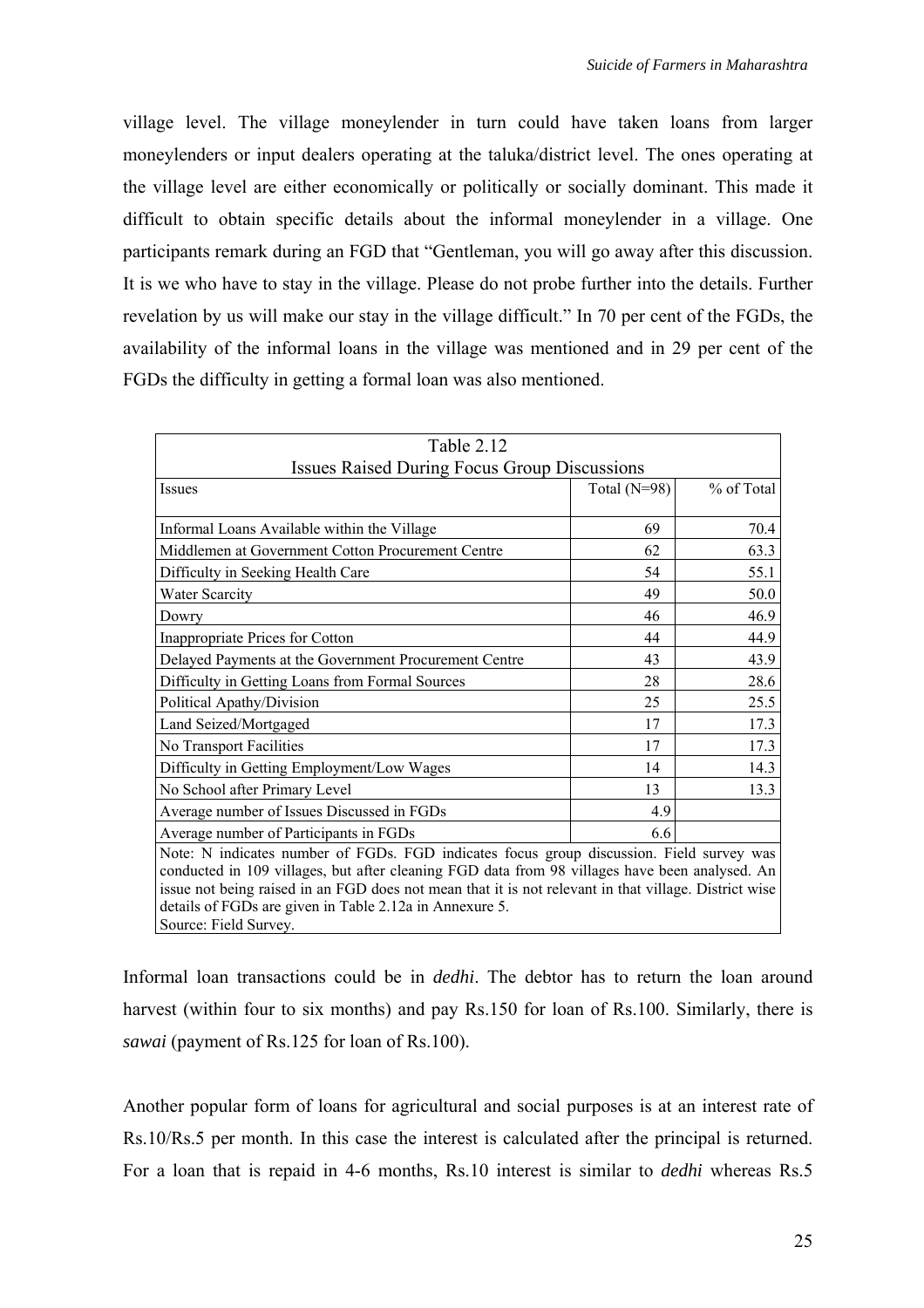village level. The village moneylender in turn could have taken loans from larger moneylenders or input dealers operating at the taluka/district level. The ones operating at the village level are either economically or politically or socially dominant. This made it difficult to obtain specific details about the informal moneylender in a village. One participants remark during an FGD that "Gentleman, you will go away after this discussion. It is we who have to stay in the village. Please do not probe further into the details. Further revelation by us will make our stay in the village difficult." In 70 per cent of the FGDs, the availability of the informal loans in the village was mentioned and in 29 per cent of the FGDs the difficulty in getting a formal loan was also mentioned.

Table 2.12
Issues Raised During Focus Group Discussions

| Issues | Total (N=98) | % of Total |
|---|---|---|
| Informal Loans Available within the Village | 69 | 70.4 |
| Middlemen at Government Cotton Procurement Centre | 62 | 63.3 |
| Difficulty in Seeking Health Care | 54 | 55.1 |
| Water Scarcity | 49 | 50.0 |
| Dowry | 46 | 46.9 |
| Inappropriate Prices for Cotton | 44 | 44.9 |
| Delayed Payments at the Government Procurement Centre | 43 | 43.9 |
| Difficulty in Getting Loans from Formal Sources | 28 | 28.6 |
| Political Apathy/Division | 25 | 25.5 |
| Land Seized/Mortgaged | 17 | 17.3 |
| No Transport Facilities | 17 | 17.3 |
| Difficulty in Getting Employment/Low Wages | 14 | 14.3 |
| No School after Primary Level | 13 | 13.3 |
| Average number of Issues Discussed in FGDs | 4.9 | |
| Average number of Participants in FGDs | 6.6 | |

Note: N indicates number of FGDs. FGD indicates focus group discussion. Field survey was conducted in 109 villages, but after cleaning FGD data from 98 villages have been analysed. An issue not being raised in an FGD does not mean that it is not relevant in that village. District wise details of FGDs are given in Table 2.12a in Annexure 5.
Source: Field Survey.

Informal loan transactions could be in *dedhi*. The debtor has to return the loan around harvest (within four to six months) and pay Rs.150 for loan of Rs.100. Similarly, there is *sawai* (payment of Rs.125 for loan of Rs.100).

Another popular form of loans for agricultural and social purposes is at an interest rate of Rs.10/Rs.5 per month. In this case the interest is calculated after the principal is returned. For a loan that is repaid in 4-6 months, Rs.10 interest is similar to *dedhi* whereas Rs.5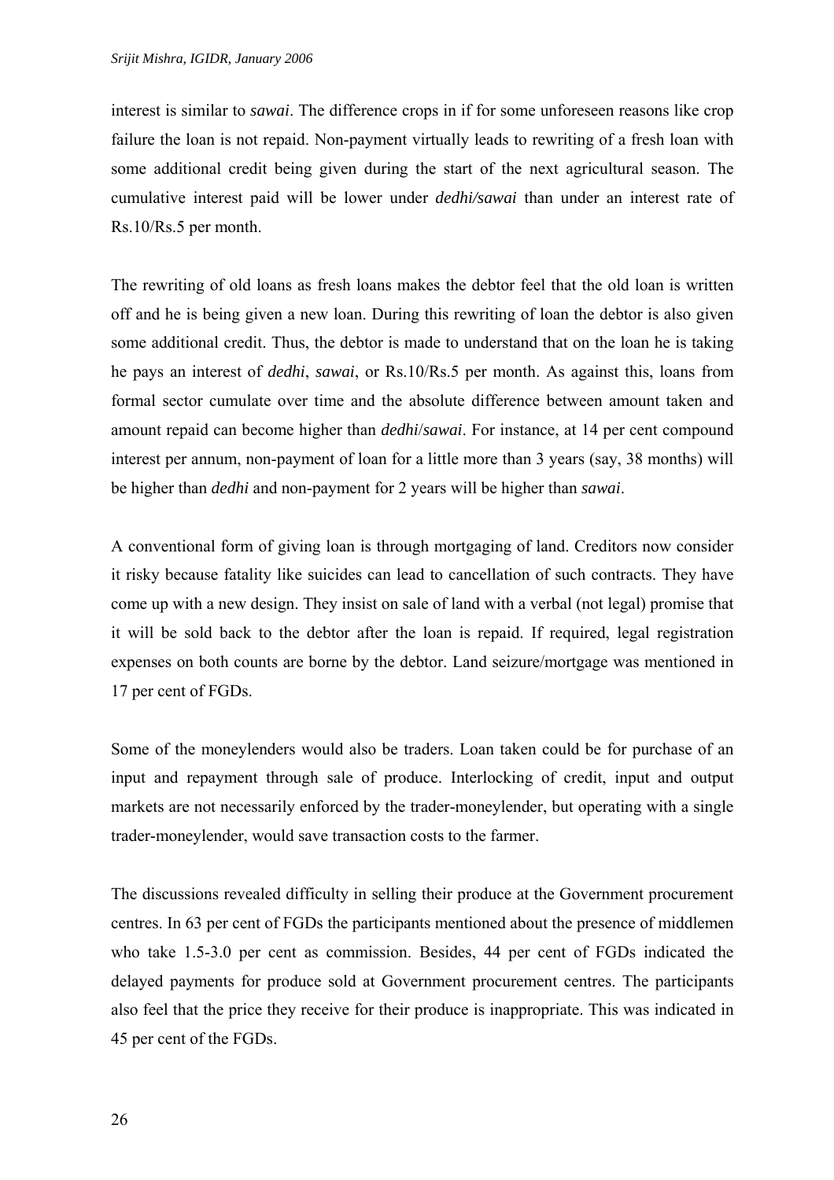interest is similar to *sawai*. The difference crops in if for some unforeseen reasons like crop failure the loan is not repaid. Non-payment virtually leads to rewriting of a fresh loan with some additional credit being given during the start of the next agricultural season. The cumulative interest paid will be lower under *dedhi/sawai* than under an interest rate of Rs.10/Rs.5 per month.

The rewriting of old loans as fresh loans makes the debtor feel that the old loan is written off and he is being given a new loan. During this rewriting of loan the debtor is also given some additional credit. Thus, the debtor is made to understand that on the loan he is taking he pays an interest of *dedhi*, *sawai*, or Rs.10/Rs.5 per month. As against this, loans from formal sector cumulate over time and the absolute difference between amount taken and amount repaid can become higher than *dedhi*/*sawai*. For instance, at 14 per cent compound interest per annum, non-payment of loan for a little more than 3 years (say, 38 months) will be higher than *dedhi* and non-payment for 2 years will be higher than *sawai*.

A conventional form of giving loan is through mortgaging of land. Creditors now consider it risky because fatality like suicides can lead to cancellation of such contracts. They have come up with a new design. They insist on sale of land with a verbal (not legal) promise that it will be sold back to the debtor after the loan is repaid. If required, legal registration expenses on both counts are borne by the debtor. Land seizure/mortgage was mentioned in 17 per cent of FGDs.

Some of the moneylenders would also be traders. Loan taken could be for purchase of an input and repayment through sale of produce. Interlocking of credit, input and output markets are not necessarily enforced by the trader-moneylender, but operating with a single trader-moneylender, would save transaction costs to the farmer.

The discussions revealed difficulty in selling their produce at the Government procurement centres. In 63 per cent of FGDs the participants mentioned about the presence of middlemen who take 1.5-3.0 per cent as commission. Besides, 44 per cent of FGDs indicated the delayed payments for produce sold at Government procurement centres. The participants also feel that the price they receive for their produce is inappropriate. This was indicated in 45 per cent of the FGDs.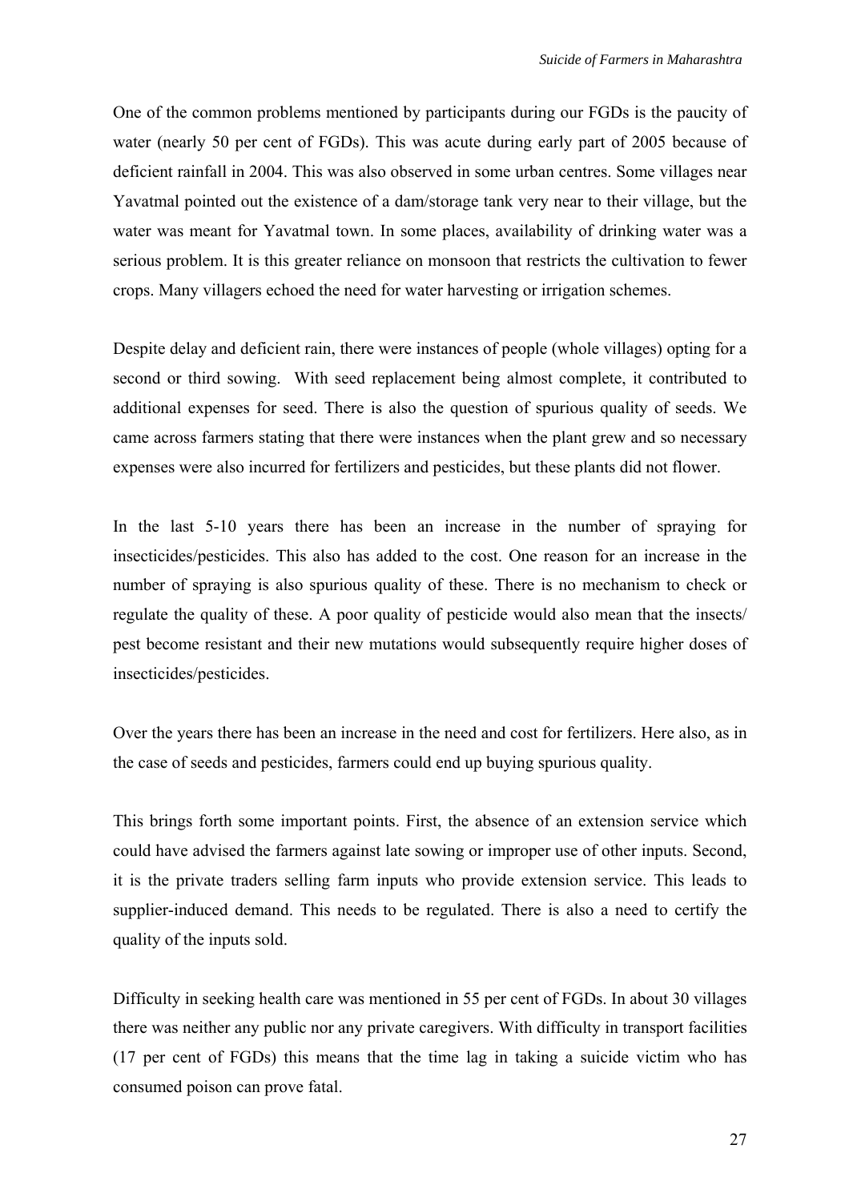One of the common problems mentioned by participants during our FGDs is the paucity of water (nearly 50 per cent of FGDs). This was acute during early part of 2005 because of deficient rainfall in 2004. This was also observed in some urban centres. Some villages near Yavatmal pointed out the existence of a dam/storage tank very near to their village, but the water was meant for Yavatmal town. In some places, availability of drinking water was a serious problem. It is this greater reliance on monsoon that restricts the cultivation to fewer crops. Many villagers echoed the need for water harvesting or irrigation schemes.

Despite delay and deficient rain, there were instances of people (whole villages) opting for a second or third sowing. With seed replacement being almost complete, it contributed to additional expenses for seed. There is also the question of spurious quality of seeds. We came across farmers stating that there were instances when the plant grew and so necessary expenses were also incurred for fertilizers and pesticides, but these plants did not flower.

In the last 5-10 years there has been an increase in the number of spraying for insecticides/pesticides. This also has added to the cost. One reason for an increase in the number of spraying is also spurious quality of these. There is no mechanism to check or regulate the quality of these. A poor quality of pesticide would also mean that the insects/ pest become resistant and their new mutations would subsequently require higher doses of insecticides/pesticides.

Over the years there has been an increase in the need and cost for fertilizers. Here also, as in the case of seeds and pesticides, farmers could end up buying spurious quality.

This brings forth some important points. First, the absence of an extension service which could have advised the farmers against late sowing or improper use of other inputs. Second, it is the private traders selling farm inputs who provide extension service. This leads to supplier-induced demand. This needs to be regulated. There is also a need to certify the quality of the inputs sold.

Difficulty in seeking health care was mentioned in 55 per cent of FGDs. In about 30 villages there was neither any public nor any private caregivers. With difficulty in transport facilities (17 per cent of FGDs) this means that the time lag in taking a suicide victim who has consumed poison can prove fatal.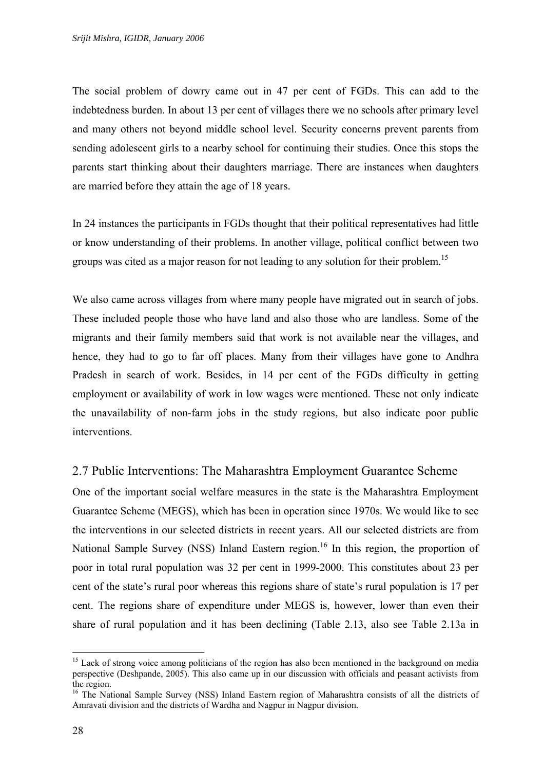The social problem of dowry came out in 47 per cent of FGDs. This can add to the indebtedness burden. In about 13 per cent of villages there we no schools after primary level and many others not beyond middle school level. Security concerns prevent parents from sending adolescent girls to a nearby school for continuing their studies. Once this stops the parents start thinking about their daughters marriage. There are instances when daughters are married before they attain the age of 18 years.

In 24 instances the participants in FGDs thought that their political representatives had little or know understanding of their problems. In another village, political conflict between two groups was cited as a major reason for not leading to any solution for their problem.[15]

We also came across villages from where many people have migrated out in search of jobs. These included people those who have land and also those who are landless. Some of the migrants and their family members said that work is not available near the villages, and hence, they had to go to far off places. Many from their villages have gone to Andhra Pradesh in search of work. Besides, in 14 per cent of the FGDs difficulty in getting employment or availability of work in low wages were mentioned. These not only indicate the unavailability of non-farm jobs in the study regions, but also indicate poor public interventions.

## 2.7 Public Interventions: The Maharashtra Employment Guarantee Scheme

One of the important social welfare measures in the state is the Maharashtra Employment Guarantee Scheme (MEGS), which has been in operation since 1970s. We would like to see the interventions in our selected districts in recent years. All our selected districts are from National Sample Survey (NSS) Inland Eastern region.[16] In this region, the proportion of poor in total rural population was 32 per cent in 1999-2000. This constitutes about 23 per cent of the state's rural poor whereas this regions share of state's rural population is 17 per cent. The regions share of expenditure under MEGS is, however, lower than even their share of rural population and it has been declining (Table 2.13, also see Table 2.13a in

[15] Lack of strong voice among politicians of the region has also been mentioned in the background on media perspective (Deshpande, 2005). This also came up in our discussion with officials and peasant activists from the region.

[16] The National Sample Survey (NSS) Inland Eastern region of Maharashtra consists of all the districts of Amravati division and the districts of Wardha and Nagpur in Nagpur division.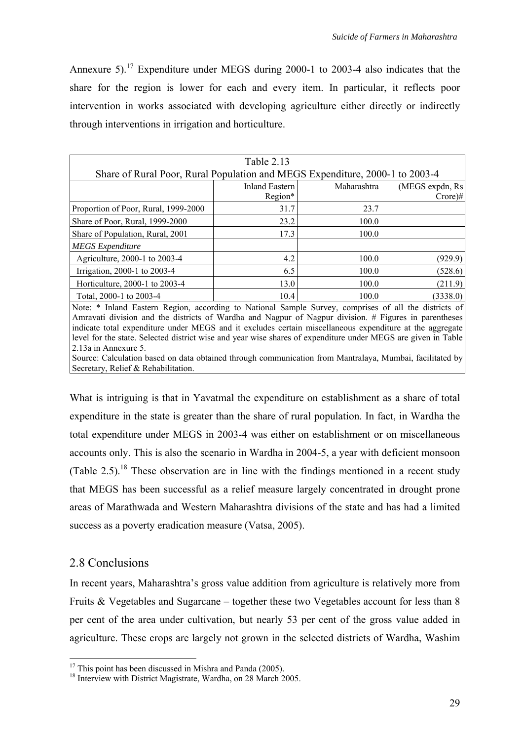Annexure 5).[17] Expenditure under MEGS during 2000-1 to 2003-4 also indicates that the share for the region is lower for each and every item. In particular, it reflects poor intervention in works associated with developing agriculture either directly or indirectly through interventions in irrigation and horticulture.

Table 2.13
Share of Rural Poor, Rural Population and MEGS Expenditure, 2000-1 to 2003-4

| | Inland Eastern Region* | Maharashtra | (MEGS expdn, Rs Crore)# |
|---|---|---|---|
| Proportion of Poor, Rural, 1999-2000 | 31.7 | 23.7 | |
| Share of Poor, Rural, 1999-2000 | 23.2 | 100.0 | |
| Share of Population, Rural, 2001 | 17.3 | 100.0 | |
| *MEGS Expenditure* | | | |
| Agriculture, 2000-1 to 2003-4 | 4.2 | 100.0 | (929.9) |
| Irrigation, 2000-1 to 2003-4 | 6.5 | 100.0 | (528.6) |
| Horticulture, 2000-1 to 2003-4 | 13.0 | 100.0 | (211.9) |
| Total, 2000-1 to 2003-4 | 10.4 | 100.0 | (3338.0) |

Note: * Inland Eastern Region, according to National Sample Survey, comprises of all the districts of Amravati division and the districts of Wardha and Nagpur of Nagpur division. # Figures in parentheses indicate total expenditure under MEGS and it excludes certain miscellaneous expenditure at the aggregate level for the state. Selected district wise and year wise shares of expenditure under MEGS are given in Table 2.13a in Annexure 5.
Source: Calculation based on data obtained through communication from Mantralaya, Mumbai, facilitated by Secretary, Relief & Rehabilitation.

What is intriguing is that in Yavatmal the expenditure on establishment as a share of total expenditure in the state is greater than the share of rural population. In fact, in Wardha the total expenditure under MEGS in 2003-4 was either on establishment or on miscellaneous accounts only. This is also the scenario in Wardha in 2004-5, a year with deficient monsoon (Table 2.5).[18] These observation are in line with the findings mentioned in a recent study that MEGS has been successful as a relief measure largely concentrated in drought prone areas of Marathwada and Western Maharashtra divisions of the state and has had a limited success as a poverty eradication measure (Vatsa, 2005).

## 2.8 Conclusions

In recent years, Maharashtra's gross value addition from agriculture is relatively more from Fruits & Vegetables and Sugarcane – together these two Vegetables account for less than 8 per cent of the area under cultivation, but nearly 53 per cent of the gross value added in agriculture. These crops are largely not grown in the selected districts of Wardha, Washim

[17] This point has been discussed in Mishra and Panda (2005).
[18] Interview with District Magistrate, Wardha, on 28 March 2005.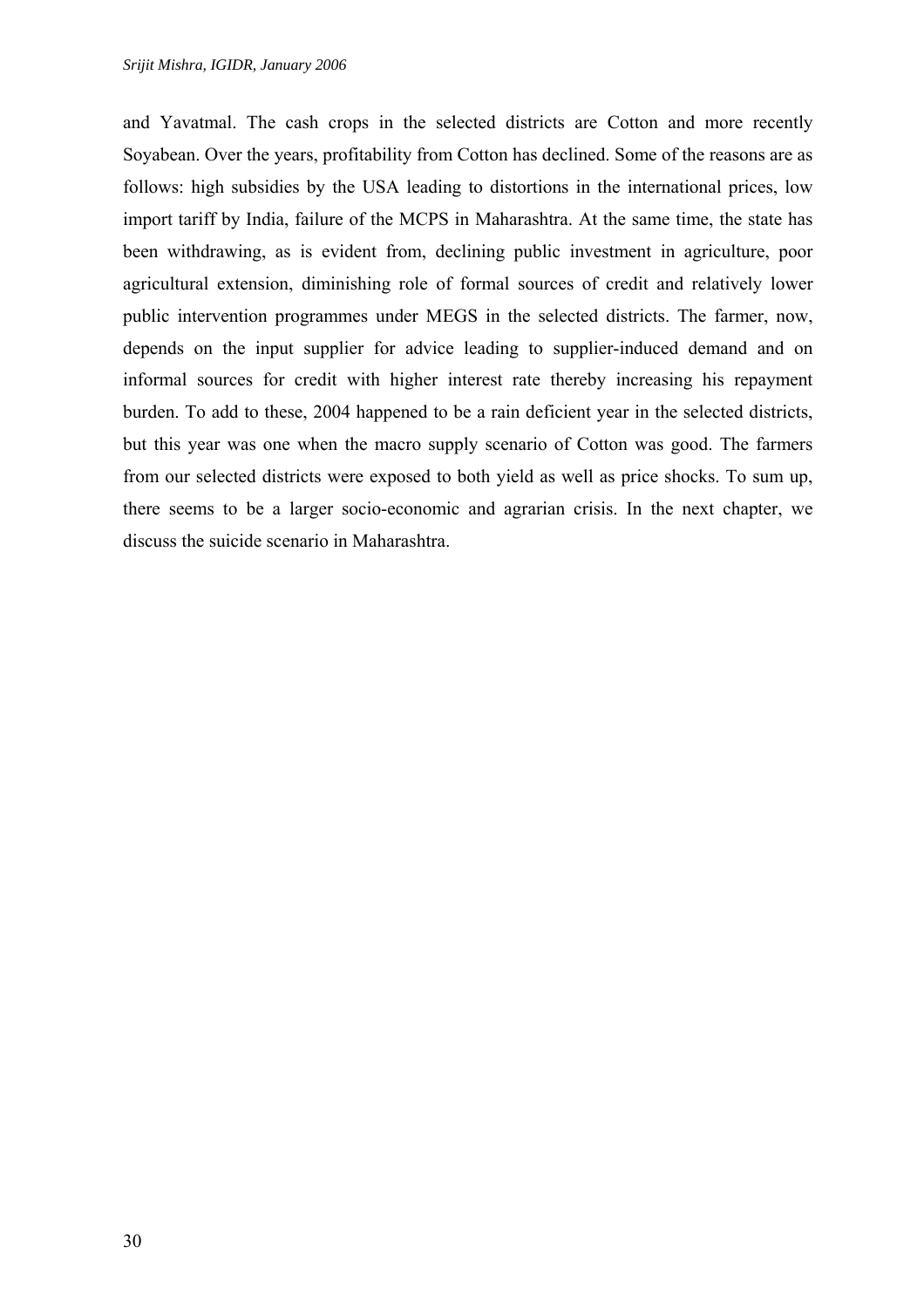and Yavatmal. The cash crops in the selected districts are Cotton and more recently Soyabean. Over the years, profitability from Cotton has declined. Some of the reasons are as follows: high subsidies by the USA leading to distortions in the international prices, low import tariff by India, failure of the MCPS in Maharashtra. At the same time, the state has been withdrawing, as is evident from, declining public investment in agriculture, poor agricultural extension, diminishing role of formal sources of credit and relatively lower public intervention programmes under MEGS in the selected districts. The farmer, now, depends on the input supplier for advice leading to supplier-induced demand and on informal sources for credit with higher interest rate thereby increasing his repayment burden. To add to these, 2004 happened to be a rain deficient year in the selected districts, but this year was one when the macro supply scenario of Cotton was good. The farmers from our selected districts were exposed to both yield as well as price shocks. To sum up, there seems to be a larger socio-economic and agrarian crisis. In the next chapter, we discuss the suicide scenario in Maharashtra.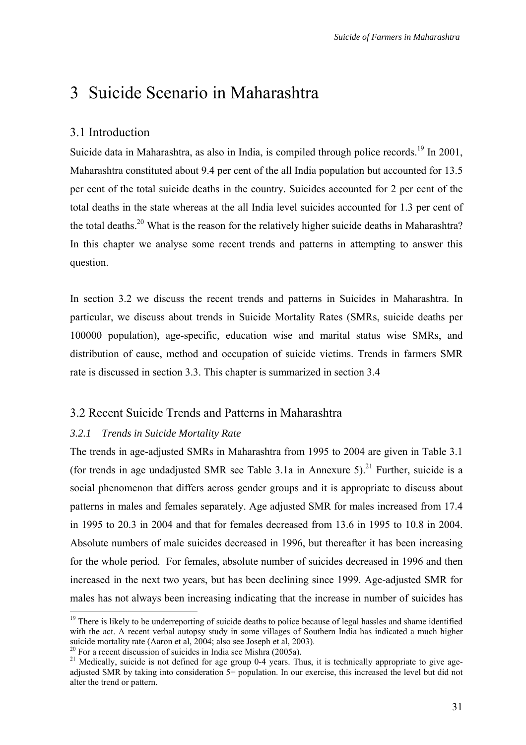# 3 Suicide Scenario in Maharashtra

## 3.1 Introduction

Suicide data in Maharashtra, as also in India, is compiled through police records.[19] In 2001, Maharashtra constituted about 9.4 per cent of the all India population but accounted for 13.5 per cent of the total suicide deaths in the country. Suicides accounted for 2 per cent of the total deaths in the state whereas at the all India level suicides accounted for 1.3 per cent of the total deaths.[20] What is the reason for the relatively higher suicide deaths in Maharashtra? In this chapter we analyse some recent trends and patterns in attempting to answer this question.

In section 3.2 we discuss the recent trends and patterns in Suicides in Maharashtra. In particular, we discuss about trends in Suicide Mortality Rates (SMRs, suicide deaths per 100000 population), age-specific, education wise and marital status wise SMRs, and distribution of cause, method and occupation of suicide victims. Trends in farmers SMR rate is discussed in section 3.3. This chapter is summarized in section 3.4

## 3.2 Recent Suicide Trends and Patterns in Maharashtra

### *3.2.1 Trends in Suicide Mortality Rate*

The trends in age-adjusted SMRs in Maharashtra from 1995 to 2004 are given in Table 3.1 (for trends in age undadjusted SMR see Table 3.1a in Annexure 5).[21] Further, suicide is a social phenomenon that differs across gender groups and it is appropriate to discuss about patterns in males and females separately. Age adjusted SMR for males increased from 17.4 in 1995 to 20.3 in 2004 and that for females decreased from 13.6 in 1995 to 10.8 in 2004. Absolute numbers of male suicides decreased in 1996, but thereafter it has been increasing for the whole period. For females, absolute number of suicides decreased in 1996 and then increased in the next two years, but has been declining since 1999. Age-adjusted SMR for males has not always been increasing indicating that the increase in number of suicides has

---

[19] There is likely to be underreporting of suicide deaths to police because of legal hassles and shame identified with the act. A recent verbal autopsy study in some villages of Southern India has indicated a much higher suicide mortality rate (Aaron et al, 2004; also see Joseph et al, 2003).

[20] For a recent discussion of suicides in India see Mishra (2005a).

[21] Medically, suicide is not defined for age group 0-4 years. Thus, it is technically appropriate to give age-adjusted SMR by taking into consideration 5+ population. In our exercise, this increased the level but did not alter the trend or pattern.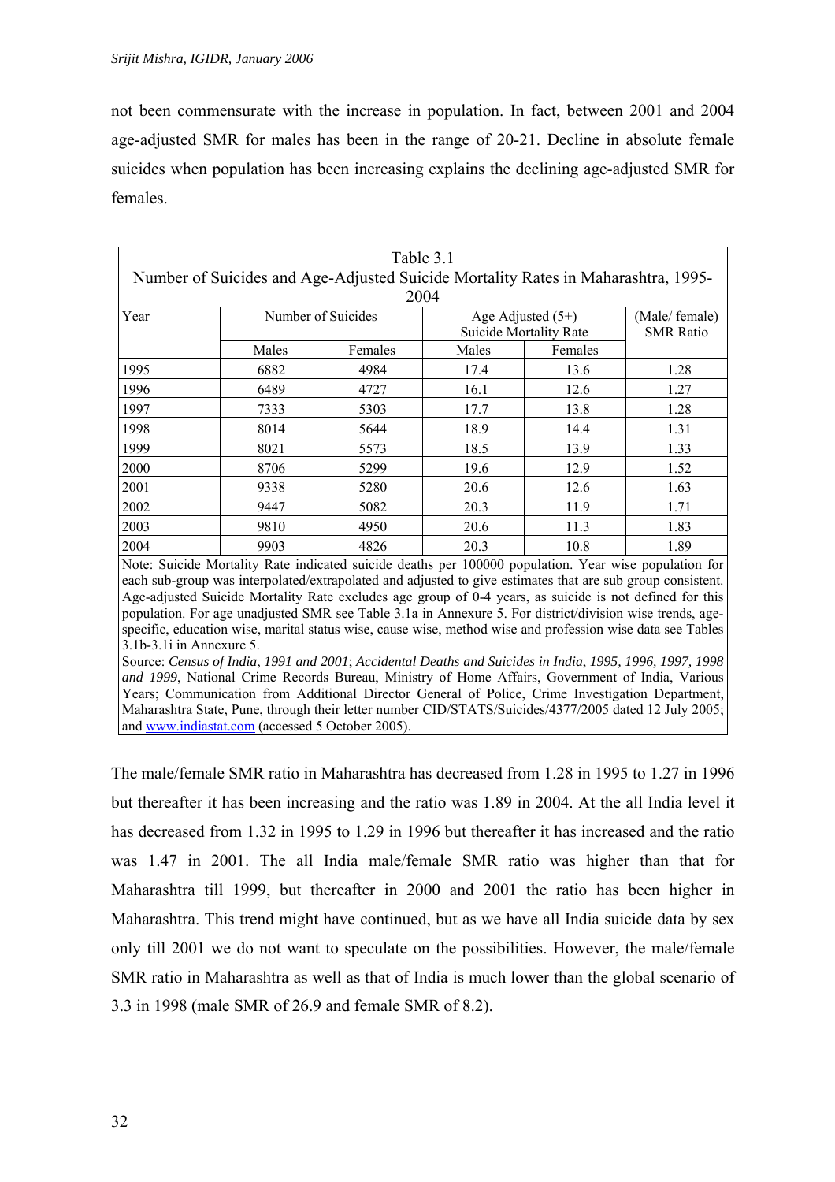not been commensurate with the increase in population. In fact, between 2001 and 2004 age-adjusted SMR for males has been in the range of 20-21. Decline in absolute female suicides when population has been increasing explains the declining age-adjusted SMR for females.

Table 3.1
Number of Suicides and Age-Adjusted Suicide Mortality Rates in Maharashtra, 1995-2004

| Year | Number of Suicides | | Age Adjusted (5+) Suicide Mortality Rate | | (Male/ female) SMR Ratio |
|---|---|---|---|---|---|
| | Males | Females | Males | Females | |
| 1995 | 6882 | 4984 | 17.4 | 13.6 | 1.28 |
| 1996 | 6489 | 4727 | 16.1 | 12.6 | 1.27 |
| 1997 | 7333 | 5303 | 17.7 | 13.8 | 1.28 |
| 1998 | 8014 | 5644 | 18.9 | 14.4 | 1.31 |
| 1999 | 8021 | 5573 | 18.5 | 13.9 | 1.33 |
| 2000 | 8706 | 5299 | 19.6 | 12.9 | 1.52 |
| 2001 | 9338 | 5280 | 20.6 | 12.6 | 1.63 |
| 2002 | 9447 | 5082 | 20.3 | 11.9 | 1.71 |
| 2003 | 9810 | 4950 | 20.6 | 11.3 | 1.83 |
| 2004 | 9903 | 4826 | 20.3 | 10.8 | 1.89 |

Note: Suicide Mortality Rate indicated suicide deaths per 100000 population. Year wise population for each sub-group was interpolated/extrapolated and adjusted to give estimates that are sub group consistent. Age-adjusted Suicide Mortality Rate excludes age group of 0-4 years, as suicide is not defined for this population. For age unadjusted SMR see Table 3.1a in Annexure 5. For district/division wise trends, age-specific, education wise, marital status wise, cause wise, method wise and profession wise data see Tables 3.1b-3.1i in Annexure 5.

Source: *Census of India*, *1991 and 2001*; *Accidental Deaths and Suicides in India*, *1995, 1996, 1997, 1998 and 1999*, National Crime Records Bureau, Ministry of Home Affairs, Government of India, Various Years; Communication from Additional Director General of Police, Crime Investigation Department, Maharashtra State, Pune, through their letter number CID/STATS/Suicides/4377/2005 dated 12 July 2005; and www.indiastat.com (accessed 5 October 2005).

The male/female SMR ratio in Maharashtra has decreased from 1.28 in 1995 to 1.27 in 1996 but thereafter it has been increasing and the ratio was 1.89 in 2004. At the all India level it has decreased from 1.32 in 1995 to 1.29 in 1996 but thereafter it has increased and the ratio was 1.47 in 2001. The all India male/female SMR ratio was higher than that for Maharashtra till 1999, but thereafter in 2000 and 2001 the ratio has been higher in Maharashtra. This trend might have continued, but as we have all India suicide data by sex only till 2001 we do not want to speculate on the possibilities. However, the male/female SMR ratio in Maharashtra as well as that of India is much lower than the global scenario of 3.3 in 1998 (male SMR of 26.9 and female SMR of 8.2).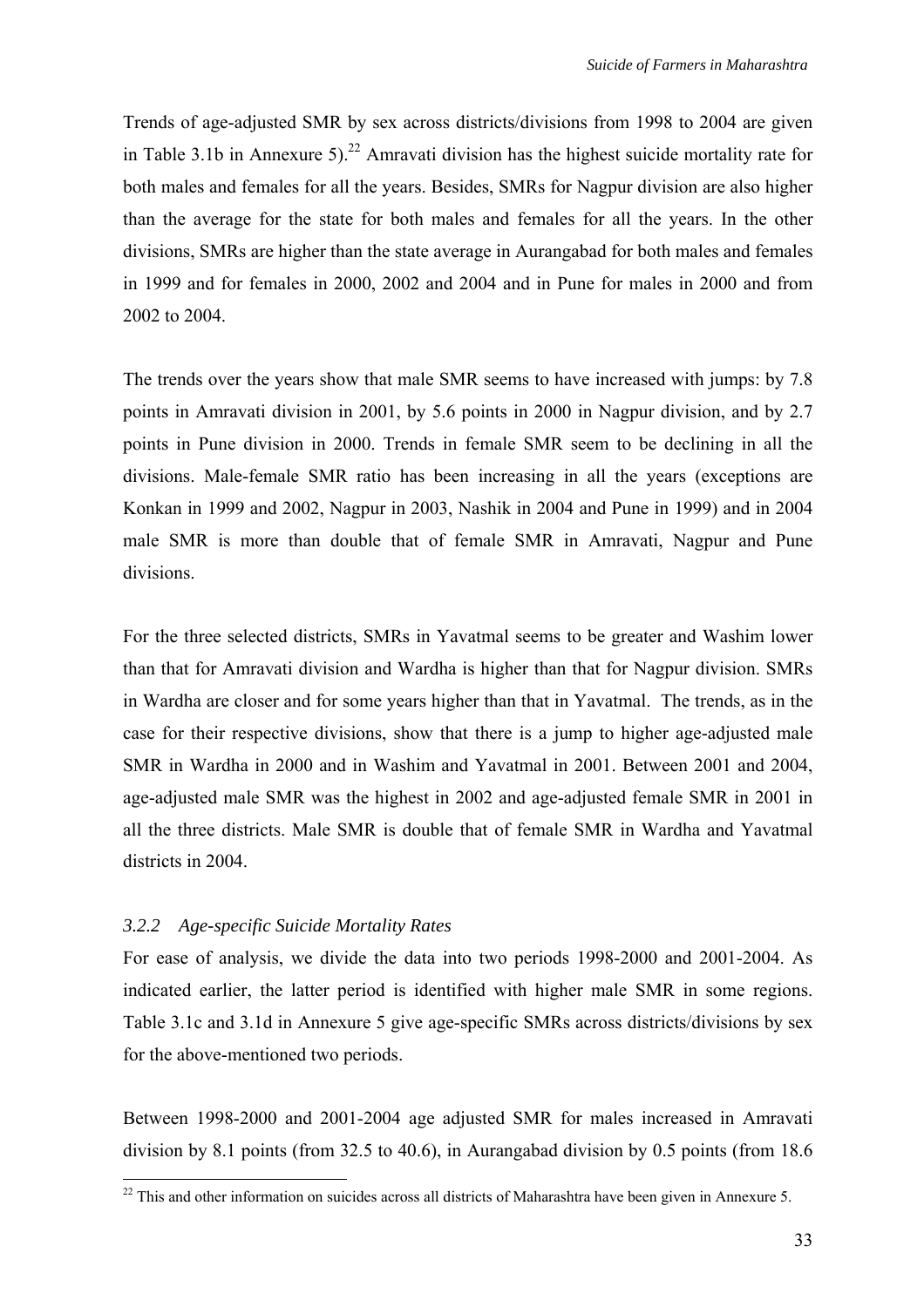Trends of age-adjusted SMR by sex across districts/divisions from 1998 to 2004 are given in Table 3.1b in Annexure 5).[22] Amravati division has the highest suicide mortality rate for both males and females for all the years. Besides, SMRs for Nagpur division are also higher than the average for the state for both males and females for all the years. In the other divisions, SMRs are higher than the state average in Aurangabad for both males and females in 1999 and for females in 2000, 2002 and 2004 and in Pune for males in 2000 and from 2002 to 2004.

The trends over the years show that male SMR seems to have increased with jumps: by 7.8 points in Amravati division in 2001, by 5.6 points in 2000 in Nagpur division, and by 2.7 points in Pune division in 2000. Trends in female SMR seem to be declining in all the divisions. Male-female SMR ratio has been increasing in all the years (exceptions are Konkan in 1999 and 2002, Nagpur in 2003, Nashik in 2004 and Pune in 1999) and in 2004 male SMR is more than double that of female SMR in Amravati, Nagpur and Pune divisions.

For the three selected districts, SMRs in Yavatmal seems to be greater and Washim lower than that for Amravati division and Wardha is higher than that for Nagpur division. SMRs in Wardha are closer and for some years higher than that in Yavatmal. The trends, as in the case for their respective divisions, show that there is a jump to higher age-adjusted male SMR in Wardha in 2000 and in Washim and Yavatmal in 2001. Between 2001 and 2004, age-adjusted male SMR was the highest in 2002 and age-adjusted female SMR in 2001 in all the three districts. Male SMR is double that of female SMR in Wardha and Yavatmal districts in 2004.

### *3.2.2 Age-specific Suicide Mortality Rates*

For ease of analysis, we divide the data into two periods 1998-2000 and 2001-2004. As indicated earlier, the latter period is identified with higher male SMR in some regions. Table 3.1c and 3.1d in Annexure 5 give age-specific SMRs across districts/divisions by sex for the above-mentioned two periods.

Between 1998-2000 and 2001-2004 age adjusted SMR for males increased in Amravati division by 8.1 points (from 32.5 to 40.6), in Aurangabad division by 0.5 points (from 18.6

---

[22] This and other information on suicides across all districts of Maharashtra have been given in Annexure 5.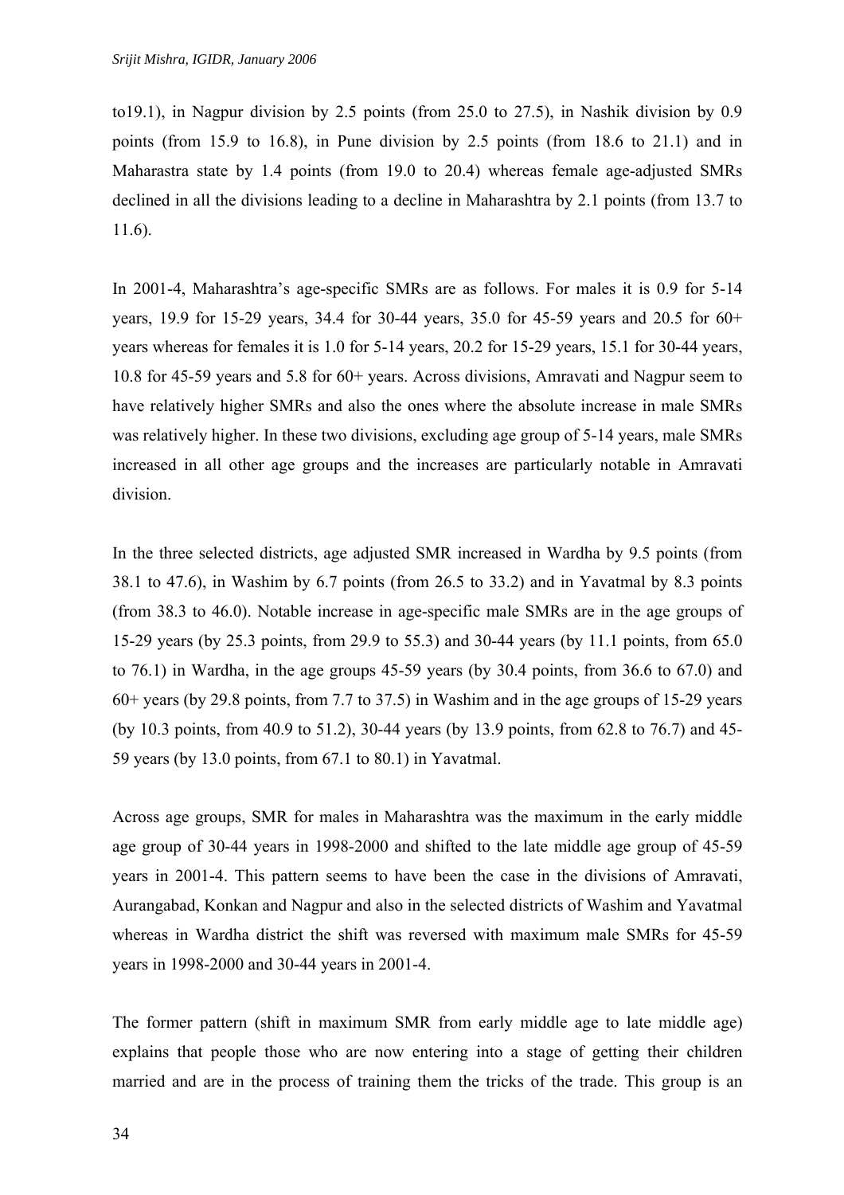to19.1), in Nagpur division by 2.5 points (from 25.0 to 27.5), in Nashik division by 0.9 points (from 15.9 to 16.8), in Pune division by 2.5 points (from 18.6 to 21.1) and in Maharastra state by 1.4 points (from 19.0 to 20.4) whereas female age-adjusted SMRs declined in all the divisions leading to a decline in Maharashtra by 2.1 points (from 13.7 to 11.6).

In 2001-4, Maharashtra's age-specific SMRs are as follows. For males it is 0.9 for 5-14 years, 19.9 for 15-29 years, 34.4 for 30-44 years, 35.0 for 45-59 years and 20.5 for 60+ years whereas for females it is 1.0 for 5-14 years, 20.2 for 15-29 years, 15.1 for 30-44 years, 10.8 for 45-59 years and 5.8 for 60+ years. Across divisions, Amravati and Nagpur seem to have relatively higher SMRs and also the ones where the absolute increase in male SMRs was relatively higher. In these two divisions, excluding age group of 5-14 years, male SMRs increased in all other age groups and the increases are particularly notable in Amravati division.

In the three selected districts, age adjusted SMR increased in Wardha by 9.5 points (from 38.1 to 47.6), in Washim by 6.7 points (from 26.5 to 33.2) and in Yavatmal by 8.3 points (from 38.3 to 46.0). Notable increase in age-specific male SMRs are in the age groups of 15-29 years (by 25.3 points, from 29.9 to 55.3) and 30-44 years (by 11.1 points, from 65.0 to 76.1) in Wardha, in the age groups 45-59 years (by 30.4 points, from 36.6 to 67.0) and 60+ years (by 29.8 points, from 7.7 to 37.5) in Washim and in the age groups of 15-29 years (by 10.3 points, from 40.9 to 51.2), 30-44 years (by 13.9 points, from 62.8 to 76.7) and 45-59 years (by 13.0 points, from 67.1 to 80.1) in Yavatmal.

Across age groups, SMR for males in Maharashtra was the maximum in the early middle age group of 30-44 years in 1998-2000 and shifted to the late middle age group of 45-59 years in 2001-4. This pattern seems to have been the case in the divisions of Amravati, Aurangabad, Konkan and Nagpur and also in the selected districts of Washim and Yavatmal whereas in Wardha district the shift was reversed with maximum male SMRs for 45-59 years in 1998-2000 and 30-44 years in 2001-4.

The former pattern (shift in maximum SMR from early middle age to late middle age) explains that people those who are now entering into a stage of getting their children married and are in the process of training them the tricks of the trade. This group is an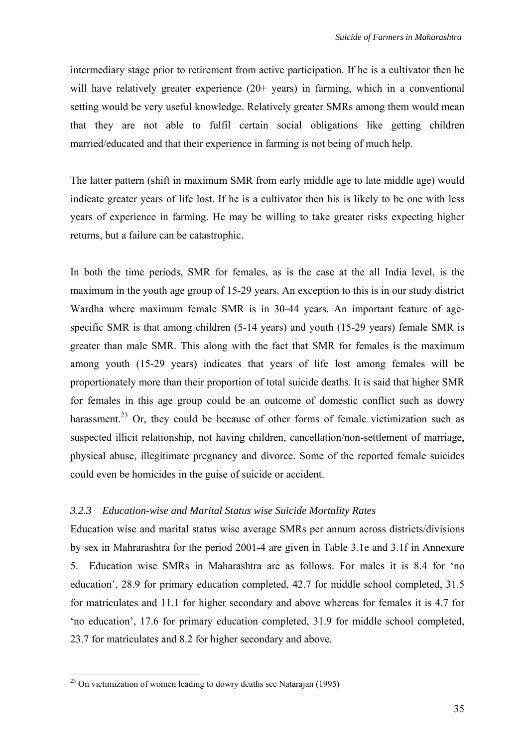intermediary stage prior to retirement from active participation. If he is a cultivator then he will have relatively greater experience (20+ years) in farming, which in a conventional setting would be very useful knowledge. Relatively greater SMRs among them would mean that they are not able to fulfil certain social obligations like getting children married/educated and that their experience in farming is not being of much help.

The latter pattern (shift in maximum SMR from early middle age to late middle age) would indicate greater years of life lost. If he is a cultivator then his is likely to be one with less years of experience in farming. He may be willing to take greater risks expecting higher returns, but a failure can be catastrophic.

In both the time periods, SMR for females, as is the case at the all India level, is the maximum in the youth age group of 15-29 years. An exception to this is in our study district Wardha where maximum female SMR is in 30-44 years. An important feature of age-specific SMR is that among children (5-14 years) and youth (15-29 years) female SMR is greater than male SMR. This along with the fact that SMR for females is the maximum among youth (15-29 years) indicates that years of life lost among females will be proportionately more than their proportion of total suicide deaths. It is said that higher SMR for females in this age group could be an outcome of domestic conflict such as dowry harassment.[23] Or, they could be because of other forms of female victimization such as suspected illicit relationship, not having children, cancellation/non-settlement of marriage, physical abuse, illegitimate pregnancy and divorce. Some of the reported female suicides could even be homicides in the guise of suicide or accident.

### *3.2.3 Education-wise and Marital Status wise Suicide Mortality Rates*

Education wise and marital status wise average SMRs per annum across districts/divisions by sex in Mahrarashtra for the period 2001-4 are given in Table 3.1e and 3.1f in Annexure 5. Education wise SMRs in Maharashtra are as follows. For males it is 8.4 for 'no education', 28.9 for primary education completed, 42.7 for middle school completed, 31.5 for matriculates and 11.1 for higher secondary and above whereas for females it is 4.7 for 'no education', 17.6 for primary education completed, 31.9 for middle school completed, 23.7 for matriculates and 8.2 for higher secondary and above.

[23] On victimization of women leading to dowry deaths see Natarajan (1995)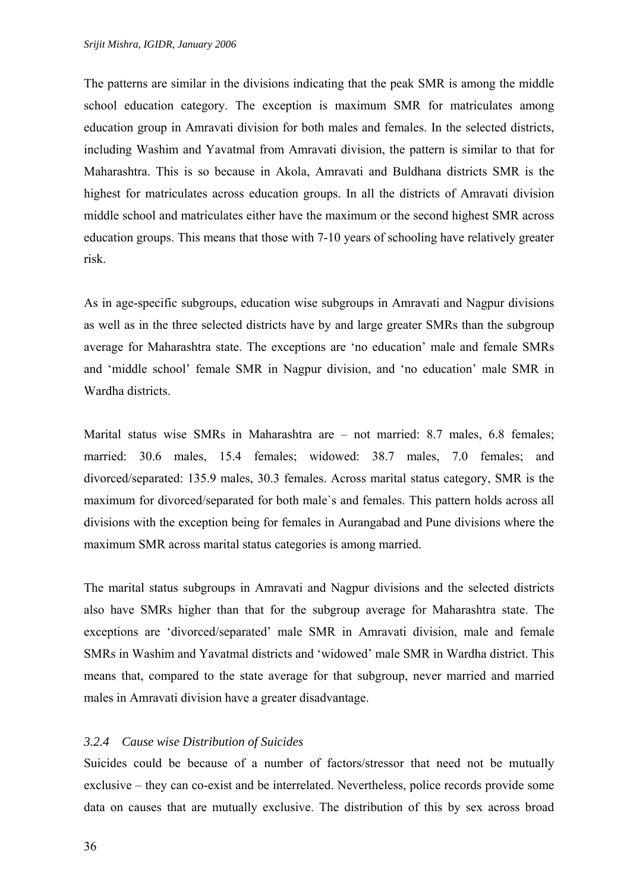The patterns are similar in the divisions indicating that the peak SMR is among the middle school education category. The exception is maximum SMR for matriculates among education group in Amravati division for both males and females. In the selected districts, including Washim and Yavatmal from Amravati division, the pattern is similar to that for Maharashtra. This is so because in Akola, Amravati and Buldhana districts SMR is the highest for matriculates across education groups. In all the districts of Amravati division middle school and matriculates either have the maximum or the second highest SMR across education groups. This means that those with 7-10 years of schooling have relatively greater risk.

As in age-specific subgroups, education wise subgroups in Amravati and Nagpur divisions as well as in the three selected districts have by and large greater SMRs than the subgroup average for Maharashtra state. The exceptions are 'no education' male and female SMRs and 'middle school' female SMR in Nagpur division, and 'no education' male SMR in Wardha districts.

Marital status wise SMRs in Maharashtra are – not married: 8.7 males, 6.8 females; married: 30.6 males, 15.4 females; widowed: 38.7 males, 7.0 females; and divorced/separated: 135.9 males, 30.3 females. Across marital status category, SMR is the maximum for divorced/separated for both male`s and females. This pattern holds across all divisions with the exception being for females in Aurangabad and Pune divisions where the maximum SMR across marital status categories is among married.

The marital status subgroups in Amravati and Nagpur divisions and the selected districts also have SMRs higher than that for the subgroup average for Maharashtra state. The exceptions are 'divorced/separated' male SMR in Amravati division, male and female SMRs in Washim and Yavatmal districts and 'widowed' male SMR in Wardha district. This means that, compared to the state average for that subgroup, never married and married males in Amravati division have a greater disadvantage.

#### *3.2.4 Cause wise Distribution of Suicides*

Suicides could be because of a number of factors/stressor that need not be mutually exclusive – they can co-exist and be interrelated. Nevertheless, police records provide some data on causes that are mutually exclusive. The distribution of this by sex across broad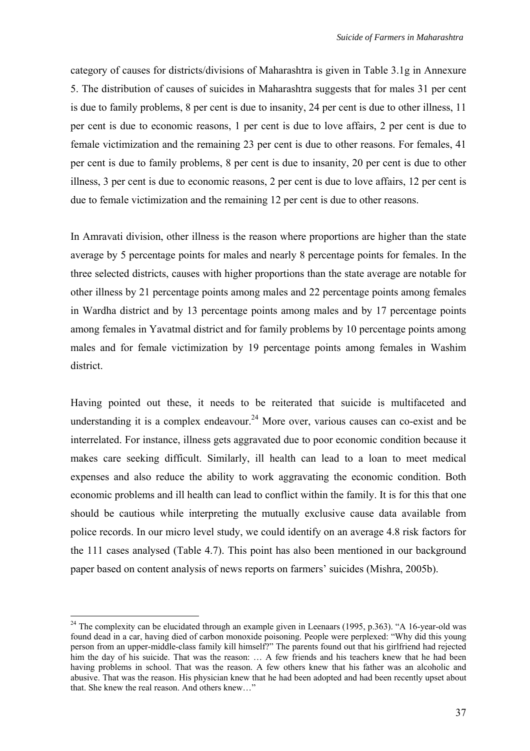category of causes for districts/divisions of Maharashtra is given in Table 3.1g in Annexure 5. The distribution of causes of suicides in Maharashtra suggests that for males 31 per cent is due to family problems, 8 per cent is due to insanity, 24 per cent is due to other illness, 11 per cent is due to economic reasons, 1 per cent is due to love affairs, 2 per cent is due to female victimization and the remaining 23 per cent is due to other reasons. For females, 41 per cent is due to family problems, 8 per cent is due to insanity, 20 per cent is due to other illness, 3 per cent is due to economic reasons, 2 per cent is due to love affairs, 12 per cent is due to female victimization and the remaining 12 per cent is due to other reasons.

In Amravati division, other illness is the reason where proportions are higher than the state average by 5 percentage points for males and nearly 8 percentage points for females. In the three selected districts, causes with higher proportions than the state average are notable for other illness by 21 percentage points among males and 22 percentage points among females in Wardha district and by 13 percentage points among males and by 17 percentage points among females in Yavatmal district and for family problems by 10 percentage points among males and for female victimization by 19 percentage points among females in Washim district.

Having pointed out these, it needs to be reiterated that suicide is multifaceted and understanding it is a complex endeavour.[24] More over, various causes can co-exist and be interrelated. For instance, illness gets aggravated due to poor economic condition because it makes care seeking difficult. Similarly, ill health can lead to a loan to meet medical expenses and also reduce the ability to work aggravating the economic condition. Both economic problems and ill health can lead to conflict within the family. It is for this that one should be cautious while interpreting the mutually exclusive cause data available from police records. In our micro level study, we could identify on an average 4.8 risk factors for the 111 cases analysed (Table 4.7). This point has also been mentioned in our background paper based on content analysis of news reports on farmers' suicides (Mishra, 2005b).

---

[24] The complexity can be elucidated through an example given in Leenaars (1995, p.363). "A 16-year-old was found dead in a car, having died of carbon monoxide poisoning. People were perplexed: "Why did this young person from an upper-middle-class family kill himself?" The parents found out that his girlfriend had rejected him the day of his suicide. That was the reason: … A few friends and his teachers knew that he had been having problems in school. That was the reason. A few others knew that his father was an alcoholic and abusive. That was the reason. His physician knew that he had been adopted and had been recently upset about that. She knew the real reason. And others knew…"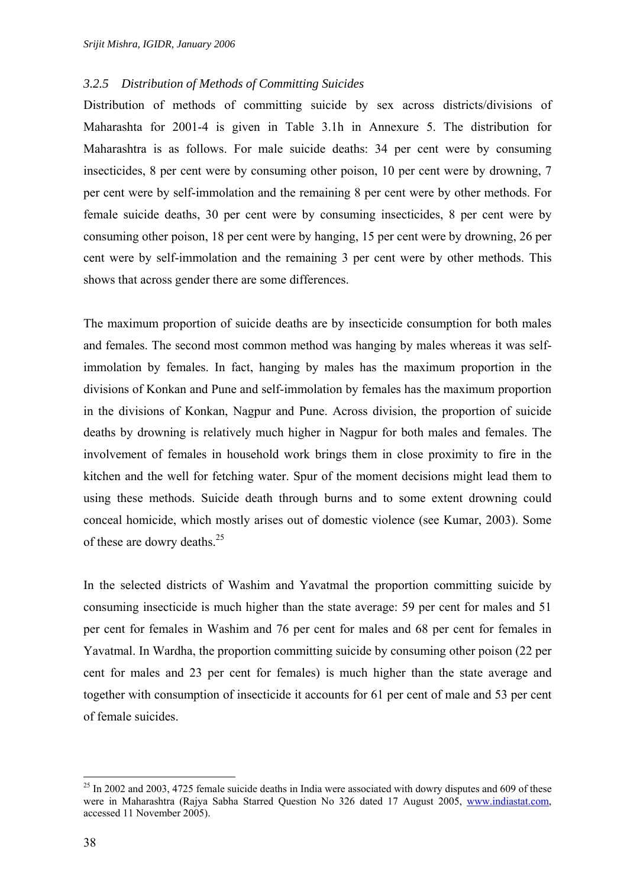### *3.2.5 Distribution of Methods of Committing Suicides*

Distribution of methods of committing suicide by sex across districts/divisions of Maharashta for 2001-4 is given in Table 3.1h in Annexure 5. The distribution for Maharashtra is as follows. For male suicide deaths: 34 per cent were by consuming insecticides, 8 per cent were by consuming other poison, 10 per cent were by drowning, 7 per cent were by self-immolation and the remaining 8 per cent were by other methods. For female suicide deaths, 30 per cent were by consuming insecticides, 8 per cent were by consuming other poison, 18 per cent were by hanging, 15 per cent were by drowning, 26 per cent were by self-immolation and the remaining 3 per cent were by other methods. This shows that across gender there are some differences.

The maximum proportion of suicide deaths are by insecticide consumption for both males and females. The second most common method was hanging by males whereas it was self-immolation by females. In fact, hanging by males has the maximum proportion in the divisions of Konkan and Pune and self-immolation by females has the maximum proportion in the divisions of Konkan, Nagpur and Pune. Across division, the proportion of suicide deaths by drowning is relatively much higher in Nagpur for both males and females. The involvement of females in household work brings them in close proximity to fire in the kitchen and the well for fetching water. Spur of the moment decisions might lead them to using these methods. Suicide death through burns and to some extent drowning could conceal homicide, which mostly arises out of domestic violence (see Kumar, 2003). Some of these are dowry deaths.[25]

In the selected districts of Washim and Yavatmal the proportion committing suicide by consuming insecticide is much higher than the state average: 59 per cent for males and 51 per cent for females in Washim and 76 per cent for males and 68 per cent for females in Yavatmal. In Wardha, the proportion committing suicide by consuming other poison (22 per cent for males and 23 per cent for females) is much higher than the state average and together with consumption of insecticide it accounts for 61 per cent of male and 53 per cent of female suicides.

---

[25] In 2002 and 2003, 4725 female suicide deaths in India were associated with dowry disputes and 609 of these were in Maharashtra (Rajya Sabha Starred Question No 326 dated 17 August 2005, www.indiastat.com, accessed 11 November 2005).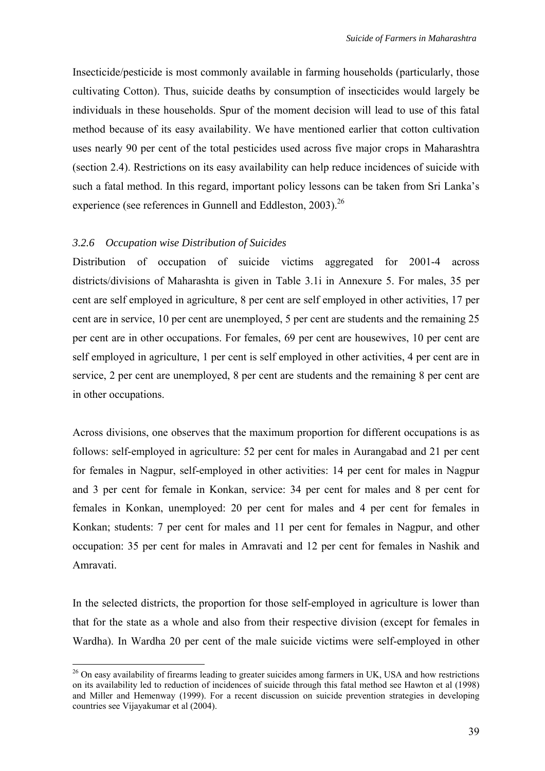Insecticide/pesticide is most commonly available in farming households (particularly, those cultivating Cotton). Thus, suicide deaths by consumption of insecticides would largely be individuals in these households. Spur of the moment decision will lead to use of this fatal method because of its easy availability. We have mentioned earlier that cotton cultivation uses nearly 90 per cent of the total pesticides used across five major crops in Maharashtra (section 2.4). Restrictions on its easy availability can help reduce incidences of suicide with such a fatal method. In this regard, important policy lessons can be taken from Sri Lanka's experience (see references in Gunnell and Eddleston, 2003).[26]

### *3.2.6 Occupation wise Distribution of Suicides*

Distribution of occupation of suicide victims aggregated for 2001-4 across districts/divisions of Maharashta is given in Table 3.1i in Annexure 5. For males, 35 per cent are self employed in agriculture, 8 per cent are self employed in other activities, 17 per cent are in service, 10 per cent are unemployed, 5 per cent are students and the remaining 25 per cent are in other occupations. For females, 69 per cent are housewives, 10 per cent are self employed in agriculture, 1 per cent is self employed in other activities, 4 per cent are in service, 2 per cent are unemployed, 8 per cent are students and the remaining 8 per cent are in other occupations.

Across divisions, one observes that the maximum proportion for different occupations is as follows: self-employed in agriculture: 52 per cent for males in Aurangabad and 21 per cent for females in Nagpur, self-employed in other activities: 14 per cent for males in Nagpur and 3 per cent for female in Konkan, service: 34 per cent for males and 8 per cent for females in Konkan, unemployed: 20 per cent for males and 4 per cent for females in Konkan; students: 7 per cent for males and 11 per cent for females in Nagpur, and other occupation: 35 per cent for males in Amravati and 12 per cent for females in Nashik and Amravati.

In the selected districts, the proportion for those self-employed in agriculture is lower than that for the state as a whole and also from their respective division (except for females in Wardha). In Wardha 20 per cent of the male suicide victims were self-employed in other

[26] On easy availability of firearms leading to greater suicides among farmers in UK, USA and how restrictions on its availability led to reduction of incidences of suicide through this fatal method see Hawton et al (1998) and Miller and Hemenway (1999). For a recent discussion on suicide prevention strategies in developing countries see Vijayakumar et al (2004).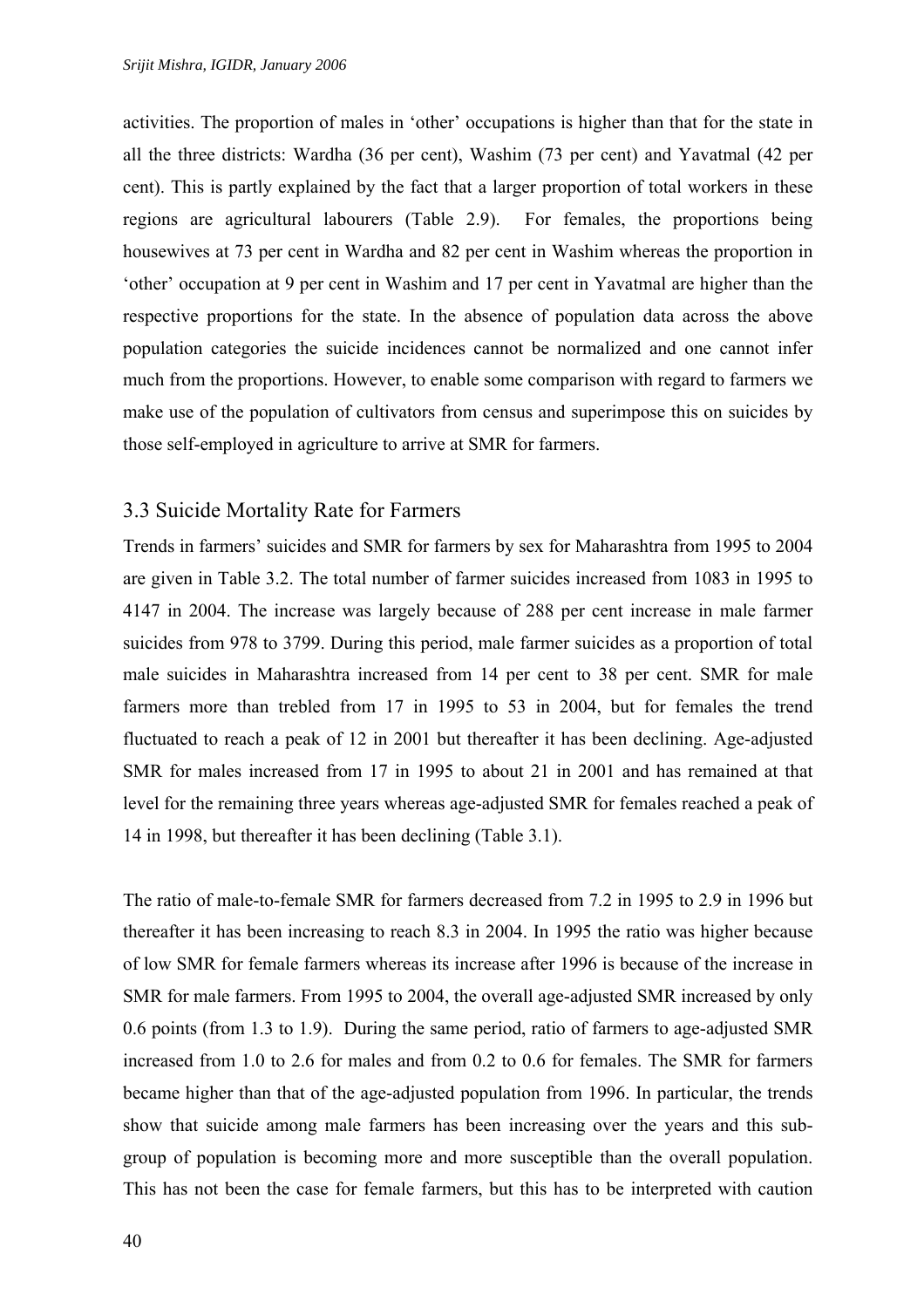activities. The proportion of males in 'other' occupations is higher than that for the state in all the three districts: Wardha (36 per cent), Washim (73 per cent) and Yavatmal (42 per cent). This is partly explained by the fact that a larger proportion of total workers in these regions are agricultural labourers (Table 2.9). For females, the proportions being housewives at 73 per cent in Wardha and 82 per cent in Washim whereas the proportion in 'other' occupation at 9 per cent in Washim and 17 per cent in Yavatmal are higher than the respective proportions for the state. In the absence of population data across the above population categories the suicide incidences cannot be normalized and one cannot infer much from the proportions. However, to enable some comparison with regard to farmers we make use of the population of cultivators from census and superimpose this on suicides by those self-employed in agriculture to arrive at SMR for farmers.

## 3.3 Suicide Mortality Rate for Farmers

Trends in farmers' suicides and SMR for farmers by sex for Maharashtra from 1995 to 2004 are given in Table 3.2. The total number of farmer suicides increased from 1083 in 1995 to 4147 in 2004. The increase was largely because of 288 per cent increase in male farmer suicides from 978 to 3799. During this period, male farmer suicides as a proportion of total male suicides in Maharashtra increased from 14 per cent to 38 per cent. SMR for male farmers more than trebled from 17 in 1995 to 53 in 2004, but for females the trend fluctuated to reach a peak of 12 in 2001 but thereafter it has been declining. Age-adjusted SMR for males increased from 17 in 1995 to about 21 in 2001 and has remained at that level for the remaining three years whereas age-adjusted SMR for females reached a peak of 14 in 1998, but thereafter it has been declining (Table 3.1).

The ratio of male-to-female SMR for farmers decreased from 7.2 in 1995 to 2.9 in 1996 but thereafter it has been increasing to reach 8.3 in 2004. In 1995 the ratio was higher because of low SMR for female farmers whereas its increase after 1996 is because of the increase in SMR for male farmers. From 1995 to 2004, the overall age-adjusted SMR increased by only 0.6 points (from 1.3 to 1.9). During the same period, ratio of farmers to age-adjusted SMR increased from 1.0 to 2.6 for males and from 0.2 to 0.6 for females. The SMR for farmers became higher than that of the age-adjusted population from 1996. In particular, the trends show that suicide among male farmers has been increasing over the years and this sub-group of population is becoming more and more susceptible than the overall population. This has not been the case for female farmers, but this has to be interpreted with caution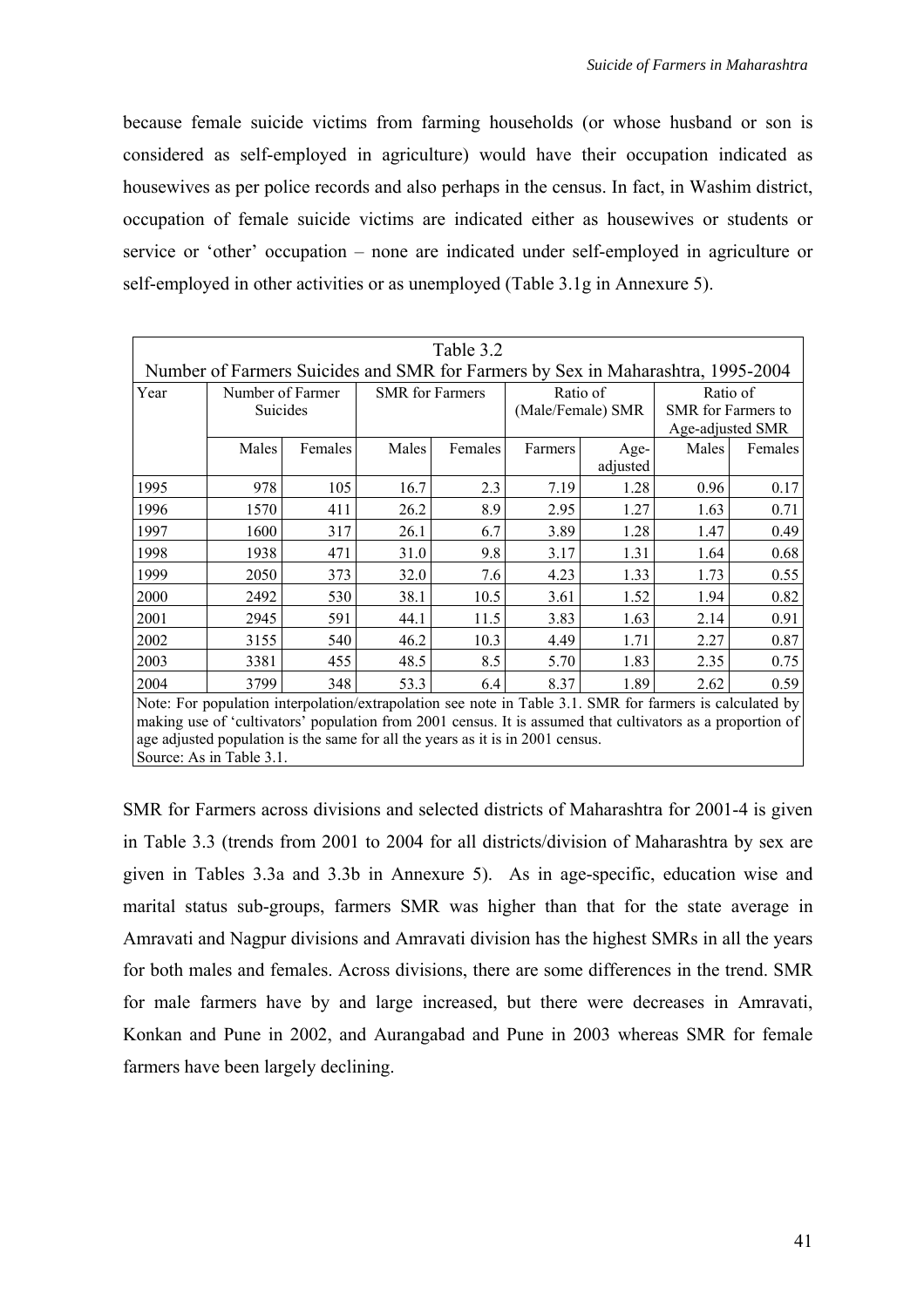because female suicide victims from farming households (or whose husband or son is considered as self-employed in agriculture) would have their occupation indicated as housewives as per police records and also perhaps in the census. In fact, in Washim district, occupation of female suicide victims are indicated either as housewives or students or service or 'other' occupation – none are indicated under self-employed in agriculture or self-employed in other activities or as unemployed (Table 3.1g in Annexure 5).

Table 3.2
Number of Farmers Suicides and SMR for Farmers by Sex in Maharashtra, 1995-2004

| Year | Number of Farmer Suicides | | SMR for Farmers | | Ratio of (Male/Female) SMR | | Ratio of SMR for Farmers to Age-adjusted SMR | |
|---|---|---|---|---|---|---|---|---|
| | Males | Females | Males | Females | Farmers | Age-adjusted | Males | Females |
| 1995 | 978 | 105 | 16.7 | 2.3 | 7.19 | 1.28 | 0.96 | 0.17 |
| 1996 | 1570 | 411 | 26.2 | 8.9 | 2.95 | 1.27 | 1.63 | 0.71 |
| 1997 | 1600 | 317 | 26.1 | 6.7 | 3.89 | 1.28 | 1.47 | 0.49 |
| 1998 | 1938 | 471 | 31.0 | 9.8 | 3.17 | 1.31 | 1.64 | 0.68 |
| 1999 | 2050 | 373 | 32.0 | 7.6 | 4.23 | 1.33 | 1.73 | 0.55 |
| 2000 | 2492 | 530 | 38.1 | 10.5 | 3.61 | 1.52 | 1.94 | 0.82 |
| 2001 | 2945 | 591 | 44.1 | 11.5 | 3.83 | 1.63 | 2.14 | 0.91 |
| 2002 | 3155 | 540 | 46.2 | 10.3 | 4.49 | 1.71 | 2.27 | 0.87 |
| 2003 | 3381 | 455 | 48.5 | 8.5 | 5.70 | 1.83 | 2.35 | 0.75 |
| 2004 | 3799 | 348 | 53.3 | 6.4 | 8.37 | 1.89 | 2.62 | 0.59 |

Note: For population interpolation/extrapolation see note in Table 3.1. SMR for farmers is calculated by making use of 'cultivators' population from 2001 census. It is assumed that cultivators as a proportion of age adjusted population is the same for all the years as it is in 2001 census.
Source: As in Table 3.1.

SMR for Farmers across divisions and selected districts of Maharashtra for 2001-4 is given in Table 3.3 (trends from 2001 to 2004 for all districts/division of Maharashtra by sex are given in Tables 3.3a and 3.3b in Annexure 5). As in age-specific, education wise and marital status sub-groups, farmers SMR was higher than that for the state average in Amravati and Nagpur divisions and Amravati division has the highest SMRs in all the years for both males and females. Across divisions, there are some differences in the trend. SMR for male farmers have by and large increased, but there were decreases in Amravati, Konkan and Pune in 2002, and Aurangabad and Pune in 2003 whereas SMR for female farmers have been largely declining.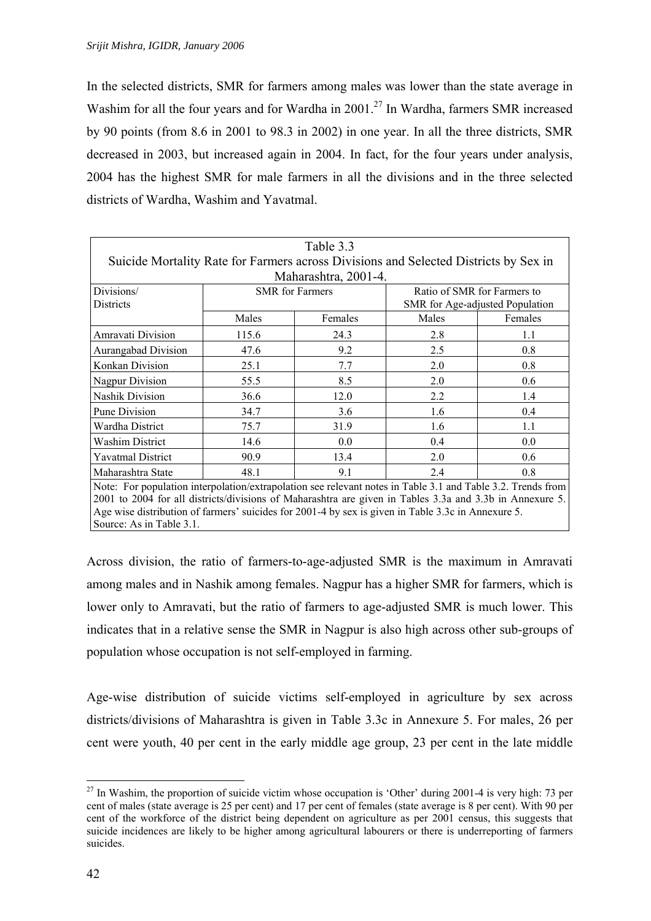In the selected districts, SMR for farmers among males was lower than the state average in Washim for all the four years and for Wardha in 2001.[27] In Wardha, farmers SMR increased by 90 points (from 8.6 in 2001 to 98.3 in 2002) in one year. In all the three districts, SMR decreased in 2003, but increased again in 2004. In fact, for the four years under analysis, 2004 has the highest SMR for male farmers in all the divisions and in the three selected districts of Wardha, Washim and Yavatmal.

Table 3.3
Suicide Mortality Rate for Farmers across Divisions and Selected Districts by Sex in Maharashtra, 2001-4.

| Divisions/ Districts | SMR for Farmers | | Ratio of SMR for Farmers to SMR for Age-adjusted Population | |
|---|---|---|---|---|
| | Males | Females | Males | Females |
| Amravati Division | 115.6 | 24.3 | 2.8 | 1.1 |
| Aurangabad Division | 47.6 | 9.2 | 2.5 | 0.8 |
| Konkan Division | 25.1 | 7.7 | 2.0 | 0.8 |
| Nagpur Division | 55.5 | 8.5 | 2.0 | 0.6 |
| Nashik Division | 36.6 | 12.0 | 2.2 | 1.4 |
| Pune Division | 34.7 | 3.6 | 1.6 | 0.4 |
| Wardha District | 75.7 | 31.9 | 1.6 | 1.1 |
| Washim District | 14.6 | 0.0 | 0.4 | 0.0 |
| Yavatmal District | 90.9 | 13.4 | 2.0 | 0.6 |
| Maharashtra State | 48.1 | 9.1 | 2.4 | 0.8 |

Note: For population interpolation/extrapolation see relevant notes in Table 3.1 and Table 3.2. Trends from 2001 to 2004 for all districts/divisions of Maharashtra are given in Tables 3.3a and 3.3b in Annexure 5. Age wise distribution of farmers' suicides for 2001-4 by sex is given in Table 3.3c in Annexure 5.
Source: As in Table 3.1.

Across division, the ratio of farmers-to-age-adjusted SMR is the maximum in Amravati among males and in Nashik among females. Nagpur has a higher SMR for farmers, which is lower only to Amravati, but the ratio of farmers to age-adjusted SMR is much lower. This indicates that in a relative sense the SMR in Nagpur is also high across other sub-groups of population whose occupation is not self-employed in farming.

Age-wise distribution of suicide victims self-employed in agriculture by sex across districts/divisions of Maharashtra is given in Table 3.3c in Annexure 5. For males, 26 per cent were youth, 40 per cent in the early middle age group, 23 per cent in the late middle

[27] In Washim, the proportion of suicide victim whose occupation is 'Other' during 2001-4 is very high: 73 per cent of males (state average is 25 per cent) and 17 per cent of females (state average is 8 per cent). With 90 per cent of the workforce of the district being dependent on agriculture as per 2001 census, this suggests that suicide incidences are likely to be higher among agricultural labourers or there is underreporting of farmers suicides.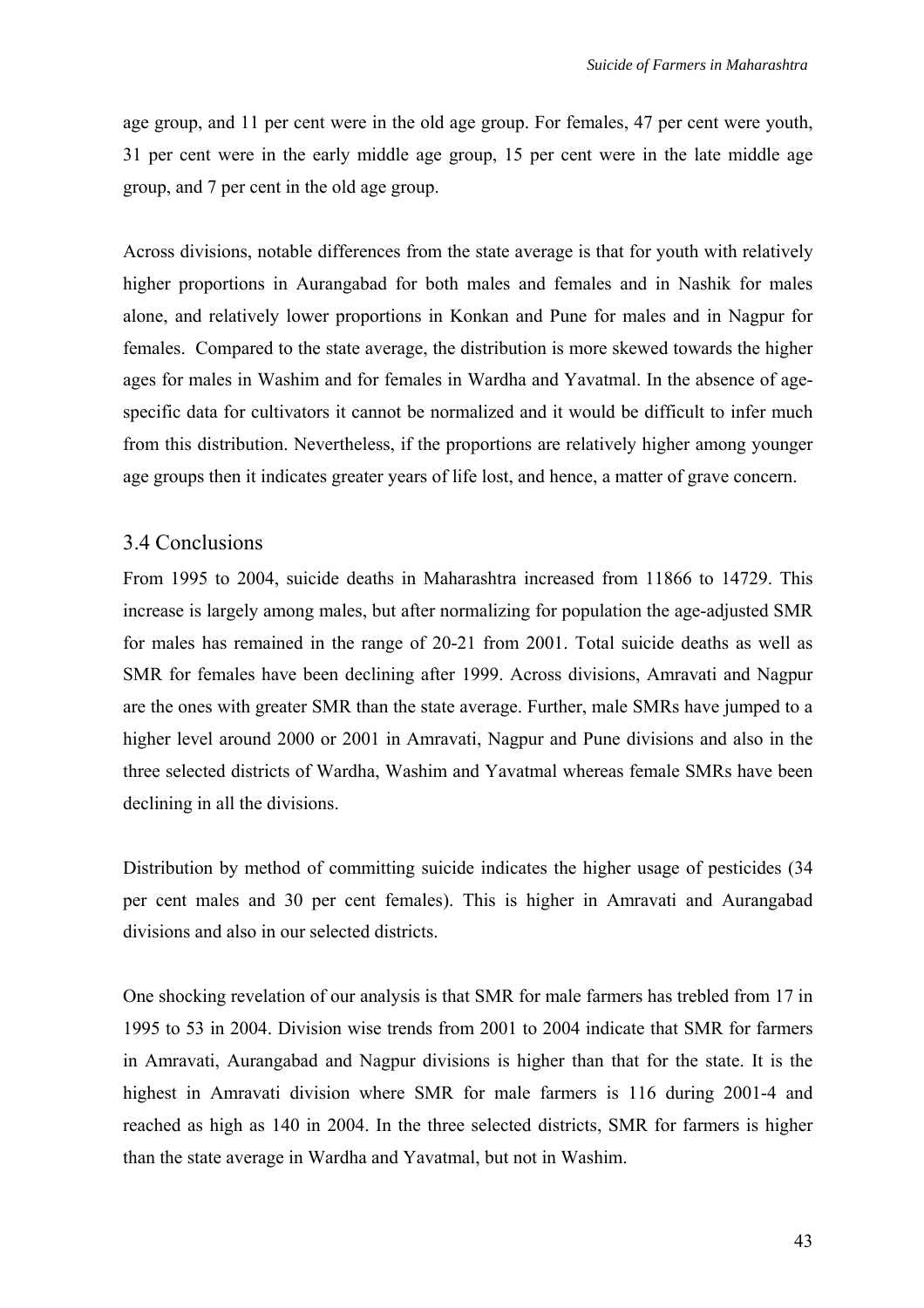age group, and 11 per cent were in the old age group. For females, 47 per cent were youth, 31 per cent were in the early middle age group, 15 per cent were in the late middle age group, and 7 per cent in the old age group.

Across divisions, notable differences from the state average is that for youth with relatively higher proportions in Aurangabad for both males and females and in Nashik for males alone, and relatively lower proportions in Konkan and Pune for males and in Nagpur for females. Compared to the state average, the distribution is more skewed towards the higher ages for males in Washim and for females in Wardha and Yavatmal. In the absence of age-specific data for cultivators it cannot be normalized and it would be difficult to infer much from this distribution. Nevertheless, if the proportions are relatively higher among younger age groups then it indicates greater years of life lost, and hence, a matter of grave concern.

## 3.4 Conclusions

From 1995 to 2004, suicide deaths in Maharashtra increased from 11866 to 14729. This increase is largely among males, but after normalizing for population the age-adjusted SMR for males has remained in the range of 20-21 from 2001. Total suicide deaths as well as SMR for females have been declining after 1999. Across divisions, Amravati and Nagpur are the ones with greater SMR than the state average. Further, male SMRs have jumped to a higher level around 2000 or 2001 in Amravati, Nagpur and Pune divisions and also in the three selected districts of Wardha, Washim and Yavatmal whereas female SMRs have been declining in all the divisions.

Distribution by method of committing suicide indicates the higher usage of pesticides (34 per cent males and 30 per cent females). This is higher in Amravati and Aurangabad divisions and also in our selected districts.

One shocking revelation of our analysis is that SMR for male farmers has trebled from 17 in 1995 to 53 in 2004. Division wise trends from 2001 to 2004 indicate that SMR for farmers in Amravati, Aurangabad and Nagpur divisions is higher than that for the state. It is the highest in Amravati division where SMR for male farmers is 116 during 2001-4 and reached as high as 140 in 2004. In the three selected districts, SMR for farmers is higher than the state average in Wardha and Yavatmal, but not in Washim.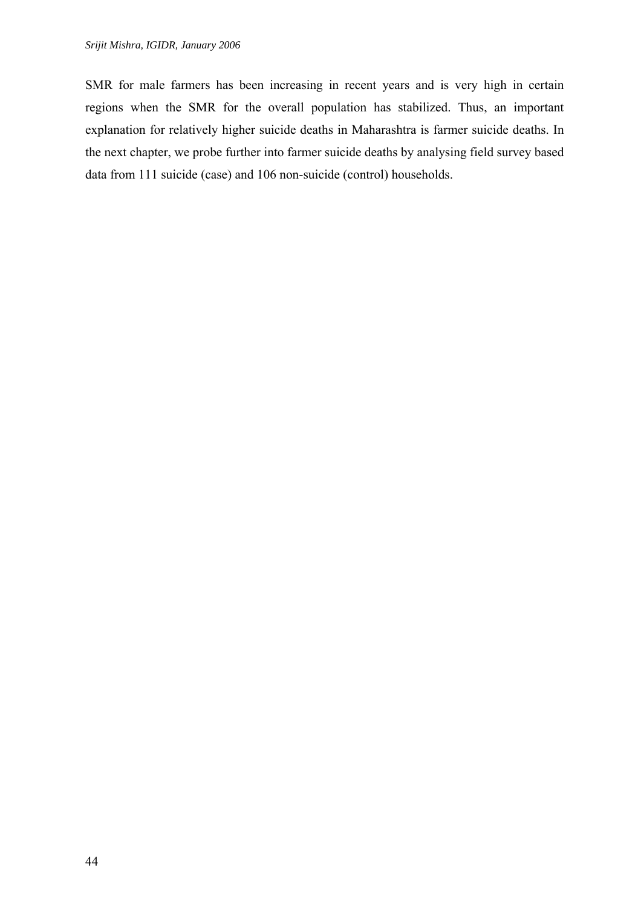SMR for male farmers has been increasing in recent years and is very high in certain regions when the SMR for the overall population has stabilized. Thus, an important explanation for relatively higher suicide deaths in Maharashtra is farmer suicide deaths. In the next chapter, we probe further into farmer suicide deaths by analysing field survey based data from 111 suicide (case) and 106 non-suicide (control) households.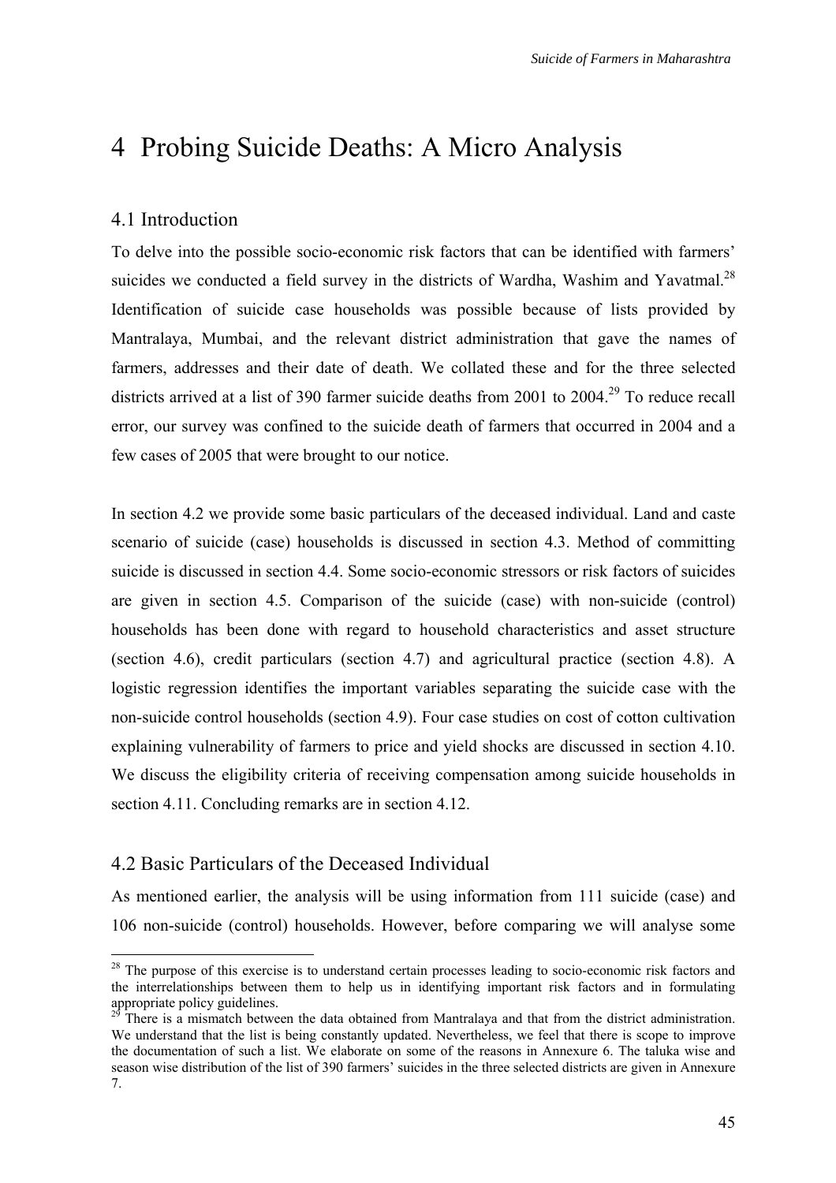# 4 Probing Suicide Deaths: A Micro Analysis

## 4.1 Introduction

To delve into the possible socio-economic risk factors that can be identified with farmers' suicides we conducted a field survey in the districts of Wardha, Washim and Yavatmal.[28] Identification of suicide case households was possible because of lists provided by Mantralaya, Mumbai, and the relevant district administration that gave the names of farmers, addresses and their date of death. We collated these and for the three selected districts arrived at a list of 390 farmer suicide deaths from 2001 to 2004.[29] To reduce recall error, our survey was confined to the suicide death of farmers that occurred in 2004 and a few cases of 2005 that were brought to our notice.

In section 4.2 we provide some basic particulars of the deceased individual. Land and caste scenario of suicide (case) households is discussed in section 4.3. Method of committing suicide is discussed in section 4.4. Some socio-economic stressors or risk factors of suicides are given in section 4.5. Comparison of the suicide (case) with non-suicide (control) households has been done with regard to household characteristics and asset structure (section 4.6), credit particulars (section 4.7) and agricultural practice (section 4.8). A logistic regression identifies the important variables separating the suicide case with the non-suicide control households (section 4.9). Four case studies on cost of cotton cultivation explaining vulnerability of farmers to price and yield shocks are discussed in section 4.10. We discuss the eligibility criteria of receiving compensation among suicide households in section 4.11. Concluding remarks are in section 4.12.

## 4.2 Basic Particulars of the Deceased Individual

As mentioned earlier, the analysis will be using information from 111 suicide (case) and 106 non-suicide (control) households. However, before comparing we will analyse some

---

[28] The purpose of this exercise is to understand certain processes leading to socio-economic risk factors and the interrelationships between them to help us in identifying important risk factors and in formulating appropriate policy guidelines.

[29] There is a mismatch between the data obtained from Mantralaya and that from the district administration. We understand that the list is being constantly updated. Nevertheless, we feel that there is scope to improve the documentation of such a list. We elaborate on some of the reasons in Annexure 6. The taluka wise and season wise distribution of the list of 390 farmers' suicides in the three selected districts are given in Annexure 7.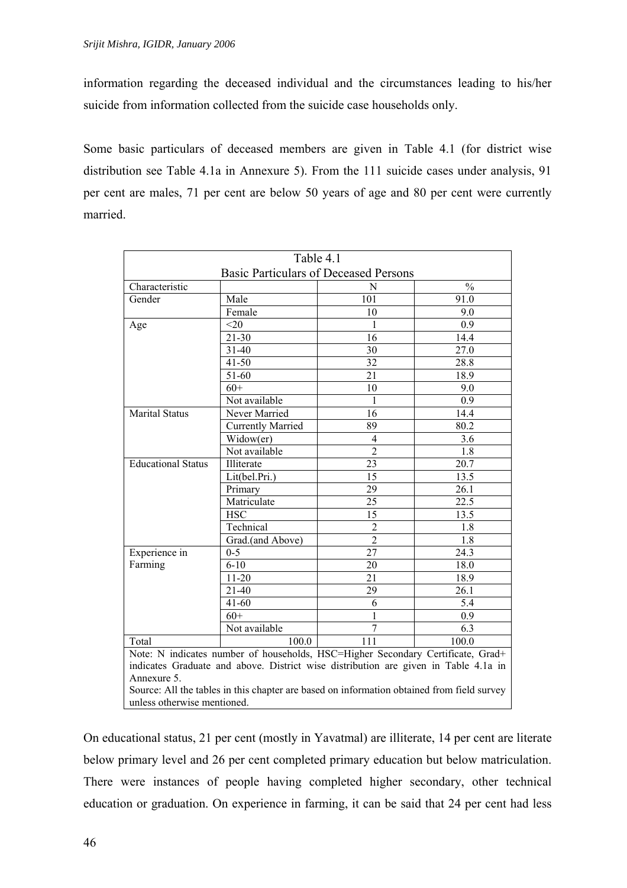information regarding the deceased individual and the circumstances leading to his/her suicide from information collected from the suicide case households only.

Some basic particulars of deceased members are given in Table 4.1 (for district wise distribution see Table 4.1a in Annexure 5). From the 111 suicide cases under analysis, 91 per cent are males, 71 per cent are below 50 years of age and 80 per cent were currently married.

Table 4.1
Basic Particulars of Deceased Persons

| Characteristic | | N | % |
|---|---|---|---|
| Gender | Male | 101 | 91.0 |
| | Female | 10 | 9.0 |
| Age | <20 | 1 | 0.9 |
| | 21-30 | 16 | 14.4 |
| | 31-40 | 30 | 27.0 |
| | 41-50 | 32 | 28.8 |
| | 51-60 | 21 | 18.9 |
| | 60+ | 10 | 9.0 |
| | Not available | 1 | 0.9 |
| Marital Status | Never Married | 16 | 14.4 |
| | Currently Married | 89 | 80.2 |
| | Widow(er) | 4 | 3.6 |
| | Not available | 2 | 1.8 |
| Educational Status | Illiterate | 23 | 20.7 |
| | Lit(bel.Pri.) | 15 | 13.5 |
| | Primary | 29 | 26.1 |
| | Matriculate | 25 | 22.5 |
| | HSC | 15 | 13.5 |
| | Technical | 2 | 1.8 |
| | Grad.(and Above) | 2 | 1.8 |
| Experience in Farming | 0-5 | 27 | 24.3 |
| | 6-10 | 20 | 18.0 |
| | 11-20 | 21 | 18.9 |
| | 21-40 | 29 | 26.1 |
| | 41-60 | 6 | 5.4 |
| | 60+ | 1 | 0.9 |
| | Not available | 7 | 6.3 |
| Total | 100.0 | 111 | 100.0 |

Note: N indicates number of households, HSC=Higher Secondary Certificate, Grad+ indicates Graduate and above. District wise distribution are given in Table 4.1a in Annexure 5.
Source: All the tables in this chapter are based on information obtained from field survey unless otherwise mentioned.

On educational status, 21 per cent (mostly in Yavatmal) are illiterate, 14 per cent are literate below primary level and 26 per cent completed primary education but below matriculation. There were instances of people having completed higher secondary, other technical education or graduation. On experience in farming, it can be said that 24 per cent had less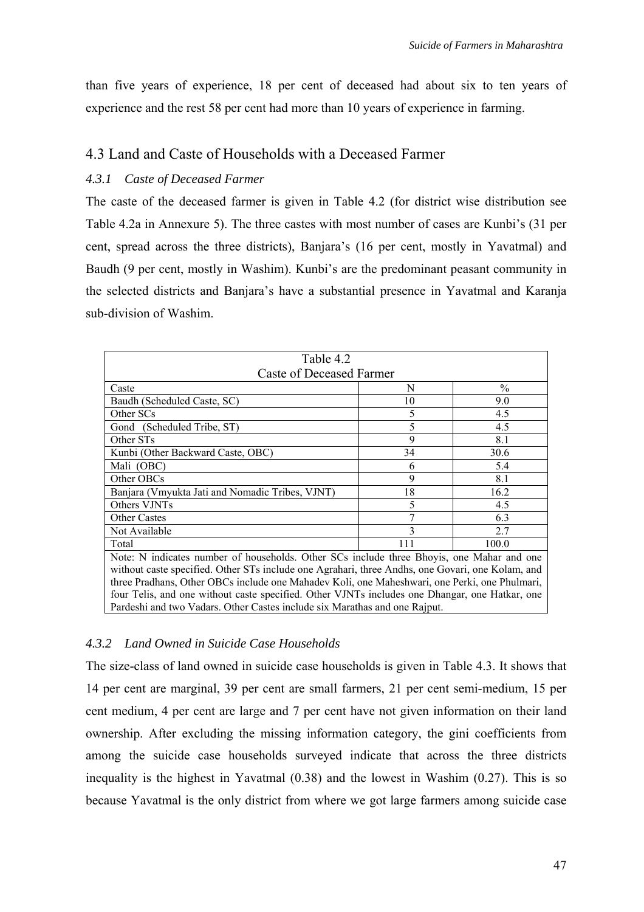than five years of experience, 18 per cent of deceased had about six to ten years of experience and the rest 58 per cent had more than 10 years of experience in farming.

## 4.3 Land and Caste of Households with a Deceased Farmer

### *4.3.1 Caste of Deceased Farmer*

The caste of the deceased farmer is given in Table 4.2 (for district wise distribution see Table 4.2a in Annexure 5). The three castes with most number of cases are Kunbi's (31 per cent, spread across the three districts), Banjara's (16 per cent, mostly in Yavatmal) and Baudh (9 per cent, mostly in Washim). Kunbi's are the predominant peasant community in the selected districts and Banjara's have a substantial presence in Yavatmal and Karanja sub-division of Washim.

Table 4.2
Caste of Deceased Farmer

| Caste | N | % |
|---|---|---|
| Baudh (Scheduled Caste, SC) | 10 | 9.0 |
| Other SCs | 5 | 4.5 |
| Gond (Scheduled Tribe, ST) | 5 | 4.5 |
| Other STs | 9 | 8.1 |
| Kunbi (Other Backward Caste, OBC) | 34 | 30.6 |
| Mali (OBC) | 6 | 5.4 |
| Other OBCs | 9 | 8.1 |
| Banjara (Vmyukta Jati and Nomadic Tribes, VJNT) | 18 | 16.2 |
| Others VJNTs | 5 | 4.5 |
| Other Castes | 7 | 6.3 |
| Not Available | 3 | 2.7 |
| Total | 111 | 100.0 |

Note: N indicates number of households. Other SCs include three Bhoyis, one Mahar and one without caste specified. Other STs include one Agrahari, three Andhs, one Govari, one Kolam, and three Pradhans, Other OBCs include one Mahadev Koli, one Maheshwari, one Perki, one Phulmari, four Telis, and one without caste specified. Other VJNTs includes one Dhangar, one Hatkar, one Pardeshi and two Vadars. Other Castes include six Marathas and one Rajput.

### *4.3.2 Land Owned in Suicide Case Households*

The size-class of land owned in suicide case households is given in Table 4.3. It shows that 14 per cent are marginal, 39 per cent are small farmers, 21 per cent semi-medium, 15 per cent medium, 4 per cent are large and 7 per cent have not given information on their land ownership. After excluding the missing information category, the gini coefficients from among the suicide case households surveyed indicate that across the three districts inequality is the highest in Yavatmal (0.38) and the lowest in Washim (0.27). This is so because Yavatmal is the only district from where we got large farmers among suicide case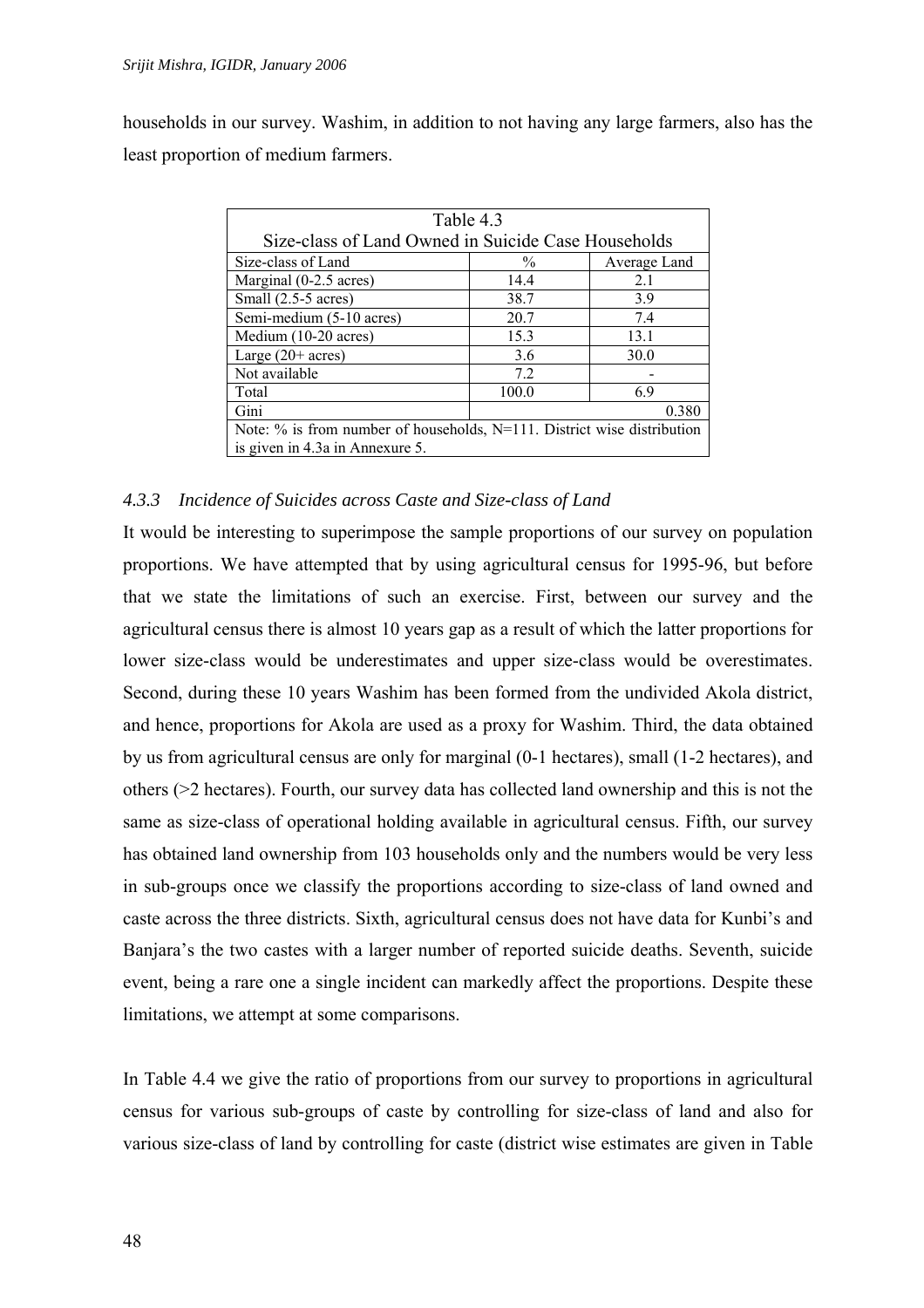households in our survey. Washim, in addition to not having any large farmers, also has the least proportion of medium farmers.

| Table 4.3<br>Size-class of Land Owned in Suicide Case Households | | |
|---|---|---|
| Size-class of Land | % | Average Land |
| Marginal (0-2.5 acres) | 14.4 | 2.1 |
| Small (2.5-5 acres) | 38.7 | 3.9 |
| Semi-medium (5-10 acres) | 20.7 | 7.4 |
| Medium (10-20 acres) | 15.3 | 13.1 |
| Large (20+ acres) | 3.6 | 30.0 |
| Not available | 7.2 | - |
| Total | 100.0 | 6.9 |
| Gini | | 0.380 |

Note: % is from number of households, N=111. District wise distribution is given in 4.3a in Annexure 5.

### *4.3.3 Incidence of Suicides across Caste and Size-class of Land*

It would be interesting to superimpose the sample proportions of our survey on population proportions. We have attempted that by using agricultural census for 1995-96, but before that we state the limitations of such an exercise. First, between our survey and the agricultural census there is almost 10 years gap as a result of which the latter proportions for lower size-class would be underestimates and upper size-class would be overestimates. Second, during these 10 years Washim has been formed from the undivided Akola district, and hence, proportions for Akola are used as a proxy for Washim. Third, the data obtained by us from agricultural census are only for marginal (0-1 hectares), small (1-2 hectares), and others (>2 hectares). Fourth, our survey data has collected land ownership and this is not the same as size-class of operational holding available in agricultural census. Fifth, our survey has obtained land ownership from 103 households only and the numbers would be very less in sub-groups once we classify the proportions according to size-class of land owned and caste across the three districts. Sixth, agricultural census does not have data for Kunbi's and Banjara's the two castes with a larger number of reported suicide deaths. Seventh, suicide event, being a rare one a single incident can markedly affect the proportions. Despite these limitations, we attempt at some comparisons.

In Table 4.4 we give the ratio of proportions from our survey to proportions in agricultural census for various sub-groups of caste by controlling for size-class of land and also for various size-class of land by controlling for caste (district wise estimates are given in Table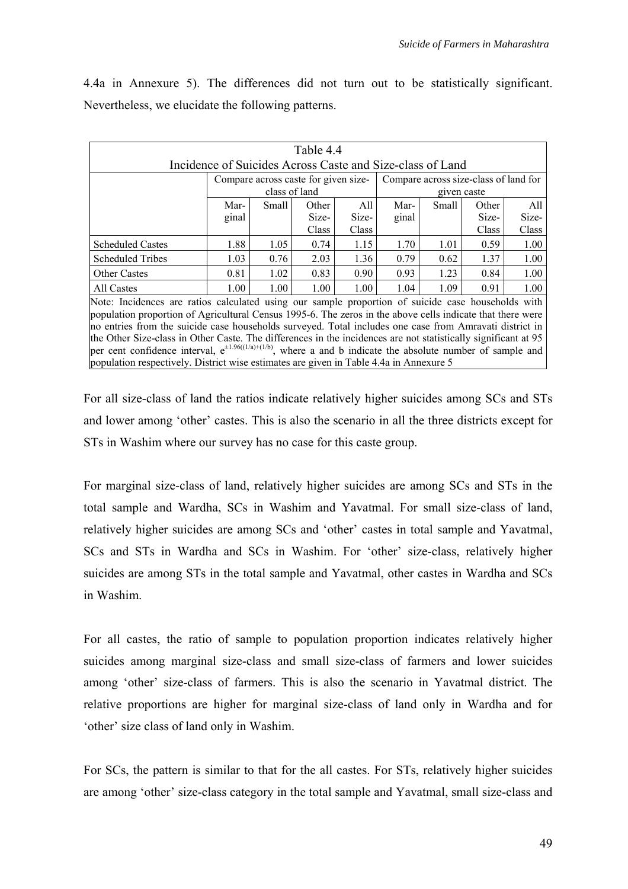4.4a in Annexure 5). The differences did not turn out to be statistically significant. Nevertheless, we elucidate the following patterns.

Table 4.4
Incidence of Suicides Across Caste and Size-class of Land

| | Compare across caste for given size-class of land | | | | Compare across size-class of land for given caste | | | |
|---|---|---|---|---|---|---|---|---|
| | Marginal | Small | Other Size-Class | All Size-Class | Marginal | Small | Other Size-Class | All Size-Class |
| Scheduled Castes | 1.88 | 1.05 | 0.74 | 1.15 | 1.70 | 1.01 | 0.59 | 1.00 |
| Scheduled Tribes | 1.03 | 0.76 | 2.03 | 1.36 | 0.79 | 0.62 | 1.37 | 1.00 |
| Other Castes | 0.81 | 1.02 | 0.83 | 0.90 | 0.93 | 1.23 | 0.84 | 1.00 |
| All Castes | 1.00 | 1.00 | 1.00 | 1.00 | 1.04 | 1.09 | 0.91 | 1.00 |

Note: Incidences are ratios calculated using our sample proportion of suicide case households with population proportion of Agricultural Census 1995-6. The zeros in the above cells indicate that there were no entries from the suicide case households surveyed. Total includes one case from Amravati district in the Other Size-class in Other Caste. The differences in the incidences are not statistically significant at 95 per cent confidence interval, $e^{\pm 1.96((1/a)+(1/b))}$, where a and b indicate the absolute number of sample and population respectively. District wise estimates are given in Table 4.4a in Annexure 5

For all size-class of land the ratios indicate relatively higher suicides among SCs and STs and lower among 'other' castes. This is also the scenario in all the three districts except for STs in Washim where our survey has no case for this caste group.

For marginal size-class of land, relatively higher suicides are among SCs and STs in the total sample and Wardha, SCs in Washim and Yavatmal. For small size-class of land, relatively higher suicides are among SCs and 'other' castes in total sample and Yavatmal, SCs and STs in Wardha and SCs in Washim. For 'other' size-class, relatively higher suicides are among STs in the total sample and Yavatmal, other castes in Wardha and SCs in Washim.

For all castes, the ratio of sample to population proportion indicates relatively higher suicides among marginal size-class and small size-class of farmers and lower suicides among 'other' size-class of farmers. This is also the scenario in Yavatmal district. The relative proportions are higher for marginal size-class of land only in Wardha and for 'other' size class of land only in Washim.

For SCs, the pattern is similar to that for the all castes. For STs, relatively higher suicides are among 'other' size-class category in the total sample and Yavatmal, small size-class and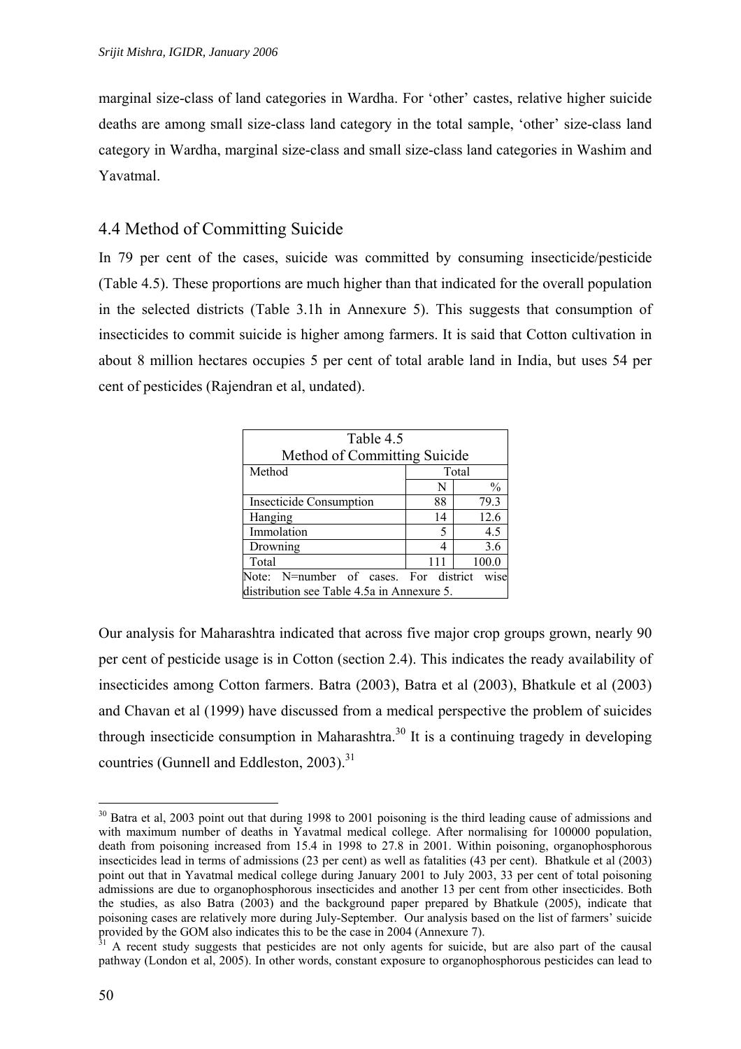marginal size-class of land categories in Wardha. For 'other' castes, relative higher suicide deaths are among small size-class land category in the total sample, 'other' size-class land category in Wardha, marginal size-class and small size-class land categories in Washim and Yavatmal.

## 4.4 Method of Committing Suicide

In 79 per cent of the cases, suicide was committed by consuming insecticide/pesticide (Table 4.5). These proportions are much higher than that indicated for the overall population in the selected districts (Table 3.1h in Annexure 5). This suggests that consumption of insecticides to commit suicide is higher among farmers. It is said that Cotton cultivation in about 8 million hectares occupies 5 per cent of total arable land in India, but uses 54 per cent of pesticides (Rajendran et al, undated).

Table 4.5
Method of Committing Suicide

| Method | Total | |
|---|---|---|
| | N | % |
| Insecticide Consumption | 88 | 79.3 |
| Hanging | 14 | 12.6 |
| Immolation | 5 | 4.5 |
| Drowning | 4 | 3.6 |
| Total | 111 | 100.0 |

Note: N=number of cases. For district wise distribution see Table 4.5a in Annexure 5.

Our analysis for Maharashtra indicated that across five major crop groups grown, nearly 90 per cent of pesticide usage is in Cotton (section 2.4). This indicates the ready availability of insecticides among Cotton farmers. Batra (2003), Batra et al (2003), Bhatkule et al (2003) and Chavan et al (1999) have discussed from a medical perspective the problem of suicides through insecticide consumption in Maharashtra.[30] It is a continuing tragedy in developing countries (Gunnell and Eddleston, 2003).[31]

---

[30] Batra et al, 2003 point out that during 1998 to 2001 poisoning is the third leading cause of admissions and with maximum number of deaths in Yavatmal medical college. After normalising for 100000 population, death from poisoning increased from 15.4 in 1998 to 27.8 in 2001. Within poisoning, organophosphorous insecticides lead in terms of admissions (23 per cent) as well as fatalities (43 per cent). Bhatkule et al (2003) point out that in Yavatmal medical college during January 2001 to July 2003, 33 per cent of total poisoning admissions are due to organophosphorous insecticides and another 13 per cent from other insecticides. Both the studies, as also Batra (2003) and the background paper prepared by Bhatkule (2005), indicate that poisoning cases are relatively more during July-September. Our analysis based on the list of farmers' suicide provided by the GOM also indicates this to be the case in 2004 (Annexure 7).

[31] A recent study suggests that pesticides are not only agents for suicide, but are also part of the causal pathway (London et al, 2005). In other words, constant exposure to organophosphorous pesticides can lead to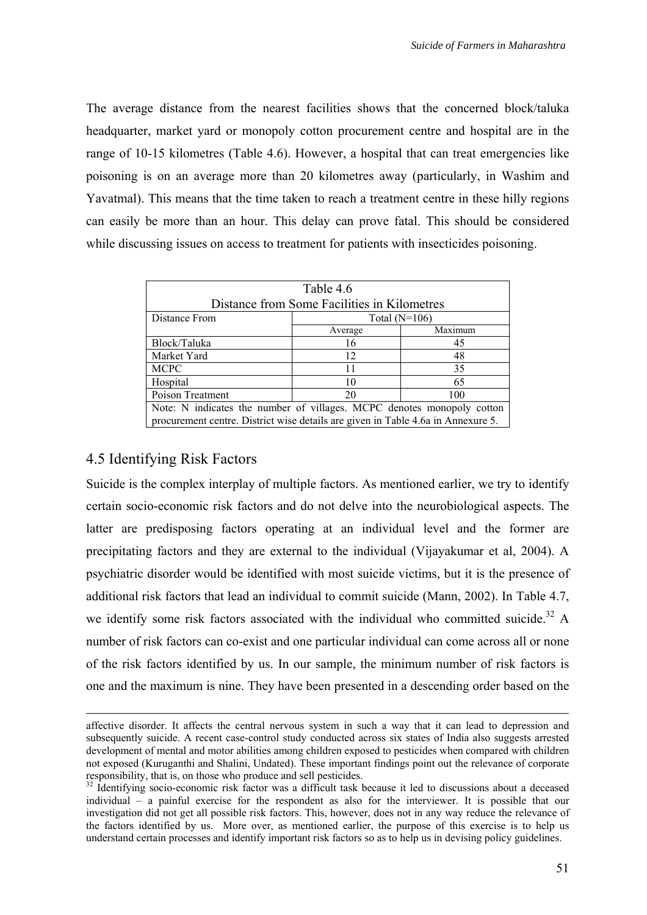The average distance from the nearest facilities shows that the concerned block/taluka headquarter, market yard or monopoly cotton procurement centre and hospital are in the range of 10-15 kilometres (Table 4.6). However, a hospital that can treat emergencies like poisoning is on an average more than 20 kilometres away (particularly, in Washim and Yavatmal). This means that the time taken to reach a treatment centre in these hilly regions can easily be more than an hour. This delay can prove fatal. This should be considered while discussing issues on access to treatment for patients with insecticides poisoning.

Table 4.6
Distance from Some Facilities in Kilometres

| Distance From | Total (N=106) | |
|---|---|---|
| | Average | Maximum |
| Block/Taluka | 16 | 45 |
| Market Yard | 12 | 48 |
| MCPC | 11 | 35 |
| Hospital | 10 | 65 |
| Poison Treatment | 20 | 100 |

Note: N indicates the number of villages. MCPC denotes monopoly cotton procurement centre. District wise details are given in Table 4.6a in Annexure 5.

## 4.5 Identifying Risk Factors

Suicide is the complex interplay of multiple factors. As mentioned earlier, we try to identify certain socio-economic risk factors and do not delve into the neurobiological aspects. The latter are predisposing factors operating at an individual level and the former are precipitating factors and they are external to the individual (Vijayakumar et al, 2004). A psychiatric disorder would be identified with most suicide victims, but it is the presence of additional risk factors that lead an individual to commit suicide (Mann, 2002). In Table 4.7, we identify some risk factors associated with the individual who committed suicide.[32] A number of risk factors can co-exist and one particular individual can come across all or none of the risk factors identified by us. In our sample, the minimum number of risk factors is one and the maximum is nine. They have been presented in a descending order based on the

---

affective disorder. It affects the central nervous system in such a way that it can lead to depression and subsequently suicide. A recent case-control study conducted across six states of India also suggests arrested development of mental and motor abilities among children exposed to pesticides when compared with children not exposed (Kuruganthi and Shalini, Undated). These important findings point out the relevance of corporate responsibility, that is, on those who produce and sell pesticides.

[32] Identifying socio-economic risk factor was a difficult task because it led to discussions about a deceased individual – a painful exercise for the respondent as also for the interviewer. It is possible that our investigation did not get all possible risk factors. This, however, does not in any way reduce the relevance of the factors identified by us. More over, as mentioned earlier, the purpose of this exercise is to help us understand certain processes and identify important risk factors so as to help us in devising policy guidelines.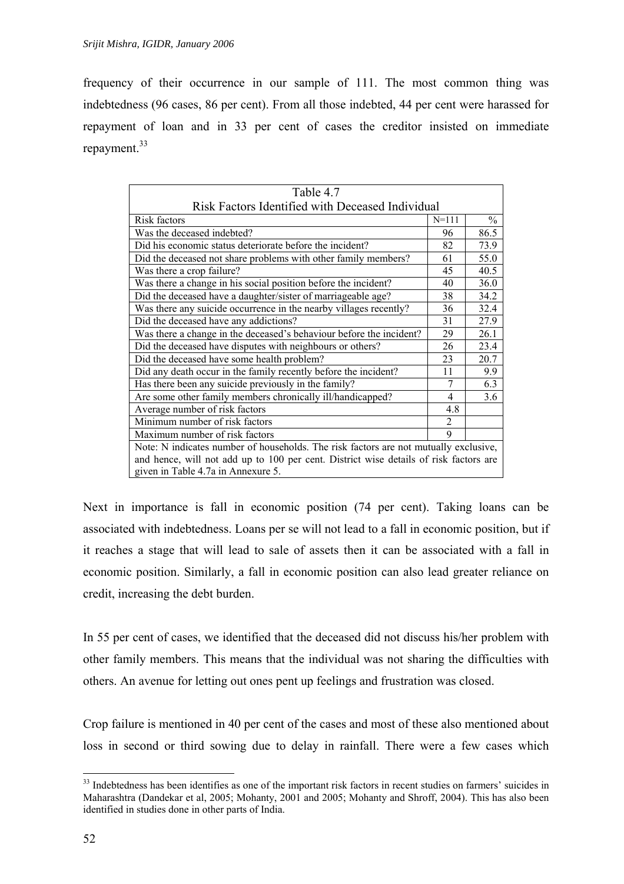frequency of their occurrence in our sample of 111. The most common thing was indebtedness (96 cases, 86 per cent). From all those indebted, 44 per cent were harassed for repayment of loan and in 33 per cent of cases the creditor insisted on immediate repayment.[33]

| Table 4.7<br>Risk Factors Identified with Deceased Individual | | |
|---|---|---|
| Risk factors | N=111 | % |
| Was the deceased indebted? | 96 | 86.5 |
| Did his economic status deteriorate before the incident? | 82 | 73.9 |
| Did the deceased not share problems with other family members? | 61 | 55.0 |
| Was there a crop failure? | 45 | 40.5 |
| Was there a change in his social position before the incident? | 40 | 36.0 |
| Did the deceased have a daughter/sister of marriageable age? | 38 | 34.2 |
| Was there any suicide occurrence in the nearby villages recently? | 36 | 32.4 |
| Did the deceased have any addictions? | 31 | 27.9 |
| Was there a change in the deceased's behaviour before the incident? | 29 | 26.1 |
| Did the deceased have disputes with neighbours or others? | 26 | 23.4 |
| Did the deceased have some health problem? | 23 | 20.7 |
| Did any death occur in the family recently before the incident? | 11 | 9.9 |
| Has there been any suicide previously in the family? | 7 | 6.3 |
| Are some other family members chronically ill/handicapped? | 4 | 3.6 |
| Average number of risk factors | 4.8 | |
| Minimum number of risk factors | 2 | |
| Maximum number of risk factors | 9 | |
| Note: N indicates number of households. The risk factors are not mutually exclusive, and hence, will not add up to 100 per cent. District wise details of risk factors are given in Table 4.7a in Annexure 5. | | |

Next in importance is fall in economic position (74 per cent). Taking loans can be associated with indebtedness. Loans per se will not lead to a fall in economic position, but if it reaches a stage that will lead to sale of assets then it can be associated with a fall in economic position. Similarly, a fall in economic position can also lead greater reliance on credit, increasing the debt burden.

In 55 per cent of cases, we identified that the deceased did not discuss his/her problem with other family members. This means that the individual was not sharing the difficulties with others. An avenue for letting out ones pent up feelings and frustration was closed.

Crop failure is mentioned in 40 per cent of the cases and most of these also mentioned about loss in second or third sowing due to delay in rainfall. There were a few cases which

[33] Indebtedness has been identifies as one of the important risk factors in recent studies on farmers' suicides in Maharashtra (Dandekar et al, 2005; Mohanty, 2001 and 2005; Mohanty and Shroff, 2004). This has also been identified in studies done in other parts of India.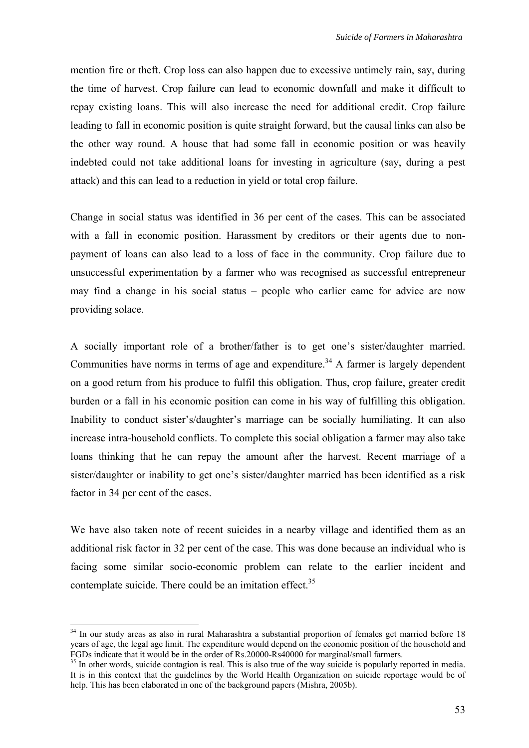mention fire or theft. Crop loss can also happen due to excessive untimely rain, say, during the time of harvest. Crop failure can lead to economic downfall and make it difficult to repay existing loans. This will also increase the need for additional credit. Crop failure leading to fall in economic position is quite straight forward, but the causal links can also be the other way round. A house that had some fall in economic position or was heavily indebted could not take additional loans for investing in agriculture (say, during a pest attack) and this can lead to a reduction in yield or total crop failure.

Change in social status was identified in 36 per cent of the cases. This can be associated with a fall in economic position. Harassment by creditors or their agents due to non-payment of loans can also lead to a loss of face in the community. Crop failure due to unsuccessful experimentation by a farmer who was recognised as successful entrepreneur may find a change in his social status – people who earlier came for advice are now providing solace.

A socially important role of a brother/father is to get one's sister/daughter married. Communities have norms in terms of age and expenditure.[34] A farmer is largely dependent on a good return from his produce to fulfil this obligation. Thus, crop failure, greater credit burden or a fall in his economic position can come in his way of fulfilling this obligation. Inability to conduct sister's/daughter's marriage can be socially humiliating. It can also increase intra-household conflicts. To complete this social obligation a farmer may also take loans thinking that he can repay the amount after the harvest. Recent marriage of a sister/daughter or inability to get one's sister/daughter married has been identified as a risk factor in 34 per cent of the cases.

We have also taken note of recent suicides in a nearby village and identified them as an additional risk factor in 32 per cent of the case. This was done because an individual who is facing some similar socio-economic problem can relate to the earlier incident and contemplate suicide. There could be an imitation effect.[35]

---

[34] In our study areas as also in rural Maharashtra a substantial proportion of females get married before 18 years of age, the legal age limit. The expenditure would depend on the economic position of the household and FGDs indicate that it would be in the order of Rs.20000-Rs40000 for marginal/small farmers.

[35] In other words, suicide contagion is real. This is also true of the way suicide is popularly reported in media. It is in this context that the guidelines by the World Health Organization on suicide reportage would be of help. This has been elaborated in one of the background papers (Mishra, 2005b).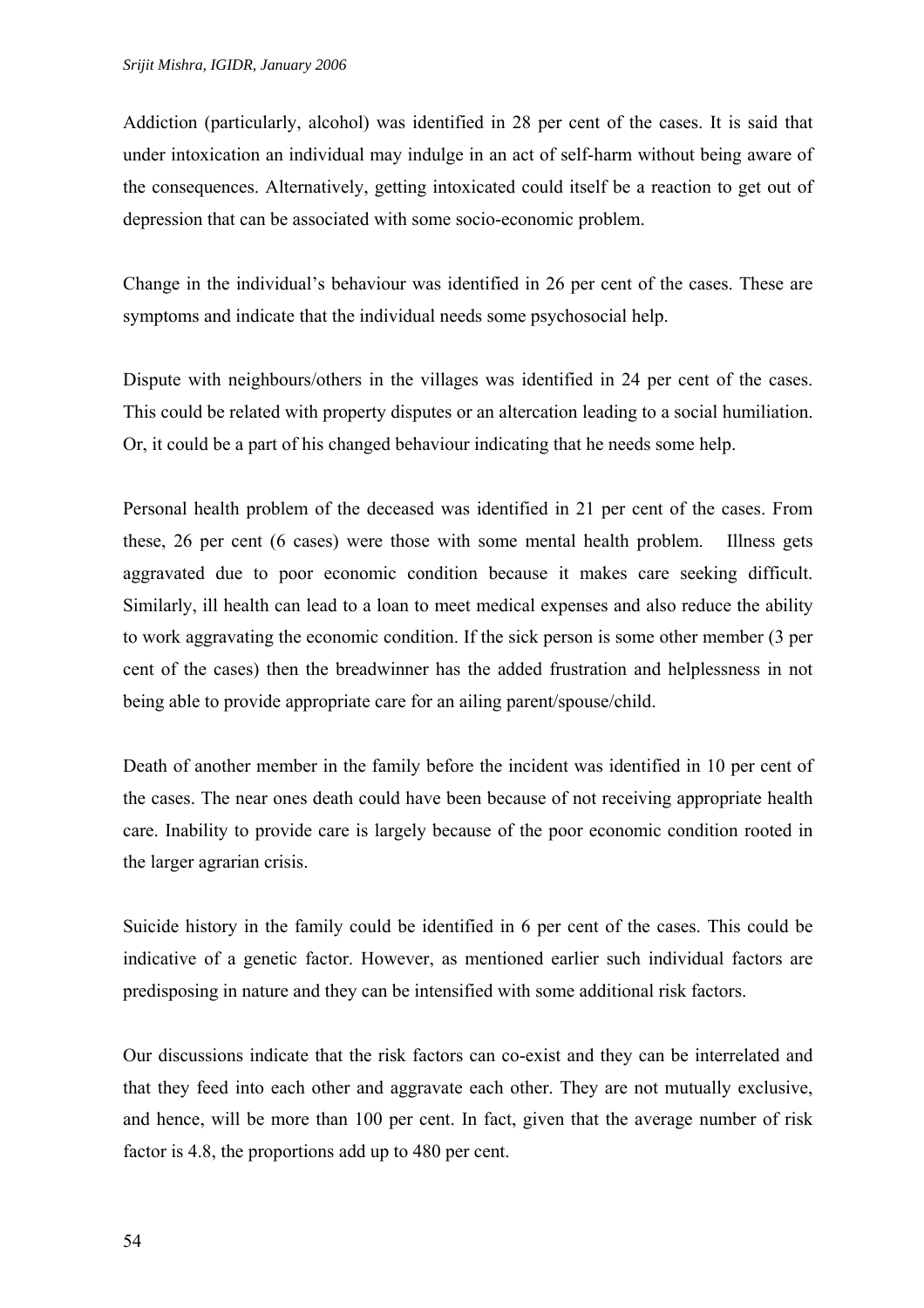Addiction (particularly, alcohol) was identified in 28 per cent of the cases. It is said that under intoxication an individual may indulge in an act of self-harm without being aware of the consequences. Alternatively, getting intoxicated could itself be a reaction to get out of depression that can be associated with some socio-economic problem.

Change in the individual's behaviour was identified in 26 per cent of the cases. These are symptoms and indicate that the individual needs some psychosocial help.

Dispute with neighbours/others in the villages was identified in 24 per cent of the cases. This could be related with property disputes or an altercation leading to a social humiliation. Or, it could be a part of his changed behaviour indicating that he needs some help.

Personal health problem of the deceased was identified in 21 per cent of the cases. From these, 26 per cent (6 cases) were those with some mental health problem. Illness gets aggravated due to poor economic condition because it makes care seeking difficult. Similarly, ill health can lead to a loan to meet medical expenses and also reduce the ability to work aggravating the economic condition. If the sick person is some other member (3 per cent of the cases) then the breadwinner has the added frustration and helplessness in not being able to provide appropriate care for an ailing parent/spouse/child.

Death of another member in the family before the incident was identified in 10 per cent of the cases. The near ones death could have been because of not receiving appropriate health care. Inability to provide care is largely because of the poor economic condition rooted in the larger agrarian crisis.

Suicide history in the family could be identified in 6 per cent of the cases. This could be indicative of a genetic factor. However, as mentioned earlier such individual factors are predisposing in nature and they can be intensified with some additional risk factors.

Our discussions indicate that the risk factors can co-exist and they can be interrelated and that they feed into each other and aggravate each other. They are not mutually exclusive, and hence, will be more than 100 per cent. In fact, given that the average number of risk factor is 4.8, the proportions add up to 480 per cent.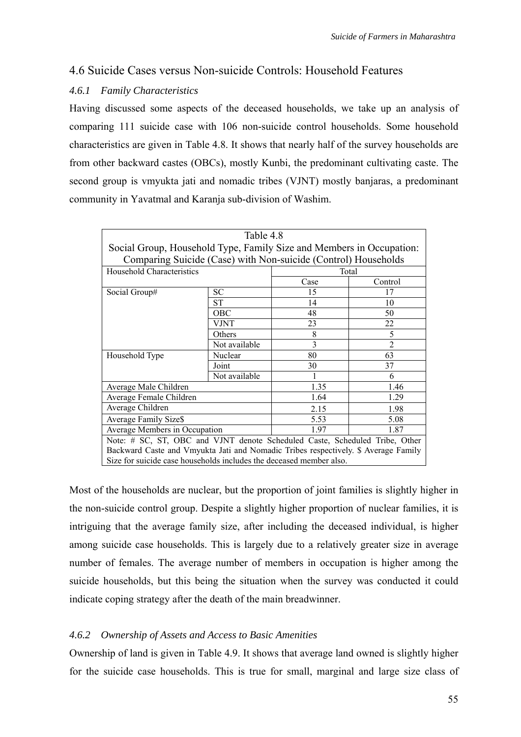## 4.6 Suicide Cases versus Non-suicide Controls: Household Features

### *4.6.1 Family Characteristics*

Having discussed some aspects of the deceased households, we take up an analysis of comparing 111 suicide case with 106 non-suicide control households. Some household characteristics are given in Table 4.8. It shows that nearly half of the survey households are from other backward castes (OBCs), mostly Kunbi, the predominant cultivating caste. The second group is vmyukta jati and nomadic tribes (VJNT) mostly banjaras, a predominant community in Yavatmal and Karanja sub-division of Washim.

Table 4.8
Social Group, Household Type, Family Size and Members in Occupation: Comparing Suicide (Case) with Non-suicide (Control) Households

| Household Characteristics | | Total | |
|---|---|---|---|
| | | Case | Control |
| Social Group# | SC | 15 | 17 |
| | ST | 14 | 10 |
| | OBC | 48 | 50 |
| | VJNT | 23 | 22 |
| | Others | 8 | 5 |
| | Not available | 3 | 2 |
| Household Type | Nuclear | 80 | 63 |
| | Joint | 30 | 37 |
| | Not available | 1 | 6 |
| Average Male Children | | 1.35 | 1.46 |
| Average Female Children | | 1.64 | 1.29 |
| Average Children | | 2.15 | 1.98 |
| Average Family Size$ | | 5.53 | 5.08 |
| Average Members in Occupation | | 1.97 | 1.87 |

Note: # SC, ST, OBC and VJNT denote Scheduled Caste, Scheduled Tribe, Other Backward Caste and Vmyukta Jati and Nomadic Tribes respectively. $ Average Family Size for suicide case households includes the deceased member also.

Most of the households are nuclear, but the proportion of joint families is slightly higher in the non-suicide control group. Despite a slightly higher proportion of nuclear families, it is intriguing that the average family size, after including the deceased individual, is higher among suicide case households. This is largely due to a relatively greater size in average number of females. The average number of members in occupation is higher among the suicide households, but this being the situation when the survey was conducted it could indicate coping strategy after the death of the main breadwinner.

### *4.6.2 Ownership of Assets and Access to Basic Amenities*

Ownership of land is given in Table 4.9. It shows that average land owned is slightly higher for the suicide case households. This is true for small, marginal and large size class of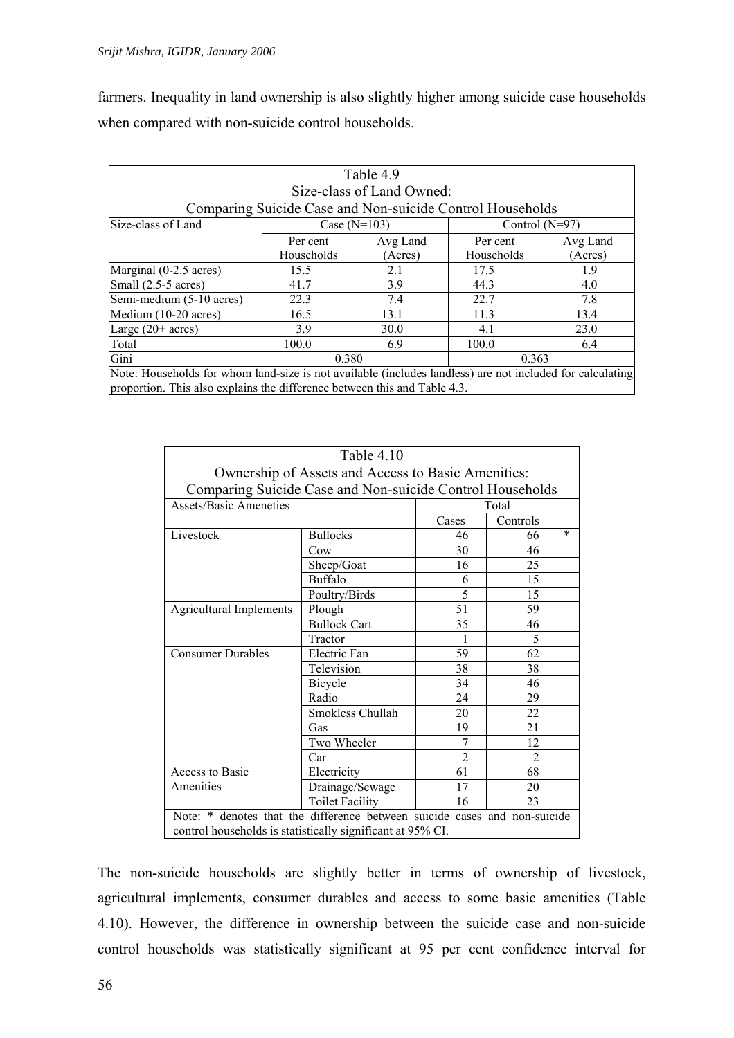farmers. Inequality in land ownership is also slightly higher among suicide case households when compared with non-suicide control households.

| Table 4.9<br>Size-class of Land Owned:<br>Comparing Suicide Case and Non-suicide Control Households | | | | |
|---|---|---|---|---|
| Size-class of Land | Case (N=103) | | Control (N=97) | |
| | Per cent Households | Avg Land (Acres) | Per cent Households | Avg Land (Acres) |
| Marginal (0-2.5 acres) | 15.5 | 2.1 | 17.5 | 1.9 |
| Small (2.5-5 acres) | 41.7 | 3.9 | 44.3 | 4.0 |
| Semi-medium (5-10 acres) | 22.3 | 7.4 | 22.7 | 7.8 |
| Medium (10-20 acres) | 16.5 | 13.1 | 11.3 | 13.4 |
| Large (20+ acres) | 3.9 | 30.0 | 4.1 | 23.0 |
| Total | 100.0 | 6.9 | 100.0 | 6.4 |
| Gini | 0.380 | | 0.363 | |

Note: Households for whom land-size is not available (includes landless) are not included for calculating proportion. This also explains the difference between this and Table 4.3.

| Table 4.10<br>Ownership of Assets and Access to Basic Amenities:<br>Comparing Suicide Case and Non-suicide Control Households | | | | |
|---|---|---|---|---|
| Assets/Basic Ameneties | | Total | | |
| | | Cases | Controls | |
| Livestock | Bullocks | 46 | 66 | * |
| | Cow | 30 | 46 | |
| | Sheep/Goat | 16 | 25 | |
| | Buffalo | 6 | 15 | |
| | Poultry/Birds | 5 | 15 | |
| Agricultural Implements | Plough | 51 | 59 | |
| | Bullock Cart | 35 | 46 | |
| | Tractor | 1 | 5 | |
| Consumer Durables | Electric Fan | 59 | 62 | |
| | Television | 38 | 38 | |
| | Bicycle | 34 | 46 | |
| | Radio | 24 | 29 | |
| | Smokless Chullah | 20 | 22 | |
| | Gas | 19 | 21 | |
| | Two Wheeler | 7 | 12 | |
| | Car | 2 | 2 | |
| Access to Basic Amenities | Electricity | 61 | 68 | |
| | Drainage/Sewage | 17 | 20 | |
| | Toilet Facility | 16 | 23 | |

Note: * denotes that the difference between suicide cases and non-suicide control households is statistically significant at 95% CI.

The non-suicide households are slightly better in terms of ownership of livestock, agricultural implements, consumer durables and access to some basic amenities (Table 4.10). However, the difference in ownership between the suicide case and non-suicide control households was statistically significant at 95 per cent confidence interval for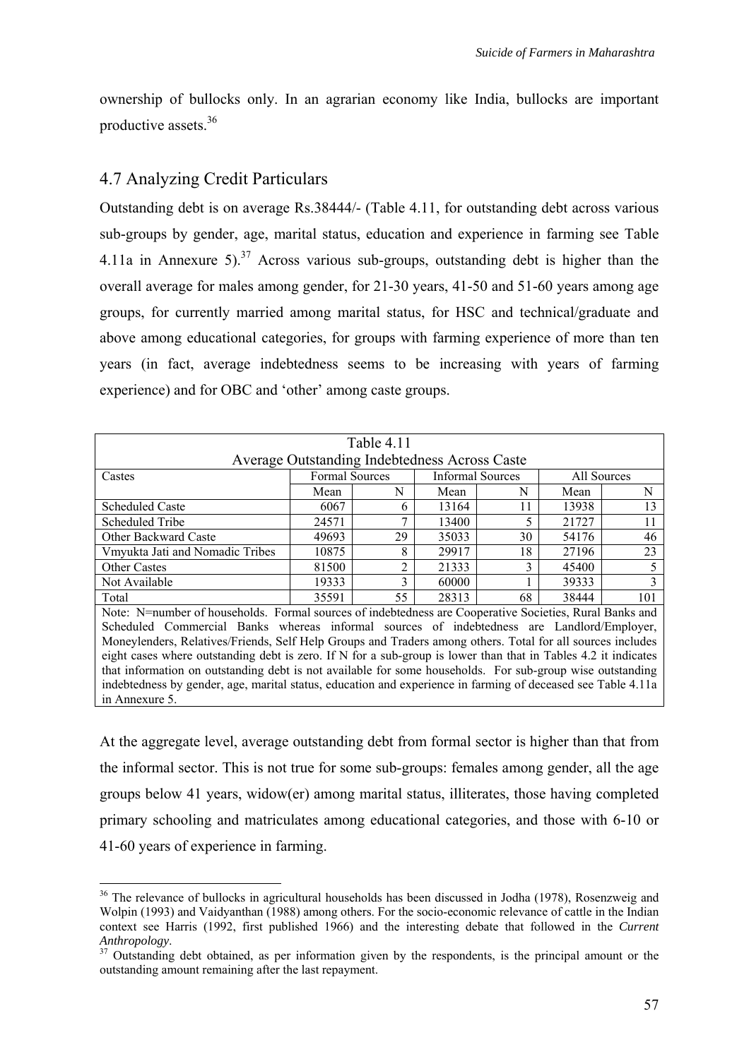ownership of bullocks only. In an agrarian economy like India, bullocks are important productive assets.[36]

## 4.7 Analyzing Credit Particulars

Outstanding debt is on average Rs.38444/- (Table 4.11, for outstanding debt across various sub-groups by gender, age, marital status, education and experience in farming see Table 4.11a in Annexure 5).[37] Across various sub-groups, outstanding debt is higher than the overall average for males among gender, for 21-30 years, 41-50 and 51-60 years among age groups, for currently married among marital status, for HSC and technical/graduate and above among educational categories, for groups with farming experience of more than ten years (in fact, average indebtedness seems to be increasing with years of farming experience) and for OBC and 'other' among caste groups.

Table 4.11
Average Outstanding Indebtedness Across Caste

| Castes | Formal Sources | | Informal Sources | | All Sources | |
|---|---|---|---|---|---|---|
| | Mean | N | Mean | N | Mean | N |
| Scheduled Caste | 6067 | 6 | 13164 | 11 | 13938 | 13 |
| Scheduled Tribe | 24571 | 7 | 13400 | 5 | 21727 | 11 |
| Other Backward Caste | 49693 | 29 | 35033 | 30 | 54176 | 46 |
| Vmyukta Jati and Nomadic Tribes | 10875 | 8 | 29917 | 18 | 27196 | 23 |
| Other Castes | 81500 | 2 | 21333 | 3 | 45400 | 5 |
| Not Available | 19333 | 3 | 60000 | 1 | 39333 | 3 |
| Total | 35591 | 55 | 28313 | 68 | 38444 | 101 |

Note: N=number of households. Formal sources of indebtedness are Cooperative Societies, Rural Banks and Scheduled Commercial Banks whereas informal sources of indebtedness are Landlord/Employer, Moneylenders, Relatives/Friends, Self Help Groups and Traders among others. Total for all sources includes eight cases where outstanding debt is zero. If N for a sub-group is lower than that in Tables 4.2 it indicates that information on outstanding debt is not available for some households. For sub-group wise outstanding indebtedness by gender, age, marital status, education and experience in farming of deceased see Table 4.11a in Annexure 5.

At the aggregate level, average outstanding debt from formal sector is higher than that from the informal sector. This is not true for some sub-groups: females among gender, all the age groups below 41 years, widow(er) among marital status, illiterates, those having completed primary schooling and matriculates among educational categories, and those with 6-10 or 41-60 years of experience in farming.

[36] The relevance of bullocks in agricultural households has been discussed in Jodha (1978), Rosenzweig and Wolpin (1993) and Vaidyanthan (1988) among others. For the socio-economic relevance of cattle in the Indian context see Harris (1992, first published 1966) and the interesting debate that followed in the *Current Anthropology*.

[37] Outstanding debt obtained, as per information given by the respondents, is the principal amount or the outstanding amount remaining after the last repayment.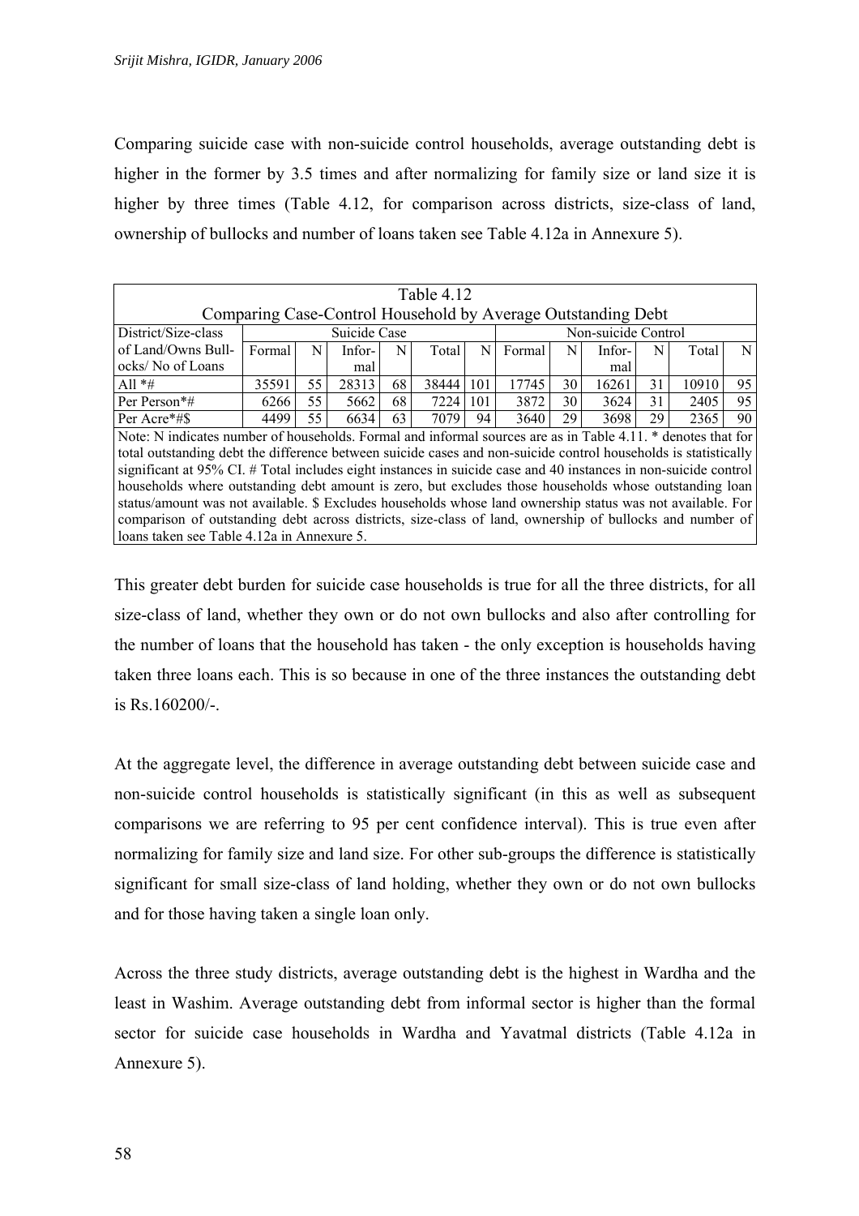Comparing suicide case with non-suicide control households, average outstanding debt is higher in the former by 3.5 times and after normalizing for family size or land size it is higher by three times (Table 4.12, for comparison across districts, size-class of land, ownership of bullocks and number of loans taken see Table 4.12a in Annexure 5).

Table 4.12
Comparing Case-Control Household by Average Outstanding Debt

| District/Size-class of Land/Owns Bullocks/ No of Loans | Suicide Case | | | | | | Non-suicide Control | | | | | |
|---|---|---|---|---|---|---|---|---|---|---|---|---|
| | Formal | N | Informal | N | Total | N | Formal | N | Informal | N | Total | N |
| All *# | 35591 | 55 | 28313 | 68 | 38444 | 101 | 17745 | 30 | 16261 | 31 | 10910 | 95 |
| Per Person*# | 6266 | 55 | 5662 | 68 | 7224 | 101 | 3872 | 30 | 3624 | 31 | 2405 | 95 |
| Per Acre*#$ | 4499 | 55 | 6634 | 63 | 7079 | 94 | 3640 | 29 | 3698 | 29 | 2365 | 90 |

Note: N indicates number of households. Formal and informal sources are as in Table 4.11. * denotes that for total outstanding debt the difference between suicide cases and non-suicide control households is statistically significant at 95% CI. # Total includes eight instances in suicide case and 40 instances in non-suicide control households where outstanding debt amount is zero, but excludes those households whose outstanding loan status/amount was not available. $ Excludes households whose land ownership status was not available. For comparison of outstanding debt across districts, size-class of land, ownership of bullocks and number of loans taken see Table 4.12a in Annexure 5.

This greater debt burden for suicide case households is true for all the three districts, for all size-class of land, whether they own or do not own bullocks and also after controlling for the number of loans that the household has taken - the only exception is households having taken three loans each. This is so because in one of the three instances the outstanding debt is Rs.160200/-.

At the aggregate level, the difference in average outstanding debt between suicide case and non-suicide control households is statistically significant (in this as well as subsequent comparisons we are referring to 95 per cent confidence interval). This is true even after normalizing for family size and land size. For other sub-groups the difference is statistically significant for small size-class of land holding, whether they own or do not own bullocks and for those having taken a single loan only.

Across the three study districts, average outstanding debt is the highest in Wardha and the least in Washim. Average outstanding debt from informal sector is higher than the formal sector for suicide case households in Wardha and Yavatmal districts (Table 4.12a in Annexure 5).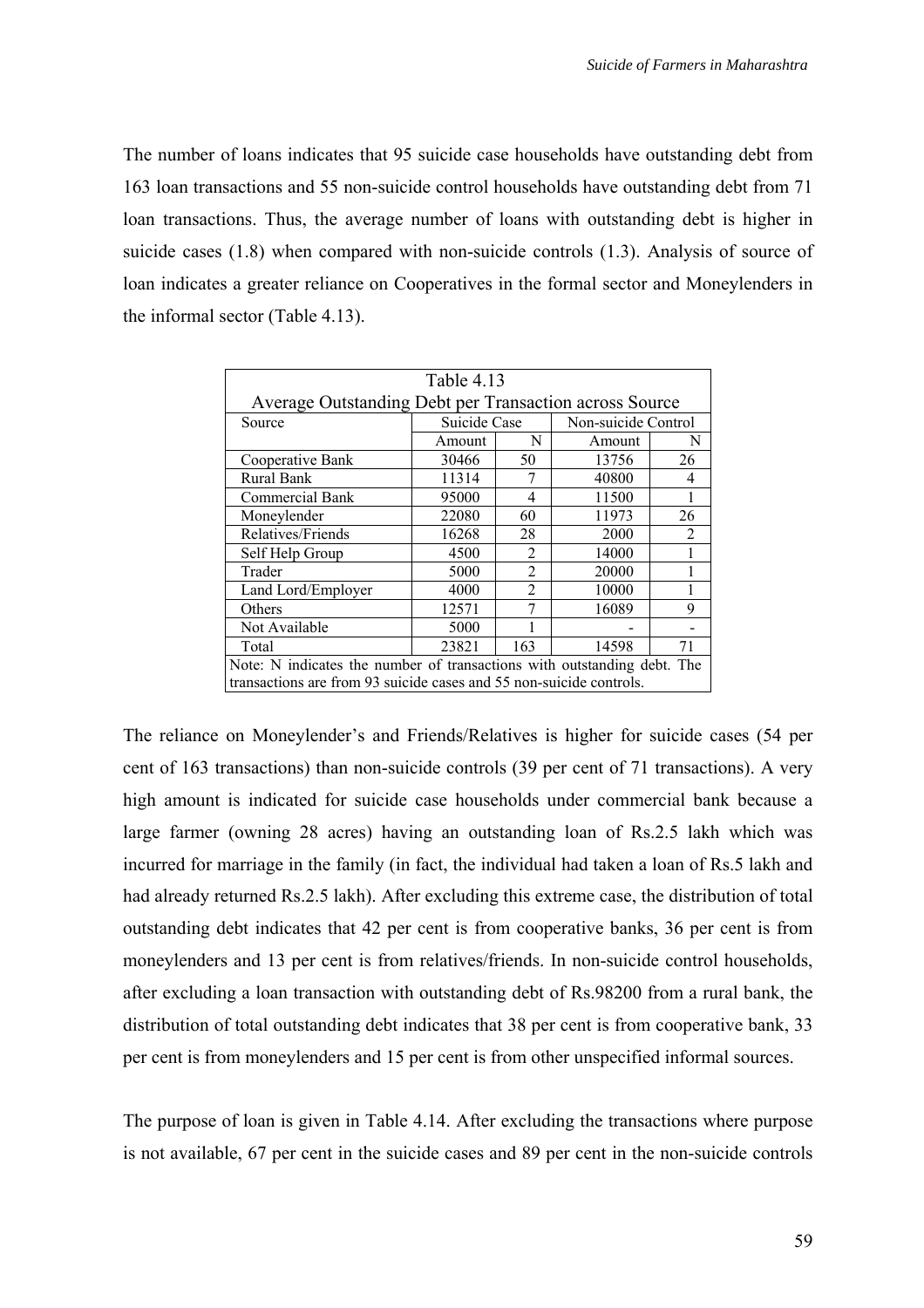The number of loans indicates that 95 suicide case households have outstanding debt from 163 loan transactions and 55 non-suicide control households have outstanding debt from 71 loan transactions. Thus, the average number of loans with outstanding debt is higher in suicide cases (1.8) when compared with non-suicide controls (1.3). Analysis of source of loan indicates a greater reliance on Cooperatives in the formal sector and Moneylenders in the informal sector (Table 4.13).

Table 4.13

Average Outstanding Debt per Transaction across Source

| Source | Suicide Case | | Non-suicide Control | |
|---|---|---|---|---|
| | Amount | N | Amount | N |
| Cooperative Bank | 30466 | 50 | 13756 | 26 |
| Rural Bank | 11314 | 7 | 40800 | 4 |
| Commercial Bank | 95000 | 4 | 11500 | 1 |
| Moneylender | 22080 | 60 | 11973 | 26 |
| Relatives/Friends | 16268 | 28 | 2000 | 2 |
| Self Help Group | 4500 | 2 | 14000 | 1 |
| Trader | 5000 | 2 | 20000 | 1 |
| Land Lord/Employer | 4000 | 2 | 10000 | 1 |
| Others | 12571 | 7 | 16089 | 9 |
| Not Available | 5000 | 1 | - | - |
| Total | 23821 | 163 | 14598 | 71 |

Note: N indicates the number of transactions with outstanding debt. The transactions are from 93 suicide cases and 55 non-suicide controls.

The reliance on Moneylender's and Friends/Relatives is higher for suicide cases (54 per cent of 163 transactions) than non-suicide controls (39 per cent of 71 transactions). A very high amount is indicated for suicide case households under commercial bank because a large farmer (owning 28 acres) having an outstanding loan of Rs.2.5 lakh which was incurred for marriage in the family (in fact, the individual had taken a loan of Rs.5 lakh and had already returned Rs.2.5 lakh). After excluding this extreme case, the distribution of total outstanding debt indicates that 42 per cent is from cooperative banks, 36 per cent is from moneylenders and 13 per cent is from relatives/friends. In non-suicide control households, after excluding a loan transaction with outstanding debt of Rs.98200 from a rural bank, the distribution of total outstanding debt indicates that 38 per cent is from cooperative bank, 33 per cent is from moneylenders and 15 per cent is from other unspecified informal sources.

The purpose of loan is given in Table 4.14. After excluding the transactions where purpose is not available, 67 per cent in the suicide cases and 89 per cent in the non-suicide controls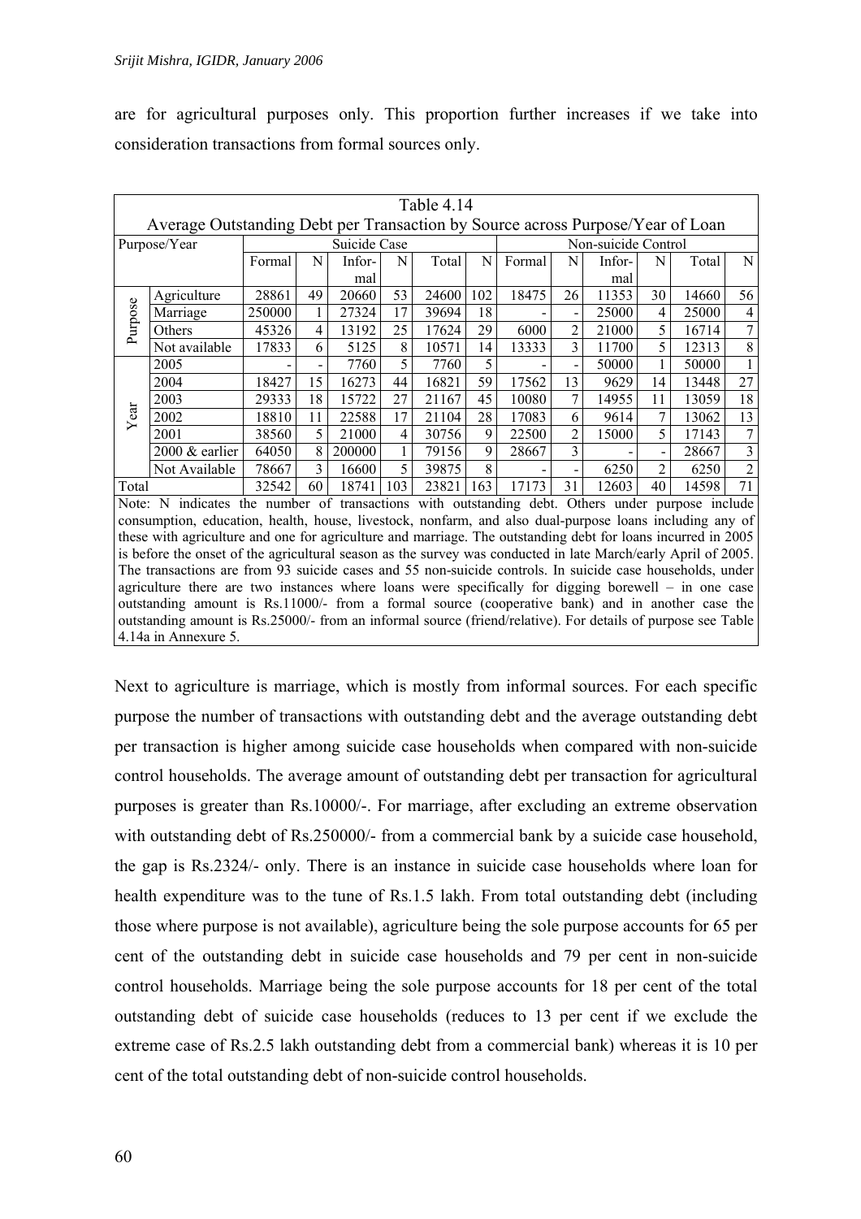are for agricultural purposes only. This proportion further increases if we take into consideration transactions from formal sources only.

Table 4.14
Average Outstanding Debt per Transaction by Source across Purpose/Year of Loan

| Purpose/Year | | Suicide Case | | | | | | Non-suicide Control | | | | | |
|---|---|---|---|---|---|---|---|---|---|---|---|---|---|
| | | Formal | N | Informal | N | Total | N | Formal | N | Informal | N | Total | N |
| Purpose | Agriculture | 28861 | 49 | 20660 | 53 | 24600 | 102 | 18475 | 26 | 11353 | 30 | 14660 | 56 |
| | Marriage | 250000 | 1 | 27324 | 17 | 39694 | 18 | - | - | 25000 | 4 | 25000 | 4 |
| | Others | 45326 | 4 | 13192 | 25 | 17624 | 29 | 6000 | 2 | 21000 | 5 | 16714 | 7 |
| | Not available | 17833 | 6 | 5125 | 8 | 10571 | 14 | 13333 | 3 | 11700 | 5 | 12313 | 8 |
| Year | 2005 | - | - | 7760 | 5 | 7760 | 5 | - | - | 50000 | 1 | 50000 | 1 |
| | 2004 | 18427 | 15 | 16273 | 44 | 16821 | 59 | 17562 | 13 | 9629 | 14 | 13448 | 27 |
| | 2003 | 29333 | 18 | 15722 | 27 | 21167 | 45 | 10080 | 7 | 14955 | 11 | 13059 | 18 |
| | 2002 | 18810 | 11 | 22588 | 17 | 21104 | 28 | 17083 | 6 | 9614 | 7 | 13062 | 13 |
| | 2001 | 38560 | 5 | 21000 | 4 | 30756 | 9 | 22500 | 2 | 15000 | 5 | 17143 | 7 |
| | 2000 & earlier | 64050 | 8 | 200000 | 1 | 79156 | 9 | 28667 | 3 | - | - | 28667 | 3 |
| | Not Available | 78667 | 3 | 16600 | 5 | 39875 | 8 | - | - | 6250 | 2 | 6250 | 2 |
| Total | | 32542 | 60 | 18741 | 103 | 23821 | 163 | 17173 | 31 | 12603 | 40 | 14598 | 71 |

Note: N indicates the number of transactions with outstanding debt. Others under purpose include consumption, education, health, house, livestock, nonfarm, and also dual-purpose loans including any of these with agriculture and one for agriculture and marriage. The outstanding debt for loans incurred in 2005 is before the onset of the agricultural season as the survey was conducted in late March/early April of 2005. The transactions are from 93 suicide cases and 55 non-suicide controls. In suicide case households, under agriculture there are two instances where loans were specifically for digging borewell – in one case outstanding amount is Rs.11000/- from a formal source (cooperative bank) and in another case the outstanding amount is Rs.25000/- from an informal source (friend/relative). For details of purpose see Table 4.14a in Annexure 5.

Next to agriculture is marriage, which is mostly from informal sources. For each specific purpose the number of transactions with outstanding debt and the average outstanding debt per transaction is higher among suicide case households when compared with non-suicide control households. The average amount of outstanding debt per transaction for agricultural purposes is greater than Rs.10000/-. For marriage, after excluding an extreme observation with outstanding debt of Rs.250000/- from a commercial bank by a suicide case household, the gap is Rs.2324/- only. There is an instance in suicide case households where loan for health expenditure was to the tune of Rs.1.5 lakh. From total outstanding debt (including those where purpose is not available), agriculture being the sole purpose accounts for 65 per cent of the outstanding debt in suicide case households and 79 per cent in non-suicide control households. Marriage being the sole purpose accounts for 18 per cent of the total outstanding debt of suicide case households (reduces to 13 per cent if we exclude the extreme case of Rs.2.5 lakh outstanding debt from a commercial bank) whereas it is 10 per cent of the total outstanding debt of non-suicide control households.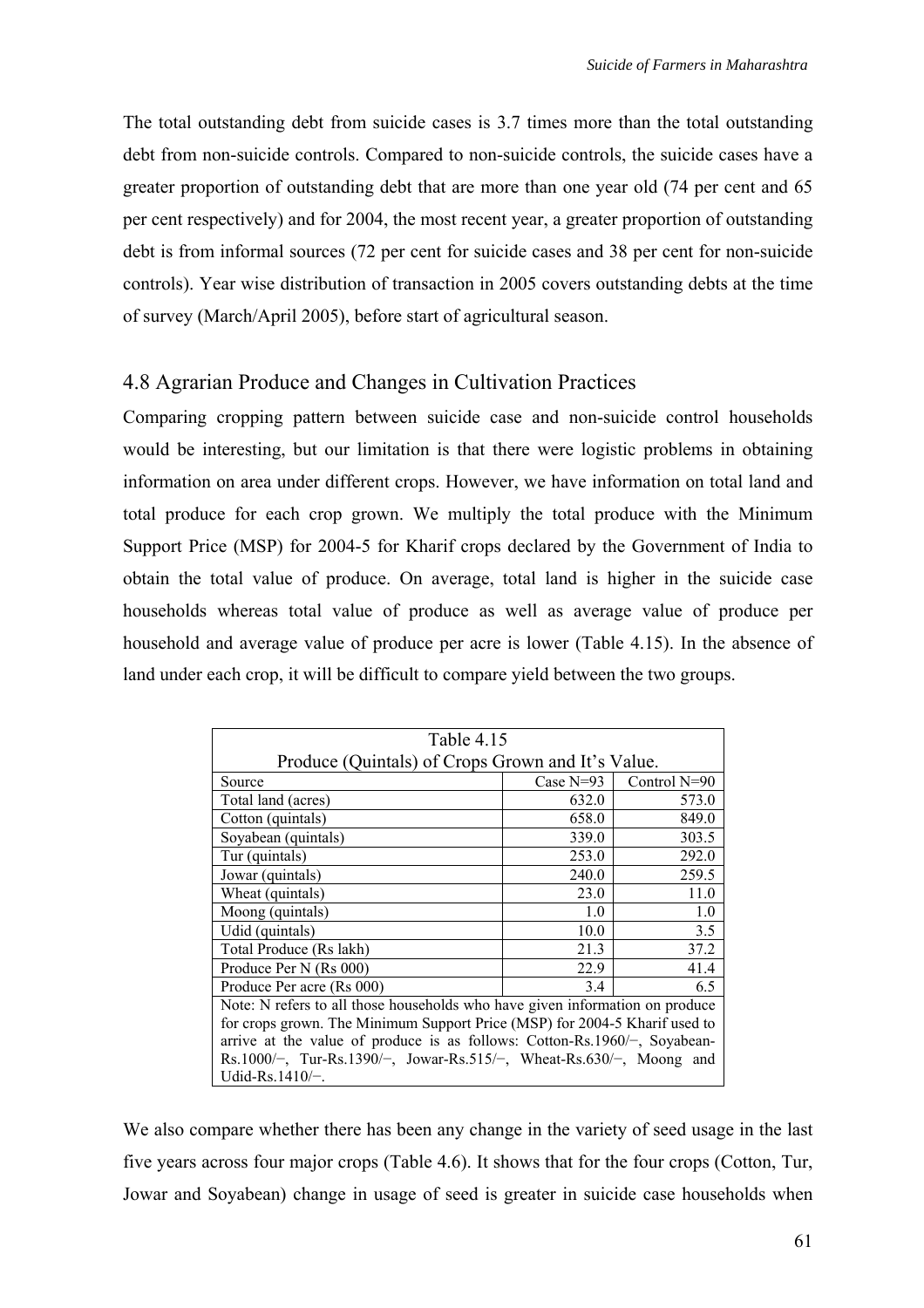The total outstanding debt from suicide cases is 3.7 times more than the total outstanding debt from non-suicide controls. Compared to non-suicide controls, the suicide cases have a greater proportion of outstanding debt that are more than one year old (74 per cent and 65 per cent respectively) and for 2004, the most recent year, a greater proportion of outstanding debt is from informal sources (72 per cent for suicide cases and 38 per cent for non-suicide controls). Year wise distribution of transaction in 2005 covers outstanding debts at the time of survey (March/April 2005), before start of agricultural season.

## 4.8 Agrarian Produce and Changes in Cultivation Practices

Comparing cropping pattern between suicide case and non-suicide control households would be interesting, but our limitation is that there were logistic problems in obtaining information on area under different crops. However, we have information on total land and total produce for each crop grown. We multiply the total produce with the Minimum Support Price (MSP) for 2004-5 for Kharif crops declared by the Government of India to obtain the total value of produce. On average, total land is higher in the suicide case households whereas total value of produce as well as average value of produce per household and average value of produce per acre is lower (Table 4.15). In the absence of land under each crop, it will be difficult to compare yield between the two groups.

Table 4.15
Produce (Quintals) of Crops Grown and It's Value.

| Source | Case N=93 | Control N=90 |
|---|---|---|
| Total land (acres) | 632.0 | 573.0 |
| Cotton (quintals) | 658.0 | 849.0 |
| Soyabean (quintals) | 339.0 | 303.5 |
| Tur (quintals) | 253.0 | 292.0 |
| Jowar (quintals) | 240.0 | 259.5 |
| Wheat (quintals) | 23.0 | 11.0 |
| Moong (quintals) | 1.0 | 1.0 |
| Udid (quintals) | 10.0 | 3.5 |
| Total Produce (Rs lakh) | 21.3 | 37.2 |
| Produce Per N (Rs 000) | 22.9 | 41.4 |
| Produce Per acre (Rs 000) | 3.4 | 6.5 |

Note: N refers to all those households who have given information on produce for crops grown. The Minimum Support Price (MSP) for 2004-5 Kharif used to arrive at the value of produce is as follows: Cotton-Rs.1960/−, Soyabean-Rs.1000/−, Tur-Rs.1390/−, Jowar-Rs.515/−, Wheat-Rs.630/−, Moong and Udid-Rs.1410/−.

We also compare whether there has been any change in the variety of seed usage in the last five years across four major crops (Table 4.6). It shows that for the four crops (Cotton, Tur, Jowar and Soyabean) change in usage of seed is greater in suicide case households when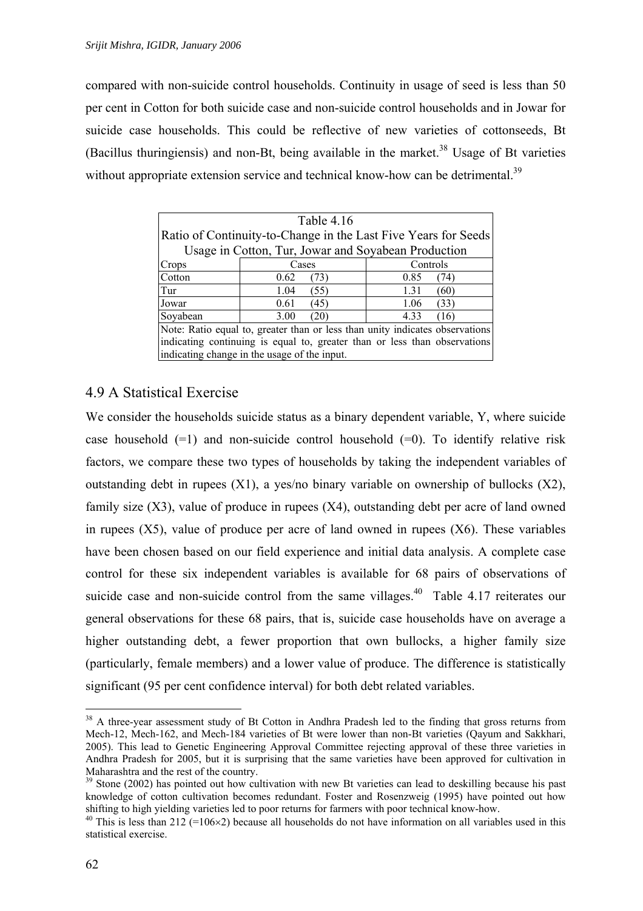compared with non-suicide control households. Continuity in usage of seed is less than 50 per cent in Cotton for both suicide case and non-suicide control households and in Jowar for suicide case households. This could be reflective of new varieties of cottonseeds, Bt (Bacillus thuringiensis) and non-Bt, being available in the market.[38] Usage of Bt varieties without appropriate extension service and technical know-how can be detrimental.[39]

| Table 4.16<br>Ratio of Continuity-to-Change in the Last Five Years for Seeds Usage in Cotton, Tur, Jowar and Soyabean Production | | |
|---|---|---|
| Crops | Cases | Controls |
| Cotton | 0.62 (73) | 0.85 (74) |
| Tur | 1.04 (55) | 1.31 (60) |
| Jowar | 0.61 (45) | 1.06 (33) |
| Soyabean | 3.00 (20) | 4.33 (16) |
| Note: Ratio equal to, greater than or less than unity indicates observations indicating continuing is equal to, greater than or less than observations indicating change in the usage of the input. | | |

## 4.9 A Statistical Exercise

We consider the households suicide status as a binary dependent variable, Y, where suicide case household (=1) and non-suicide control household (=0). To identify relative risk factors, we compare these two types of households by taking the independent variables of outstanding debt in rupees (X1), a yes/no binary variable on ownership of bullocks (X2), family size (X3), value of produce in rupees (X4), outstanding debt per acre of land owned in rupees (X5), value of produce per acre of land owned in rupees (X6). These variables have been chosen based on our field experience and initial data analysis. A complete case control for these six independent variables is available for 68 pairs of observations of suicide case and non-suicide control from the same villages.[40] Table 4.17 reiterates our general observations for these 68 pairs, that is, suicide case households have on average a higher outstanding debt, a fewer proportion that own bullocks, a higher family size (particularly, female members) and a lower value of produce. The difference is statistically significant (95 per cent confidence interval) for both debt related variables.

---

[38] A three-year assessment study of Bt Cotton in Andhra Pradesh led to the finding that gross returns from Mech-12, Mech-162, and Mech-184 varieties of Bt were lower than non-Bt varieties (Qayum and Sakkhari, 2005). This lead to Genetic Engineering Approval Committee rejecting approval of these three varieties in Andhra Pradesh for 2005, but it is surprising that the same varieties have been approved for cultivation in Maharashtra and the rest of the country.

[39] Stone (2002) has pointed out how cultivation with new Bt varieties can lead to deskilling because his past knowledge of cotton cultivation becomes redundant. Foster and Rosenzweig (1995) have pointed out how shifting to high yielding varieties led to poor returns for farmers with poor technical know-how.

[40] This is less than 212 (=106×2) because all households do not have information on all variables used in this statistical exercise.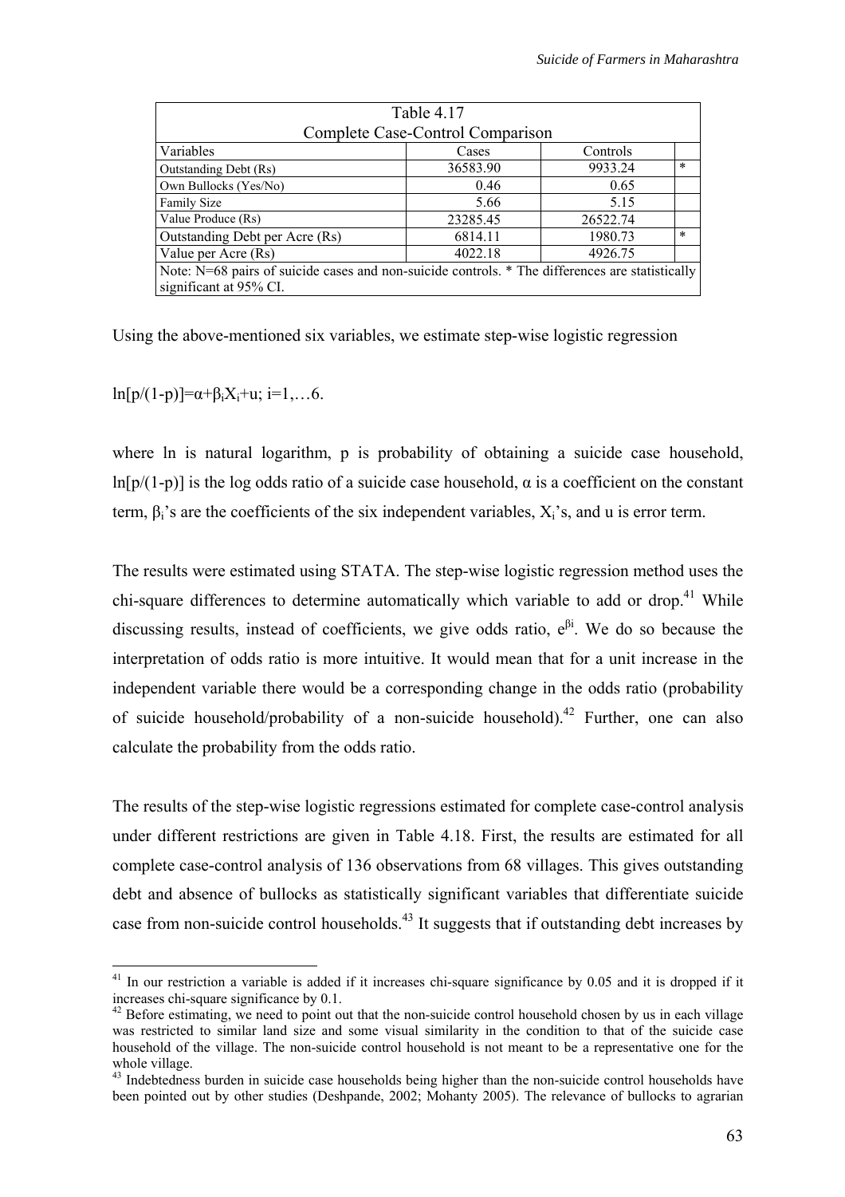| Table 4.17 | | | |
|---|---|---|---|
| Complete Case-Control Comparison | | | |
| Variables | Cases | Controls | |
| Outstanding Debt (Rs) | 36583.90 | 9933.24 | * |
| Own Bullocks (Yes/No) | 0.46 | 0.65 | |
| Family Size | 5.66 | 5.15 | |
| Value Produce (Rs) | 23285.45 | 26522.74 | |
| Outstanding Debt per Acre (Rs) | 6814.11 | 1980.73 | * |
| Value per Acre (Rs) | 4022.18 | 4926.75 | |
| Note: N=68 pairs of suicide cases and non-suicide controls. * The differences are statistically significant at 95% CI. | | | |

Using the above-mentioned six variables, we estimate step-wise logistic regression

$\ln[p/(1-p)]=\alpha+\beta_i X_i+u$; $i=1,\ldots 6$.

where ln is natural logarithm, p is probability of obtaining a suicide case household, $\ln[p/(1-p)]$ is the log odds ratio of a suicide case household, $\alpha$ is a coefficient on the constant term, $\beta_i$'s are the coefficients of the six independent variables, $X_i$'s, and u is error term.

The results were estimated using STATA. The step-wise logistic regression method uses the chi-square differences to determine automatically which variable to add or drop.[41] While discussing results, instead of coefficients, we give odds ratio, $e^{\beta i}$. We do so because the interpretation of odds ratio is more intuitive. It would mean that for a unit increase in the independent variable there would be a corresponding change in the odds ratio (probability of suicide household/probability of a non-suicide household).[42] Further, one can also calculate the probability from the odds ratio.

The results of the step-wise logistic regressions estimated for complete case-control analysis under different restrictions are given in Table 4.18. First, the results are estimated for all complete case-control analysis of 136 observations from 68 villages. This gives outstanding debt and absence of bullocks as statistically significant variables that differentiate suicide case from non-suicide control households.[43] It suggests that if outstanding debt increases by

[41] In our restriction a variable is added if it increases chi-square significance by 0.05 and it is dropped if it increases chi-square significance by 0.1.

[42] Before estimating, we need to point out that the non-suicide control household chosen by us in each village was restricted to similar land size and some visual similarity in the condition to that of the suicide case household of the village. The non-suicide control household is not meant to be a representative one for the whole village.

[43] Indebtedness burden in suicide case households being higher than the non-suicide control households have been pointed out by other studies (Deshpande, 2002; Mohanty 2005). The relevance of bullocks to agrarian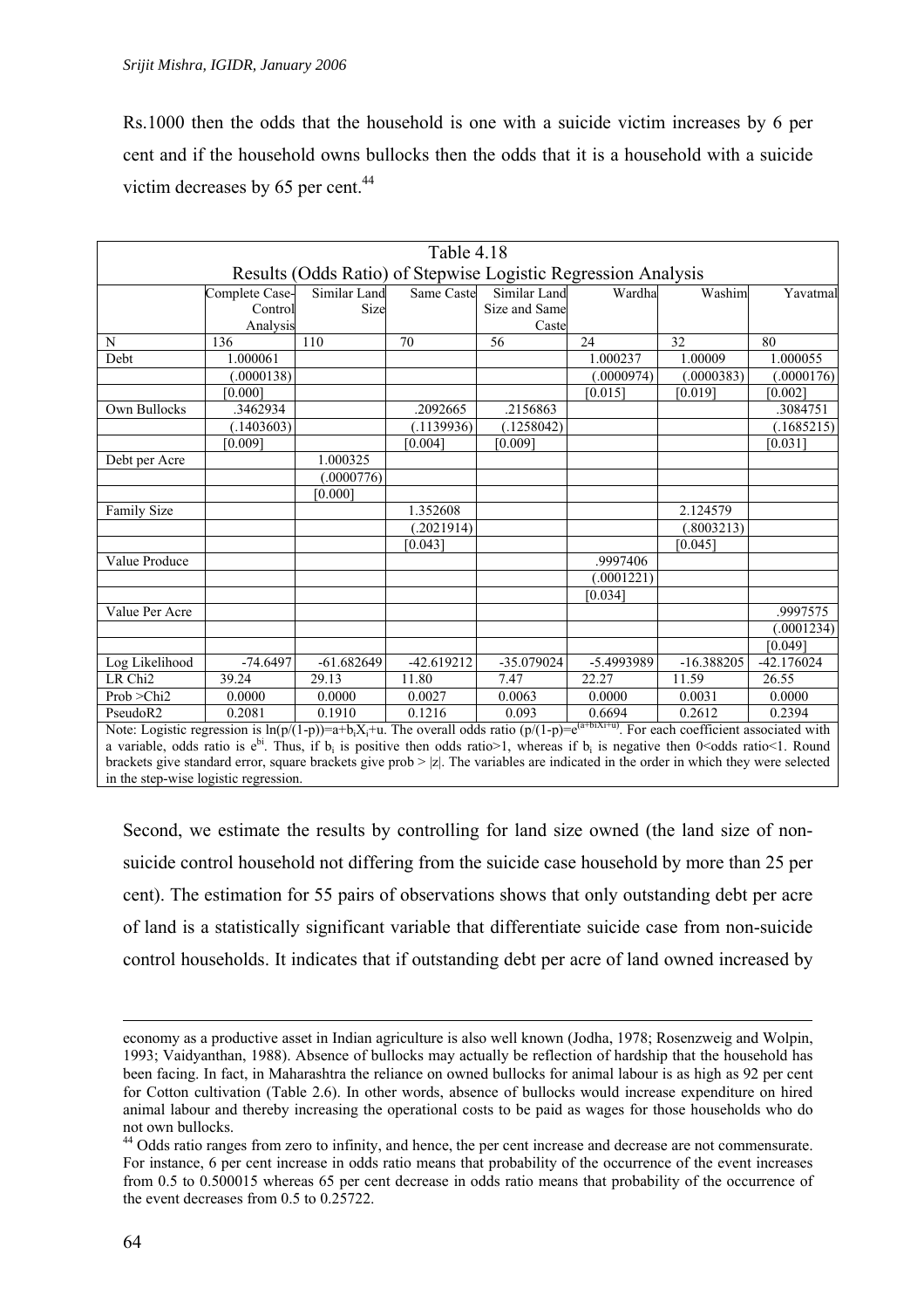Rs.1000 then the odds that the household is one with a suicide victim increases by 6 per cent and if the household owns bullocks then the odds that it is a household with a suicide victim decreases by 65 per cent.[44]

| Table 4.18 Results (Odds Ratio) of Stepwise Logistic Regression Analysis | | | | | | | |
|---|---|---|---|---|---|---|---|
| | Complete Case-Control Analysis | Similar Land Size | Same Caste | Similar Land Size and Same Caste | Wardha | Washim | Yavatmal |
| N | 136 | 110 | 70 | 56 | 24 | 32 | 80 |
| Debt | 1.000061 | | | | 1.000237 | 1.00009 | 1.000055 |
| | (.0000138) | | | | (.0000974) | (.0000383) | (.0000176) |
| | [0.000] | | | | [0.015] | [0.019] | [0.002] |
| Own Bullocks | .3462934 | | .2092665 | .2156863 | | | .3084751 |
| | (.1403603) | | (.1139936) | (.1258042) | | | (.1685215) |
| | [0.009] | | [0.004] | [0.009] | | | [0.031] |
| Debt per Acre | | 1.000325 | | | | | |
| | | (.0000776) | | | | | |
| | | [0.000] | | | | | |
| Family Size | | | 1.352608 | | | 2.124579 | |
| | | | (.2021914) | | | (.8003213) | |
| | | | [0.043] | | | [0.045] | |
| Value Produce | | | | | .9997406 | | |
| | | | | | (.0001221) | | |
| | | | | | [0.034] | | |
| Value Per Acre | | | | | | | .9997575 |
| | | | | | | | (.0001234) |
| | | | | | | | [0.049] |
| Log Likelihood | -74.6497 | -61.682649 | -42.619212 | -35.079024 | -5.4993989 | -16.388205 | -42.176024 |
| LR Chi2 | 39.24 | 29.13 | 11.80 | 7.47 | 22.27 | 11.59 | 26.55 |
| Prob >Chi2 | 0.0000 | 0.0000 | 0.0027 | 0.0063 | 0.0000 | 0.0031 | 0.0000 |
| PseudoR2 | 0.2081 | 0.1910 | 0.1216 | 0.093 | 0.6694 | 0.2612 | 0.2394 |

Note: Logistic regression is $\ln(p/(1-p))=a+b_iX_i+u$. The overall odds ratio $(p/(1-p)=e^{(a+biXi+u)}$. For each coefficient associated with a variable, odds ratio is $e^{bi}$. Thus, if $b_i$ is positive then odds ratio>1, whereas if $b_i$ is negative then 0<odds ratio<1. Round brackets give standard error, square brackets give prob > |z|. The variables are indicated in the order in which they were selected in the step-wise logistic regression.

Second, we estimate the results by controlling for land size owned (the land size of non-suicide control household not differing from the suicide case household by more than 25 per cent). The estimation for 55 pairs of observations shows that only outstanding debt per acre of land is a statistically significant variable that differentiate suicide case from non-suicide control households. It indicates that if outstanding debt per acre of land owned increased by

economy as a productive asset in Indian agriculture is also well known (Jodha, 1978; Rosenzweig and Wolpin, 1993; Vaidyanthan, 1988). Absence of bullocks may actually be reflection of hardship that the household has been facing. In fact, in Maharashtra the reliance on owned bullocks for animal labour is as high as 92 per cent for Cotton cultivation (Table 2.6). In other words, absence of bullocks would increase expenditure on hired animal labour and thereby increasing the operational costs to be paid as wages for those households who do not own bullocks.

[44] Odds ratio ranges from zero to infinity, and hence, the per cent increase and decrease are not commensurate. For instance, 6 per cent increase in odds ratio means that probability of the occurrence of the event increases from 0.5 to 0.500015 whereas 65 per cent decrease in odds ratio means that probability of the occurrence of the event decreases from 0.5 to 0.25722.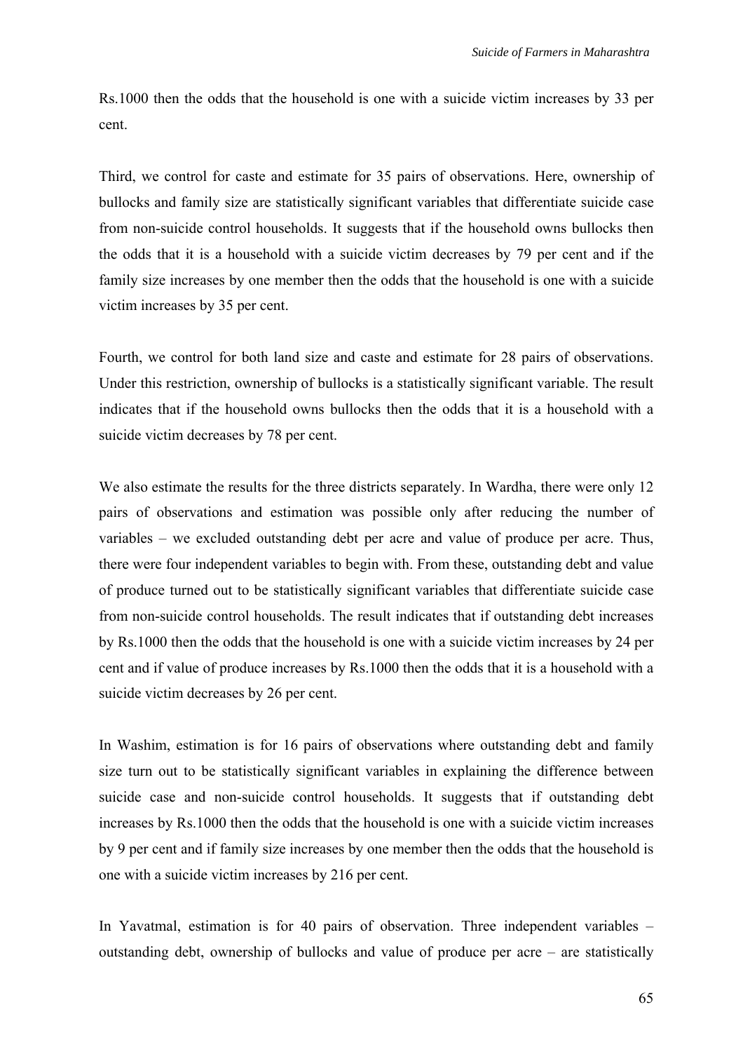Rs.1000 then the odds that the household is one with a suicide victim increases by 33 per cent.

Third, we control for caste and estimate for 35 pairs of observations. Here, ownership of bullocks and family size are statistically significant variables that differentiate suicide case from non-suicide control households. It suggests that if the household owns bullocks then the odds that it is a household with a suicide victim decreases by 79 per cent and if the family size increases by one member then the odds that the household is one with a suicide victim increases by 35 per cent.

Fourth, we control for both land size and caste and estimate for 28 pairs of observations. Under this restriction, ownership of bullocks is a statistically significant variable. The result indicates that if the household owns bullocks then the odds that it is a household with a suicide victim decreases by 78 per cent.

We also estimate the results for the three districts separately. In Wardha, there were only 12 pairs of observations and estimation was possible only after reducing the number of variables – we excluded outstanding debt per acre and value of produce per acre. Thus, there were four independent variables to begin with. From these, outstanding debt and value of produce turned out to be statistically significant variables that differentiate suicide case from non-suicide control households. The result indicates that if outstanding debt increases by Rs.1000 then the odds that the household is one with a suicide victim increases by 24 per cent and if value of produce increases by Rs.1000 then the odds that it is a household with a suicide victim decreases by 26 per cent.

In Washim, estimation is for 16 pairs of observations where outstanding debt and family size turn out to be statistically significant variables in explaining the difference between suicide case and non-suicide control households. It suggests that if outstanding debt increases by Rs.1000 then the odds that the household is one with a suicide victim increases by 9 per cent and if family size increases by one member then the odds that the household is one with a suicide victim increases by 216 per cent.

In Yavatmal, estimation is for 40 pairs of observation. Three independent variables – outstanding debt, ownership of bullocks and value of produce per acre – are statistically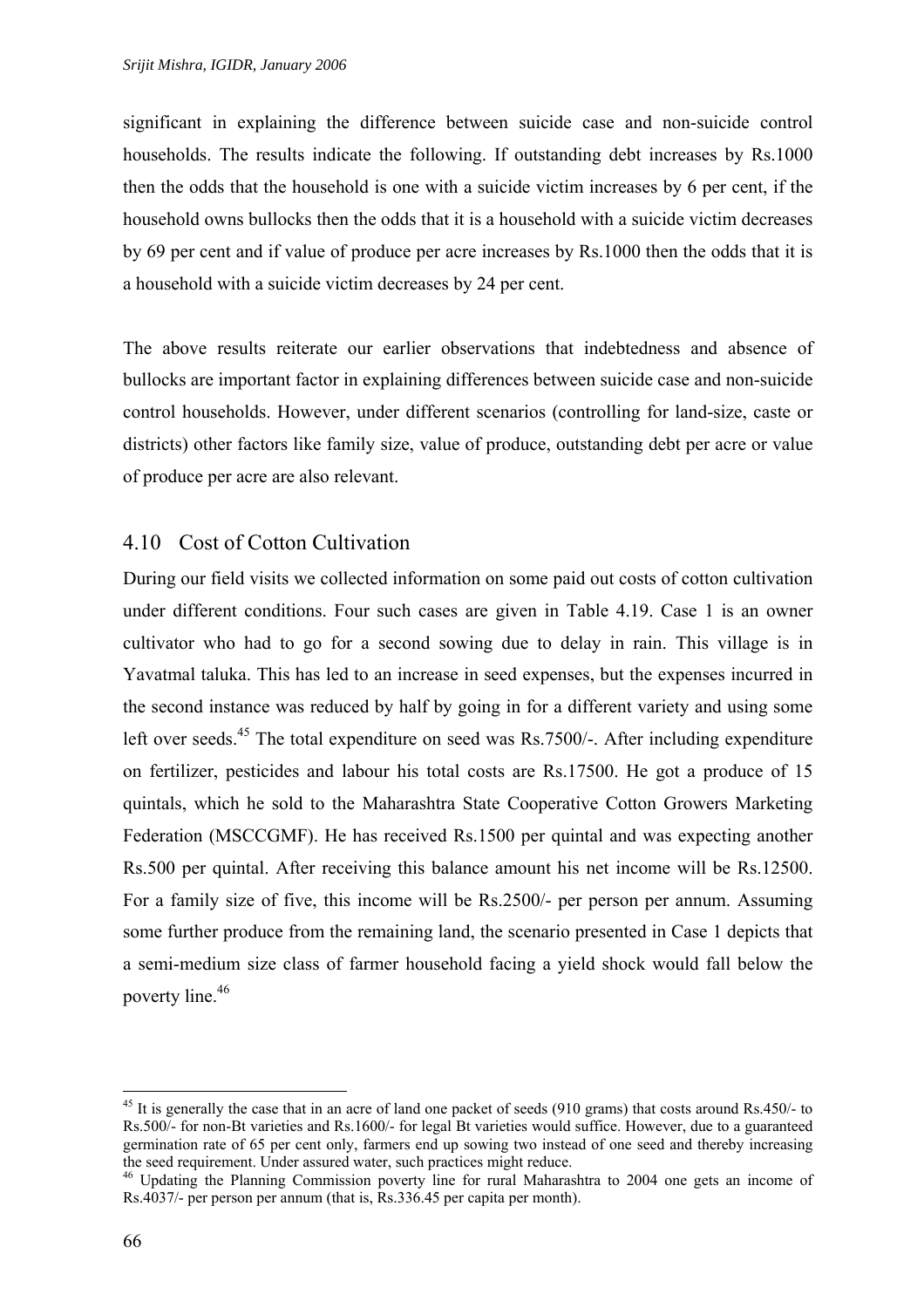significant in explaining the difference between suicide case and non-suicide control households. The results indicate the following. If outstanding debt increases by Rs.1000 then the odds that the household is one with a suicide victim increases by 6 per cent, if the household owns bullocks then the odds that it is a household with a suicide victim decreases by 69 per cent and if value of produce per acre increases by Rs.1000 then the odds that it is a household with a suicide victim decreases by 24 per cent.

The above results reiterate our earlier observations that indebtedness and absence of bullocks are important factor in explaining differences between suicide case and non-suicide control households. However, under different scenarios (controlling for land-size, caste or districts) other factors like family size, value of produce, outstanding debt per acre or value of produce per acre are also relevant.

## 4.10 Cost of Cotton Cultivation

During our field visits we collected information on some paid out costs of cotton cultivation under different conditions. Four such cases are given in Table 4.19. Case 1 is an owner cultivator who had to go for a second sowing due to delay in rain. This village is in Yavatmal taluka. This has led to an increase in seed expenses, but the expenses incurred in the second instance was reduced by half by going in for a different variety and using some left over seeds.[45] The total expenditure on seed was Rs.7500/-. After including expenditure on fertilizer, pesticides and labour his total costs are Rs.17500. He got a produce of 15 quintals, which he sold to the Maharashtra State Cooperative Cotton Growers Marketing Federation (MSCCGMF). He has received Rs.1500 per quintal and was expecting another Rs.500 per quintal. After receiving this balance amount his net income will be Rs.12500. For a family size of five, this income will be Rs.2500/- per person per annum. Assuming some further produce from the remaining land, the scenario presented in Case 1 depicts that a semi-medium size class of farmer household facing a yield shock would fall below the poverty line.[46]

---

[45] It is generally the case that in an acre of land one packet of seeds (910 grams) that costs around Rs.450/- to Rs.500/- for non-Bt varieties and Rs.1600/- for legal Bt varieties would suffice. However, due to a guaranteed germination rate of 65 per cent only, farmers end up sowing two instead of one seed and thereby increasing the seed requirement. Under assured water, such practices might reduce.

[46] Updating the Planning Commission poverty line for rural Maharashtra to 2004 one gets an income of Rs.4037/- per person per annum (that is, Rs.336.45 per capita per month).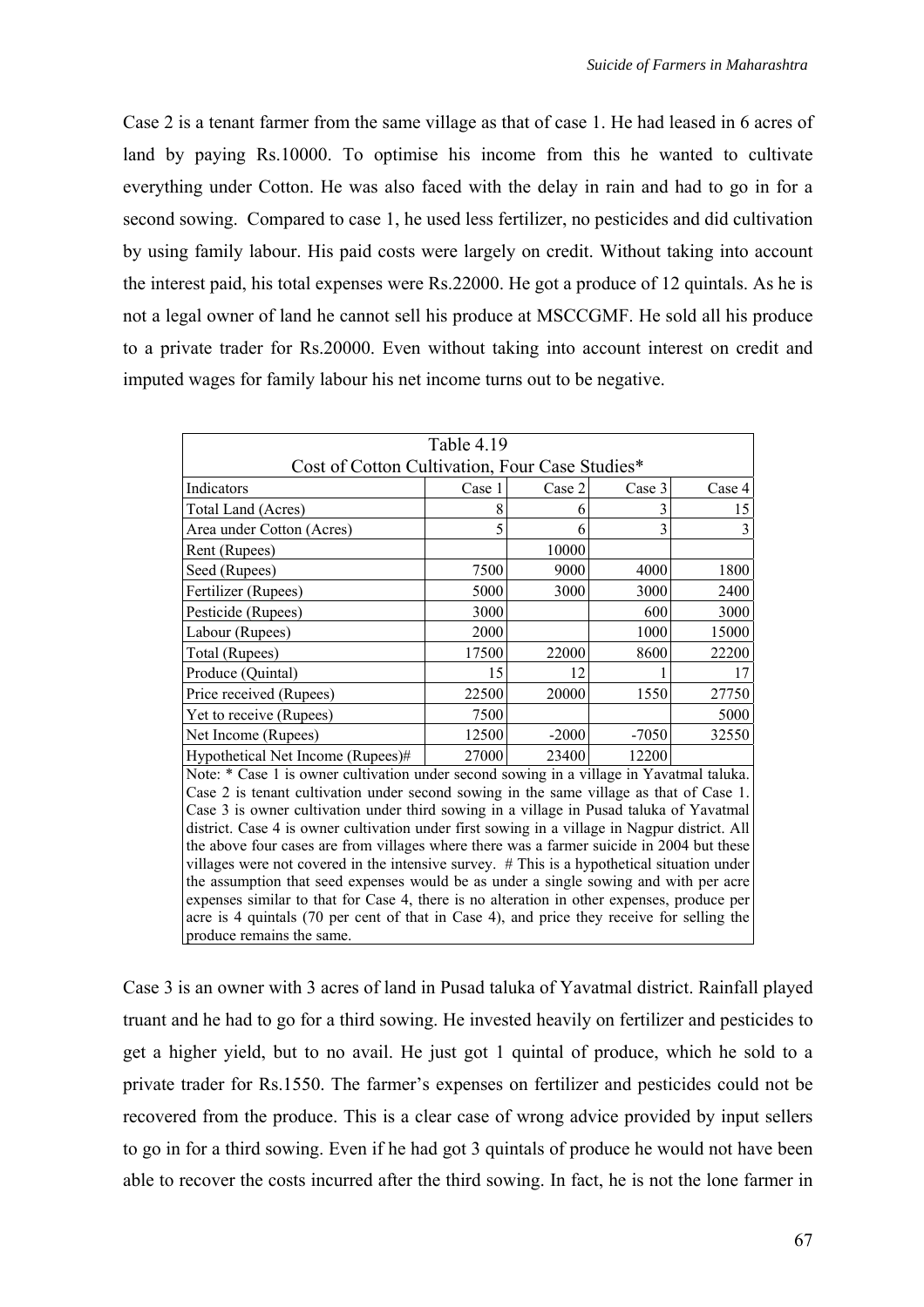Case 2 is a tenant farmer from the same village as that of case 1. He had leased in 6 acres of land by paying Rs.10000. To optimise his income from this he wanted to cultivate everything under Cotton. He was also faced with the delay in rain and had to go in for a second sowing. Compared to case 1, he used less fertilizer, no pesticides and did cultivation by using family labour. His paid costs were largely on credit. Without taking into account the interest paid, his total expenses were Rs.22000. He got a produce of 12 quintals. As he is not a legal owner of land he cannot sell his produce at MSCCGMF. He sold all his produce to a private trader for Rs.20000. Even without taking into account interest on credit and imputed wages for family labour his net income turns out to be negative.

Table 4.19
Cost of Cotton Cultivation, Four Case Studies*

| Indicators | Case 1 | Case 2 | Case 3 | Case 4 |
|---|---|---|---|---|
| Total Land (Acres) | 8 | 6 | 3 | 15 |
| Area under Cotton (Acres) | 5 | 6 | 3 | 3 |
| Rent (Rupees) | | 10000 | | |
| Seed (Rupees) | 7500 | 9000 | 4000 | 1800 |
| Fertilizer (Rupees) | 5000 | 3000 | 3000 | 2400 |
| Pesticide (Rupees) | 3000 | | 600 | 3000 |
| Labour (Rupees) | 2000 | | 1000 | 15000 |
| Total (Rupees) | 17500 | 22000 | 8600 | 22200 |
| Produce (Quintal) | 15 | 12 | 1 | 17 |
| Price received (Rupees) | 22500 | 20000 | 1550 | 27750 |
| Yet to receive (Rupees) | 7500 | | | 5000 |
| Net Income (Rupees) | 12500 | -2000 | -7050 | 32550 |
| Hypothetical Net Income (Rupees)# | 27000 | 23400 | 12200 | |

Note: * Case 1 is owner cultivation under second sowing in a village in Yavatmal taluka. Case 2 is tenant cultivation under second sowing in the same village as that of Case 1. Case 3 is owner cultivation under third sowing in a village in Pusad taluka of Yavatmal district. Case 4 is owner cultivation under first sowing in a village in Nagpur district. All the above four cases are from villages where there was a farmer suicide in 2004 but these villages were not covered in the intensive survey. # This is a hypothetical situation under the assumption that seed expenses would be as under a single sowing and with per acre expenses similar to that for Case 4, there is no alteration in other expenses, produce per acre is 4 quintals (70 per cent of that in Case 4), and price they receive for selling the produce remains the same.

Case 3 is an owner with 3 acres of land in Pusad taluka of Yavatmal district. Rainfall played truant and he had to go for a third sowing. He invested heavily on fertilizer and pesticides to get a higher yield, but to no avail. He just got 1 quintal of produce, which he sold to a private trader for Rs.1550. The farmer's expenses on fertilizer and pesticides could not be recovered from the produce. This is a clear case of wrong advice provided by input sellers to go in for a third sowing. Even if he had got 3 quintals of produce he would not have been able to recover the costs incurred after the third sowing. In fact, he is not the lone farmer in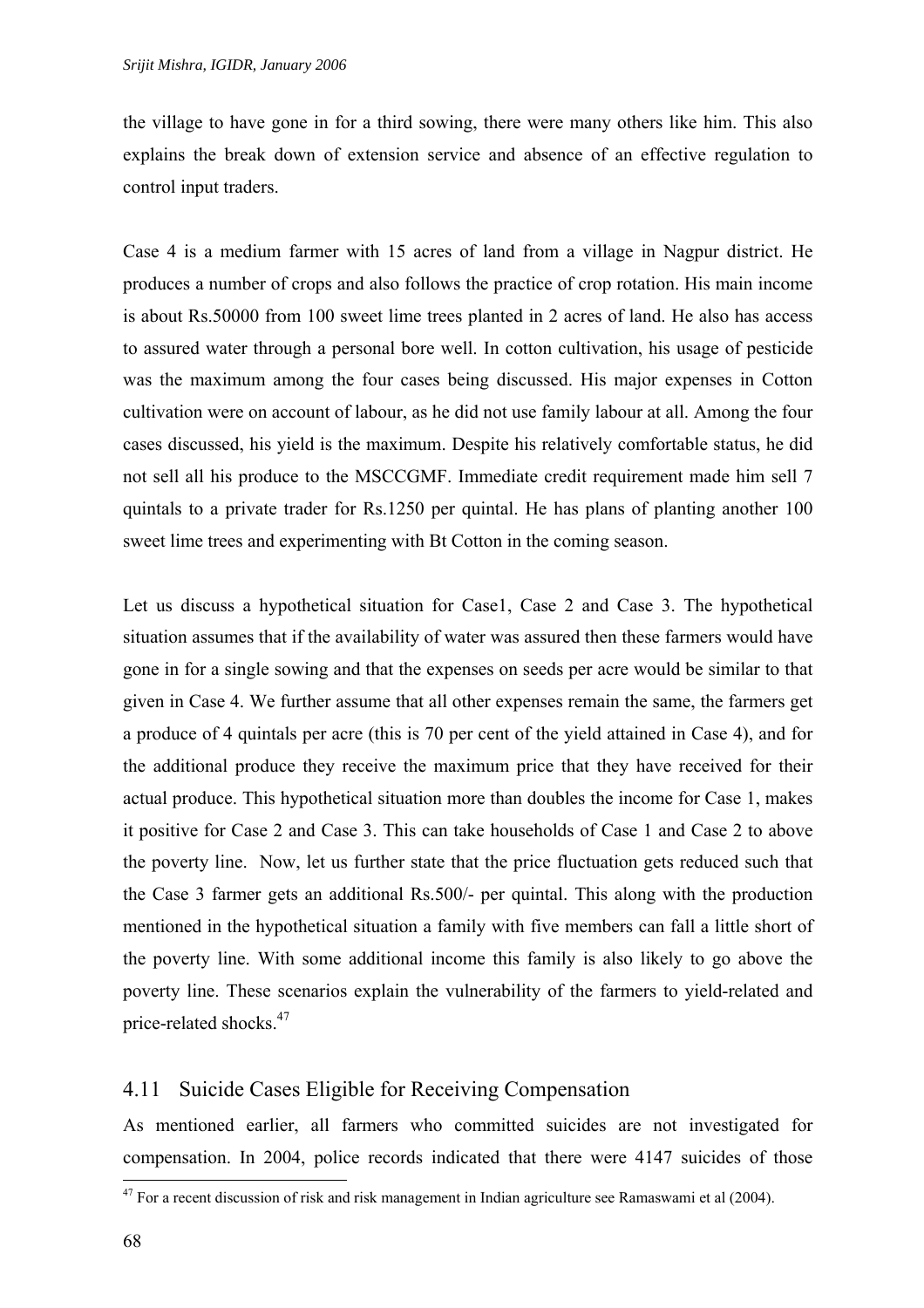the village to have gone in for a third sowing, there were many others like him. This also explains the break down of extension service and absence of an effective regulation to control input traders.

Case 4 is a medium farmer with 15 acres of land from a village in Nagpur district. He produces a number of crops and also follows the practice of crop rotation. His main income is about Rs.50000 from 100 sweet lime trees planted in 2 acres of land. He also has access to assured water through a personal bore well. In cotton cultivation, his usage of pesticide was the maximum among the four cases being discussed. His major expenses in Cotton cultivation were on account of labour, as he did not use family labour at all. Among the four cases discussed, his yield is the maximum. Despite his relatively comfortable status, he did not sell all his produce to the MSCCGMF. Immediate credit requirement made him sell 7 quintals to a private trader for Rs.1250 per quintal. He has plans of planting another 100 sweet lime trees and experimenting with Bt Cotton in the coming season.

Let us discuss a hypothetical situation for Case1, Case 2 and Case 3. The hypothetical situation assumes that if the availability of water was assured then these farmers would have gone in for a single sowing and that the expenses on seeds per acre would be similar to that given in Case 4. We further assume that all other expenses remain the same, the farmers get a produce of 4 quintals per acre (this is 70 per cent of the yield attained in Case 4), and for the additional produce they receive the maximum price that they have received for their actual produce. This hypothetical situation more than doubles the income for Case 1, makes it positive for Case 2 and Case 3. This can take households of Case 1 and Case 2 to above the poverty line. Now, let us further state that the price fluctuation gets reduced such that the Case 3 farmer gets an additional Rs.500/- per quintal. This along with the production mentioned in the hypothetical situation a family with five members can fall a little short of the poverty line. With some additional income this family is also likely to go above the poverty line. These scenarios explain the vulnerability of the farmers to yield-related and price-related shocks.[47]

## 4.11 Suicide Cases Eligible for Receiving Compensation

As mentioned earlier, all farmers who committed suicides are not investigated for compensation. In 2004, police records indicated that there were 4147 suicides of those

[47] For a recent discussion of risk and risk management in Indian agriculture see Ramaswami et al (2004).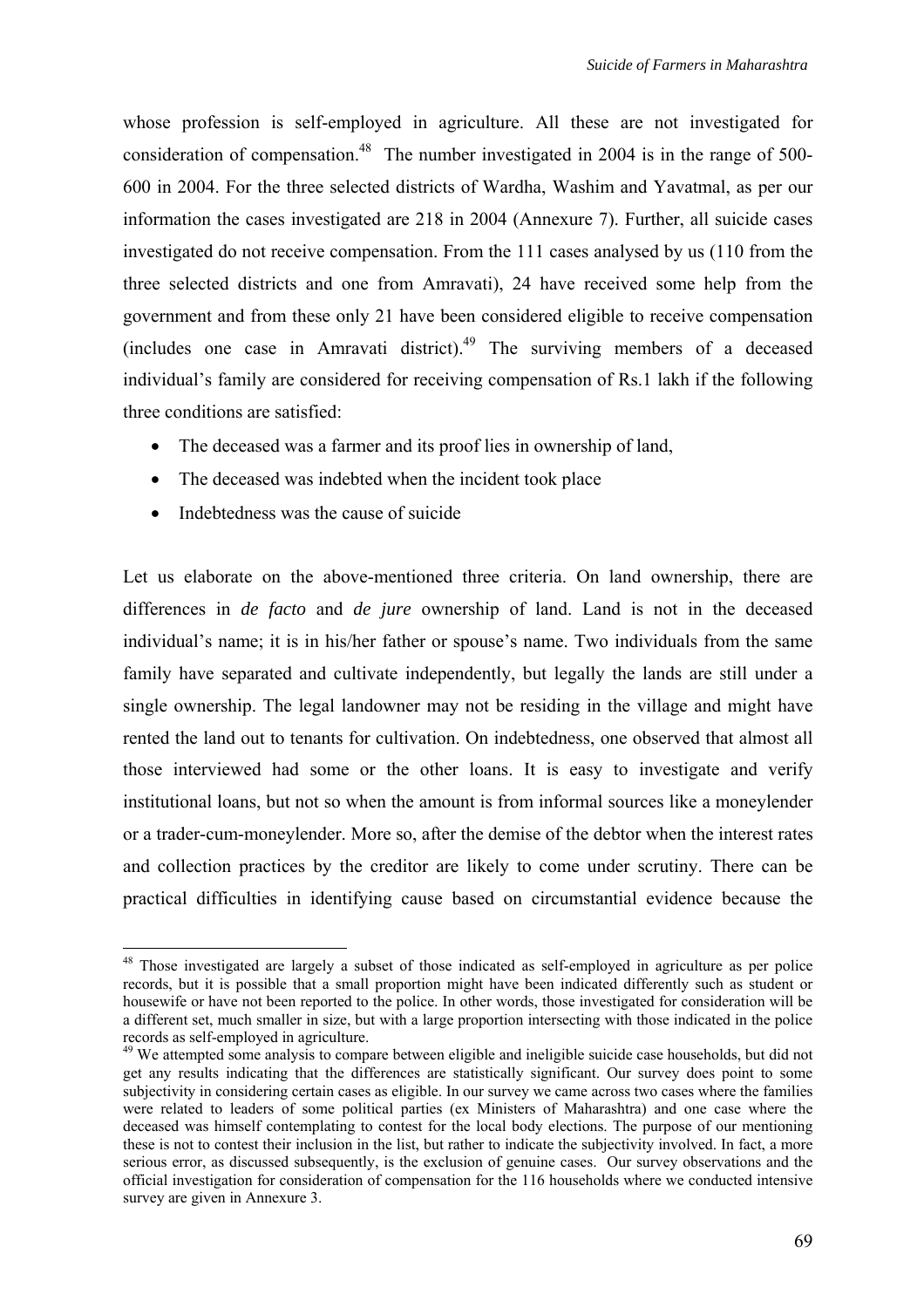whose profession is self-employed in agriculture. All these are not investigated for consideration of compensation.[48] The number investigated in 2004 is in the range of 500-600 in 2004. For the three selected districts of Wardha, Washim and Yavatmal, as per our information the cases investigated are 218 in 2004 (Annexure 7). Further, all suicide cases investigated do not receive compensation. From the 111 cases analysed by us (110 from the three selected districts and one from Amravati), 24 have received some help from the government and from these only 21 have been considered eligible to receive compensation (includes one case in Amravati district).[49] The surviving members of a deceased individual's family are considered for receiving compensation of Rs.1 lakh if the following three conditions are satisfied:

- The deceased was a farmer and its proof lies in ownership of land,
- The deceased was indebted when the incident took place
- Indebtedness was the cause of suicide

Let us elaborate on the above-mentioned three criteria. On land ownership, there are differences in *de facto* and *de jure* ownership of land. Land is not in the deceased individual's name; it is in his/her father or spouse's name. Two individuals from the same family have separated and cultivate independently, but legally the lands are still under a single ownership. The legal landowner may not be residing in the village and might have rented the land out to tenants for cultivation. On indebtedness, one observed that almost all those interviewed had some or the other loans. It is easy to investigate and verify institutional loans, but not so when the amount is from informal sources like a moneylender or a trader-cum-moneylender. More so, after the demise of the debtor when the interest rates and collection practices by the creditor are likely to come under scrutiny. There can be practical difficulties in identifying cause based on circumstantial evidence because the

[48] Those investigated are largely a subset of those indicated as self-employed in agriculture as per police records, but it is possible that a small proportion might have been indicated differently such as student or housewife or have not been reported to the police. In other words, those investigated for consideration will be a different set, much smaller in size, but with a large proportion intersecting with those indicated in the police records as self-employed in agriculture.

[49] We attempted some analysis to compare between eligible and ineligible suicide case households, but did not get any results indicating that the differences are statistically significant. Our survey does point to some subjectivity in considering certain cases as eligible. In our survey we came across two cases where the families were related to leaders of some political parties (ex Ministers of Maharashtra) and one case where the deceased was himself contemplating to contest for the local body elections. The purpose of our mentioning these is not to contest their inclusion in the list, but rather to indicate the subjectivity involved. In fact, a more serious error, as discussed subsequently, is the exclusion of genuine cases. Our survey observations and the official investigation for consideration of compensation for the 116 households where we conducted intensive survey are given in Annexure 3.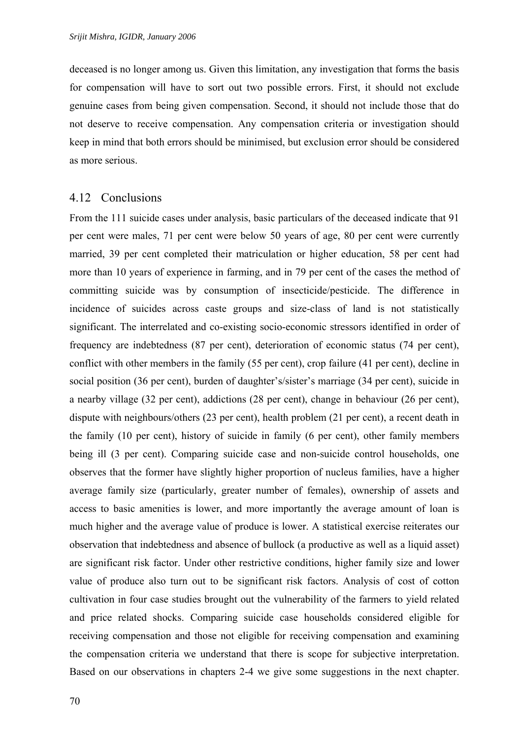deceased is no longer among us. Given this limitation, any investigation that forms the basis for compensation will have to sort out two possible errors. First, it should not exclude genuine cases from being given compensation. Second, it should not include those that do not deserve to receive compensation. Any compensation criteria or investigation should keep in mind that both errors should be minimised, but exclusion error should be considered as more serious.

## 4.12 Conclusions

From the 111 suicide cases under analysis, basic particulars of the deceased indicate that 91 per cent were males, 71 per cent were below 50 years of age, 80 per cent were currently married, 39 per cent completed their matriculation or higher education, 58 per cent had more than 10 years of experience in farming, and in 79 per cent of the cases the method of committing suicide was by consumption of insecticide/pesticide. The difference in incidence of suicides across caste groups and size-class of land is not statistically significant. The interrelated and co-existing socio-economic stressors identified in order of frequency are indebtedness (87 per cent), deterioration of economic status (74 per cent), conflict with other members in the family (55 per cent), crop failure (41 per cent), decline in social position (36 per cent), burden of daughter's/sister's marriage (34 per cent), suicide in a nearby village (32 per cent), addictions (28 per cent), change in behaviour (26 per cent), dispute with neighbours/others (23 per cent), health problem (21 per cent), a recent death in the family (10 per cent), history of suicide in family (6 per cent), other family members being ill (3 per cent). Comparing suicide case and non-suicide control households, one observes that the former have slightly higher proportion of nucleus families, have a higher average family size (particularly, greater number of females), ownership of assets and access to basic amenities is lower, and more importantly the average amount of loan is much higher and the average value of produce is lower. A statistical exercise reiterates our observation that indebtedness and absence of bullock (a productive as well as a liquid asset) are significant risk factor. Under other restrictive conditions, higher family size and lower value of produce also turn out to be significant risk factors. Analysis of cost of cotton cultivation in four case studies brought out the vulnerability of the farmers to yield related and price related shocks. Comparing suicide case households considered eligible for receiving compensation and those not eligible for receiving compensation and examining the compensation criteria we understand that there is scope for subjective interpretation. Based on our observations in chapters 2-4 we give some suggestions in the next chapter.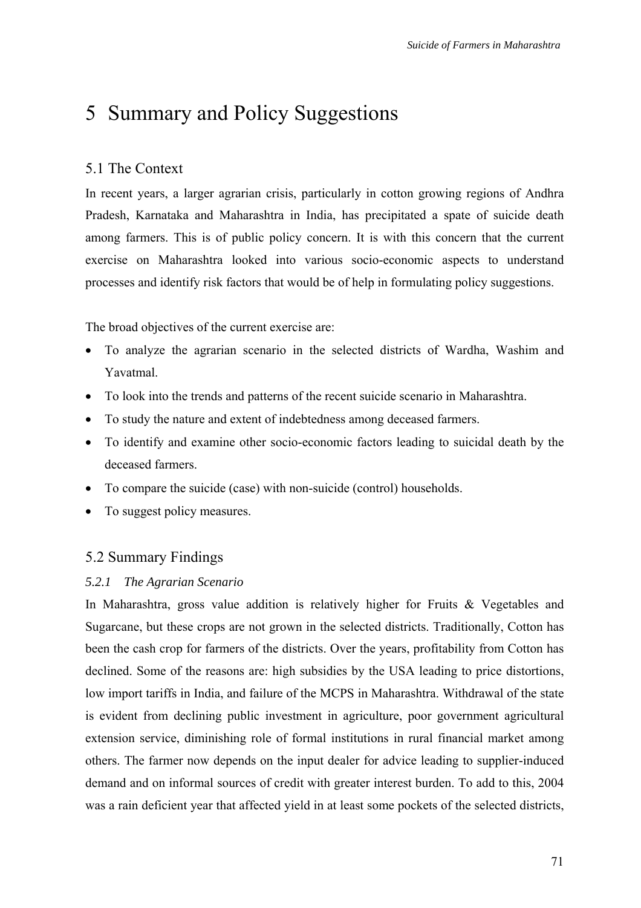# 5 Summary and Policy Suggestions

## 5.1 The Context

In recent years, a larger agrarian crisis, particularly in cotton growing regions of Andhra Pradesh, Karnataka and Maharashtra in India, has precipitated a spate of suicide death among farmers. This is of public policy concern. It is with this concern that the current exercise on Maharashtra looked into various socio-economic aspects to understand processes and identify risk factors that would be of help in formulating policy suggestions.

The broad objectives of the current exercise are:

- To analyze the agrarian scenario in the selected districts of Wardha, Washim and Yavatmal.
- To look into the trends and patterns of the recent suicide scenario in Maharashtra.
- To study the nature and extent of indebtedness among deceased farmers.
- To identify and examine other socio-economic factors leading to suicidal death by the deceased farmers.
- To compare the suicide (case) with non-suicide (control) households.
- To suggest policy measures.

## 5.2 Summary Findings

### *5.2.1 The Agrarian Scenario*

In Maharashtra, gross value addition is relatively higher for Fruits & Vegetables and Sugarcane, but these crops are not grown in the selected districts. Traditionally, Cotton has been the cash crop for farmers of the districts. Over the years, profitability from Cotton has declined. Some of the reasons are: high subsidies by the USA leading to price distortions, low import tariffs in India, and failure of the MCPS in Maharashtra. Withdrawal of the state is evident from declining public investment in agriculture, poor government agricultural extension service, diminishing role of formal institutions in rural financial market among others. The farmer now depends on the input dealer for advice leading to supplier-induced demand and on informal sources of credit with greater interest burden. To add to this, 2004 was a rain deficient year that affected yield in at least some pockets of the selected districts,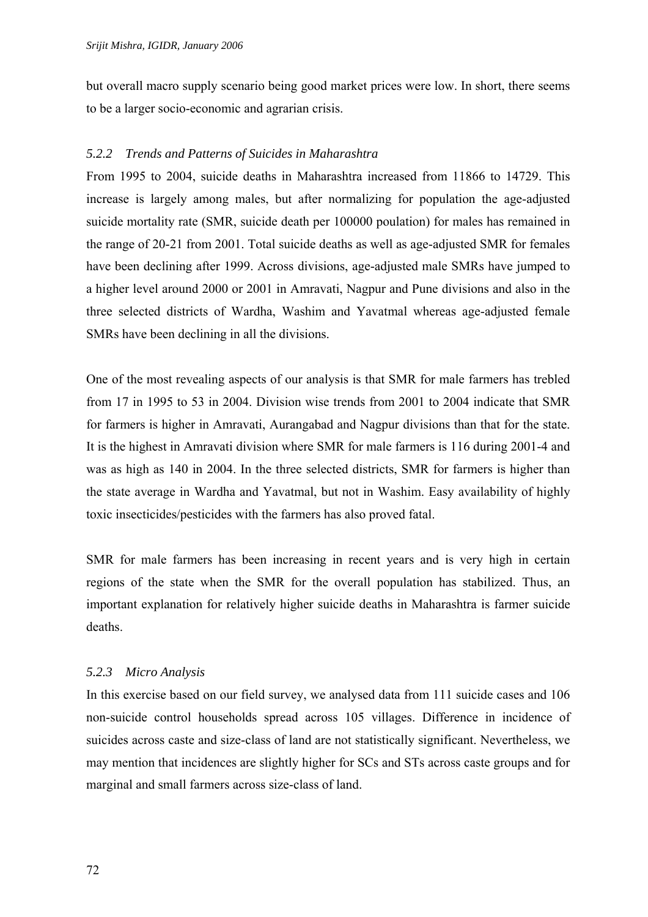but overall macro supply scenario being good market prices were low. In short, there seems to be a larger socio-economic and agrarian crisis.

### *5.2.2 Trends and Patterns of Suicides in Maharashtra*

From 1995 to 2004, suicide deaths in Maharashtra increased from 11866 to 14729. This increase is largely among males, but after normalizing for population the age-adjusted suicide mortality rate (SMR, suicide death per 100000 poulation) for males has remained in the range of 20-21 from 2001. Total suicide deaths as well as age-adjusted SMR for females have been declining after 1999. Across divisions, age-adjusted male SMRs have jumped to a higher level around 2000 or 2001 in Amravati, Nagpur and Pune divisions and also in the three selected districts of Wardha, Washim and Yavatmal whereas age-adjusted female SMRs have been declining in all the divisions.

One of the most revealing aspects of our analysis is that SMR for male farmers has trebled from 17 in 1995 to 53 in 2004. Division wise trends from 2001 to 2004 indicate that SMR for farmers is higher in Amravati, Aurangabad and Nagpur divisions than that for the state. It is the highest in Amravati division where SMR for male farmers is 116 during 2001-4 and was as high as 140 in 2004. In the three selected districts, SMR for farmers is higher than the state average in Wardha and Yavatmal, but not in Washim. Easy availability of highly toxic insecticides/pesticides with the farmers has also proved fatal.

SMR for male farmers has been increasing in recent years and is very high in certain regions of the state when the SMR for the overall population has stabilized. Thus, an important explanation for relatively higher suicide deaths in Maharashtra is farmer suicide deaths.

### *5.2.3 Micro Analysis*

In this exercise based on our field survey, we analysed data from 111 suicide cases and 106 non-suicide control households spread across 105 villages. Difference in incidence of suicides across caste and size-class of land are not statistically significant. Nevertheless, we may mention that incidences are slightly higher for SCs and STs across caste groups and for marginal and small farmers across size-class of land.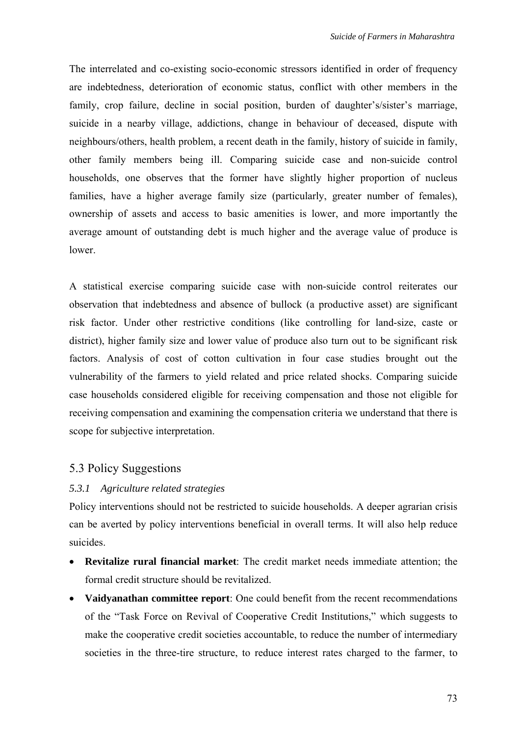The interrelated and co-existing socio-economic stressors identified in order of frequency are indebtedness, deterioration of economic status, conflict with other members in the family, crop failure, decline in social position, burden of daughter's/sister's marriage, suicide in a nearby village, addictions, change in behaviour of deceased, dispute with neighbours/others, health problem, a recent death in the family, history of suicide in family, other family members being ill. Comparing suicide case and non-suicide control households, one observes that the former have slightly higher proportion of nucleus families, have a higher average family size (particularly, greater number of females), ownership of assets and access to basic amenities is lower, and more importantly the average amount of outstanding debt is much higher and the average value of produce is lower.

A statistical exercise comparing suicide case with non-suicide control reiterates our observation that indebtedness and absence of bullock (a productive asset) are significant risk factor. Under other restrictive conditions (like controlling for land-size, caste or district), higher family size and lower value of produce also turn out to be significant risk factors. Analysis of cost of cotton cultivation in four case studies brought out the vulnerability of the farmers to yield related and price related shocks. Comparing suicide case households considered eligible for receiving compensation and those not eligible for receiving compensation and examining the compensation criteria we understand that there is scope for subjective interpretation.

## 5.3 Policy Suggestions

### *5.3.1 Agriculture related strategies*

Policy interventions should not be restricted to suicide households. A deeper agrarian crisis can be averted by policy interventions beneficial in overall terms. It will also help reduce suicides.

- **Revitalize rural financial market**: The credit market needs immediate attention; the formal credit structure should be revitalized.
- **Vaidyanathan committee report**: One could benefit from the recent recommendations of the "Task Force on Revival of Cooperative Credit Institutions," which suggests to make the cooperative credit societies accountable, to reduce the number of intermediary societies in the three-tire structure, to reduce interest rates charged to the farmer, to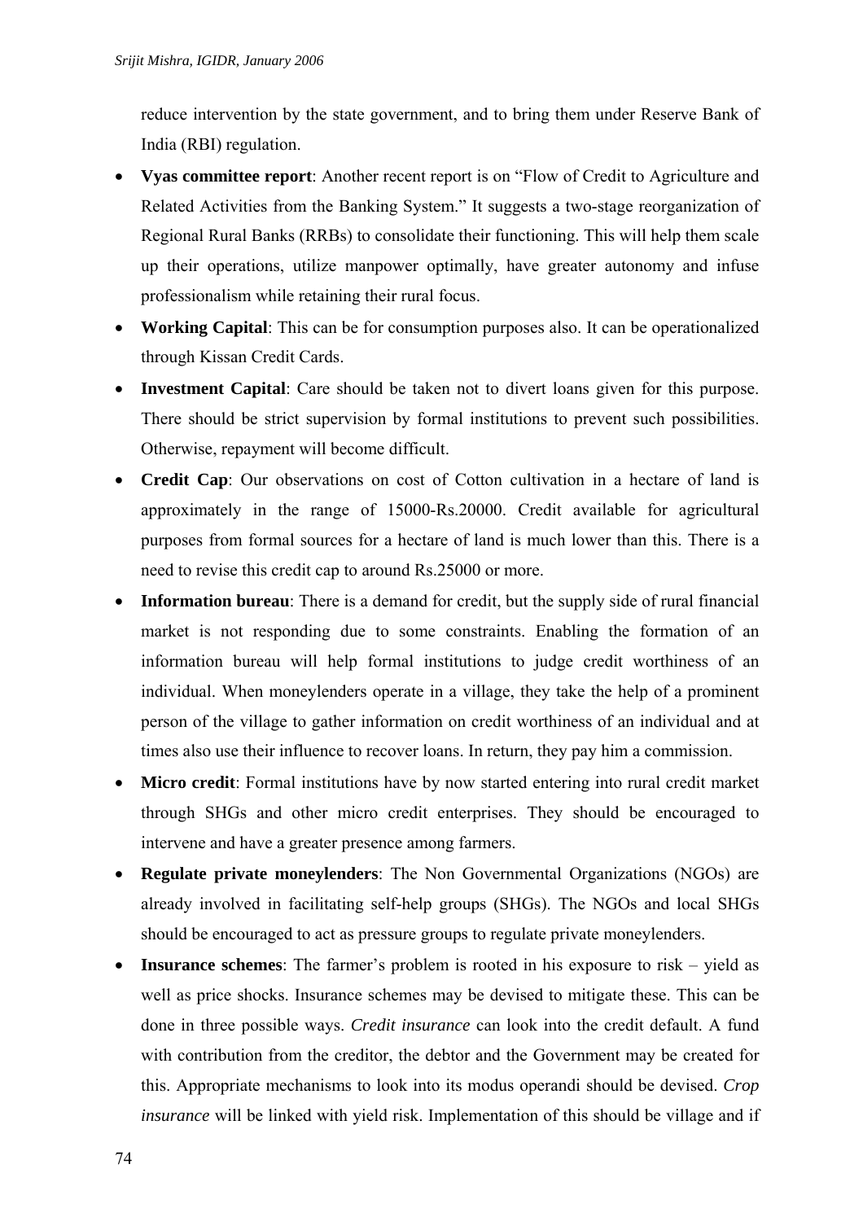reduce intervention by the state government, and to bring them under Reserve Bank of India (RBI) regulation.

- **Vyas committee report**: Another recent report is on "Flow of Credit to Agriculture and Related Activities from the Banking System." It suggests a two-stage reorganization of Regional Rural Banks (RRBs) to consolidate their functioning. This will help them scale up their operations, utilize manpower optimally, have greater autonomy and infuse professionalism while retaining their rural focus.
- **Working Capital**: This can be for consumption purposes also. It can be operationalized through Kissan Credit Cards.
- **Investment Capital**: Care should be taken not to divert loans given for this purpose. There should be strict supervision by formal institutions to prevent such possibilities. Otherwise, repayment will become difficult.
- **Credit Cap**: Our observations on cost of Cotton cultivation in a hectare of land is approximately in the range of 15000-Rs.20000. Credit available for agricultural purposes from formal sources for a hectare of land is much lower than this. There is a need to revise this credit cap to around Rs.25000 or more.
- **Information bureau**: There is a demand for credit, but the supply side of rural financial market is not responding due to some constraints. Enabling the formation of an information bureau will help formal institutions to judge credit worthiness of an individual. When moneylenders operate in a village, they take the help of a prominent person of the village to gather information on credit worthiness of an individual and at times also use their influence to recover loans. In return, they pay him a commission.
- **Micro credit**: Formal institutions have by now started entering into rural credit market through SHGs and other micro credit enterprises. They should be encouraged to intervene and have a greater presence among farmers.
- **Regulate private moneylenders**: The Non Governmental Organizations (NGOs) are already involved in facilitating self-help groups (SHGs). The NGOs and local SHGs should be encouraged to act as pressure groups to regulate private moneylenders.
- **Insurance schemes**: The farmer's problem is rooted in his exposure to risk – yield as well as price shocks. Insurance schemes may be devised to mitigate these. This can be done in three possible ways. *Credit insurance* can look into the credit default. A fund with contribution from the creditor, the debtor and the Government may be created for this. Appropriate mechanisms to look into its modus operandi should be devised. *Crop insurance* will be linked with yield risk. Implementation of this should be village and if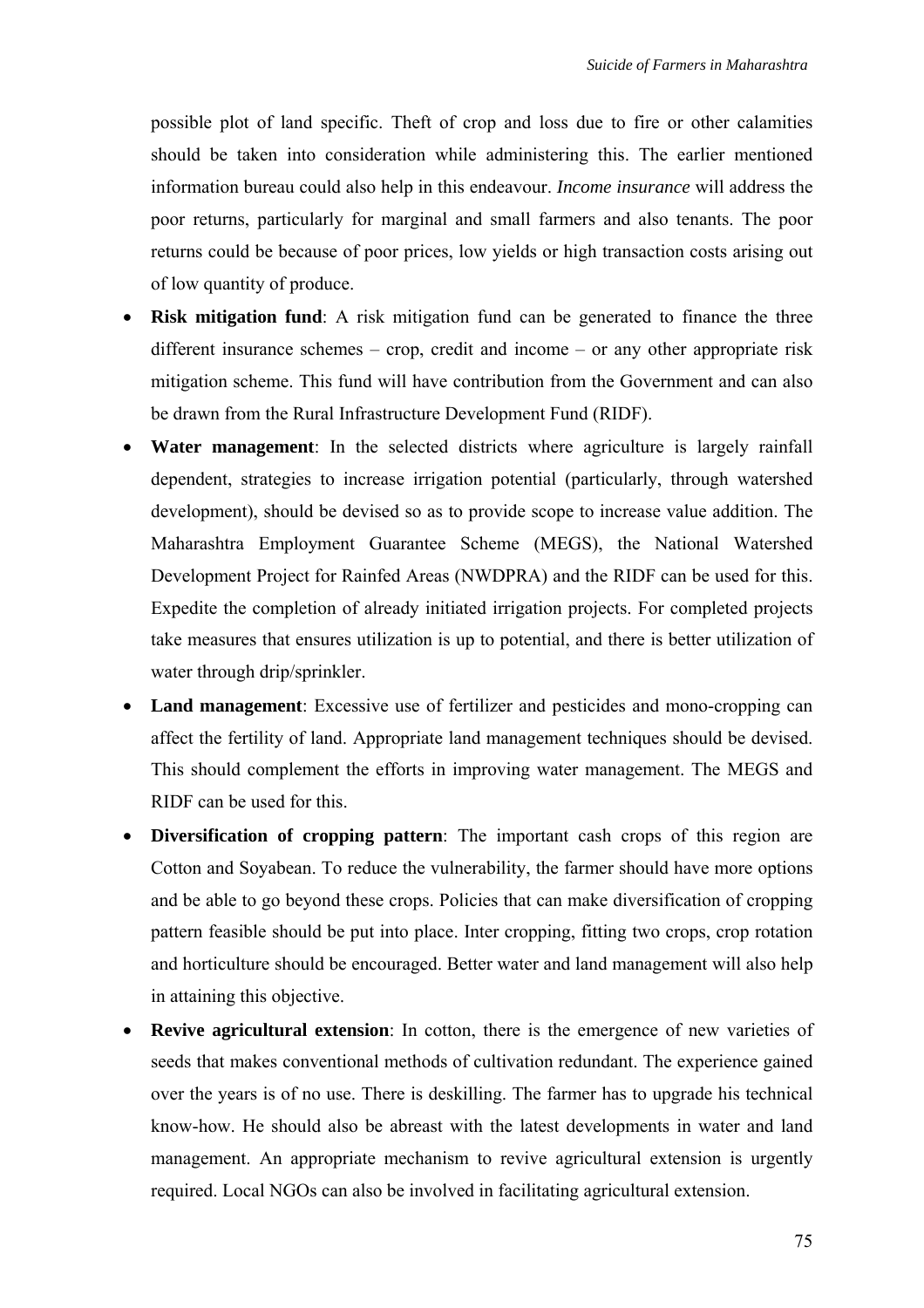possible plot of land specific. Theft of crop and loss due to fire or other calamities should be taken into consideration while administering this. The earlier mentioned information bureau could also help in this endeavour. *Income insurance* will address the poor returns, particularly for marginal and small farmers and also tenants. The poor returns could be because of poor prices, low yields or high transaction costs arising out of low quantity of produce.

- **Risk mitigation fund**: A risk mitigation fund can be generated to finance the three different insurance schemes – crop, credit and income – or any other appropriate risk mitigation scheme. This fund will have contribution from the Government and can also be drawn from the Rural Infrastructure Development Fund (RIDF).
- **Water management**: In the selected districts where agriculture is largely rainfall dependent, strategies to increase irrigation potential (particularly, through watershed development), should be devised so as to provide scope to increase value addition. The Maharashtra Employment Guarantee Scheme (MEGS), the National Watershed Development Project for Rainfed Areas (NWDPRA) and the RIDF can be used for this. Expedite the completion of already initiated irrigation projects. For completed projects take measures that ensures utilization is up to potential, and there is better utilization of water through drip/sprinkler.
- **Land management**: Excessive use of fertilizer and pesticides and mono-cropping can affect the fertility of land. Appropriate land management techniques should be devised. This should complement the efforts in improving water management. The MEGS and RIDF can be used for this.
- **Diversification of cropping pattern**: The important cash crops of this region are Cotton and Soyabean. To reduce the vulnerability, the farmer should have more options and be able to go beyond these crops. Policies that can make diversification of cropping pattern feasible should be put into place. Inter cropping, fitting two crops, crop rotation and horticulture should be encouraged. Better water and land management will also help in attaining this objective.
- **Revive agricultural extension**: In cotton, there is the emergence of new varieties of seeds that makes conventional methods of cultivation redundant. The experience gained over the years is of no use. There is deskilling. The farmer has to upgrade his technical know-how. He should also be abreast with the latest developments in water and land management. An appropriate mechanism to revive agricultural extension is urgently required. Local NGOs can also be involved in facilitating agricultural extension.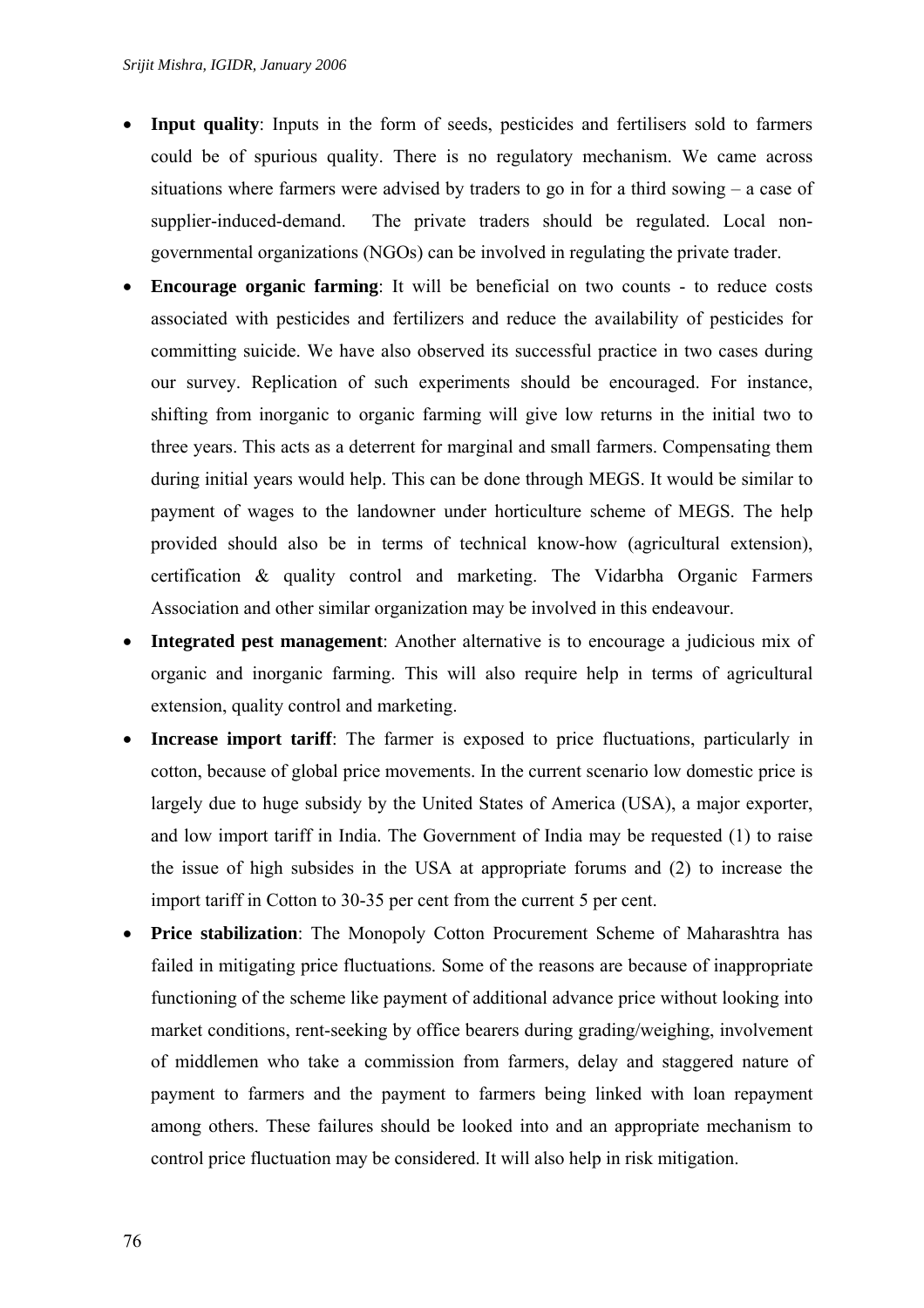- **Input quality**: Inputs in the form of seeds, pesticides and fertilisers sold to farmers could be of spurious quality. There is no regulatory mechanism. We came across situations where farmers were advised by traders to go in for a third sowing – a case of supplier-induced-demand. The private traders should be regulated. Local non-governmental organizations (NGOs) can be involved in regulating the private trader.
- **Encourage organic farming**: It will be beneficial on two counts - to reduce costs associated with pesticides and fertilizers and reduce the availability of pesticides for committing suicide. We have also observed its successful practice in two cases during our survey. Replication of such experiments should be encouraged. For instance, shifting from inorganic to organic farming will give low returns in the initial two to three years. This acts as a deterrent for marginal and small farmers. Compensating them during initial years would help. This can be done through MEGS. It would be similar to payment of wages to the landowner under horticulture scheme of MEGS. The help provided should also be in terms of technical know-how (agricultural extension), certification & quality control and marketing. The Vidarbha Organic Farmers Association and other similar organization may be involved in this endeavour.
- **Integrated pest management**: Another alternative is to encourage a judicious mix of organic and inorganic farming. This will also require help in terms of agricultural extension, quality control and marketing.
- **Increase import tariff**: The farmer is exposed to price fluctuations, particularly in cotton, because of global price movements. In the current scenario low domestic price is largely due to huge subsidy by the United States of America (USA), a major exporter, and low import tariff in India. The Government of India may be requested (1) to raise the issue of high subsides in the USA at appropriate forums and (2) to increase the import tariff in Cotton to 30-35 per cent from the current 5 per cent.
- **Price stabilization**: The Monopoly Cotton Procurement Scheme of Maharashtra has failed in mitigating price fluctuations. Some of the reasons are because of inappropriate functioning of the scheme like payment of additional advance price without looking into market conditions, rent-seeking by office bearers during grading/weighing, involvement of middlemen who take a commission from farmers, delay and staggered nature of payment to farmers and the payment to farmers being linked with loan repayment among others. These failures should be looked into and an appropriate mechanism to control price fluctuation may be considered. It will also help in risk mitigation.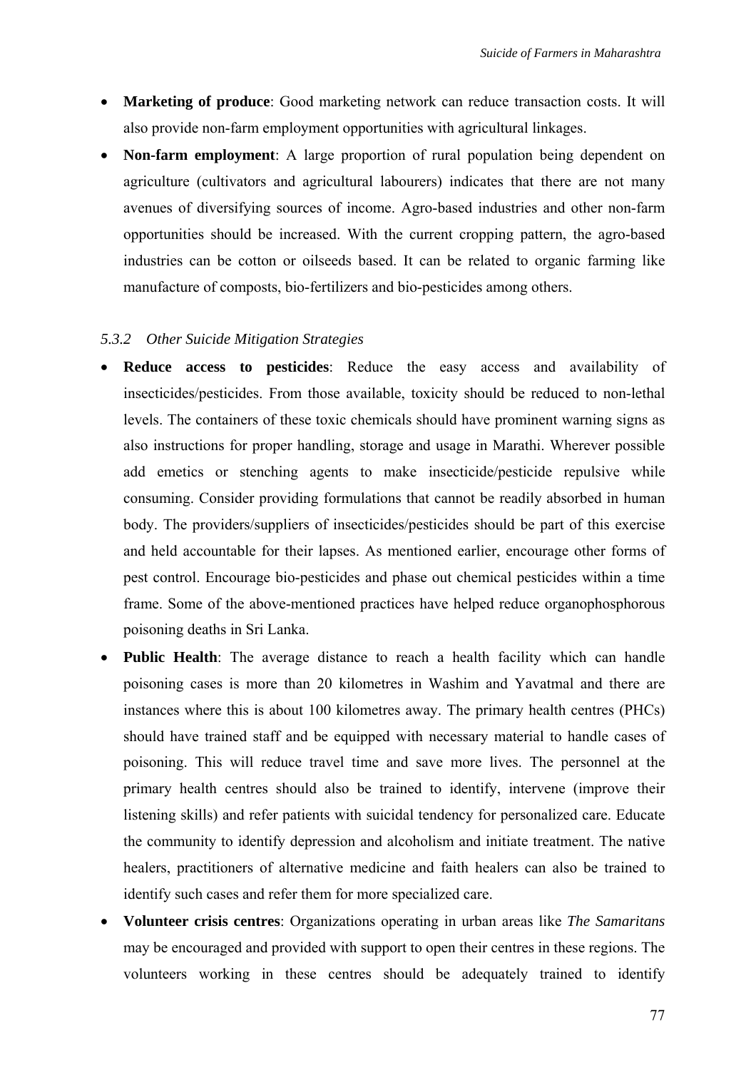- **Marketing of produce**: Good marketing network can reduce transaction costs. It will also provide non-farm employment opportunities with agricultural linkages.
- **Non-farm employment**: A large proportion of rural population being dependent on agriculture (cultivators and agricultural labourers) indicates that there are not many avenues of diversifying sources of income. Agro-based industries and other non-farm opportunities should be increased. With the current cropping pattern, the agro-based industries can be cotton or oilseeds based. It can be related to organic farming like manufacture of composts, bio-fertilizers and bio-pesticides among others.

### *5.3.2 Other Suicide Mitigation Strategies*

- **Reduce access to pesticides**: Reduce the easy access and availability of insecticides/pesticides. From those available, toxicity should be reduced to non-lethal levels. The containers of these toxic chemicals should have prominent warning signs as also instructions for proper handling, storage and usage in Marathi. Wherever possible add emetics or stenching agents to make insecticide/pesticide repulsive while consuming. Consider providing formulations that cannot be readily absorbed in human body. The providers/suppliers of insecticides/pesticides should be part of this exercise and held accountable for their lapses. As mentioned earlier, encourage other forms of pest control. Encourage bio-pesticides and phase out chemical pesticides within a time frame. Some of the above-mentioned practices have helped reduce organophosphorous poisoning deaths in Sri Lanka.
- **Public Health**: The average distance to reach a health facility which can handle poisoning cases is more than 20 kilometres in Washim and Yavatmal and there are instances where this is about 100 kilometres away. The primary health centres (PHCs) should have trained staff and be equipped with necessary material to handle cases of poisoning. This will reduce travel time and save more lives. The personnel at the primary health centres should also be trained to identify, intervene (improve their listening skills) and refer patients with suicidal tendency for personalized care. Educate the community to identify depression and alcoholism and initiate treatment. The native healers, practitioners of alternative medicine and faith healers can also be trained to identify such cases and refer them for more specialized care.
- **Volunteer crisis centres**: Organizations operating in urban areas like *The Samaritans* may be encouraged and provided with support to open their centres in these regions. The volunteers working in these centres should be adequately trained to identify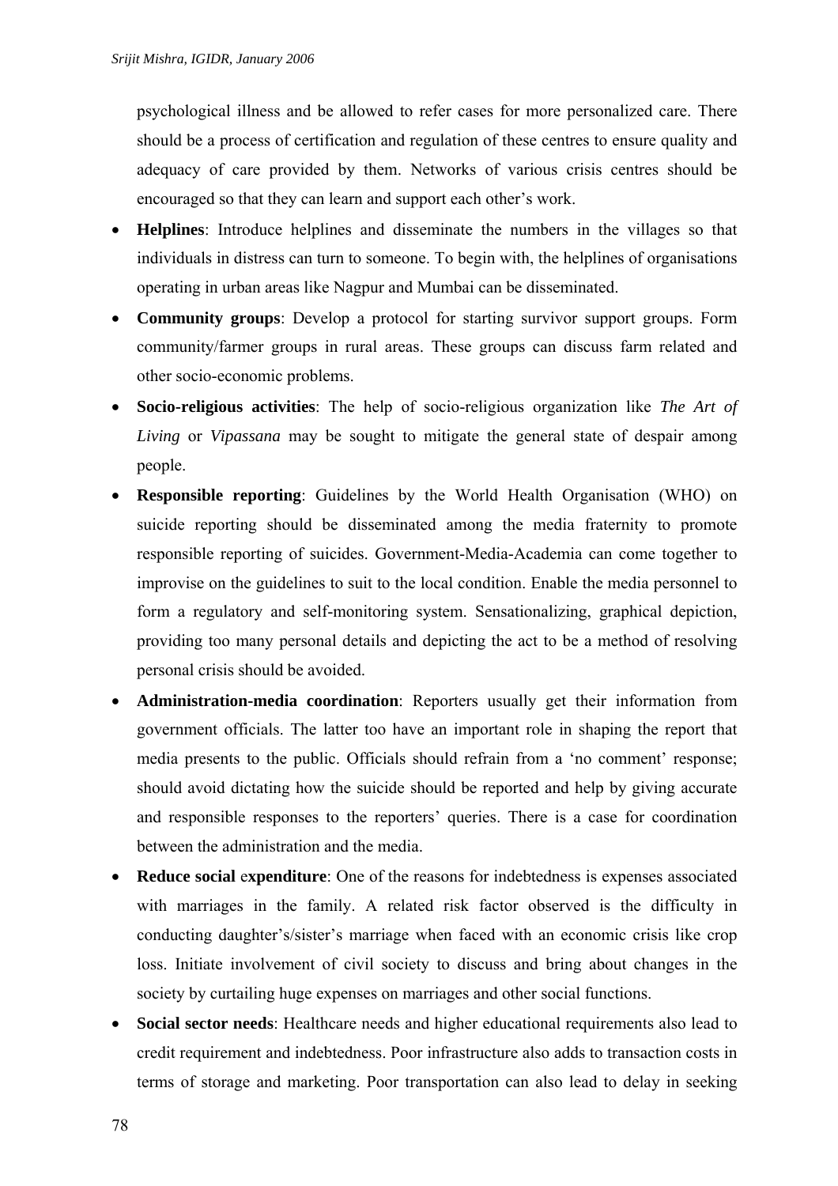psychological illness and be allowed to refer cases for more personalized care. There should be a process of certification and regulation of these centres to ensure quality and adequacy of care provided by them. Networks of various crisis centres should be encouraged so that they can learn and support each other's work.

- **Helplines**: Introduce helplines and disseminate the numbers in the villages so that individuals in distress can turn to someone. To begin with, the helplines of organisations operating in urban areas like Nagpur and Mumbai can be disseminated.
- **Community groups**: Develop a protocol for starting survivor support groups. Form community/farmer groups in rural areas. These groups can discuss farm related and other socio-economic problems.
- **Socio-religious activities**: The help of socio-religious organization like *The Art of Living* or *Vipassana* may be sought to mitigate the general state of despair among people.
- **Responsible reporting**: Guidelines by the World Health Organisation (WHO) on suicide reporting should be disseminated among the media fraternity to promote responsible reporting of suicides. Government-Media-Academia can come together to improvise on the guidelines to suit to the local condition. Enable the media personnel to form a regulatory and self-monitoring system. Sensationalizing, graphical depiction, providing too many personal details and depicting the act to be a method of resolving personal crisis should be avoided.
- **Administration-media coordination**: Reporters usually get their information from government officials. The latter too have an important role in shaping the report that media presents to the public. Officials should refrain from a 'no comment' response; should avoid dictating how the suicide should be reported and help by giving accurate and responsible responses to the reporters' queries. There is a case for coordination between the administration and the media.
- **Reduce social expenditure**: One of the reasons for indebtedness is expenses associated with marriages in the family. A related risk factor observed is the difficulty in conducting daughter's/sister's marriage when faced with an economic crisis like crop loss. Initiate involvement of civil society to discuss and bring about changes in the society by curtailing huge expenses on marriages and other social functions.
- **Social sector needs**: Healthcare needs and higher educational requirements also lead to credit requirement and indebtedness. Poor infrastructure also adds to transaction costs in terms of storage and marketing. Poor transportation can also lead to delay in seeking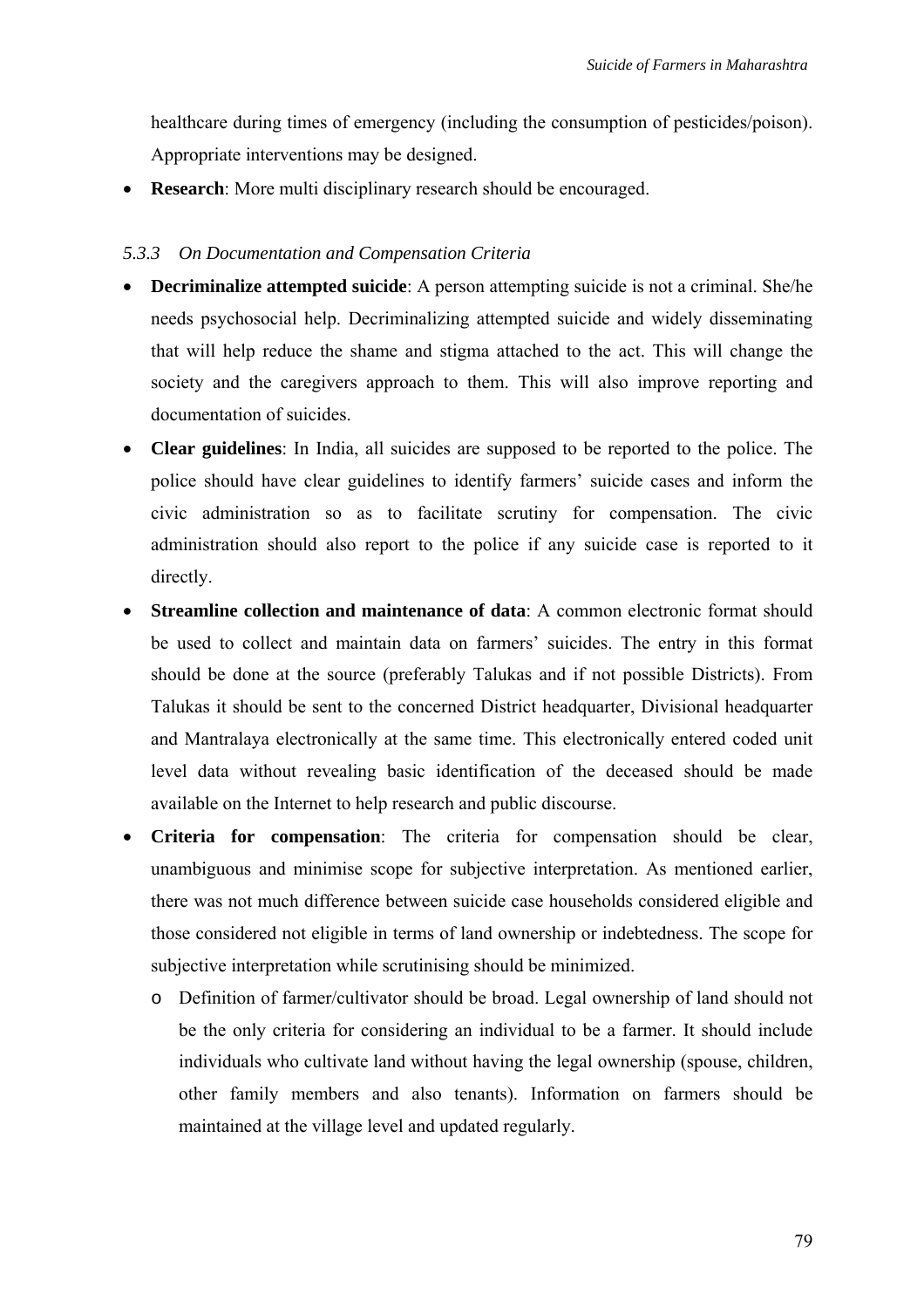healthcare during times of emergency (including the consumption of pesticides/poison). Appropriate interventions may be designed.

- **Research**: More multi disciplinary research should be encouraged.

### *5.3.3 On Documentation and Compensation Criteria*

- **Decriminalize attempted suicide**: A person attempting suicide is not a criminal. She/he needs psychosocial help. Decriminalizing attempted suicide and widely disseminating that will help reduce the shame and stigma attached to the act. This will change the society and the caregivers approach to them. This will also improve reporting and documentation of suicides.
- **Clear guidelines**: In India, all suicides are supposed to be reported to the police. The police should have clear guidelines to identify farmers' suicide cases and inform the civic administration so as to facilitate scrutiny for compensation. The civic administration should also report to the police if any suicide case is reported to it directly.
- **Streamline collection and maintenance of data**: A common electronic format should be used to collect and maintain data on farmers' suicides. The entry in this format should be done at the source (preferably Talukas and if not possible Districts). From Talukas it should be sent to the concerned District headquarter, Divisional headquarter and Mantralaya electronically at the same time. This electronically entered coded unit level data without revealing basic identification of the deceased should be made available on the Internet to help research and public discourse.
- **Criteria for compensation**: The criteria for compensation should be clear, unambiguous and minimise scope for subjective interpretation. As mentioned earlier, there was not much difference between suicide case households considered eligible and those considered not eligible in terms of land ownership or indebtedness. The scope for subjective interpretation while scrutinising should be minimized.
  - Definition of farmer/cultivator should be broad. Legal ownership of land should not be the only criteria for considering an individual to be a farmer. It should include individuals who cultivate land without having the legal ownership (spouse, children, other family members and also tenants). Information on farmers should be maintained at the village level and updated regularly.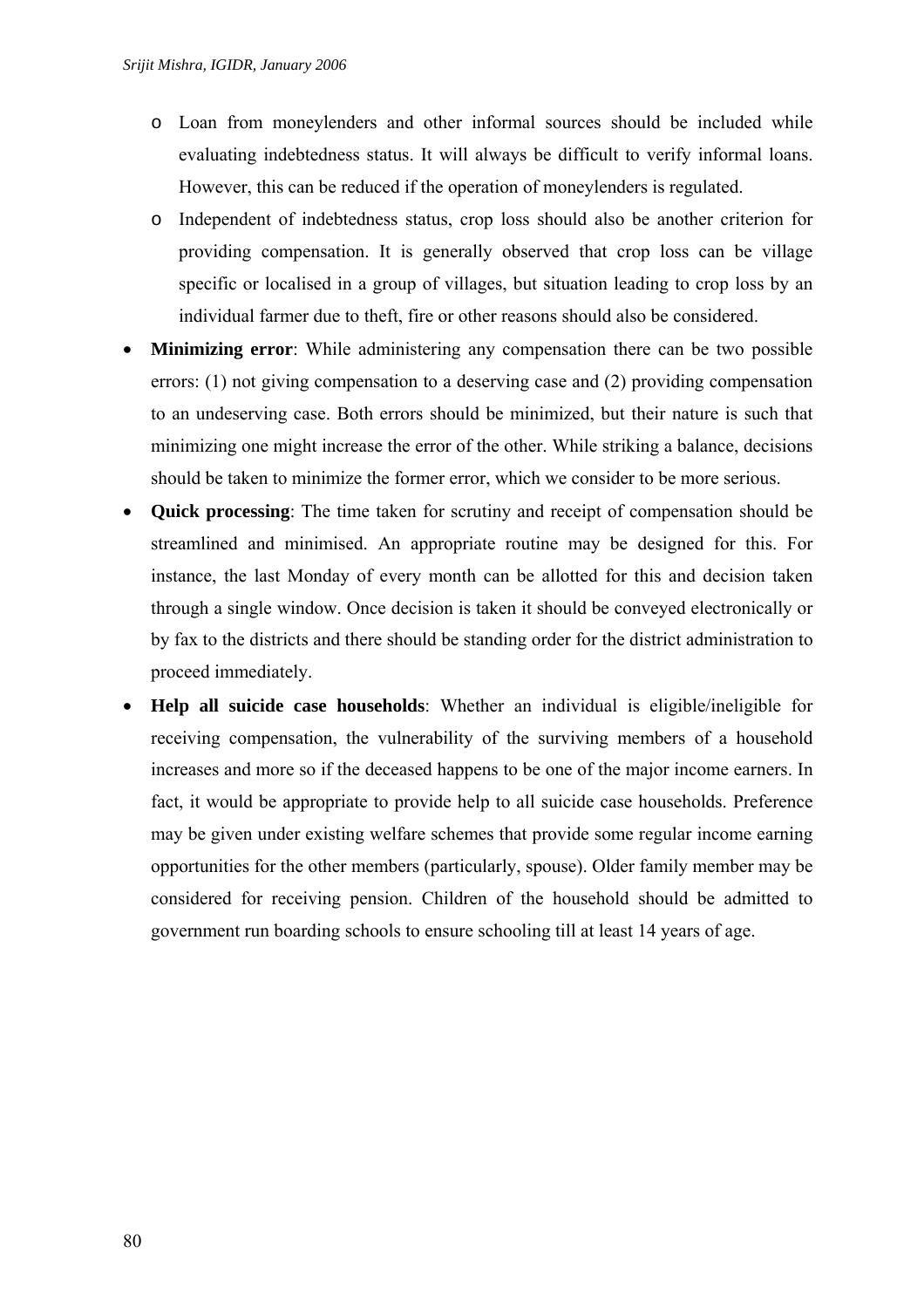- Loan from moneylenders and other informal sources should be included while evaluating indebtedness status. It will always be difficult to verify informal loans. However, this can be reduced if the operation of moneylenders is regulated.
    - Independent of indebtedness status, crop loss should also be another criterion for providing compensation. It is generally observed that crop loss can be village specific or localised in a group of villages, but situation leading to crop loss by an individual farmer due to theft, fire or other reasons should also be considered.

- **Minimizing error**: While administering any compensation there can be two possible errors: (1) not giving compensation to a deserving case and (2) providing compensation to an undeserving case. Both errors should be minimized, but their nature is such that minimizing one might increase the error of the other. While striking a balance, decisions should be taken to minimize the former error, which we consider to be more serious.
- **Quick processing**: The time taken for scrutiny and receipt of compensation should be streamlined and minimised. An appropriate routine may be designed for this. For instance, the last Monday of every month can be allotted for this and decision taken through a single window. Once decision is taken it should be conveyed electronically or by fax to the districts and there should be standing order for the district administration to proceed immediately.
- **Help all suicide case households**: Whether an individual is eligible/ineligible for receiving compensation, the vulnerability of the surviving members of a household increases and more so if the deceased happens to be one of the major income earners. In fact, it would be appropriate to provide help to all suicide case households. Preference may be given under existing welfare schemes that provide some regular income earning opportunities for the other members (particularly, spouse). Older family member may be considered for receiving pension. Children of the household should be admitted to government run boarding schools to ensure schooling till at least 14 years of age.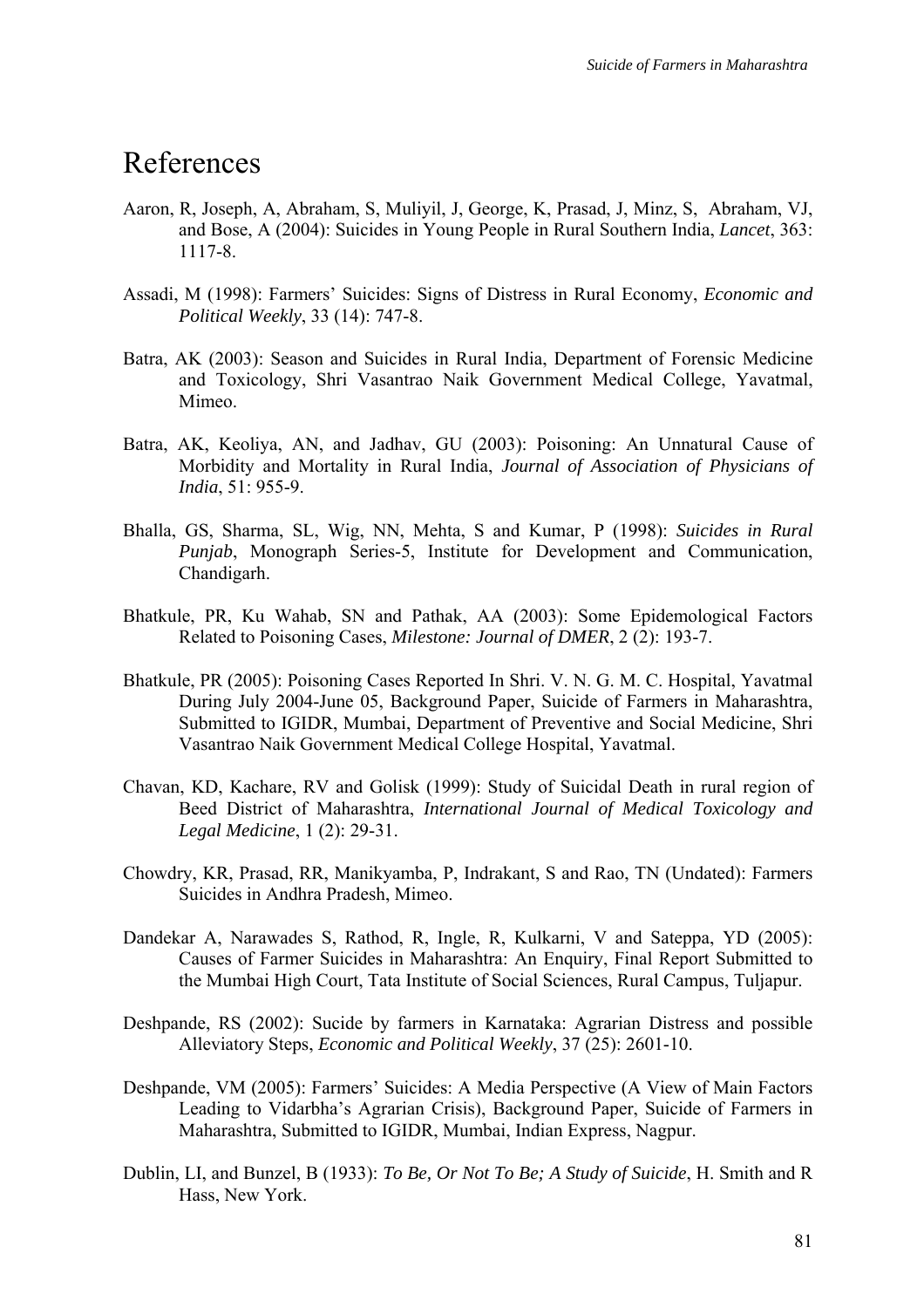# References

Aaron, R, Joseph, A, Abraham, S, Muliyil, J, George, K, Prasad, J, Minz, S, Abraham, VJ, and Bose, A (2004): Suicides in Young People in Rural Southern India, *Lancet*, 363: 1117-8.

Assadi, M (1998): Farmers' Suicides: Signs of Distress in Rural Economy, *Economic and Political Weekly*, 33 (14): 747-8.

Batra, AK (2003): Season and Suicides in Rural India, Department of Forensic Medicine and Toxicology, Shri Vasantrao Naik Government Medical College, Yavatmal, Mimeo.

Batra, AK, Keoliya, AN, and Jadhav, GU (2003): Poisoning: An Unnatural Cause of Morbidity and Mortality in Rural India, *Journal of Association of Physicians of India*, 51: 955-9.

Bhalla, GS, Sharma, SL, Wig, NN, Mehta, S and Kumar, P (1998): *Suicides in Rural Punjab*, Monograph Series-5, Institute for Development and Communication, Chandigarh.

Bhatkule, PR, Ku Wahab, SN and Pathak, AA (2003): Some Epidemological Factors Related to Poisoning Cases, *Milestone: Journal of DMER*, 2 (2): 193-7.

Bhatkule, PR (2005): Poisoning Cases Reported In Shri. V. N. G. M. C. Hospital, Yavatmal During July 2004-June 05, Background Paper, Suicide of Farmers in Maharashtra, Submitted to IGIDR, Mumbai, Department of Preventive and Social Medicine, Shri Vasantrao Naik Government Medical College Hospital, Yavatmal.

Chavan, KD, Kachare, RV and Golisk (1999): Study of Suicidal Death in rural region of Beed District of Maharashtra, *International Journal of Medical Toxicology and Legal Medicine*, 1 (2): 29-31.

Chowdry, KR, Prasad, RR, Manikyamba, P, Indrakant, S and Rao, TN (Undated): Farmers Suicides in Andhra Pradesh, Mimeo.

Dandekar A, Narawades S, Rathod, R, Ingle, R, Kulkarni, V and Sateppa, YD (2005): Causes of Farmer Suicides in Maharashtra: An Enquiry, Final Report Submitted to the Mumbai High Court, Tata Institute of Social Sciences, Rural Campus, Tuljapur.

Deshpande, RS (2002): Sucide by farmers in Karnataka: Agrarian Distress and possible Alleviatory Steps, *Economic and Political Weekly*, 37 (25): 2601-10.

Deshpande, VM (2005): Farmers' Suicides: A Media Perspective (A View of Main Factors Leading to Vidarbha's Agrarian Crisis), Background Paper, Suicide of Farmers in Maharashtra, Submitted to IGIDR, Mumbai, Indian Express, Nagpur.

Dublin, LI, and Bunzel, B (1933): *To Be, Or Not To Be; A Study of Suicide*, H. Smith and R Hass, New York.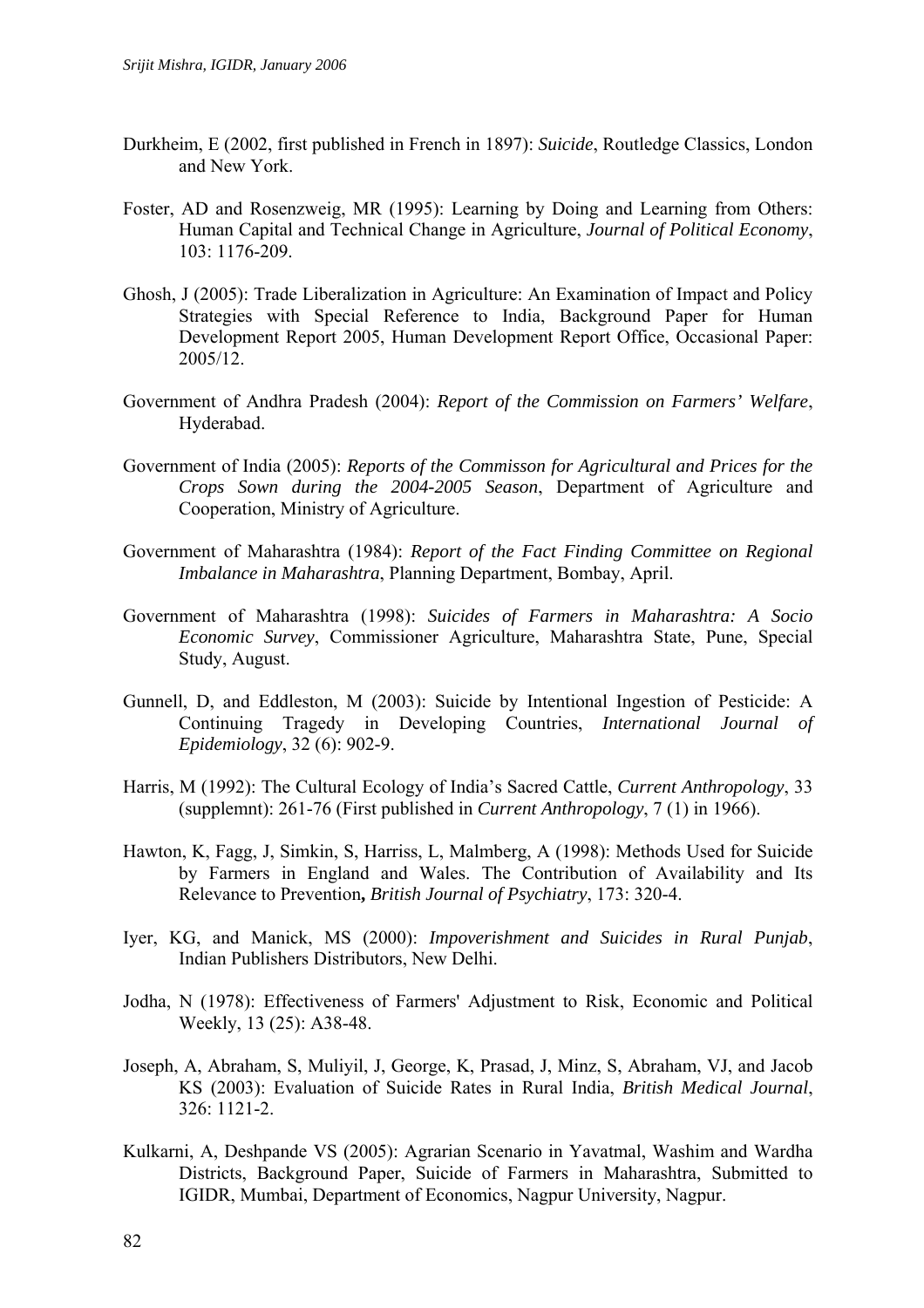Durkheim, E (2002, first published in French in 1897): *Suicide*, Routledge Classics, London and New York.

Foster, AD and Rosenzweig, MR (1995): Learning by Doing and Learning from Others: Human Capital and Technical Change in Agriculture, *Journal of Political Economy*, 103: 1176-209.

Ghosh, J (2005): Trade Liberalization in Agriculture: An Examination of Impact and Policy Strategies with Special Reference to India, Background Paper for Human Development Report 2005, Human Development Report Office, Occasional Paper: 2005/12.

Government of Andhra Pradesh (2004): *Report of the Commission on Farmers' Welfare*, Hyderabad.

Government of India (2005): *Reports of the Commisson for Agricultural and Prices for the Crops Sown during the 2004-2005 Season*, Department of Agriculture and Cooperation, Ministry of Agriculture.

Government of Maharashtra (1984): *Report of the Fact Finding Committee on Regional Imbalance in Maharashtra*, Planning Department, Bombay, April.

Government of Maharashtra (1998): *Suicides of Farmers in Maharashtra: A Socio Economic Survey*, Commissioner Agriculture, Maharashtra State, Pune, Special Study, August.

Gunnell, D, and Eddleston, M (2003): Suicide by Intentional Ingestion of Pesticide: A Continuing Tragedy in Developing Countries, *International Journal of Epidemiology*, 32 (6): 902-9.

Harris, M (1992): The Cultural Ecology of India's Sacred Cattle, *Current Anthropology*, 33 (supplemnt): 261-76 (First published in *Current Anthropology*, 7 (1) in 1966).

Hawton, K, Fagg, J, Simkin, S, Harriss, L, Malmberg, A (1998): Methods Used for Suicide by Farmers in England and Wales. The Contribution of Availability and Its Relevance to Prevention**,** *British Journal of Psychiatry*, 173: 320-4.

Iyer, KG, and Manick, MS (2000): *Impoverishment and Suicides in Rural Punjab*, Indian Publishers Distributors, New Delhi.

Jodha, N (1978): Effectiveness of Farmers' Adjustment to Risk, Economic and Political Weekly, 13 (25): A38-48.

Joseph, A, Abraham, S, Muliyil, J, George, K, Prasad, J, Minz, S, Abraham, VJ, and Jacob KS (2003): Evaluation of Suicide Rates in Rural India, *British Medical Journal*, 326: 1121-2.

Kulkarni, A, Deshpande VS (2005): Agrarian Scenario in Yavatmal, Washim and Wardha Districts, Background Paper, Suicide of Farmers in Maharashtra, Submitted to IGIDR, Mumbai, Department of Economics, Nagpur University, Nagpur.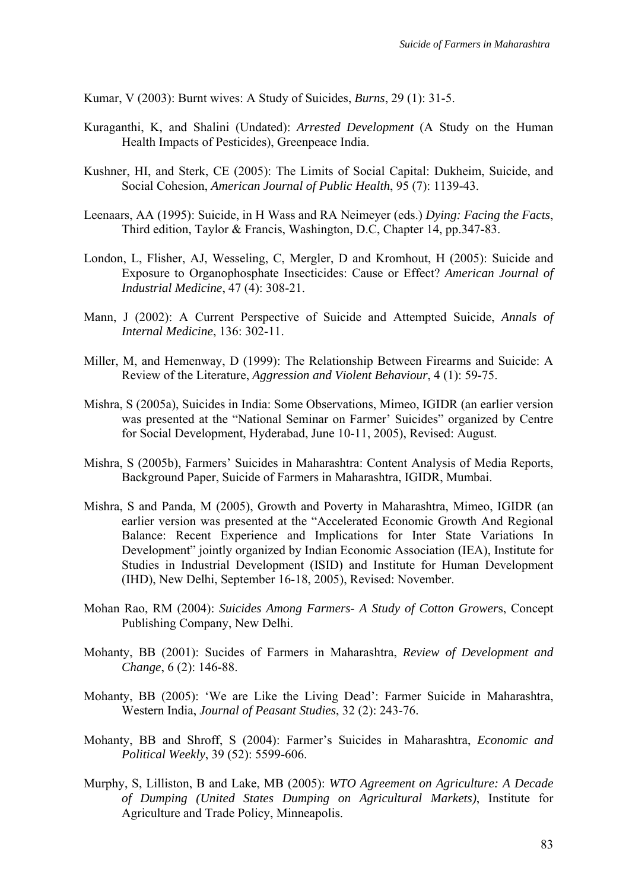Kumar, V (2003): Burnt wives: A Study of Suicides, *Burns*, 29 (1): 31-5.

Kuraganthi, K, and Shalini (Undated): *Arrested Development* (A Study on the Human Health Impacts of Pesticides), Greenpeace India.

Kushner, HI, and Sterk, CE (2005): The Limits of Social Capital: Dukheim, Suicide, and Social Cohesion, *American Journal of Public Health*, 95 (7): 1139-43.

Leenaars, AA (1995): Suicide, in H Wass and RA Neimeyer (eds.) *Dying: Facing the Facts*, Third edition, Taylor & Francis, Washington, D.C, Chapter 14, pp.347-83.

London, L, Flisher, AJ, Wesseling, C, Mergler, D and Kromhout, H (2005): Suicide and Exposure to Organophosphate Insecticides: Cause or Effect? *American Journal of Industrial Medicine*, 47 (4): 308-21.

Mann, J (2002): A Current Perspective of Suicide and Attempted Suicide, *Annals of Internal Medicine*, 136: 302-11.

Miller, M, and Hemenway, D (1999): The Relationship Between Firearms and Suicide: A Review of the Literature, *Aggression and Violent Behaviour*, 4 (1): 59-75.

Mishra, S (2005a), Suicides in India: Some Observations, Mimeo, IGIDR (an earlier version was presented at the "National Seminar on Farmer' Suicides" organized by Centre for Social Development, Hyderabad, June 10-11, 2005), Revised: August.

Mishra, S (2005b), Farmers' Suicides in Maharashtra: Content Analysis of Media Reports, Background Paper, Suicide of Farmers in Maharashtra, IGIDR, Mumbai.

Mishra, S and Panda, M (2005), Growth and Poverty in Maharashtra, Mimeo, IGIDR (an earlier version was presented at the "Accelerated Economic Growth And Regional Balance: Recent Experience and Implications for Inter State Variations In Development" jointly organized by Indian Economic Association (IEA), Institute for Studies in Industrial Development (ISID) and Institute for Human Development (IHD), New Delhi, September 16-18, 2005), Revised: November.

Mohan Rao, RM (2004): *Suicides Among Farmers- A Study of Cotton Growers*, Concept Publishing Company, New Delhi.

Mohanty, BB (2001): Sucides of Farmers in Maharashtra, *Review of Development and Change*, 6 (2): 146-88.

Mohanty, BB (2005): 'We are Like the Living Dead': Farmer Suicide in Maharashtra, Western India, *Journal of Peasant Studies*, 32 (2): 243-76.

Mohanty, BB and Shroff, S (2004): Farmer's Suicides in Maharashtra, *Economic and Political Weekly*, 39 (52): 5599-606.

Murphy, S, Lilliston, B and Lake, MB (2005): *WTO Agreement on Agriculture: A Decade of Dumping (United States Dumping on Agricultural Markets)*, Institute for Agriculture and Trade Policy, Minneapolis.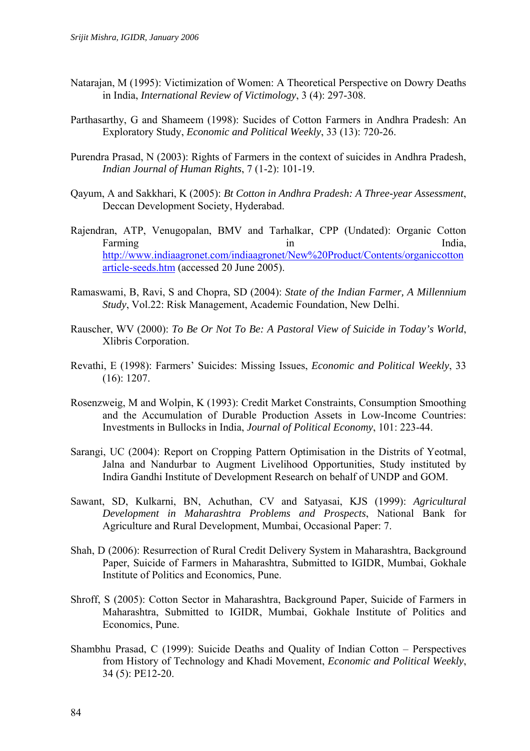Natarajan, M (1995): Victimization of Women: A Theoretical Perspective on Dowry Deaths in India, *International Review of Victimology*, 3 (4): 297-308.

Parthasarthy, G and Shameem (1998): Sucides of Cotton Farmers in Andhra Pradesh: An Exploratory Study, *Economic and Political Weekly*, 33 (13): 720-26.

Purendra Prasad, N (2003): Rights of Farmers in the context of suicides in Andhra Pradesh, *Indian Journal of Human Rights*, 7 (1-2): 101-19.

Qayum, A and Sakkhari, K (2005): *Bt Cotton in Andhra Pradesh: A Three-year Assessment*, Deccan Development Society, Hyderabad.

Rajendran, ATP, Venugopalan, BMV and Tarhalkar, CPP (Undated): Organic Cotton Farming in India, [http://www.indiaagronet.com/indiaagronet/New%20Product/Contents/organiccottonarticle-seeds.htm](http://www.indiaagronet.com/indiaagronet/New%20Product/Contents/organiccottonarticle-seeds.htm) (accessed 20 June 2005).

Ramaswami, B, Ravi, S and Chopra, SD (2004): *State of the Indian Farmer, A Millennium Study*, Vol.22: Risk Management, Academic Foundation, New Delhi.

Rauscher, WV (2000): *To Be Or Not To Be: A Pastoral View of Suicide in Today's World*, Xlibris Corporation.

Revathi, E (1998): Farmers' Suicides: Missing Issues, *Economic and Political Weekly*, 33 (16): 1207.

Rosenzweig, M and Wolpin, K (1993): Credit Market Constraints, Consumption Smoothing and the Accumulation of Durable Production Assets in Low-Income Countries: Investments in Bullocks in India, *Journal of Political Economy*, 101: 223-44.

Sarangi, UC (2004): Report on Cropping Pattern Optimisation in the Distrits of Yeotmal, Jalna and Nandurbar to Augment Livelihood Opportunities, Study instituted by Indira Gandhi Institute of Development Research on behalf of UNDP and GOM.

Sawant, SD, Kulkarni, BN, Achuthan, CV and Satyasai, KJS (1999): *Agricultural Development in Maharashtra Problems and Prospects*, National Bank for Agriculture and Rural Development, Mumbai, Occasional Paper: 7.

Shah, D (2006): Resurrection of Rural Credit Delivery System in Maharashtra, Background Paper, Suicide of Farmers in Maharashtra, Submitted to IGIDR, Mumbai, Gokhale Institute of Politics and Economics, Pune.

Shroff, S (2005): Cotton Sector in Maharashtra, Background Paper, Suicide of Farmers in Maharashtra, Submitted to IGIDR, Mumbai, Gokhale Institute of Politics and Economics, Pune.

Shambhu Prasad, C (1999): Suicide Deaths and Quality of Indian Cotton – Perspectives from History of Technology and Khadi Movement, *Economic and Political Weekly*, 34 (5): PE12-20.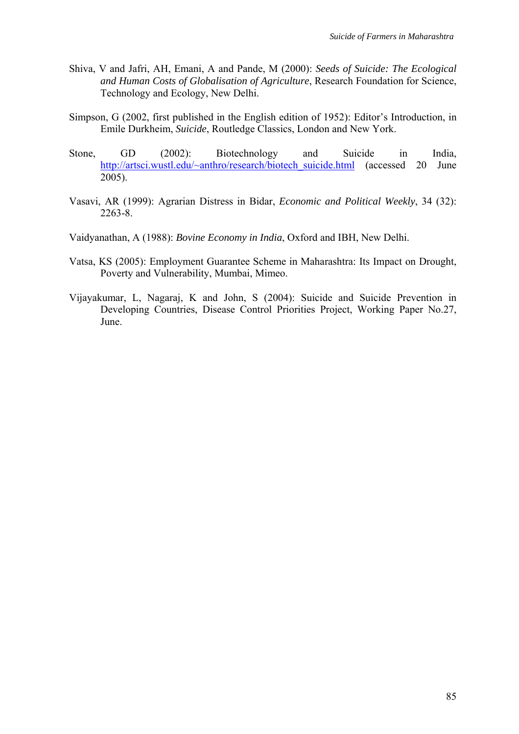Shiva, V and Jafri, AH, Emani, A and Pande, M (2000): *Seeds of Suicide: The Ecological and Human Costs of Globalisation of Agriculture*, Research Foundation for Science, Technology and Ecology, New Delhi.

Simpson, G (2002, first published in the English edition of 1952): Editor's Introduction, in Emile Durkheim, *Suicide*, Routledge Classics, London and New York.

Stone, GD (2002): Biotechnology and Suicide in India, http://artsci.wustl.edu/~anthro/research/biotech_suicide.html (accessed 20 June 2005).

Vasavi, AR (1999): Agrarian Distress in Bidar, *Economic and Political Weekly*, 34 (32): 2263-8.

Vaidyanathan, A (1988): *Bovine Economy in India*, Oxford and IBH, New Delhi.

Vatsa, KS (2005): Employment Guarantee Scheme in Maharashtra: Its Impact on Drought, Poverty and Vulnerability, Mumbai, Mimeo.

Vijayakumar, L, Nagaraj, K and John, S (2004): Suicide and Suicide Prevention in Developing Countries, Disease Control Priorities Project, Working Paper No.27, June.